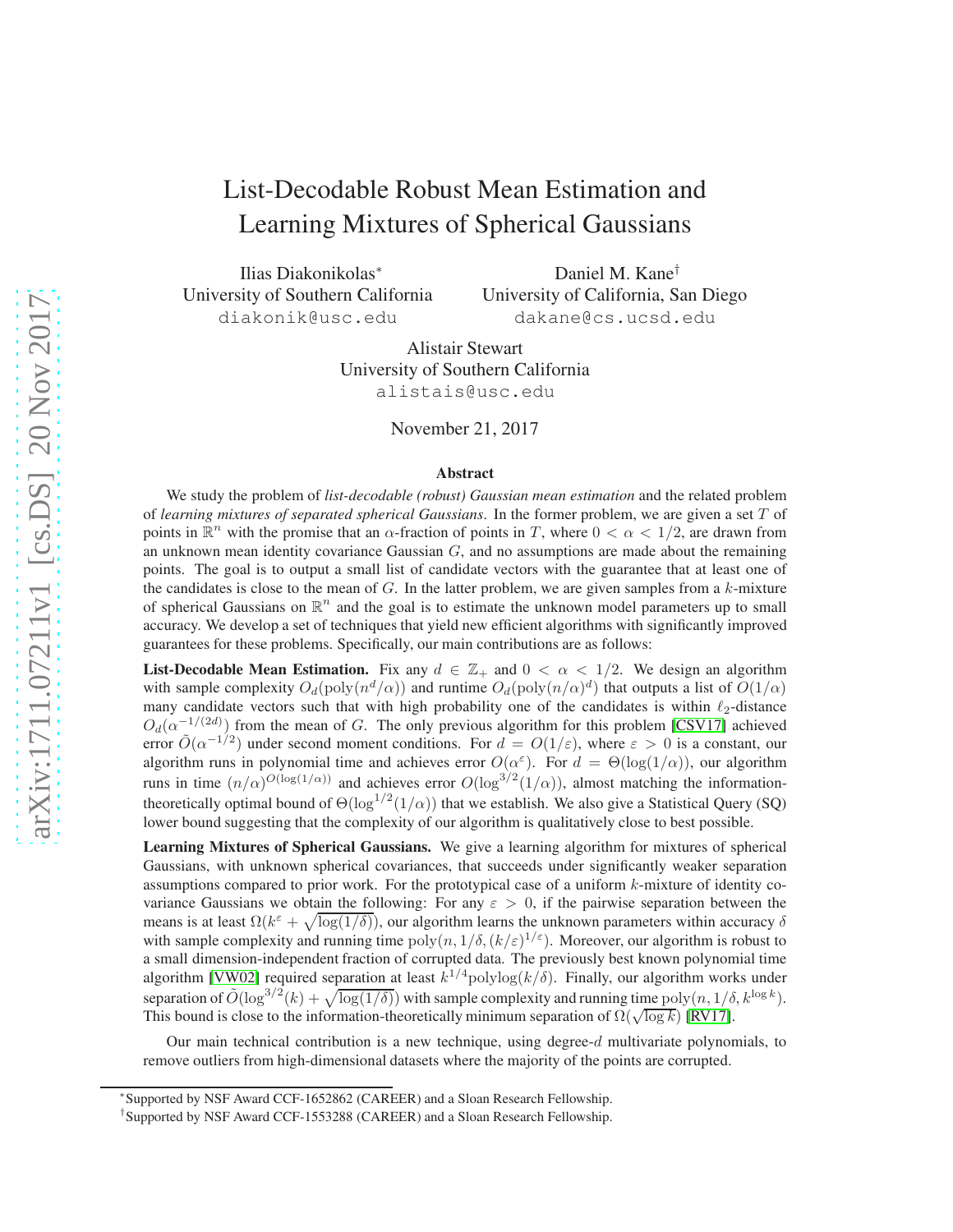# List-Decodable Robust Mean Estimation and Learning Mixtures of Spherical Gaussians

Ilias Diakonikolas*
University of Southern California
diakonik@usc.edu

Daniel M. Kane†
University of California, San Diego
dakane@cs.ucsd.edu

Alistair Stewart
University of Southern California
alistais@usc.edu

November 21, 2017

## Abstract

We study the problem of *list-decodable (robust) Gaussian mean estimation* and the related problem of *learning mixtures of separated spherical Gaussians*. In the former problem, we are given a set $T$ of points in $\mathbb{R}^n$ with the promise that an $\alpha$-fraction of points in $T$, where $0 < \alpha < 1/2$, are drawn from an unknown mean identity covariance Gaussian $G$, and no assumptions are made about the remaining points. The goal is to output a small list of candidate vectors with the guarantee that at least one of the candidates is close to the mean of $G$. In the latter problem, we are given samples from a $k$-mixture of spherical Gaussians on $\mathbb{R}^n$ and the goal is to estimate the unknown model parameters up to small accuracy. We develop a set of techniques that yield new efficient algorithms with significantly improved guarantees for these problems. Specifically, our main contributions are as follows:

**List-Decodable Mean Estimation.** Fix any $d \in \mathbb{Z}_+$ and $0 < \alpha < 1/2$. We design an algorithm with sample complexity $O_d(\mathrm{poly}(n^d/\alpha))$ and runtime $O_d(\mathrm{poly}(n/\alpha)^d)$ that outputs a list of $O(1/\alpha)$ many candidate vectors such that with high probability one of the candidates is within $\ell_2$-distance $O_d(\alpha^{-1/(2d)})$ from the mean of $G$. The only previous algorithm for this problem [CSV17] achieved error $\tilde{O}(\alpha^{-1/2})$ under second moment conditions. For $d = O(1/\varepsilon)$, where $\varepsilon > 0$ is a constant, our algorithm runs in polynomial time and achieves error $O(\alpha^{\varepsilon})$. For $d = \Theta(\log(1/\alpha))$, our algorithm runs in time $(n/\alpha)^{O(\log(1/\alpha))}$ and achieves error $O(\log^{3/2}(1/\alpha))$, almost matching the information-theoretically optimal bound of $\Theta(\log^{1/2}(1/\alpha))$ that we establish. We also give a Statistical Query (SQ) lower bound suggesting that the complexity of our algorithm is qualitatively close to best possible.

**Learning Mixtures of Spherical Gaussians.** We give a learning algorithm for mixtures of spherical Gaussians, with unknown spherical covariances, that succeeds under significantly weaker separation assumptions compared to prior work. For the prototypical case of a uniform $k$-mixture of identity covariance Gaussians we obtain the following: For any $\varepsilon > 0$, if the pairwise separation between the means is at least $\Omega(k^{\varepsilon} + \sqrt{\log(1/\delta)})$, our algorithm learns the unknown parameters within accuracy $\delta$ with sample complexity and running time $\mathrm{poly}(n, 1/\delta, (k/\varepsilon)^{1/\varepsilon})$. Moreover, our algorithm is robust to a small dimension-independent fraction of corrupted data. The previously best known polynomial time algorithm [VW02] required separation at least $k^{1/4}\mathrm{polylog}(k/\delta)$. Finally, our algorithm works under separation of $\tilde{O}(\log^{3/2}(k) + \sqrt{\log(1/\delta)})$ with sample complexity and running time $\mathrm{poly}(n, 1/\delta, k^{\log k})$. This bound is close to the information-theoretically minimum separation of $\Omega(\sqrt{\log k})$ [RV17].

Our main technical contribution is a new technique, using degree-$d$ multivariate polynomials, to remove outliers from high-dimensional datasets where the majority of the points are corrupted.

*Supported by NSF Award CCF-1652862 (CAREER) and a Sloan Research Fellowship.

†Supported by NSF Award CCF-1553288 (CAREER) and a Sloan Research Fellowship.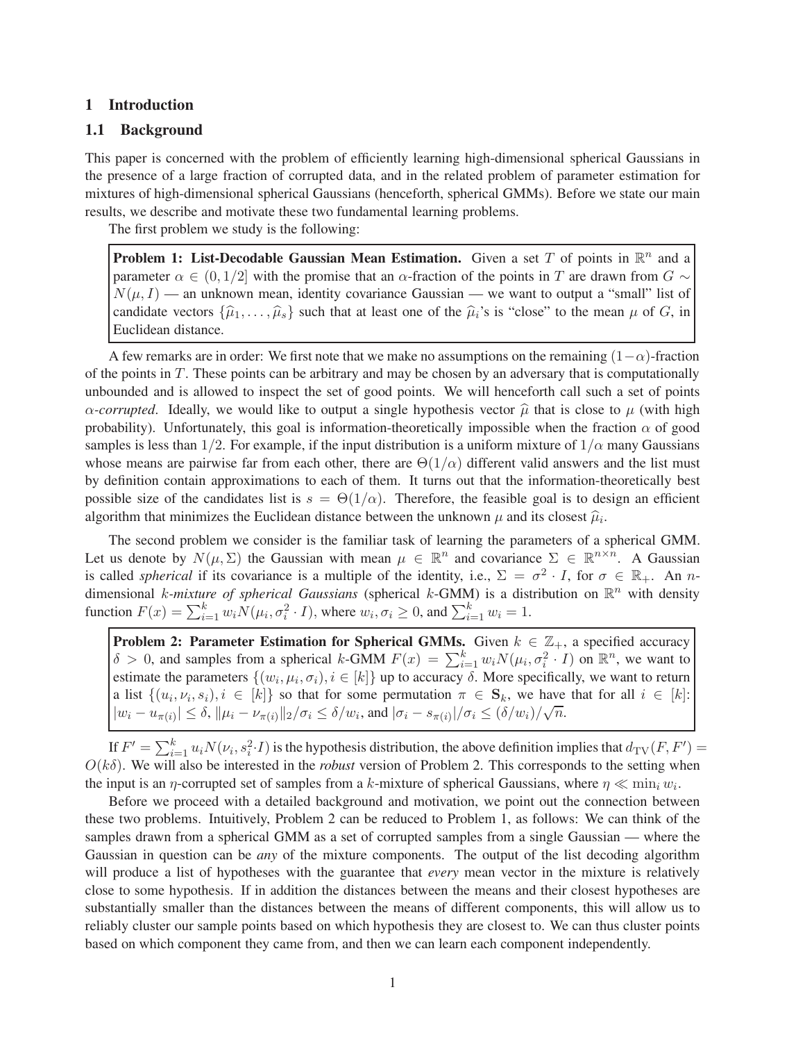# 1 Introduction

## 1.1 Background

This paper is concerned with the problem of efficiently learning high-dimensional spherical Gaussians in the presence of a large fraction of corrupted data, and in the related problem of parameter estimation for mixtures of high-dimensional spherical Gaussians (henceforth, spherical GMMs). Before we state our main results, we describe and motivate these two fundamental learning problems.

The first problem we study is the following:

> **Problem 1: List-Decodable Gaussian Mean Estimation.** Given a set $T$ of points in $\mathbb{R}^n$ and a parameter $\alpha \in (0, 1/2]$ with the promise that an $\alpha$-fraction of the points in $T$ are drawn from $G \sim N(\mu, I)$ — an unknown mean, identity covariance Gaussian — we want to output a "small" list of candidate vectors $\{\widehat{\mu}_1, \ldots, \widehat{\mu}_s\}$ such that at least one of the $\widehat{\mu}_i$'s is "close" to the mean $\mu$ of $G$, in Euclidean distance.

A few remarks are in order: We first note that we make no assumptions on the remaining $(1-\alpha)$-fraction of the points in $T$. These points can be arbitrary and may be chosen by an adversary that is computationally unbounded and is allowed to inspect the set of good points. We will henceforth call such a set of points *$\alpha$-corrupted*. Ideally, we would like to output a single hypothesis vector $\widehat{\mu}$ that is close to $\mu$ (with high probability). Unfortunately, this goal is information-theoretically impossible when the fraction $\alpha$ of good samples is less than $1/2$. For example, if the input distribution is a uniform mixture of $1/\alpha$ many Gaussians whose means are pairwise far from each other, there are $\Theta(1/\alpha)$ different valid answers and the list must by definition contain approximations to each of them. It turns out that the information-theoretically best possible size of the candidates list is $s = \Theta(1/\alpha)$. Therefore, the feasible goal is to design an efficient algorithm that minimizes the Euclidean distance between the unknown $\mu$ and its closest $\widehat{\mu}_i$.

The second problem we consider is the familiar task of learning the parameters of a spherical GMM. Let us denote by $N(\mu, \Sigma)$ the Gaussian with mean $\mu \in \mathbb{R}^n$ and covariance $\Sigma \in \mathbb{R}^{n \times n}$. A Gaussian is called *spherical* if its covariance is a multiple of the identity, i.e., $\Sigma = \sigma^2 \cdot I$, for $\sigma \in \mathbb{R}_+$. An $n$-dimensional *$k$-mixture of spherical Gaussians* (spherical $k$-GMM) is a distribution on $\mathbb{R}^n$ with density function $F(x) = \sum_{i=1}^k w_i N(\mu_i, \sigma_i^2 \cdot I)$, where $w_i, \sigma_i \geq 0$, and $\sum_{i=1}^k w_i = 1$.

> **Problem 2: Parameter Estimation for Spherical GMMs.** Given $k \in \mathbb{Z}_+$, a specified accuracy $\delta > 0$, and samples from a spherical $k$-GMM $F(x) = \sum_{i=1}^k w_i N(\mu_i, \sigma_i^2 \cdot I)$ on $\mathbb{R}^n$, we want to estimate the parameters $\{(w_i, \mu_i, \sigma_i), i \in [k]\}$ up to accuracy $\delta$. More specifically, we want to return a list $\{(u_i, \nu_i, s_i), i \in [k]\}$ so that for some permutation $\pi \in \mathbf{S}_k$, we have that for all $i \in [k]$: $|w_i - u_{\pi(i)}| \leq \delta$, $\|\mu_i - \nu_{\pi(i)}\|_2/\sigma_i \leq \delta/w_i$, and $|\sigma_i - s_{\pi(i)}|/\sigma_i \leq (\delta/w_i)/\sqrt{n}$.

If $F' = \sum_{i=1}^k u_i N(\nu_i, s_i^2 \cdot I)$ is the hypothesis distribution, the above definition implies that $d_{\mathrm{TV}}(F, F') = O(k\delta)$. We will also be interested in the *robust* version of Problem 2. This corresponds to the setting when the input is an $\eta$-corrupted set of samples from a $k$-mixture of spherical Gaussians, where $\eta \ll \min_i w_i$.

Before we proceed with a detailed background and motivation, we point out the connection between these two problems. Intuitively, Problem 2 can be reduced to Problem 1, as follows: We can think of the samples drawn from a spherical GMM as a set of corrupted samples from a single Gaussian — where the Gaussian in question can be *any* of the mixture components. The output of the list decoding algorithm will produce a list of hypotheses with the guarantee that *every* mean vector in the mixture is relatively close to some hypothesis. If in addition the distances between the means and their closest hypotheses are substantially smaller than the distances between the means of different components, this will allow us to reliably cluster our sample points based on which hypothesis they are closest to. We can thus cluster points based on which component they came from, and then we can learn each component independently.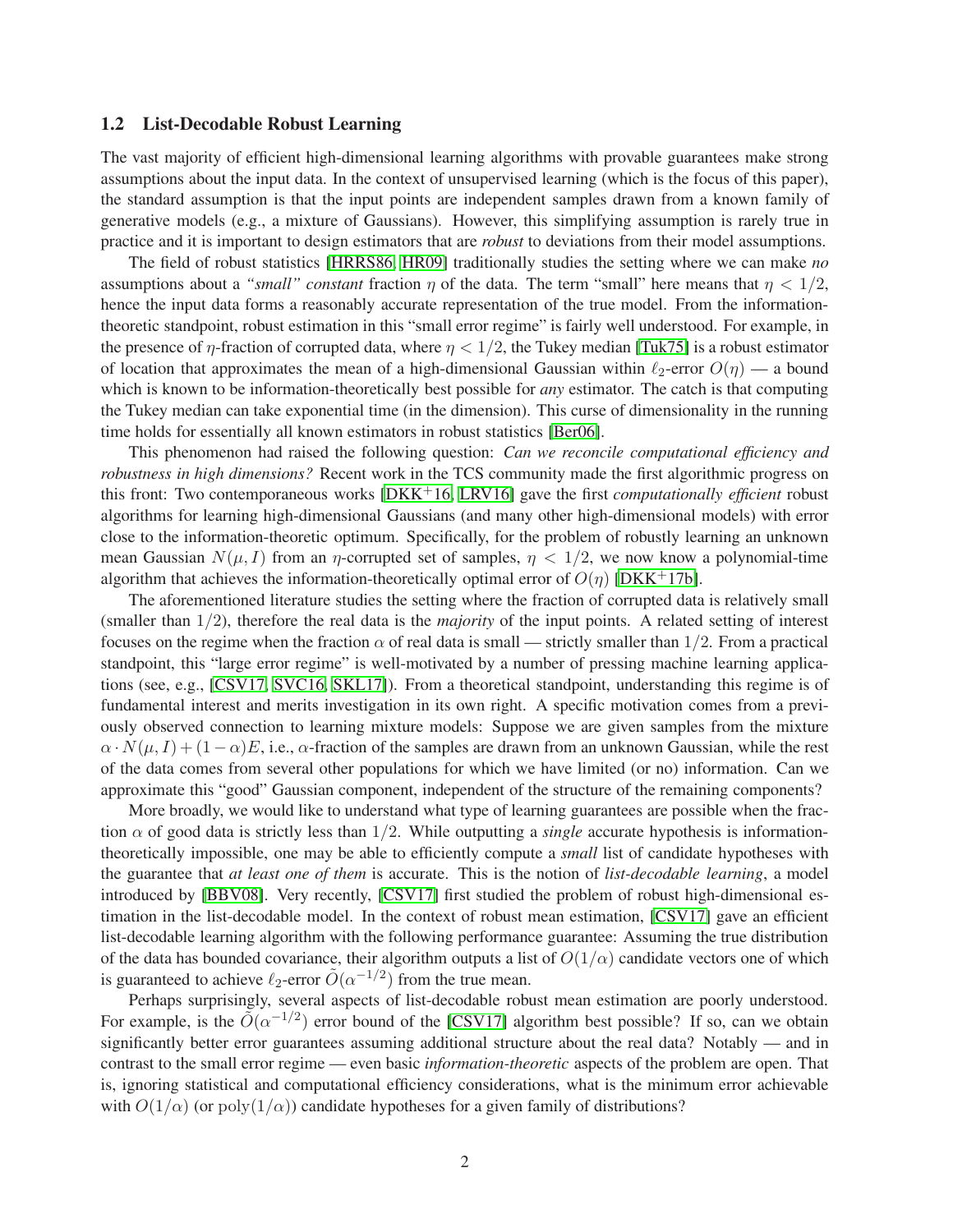### 1.2 List-Decodable Robust Learning

The vast majority of efficient high-dimensional learning algorithms with provable guarantees make strong assumptions about the input data. In the context of unsupervised learning (which is the focus of this paper), the standard assumption is that the input points are independent samples drawn from a known family of generative models (e.g., a mixture of Gaussians). However, this simplifying assumption is rarely true in practice and it is important to design estimators that are *robust* to deviations from their model assumptions.

The field of robust statistics [HRRS86, HR09] traditionally studies the setting where we can make *no* assumptions about a *"small" constant* fraction $\eta$ of the data. The term "small" here means that $\eta < 1/2$, hence the input data forms a reasonably accurate representation of the true model. From the information-theoretic standpoint, robust estimation in this "small error regime" is fairly well understood. For example, in the presence of $\eta$-fraction of corrupted data, where $\eta < 1/2$, the Tukey median [Tuk75] is a robust estimator of location that approximates the mean of a high-dimensional Gaussian within $\ell_2$-error $O(\eta)$ — a bound which is known to be information-theoretically best possible for *any* estimator. The catch is that computing the Tukey median can take exponential time (in the dimension). This curse of dimensionality in the running time holds for essentially all known estimators in robust statistics [Ber06].

This phenomenon had raised the following question: *Can we reconcile computational efficiency and robustness in high dimensions?* Recent work in the TCS community made the first algorithmic progress on this front: Two contemporaneous works [DKK+16, LRV16] gave the first *computationally efficient* robust algorithms for learning high-dimensional Gaussians (and many other high-dimensional models) with error close to the information-theoretic optimum. Specifically, for the problem of robustly learning an unknown mean Gaussian $N(\mu, I)$ from an $\eta$-corrupted set of samples, $\eta < 1/2$, we now know a polynomial-time algorithm that achieves the information-theoretically optimal error of $O(\eta)$ [DKK+17b].

The aforementioned literature studies the setting where the fraction of corrupted data is relatively small (smaller than $1/2$), therefore the real data is the *majority* of the input points. A related setting of interest focuses on the regime when the fraction $\alpha$ of real data is small — strictly smaller than $1/2$. From a practical standpoint, this "large error regime" is well-motivated by a number of pressing machine learning applications (see, e.g., [CSV17, SVC16, SKL17]). From a theoretical standpoint, understanding this regime is of fundamental interest and merits investigation in its own right. A specific motivation comes from a previously observed connection to learning mixture models: Suppose we are given samples from the mixture $\alpha \cdot N(\mu, I) + (1 - \alpha)E$, i.e., $\alpha$-fraction of the samples are drawn from an unknown Gaussian, while the rest of the data comes from several other populations for which we have limited (or no) information. Can we approximate this "good" Gaussian component, independent of the structure of the remaining components?

More broadly, we would like to understand what type of learning guarantees are possible when the fraction $\alpha$ of good data is strictly less than $1/2$. While outputting a *single* accurate hypothesis is information-theoretically impossible, one may be able to efficiently compute a *small* list of candidate hypotheses with the guarantee that *at least one of them* is accurate. This is the notion of *list-decodable learning*, a model introduced by [BBV08]. Very recently, [CSV17] first studied the problem of robust high-dimensional estimation in the list-decodable model. In the context of robust mean estimation, [CSV17] gave an efficient list-decodable learning algorithm with the following performance guarantee: Assuming the true distribution of the data has bounded covariance, their algorithm outputs a list of $O(1/\alpha)$ candidate vectors one of which is guaranteed to achieve $\ell_2$-error $\tilde{O}(\alpha^{-1/2})$ from the true mean.

Perhaps surprisingly, several aspects of list-decodable robust mean estimation are poorly understood. For example, is the $\tilde{O}(\alpha^{-1/2})$ error bound of the [CSV17] algorithm best possible? If so, can we obtain significantly better error guarantees assuming additional structure about the real data? Notably — and in contrast to the small error regime — even basic *information-theoretic* aspects of the problem are open. That is, ignoring statistical and computational efficiency considerations, what is the minimum error achievable with $O(1/\alpha)$ (or $\mathrm{poly}(1/\alpha)$) candidate hypotheses for a given family of distributions?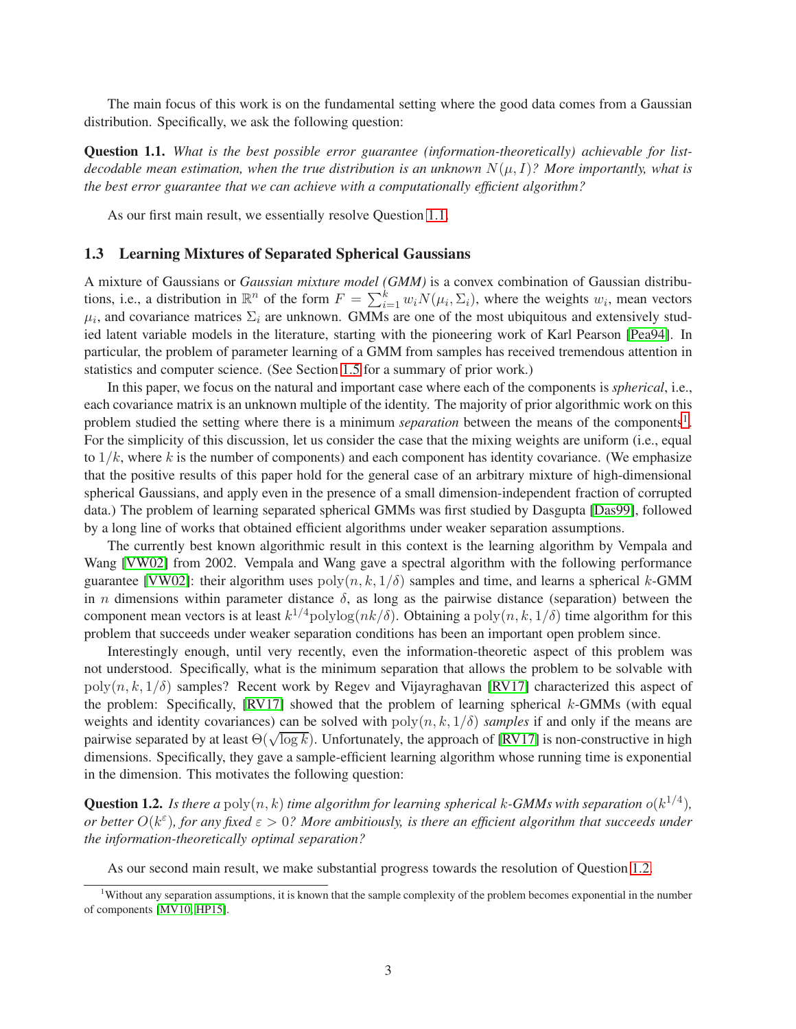The main focus of this work is on the fundamental setting where the good data comes from a Gaussian distribution. Specifically, we ask the following question:

**Question 1.1.** *What is the best possible error guarantee (information-theoretically) achievable for list-decodable mean estimation, when the true distribution is an unknown $N(\mu, I)$? More importantly, what is the best error guarantee that we can achieve with a computationally efficient algorithm?*

As our first main result, we essentially resolve Question 1.1.

### 1.3 Learning Mixtures of Separated Spherical Gaussians

A mixture of Gaussians or *Gaussian mixture model (GMM)* is a convex combination of Gaussian distributions, i.e., a distribution in $\mathbb{R}^n$ of the form $F = \sum_{i=1}^{k} w_i N(\mu_i, \Sigma_i)$, where the weights $w_i$, mean vectors $\mu_i$, and covariance matrices $\Sigma_i$ are unknown. GMMs are one of the most ubiquitous and extensively studied latent variable models in the literature, starting with the pioneering work of Karl Pearson [Pea94]. In particular, the problem of parameter learning of a GMM from samples has received tremendous attention in statistics and computer science. (See Section 1.5 for a summary of prior work.)

In this paper, we focus on the natural and important case where each of the components is *spherical*, i.e., each covariance matrix is an unknown multiple of the identity. The majority of prior algorithmic work on this problem studied the setting where there is a minimum *separation* between the means of the components[1]. For the simplicity of this discussion, let us consider the case that the mixing weights are uniform (i.e., equal to $1/k$, where $k$ is the number of components) and each component has identity covariance. (We emphasize that the positive results of this paper hold for the general case of an arbitrary mixture of high-dimensional spherical Gaussians, and apply even in the presence of a small dimension-independent fraction of corrupted data.) The problem of learning separated spherical GMMs was first studied by Dasgupta [Das99], followed by a long line of works that obtained efficient algorithms under weaker separation assumptions.

The currently best known algorithmic result in this context is the learning algorithm by Vempala and Wang [VW02] from 2002. Vempala and Wang gave a spectral algorithm with the following performance guarantee [VW02]: their algorithm uses $\mathrm{poly}(n, k, 1/\delta)$ samples and time, and learns a spherical $k$-GMM in $n$ dimensions within parameter distance $\delta$, as long as the pairwise distance (separation) between the component mean vectors is at least $k^{1/4}\mathrm{polylog}(nk/\delta)$. Obtaining a $\mathrm{poly}(n, k, 1/\delta)$ time algorithm for this problem that succeeds under weaker separation conditions has been an important open problem since.

Interestingly enough, until very recently, even the information-theoretic aspect of this problem was not understood. Specifically, what is the minimum separation that allows the problem to be solvable with $\mathrm{poly}(n, k, 1/\delta)$ samples? Recent work by Regev and Vijayraghavan [RV17] characterized this aspect of the problem: Specifically, [RV17] showed that the problem of learning spherical $k$-GMMs (with equal weights and identity covariances) can be solved with $\mathrm{poly}(n, k, 1/\delta)$ *samples* if and only if the means are pairwise separated by at least $\Theta(\sqrt{\log k})$. Unfortunately, the approach of [RV17] is non-constructive in high dimensions. Specifically, they gave a sample-efficient learning algorithm whose running time is exponential in the dimension. This motivates the following question:

**Question 1.2.** *Is there a $\mathrm{poly}(n, k)$ time algorithm for learning spherical $k$-GMMs with separation $o(k^{1/4})$, or better $O(k^{\varepsilon})$, for any fixed $\varepsilon > 0$? More ambitiously, is there an efficient algorithm that succeeds under the information-theoretically optimal separation?*

As our second main result, we make substantial progress towards the resolution of Question 1.2.

[1] Without any separation assumptions, it is known that the sample complexity of the problem becomes exponential in the number of components [MV10, HP15].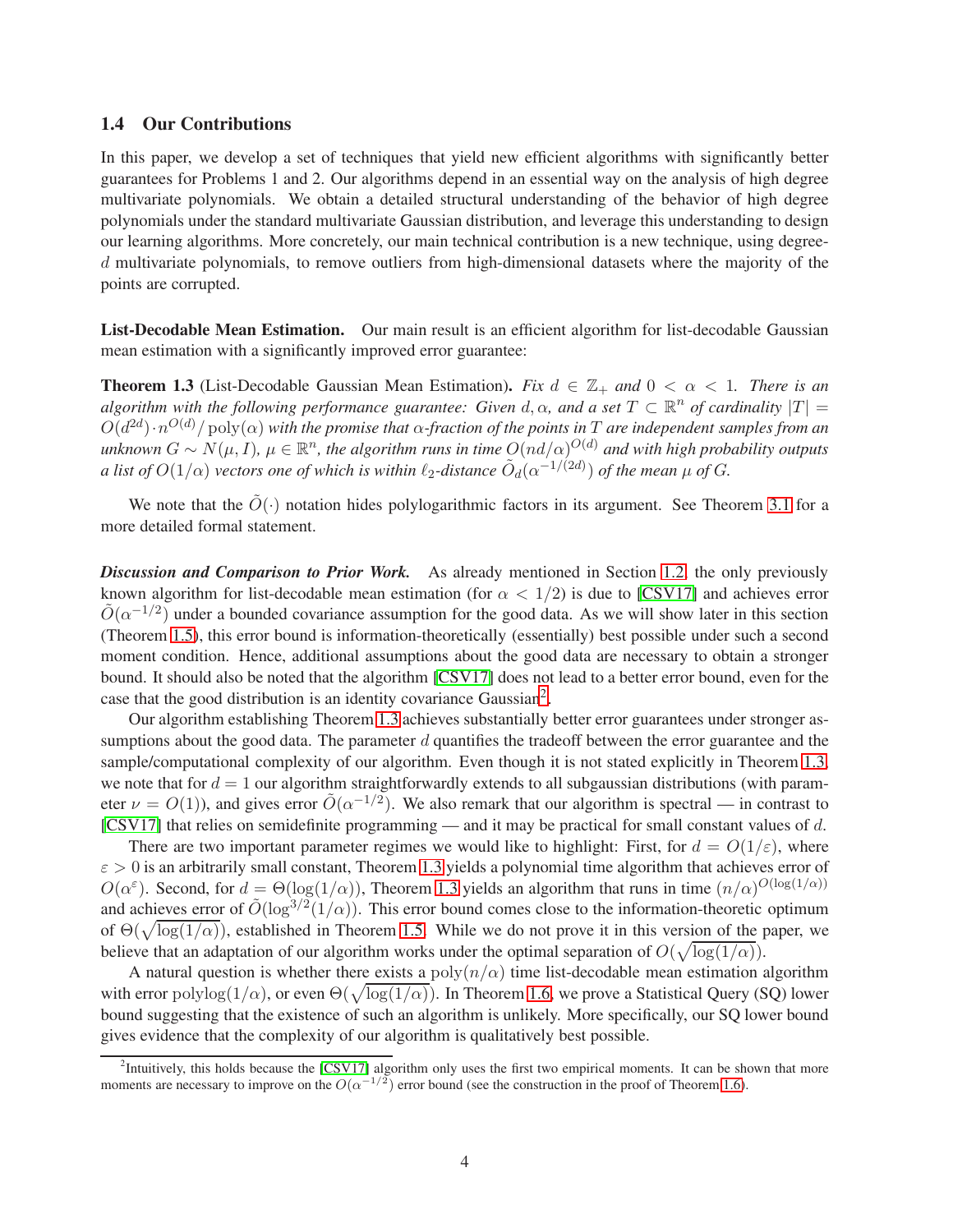### 1.4 Our Contributions

In this paper, we develop a set of techniques that yield new efficient algorithms with significantly better guarantees for Problems 1 and 2. Our algorithms depend in an essential way on the analysis of high degree multivariate polynomials. We obtain a detailed structural understanding of the behavior of high degree polynomials under the standard multivariate Gaussian distribution, and leverage this understanding to design our learning algorithms. More concretely, our main technical contribution is a new technique, using degree-$d$ multivariate polynomials, to remove outliers from high-dimensional datasets where the majority of the points are corrupted.

**List-Decodable Mean Estimation.** Our main result is an efficient algorithm for list-decodable Gaussian mean estimation with a significantly improved error guarantee:

**Theorem 1.3** (List-Decodable Gaussian Mean Estimation). *Fix $d \in \mathbb{Z}_+$ and $0 < \alpha < 1$. There is an algorithm with the following performance guarantee: Given $d, \alpha$, and a set $T \subset \mathbb{R}^n$ of cardinality $|T| = O(d^{2d}) \cdot n^{O(d)}/\operatorname{poly}(\alpha)$ with the promise that $\alpha$-fraction of the points in $T$ are independent samples from an unknown $G \sim N(\mu, I)$, $\mu \in \mathbb{R}^n$, the algorithm runs in time $O(nd/\alpha)^{O(d)}$ and with high probability outputs a list of $O(1/\alpha)$ vectors one of which is within $\ell_2$-distance $\tilde{O}_d(\alpha^{-1/(2d)})$ of the mean $\mu$ of $G$.*

We note that the $\tilde{O}(\cdot)$ notation hides polylogarithmic factors in its argument. See Theorem 3.1 for a more detailed formal statement.

***Discussion and Comparison to Prior Work.*** As already mentioned in Section 1.2, the only previously known algorithm for list-decodable mean estimation (for $\alpha < 1/2$) is due to [CSV17] and achieves error $\tilde{O}(\alpha^{-1/2})$ under a bounded covariance assumption for the good data. As we will show later in this section (Theorem 1.5), this error bound is information-theoretically (essentially) best possible under such a second moment condition. Hence, additional assumptions about the good data are necessary to obtain a stronger bound. It should also be noted that the algorithm [CSV17] does not lead to a better error bound, even for the case that the good distribution is an identity covariance Gaussian[2].

Our algorithm establishing Theorem 1.3 achieves substantially better error guarantees under stronger assumptions about the good data. The parameter $d$ quantifies the tradeoff between the error guarantee and the sample/computational complexity of our algorithm. Even though it is not stated explicitly in Theorem 1.3, we note that for $d = 1$ our algorithm straightforwardly extends to all subgaussian distributions (with parameter $\nu = O(1)$), and gives error $\tilde{O}(\alpha^{-1/2})$. We also remark that our algorithm is spectral — in contrast to [CSV17] that relies on semidefinite programming — and it may be practical for small constant values of $d$.

There are two important parameter regimes we would like to highlight: First, for $d = O(1/\varepsilon)$, where $\varepsilon > 0$ is an arbitrarily small constant, Theorem 1.3 yields a polynomial time algorithm that achieves error of $O(\alpha^{\varepsilon})$. Second, for $d = \Theta(\log(1/\alpha))$, Theorem 1.3 yields an algorithm that runs in time $(n/\alpha)^{O(\log(1/\alpha))}$ and achieves error of $\tilde{O}(\log^{3/2}(1/\alpha))$. This error bound comes close to the information-theoretic optimum of $\Theta(\sqrt{\log(1/\alpha)})$, established in Theorem 1.5. While we do not prove it in this version of the paper, we believe that an adaptation of our algorithm works under the optimal separation of $O(\sqrt{\log(1/\alpha)})$.

A natural question is whether there exists a $\operatorname{poly}(n/\alpha)$ time list-decodable mean estimation algorithm with error $\operatorname{polylog}(1/\alpha)$, or even $\Theta(\sqrt{\log(1/\alpha)})$. In Theorem 1.6, we prove a Statistical Query (SQ) lower bound suggesting that the existence of such an algorithm is unlikely. More specifically, our SQ lower bound gives evidence that the complexity of our algorithm is qualitatively best possible.

[2] Intuitively, this holds because the [CSV17] algorithm only uses the first two empirical moments. It can be shown that more moments are necessary to improve on the $O(\alpha^{-1/2})$ error bound (see the construction in the proof of Theorem 1.6).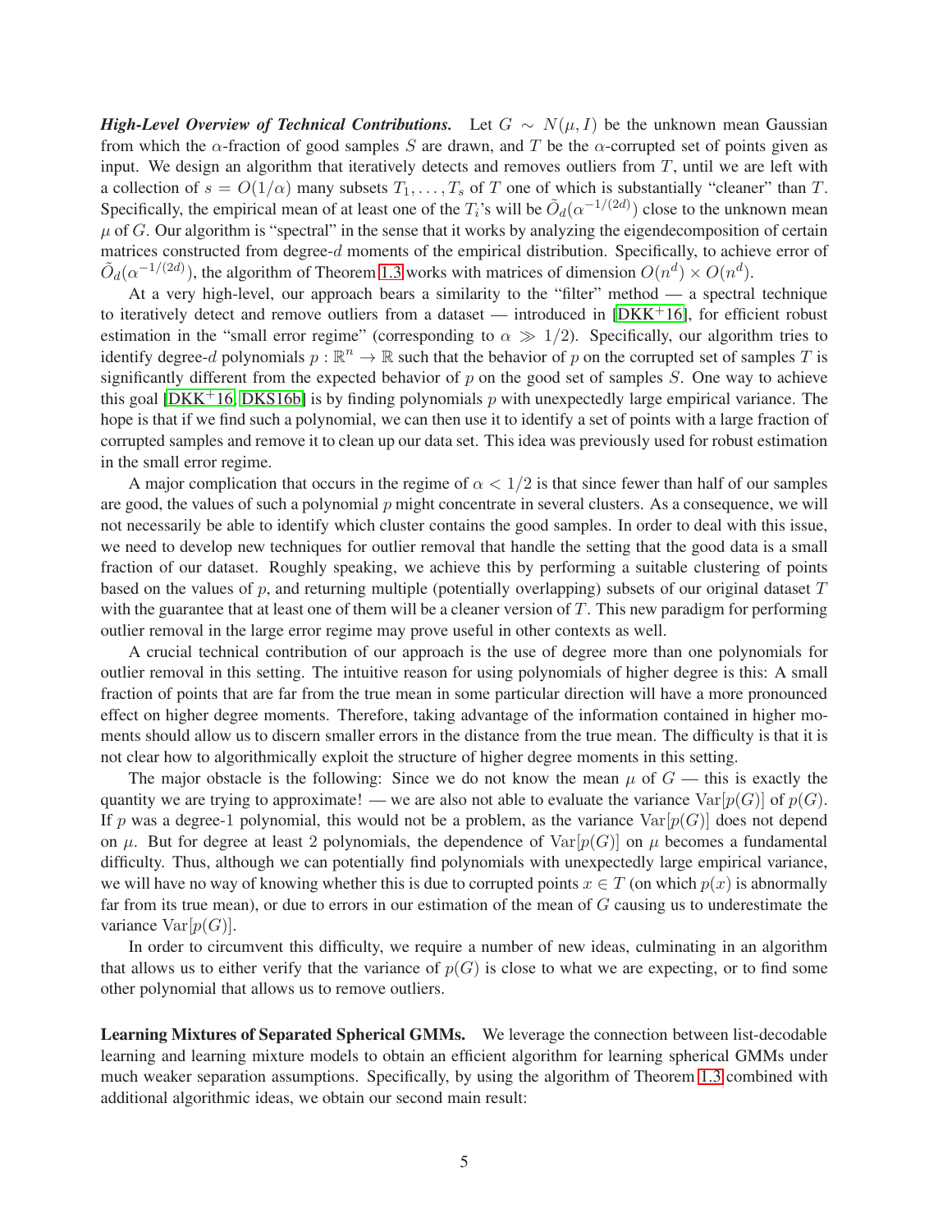***High-Level Overview of Technical Contributions.*** Let $G \sim N(\mu, I)$ be the unknown mean Gaussian from which the $\alpha$-fraction of good samples $S$ are drawn, and $T$ be the $\alpha$-corrupted set of points given as input. We design an algorithm that iteratively detects and removes outliers from $T$, until we are left with a collection of $s = O(1/\alpha)$ many subsets $T_1, \ldots, T_s$ of $T$ one of which is substantially "cleaner" than $T$. Specifically, the empirical mean of at least one of the $T_i$'s will be $\tilde{O}_d(\alpha^{-1/(2d)})$ close to the unknown mean $\mu$ of $G$. Our algorithm is "spectral" in the sense that it works by analyzing the eigendecomposition of certain matrices constructed from degree-$d$ moments of the empirical distribution. Specifically, to achieve error of $\tilde{O}_d(\alpha^{-1/(2d)})$, the algorithm of Theorem 1.3 works with matrices of dimension $O(n^d) \times O(n^d)$.

At a very high-level, our approach bears a similarity to the "filter" method — a spectral technique to iteratively detect and remove outliers from a dataset — introduced in [DKK+16], for efficient robust estimation in the "small error regime" (corresponding to $\alpha \gg 1/2$). Specifically, our algorithm tries to identify degree-$d$ polynomials $p : \mathbb{R}^n \to \mathbb{R}$ such that the behavior of $p$ on the corrupted set of samples $T$ is significantly different from the expected behavior of $p$ on the good set of samples $S$. One way to achieve this goal [DKK+16, DKS16b] is by finding polynomials $p$ with unexpectedly large empirical variance. The hope is that if we find such a polynomial, we can then use it to identify a set of points with a large fraction of corrupted samples and remove it to clean up our data set. This idea was previously used for robust estimation in the small error regime.

A major complication that occurs in the regime of $\alpha < 1/2$ is that since fewer than half of our samples are good, the values of such a polynomial $p$ might concentrate in several clusters. As a consequence, we will not necessarily be able to identify which cluster contains the good samples. In order to deal with this issue, we need to develop new techniques for outlier removal that handle the setting that the good data is a small fraction of our dataset. Roughly speaking, we achieve this by performing a suitable clustering of points based on the values of $p$, and returning multiple (potentially overlapping) subsets of our original dataset $T$ with the guarantee that at least one of them will be a cleaner version of $T$. This new paradigm for performing outlier removal in the large error regime may prove useful in other contexts as well.

A crucial technical contribution of our approach is the use of degree more than one polynomials for outlier removal in this setting. The intuitive reason for using polynomials of higher degree is this: A small fraction of points that are far from the true mean in some particular direction will have a more pronounced effect on higher degree moments. Therefore, taking advantage of the information contained in higher moments should allow us to discern smaller errors in the distance from the true mean. The difficulty is that it is not clear how to algorithmically exploit the structure of higher degree moments in this setting.

The major obstacle is the following: Since we do not know the mean $\mu$ of $G$ — this is exactly the quantity we are trying to approximate! — we are also not able to evaluate the variance $\mathrm{Var}[p(G)]$ of $p(G)$. If $p$ was a degree-1 polynomial, this would not be a problem, as the variance $\mathrm{Var}[p(G)]$ does not depend on $\mu$. But for degree at least 2 polynomials, the dependence of $\mathrm{Var}[p(G)]$ on $\mu$ becomes a fundamental difficulty. Thus, although we can potentially find polynomials with unexpectedly large empirical variance, we will have no way of knowing whether this is due to corrupted points $x \in T$ (on which $p(x)$ is abnormally far from its true mean), or due to errors in our estimation of the mean of $G$ causing us to underestimate the variance $\mathrm{Var}[p(G)]$.

In order to circumvent this difficulty, we require a number of new ideas, culminating in an algorithm that allows us to either verify that the variance of $p(G)$ is close to what we are expecting, or to find some other polynomial that allows us to remove outliers.

**Learning Mixtures of Separated Spherical GMMs.** We leverage the connection between list-decodable learning and learning mixture models to obtain an efficient algorithm for learning spherical GMMs under much weaker separation assumptions. Specifically, by using the algorithm of Theorem 1.3 combined with additional algorithmic ideas, we obtain our second main result: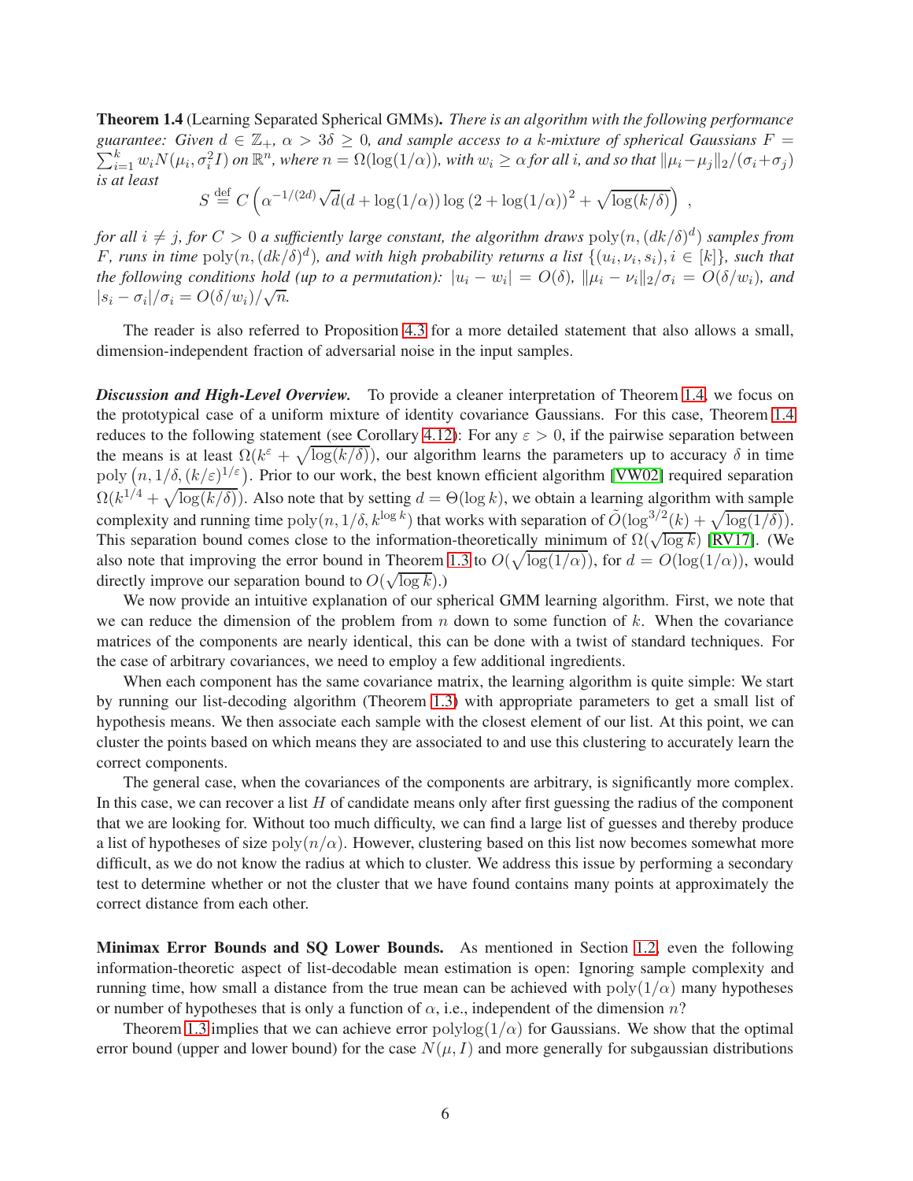**Theorem 1.4** (Learning Separated Spherical GMMs)**.** *There is an algorithm with the following performance guarantee: Given $d \in \mathbb{Z}_+$, $\alpha > 3\delta \geq 0$, and sample access to a $k$-mixture of spherical Gaussians $F = \sum_{i=1}^k w_i N(\mu_i, \sigma_i^2 I)$ on $\mathbb{R}^n$, where $n = \Omega(\log(1/\alpha))$, with $w_i \geq \alpha$ for all $i$, and so that $\|\mu_i - \mu_j\|_2/(\sigma_i + \sigma_j)$ is at least*

$$S \stackrel{\text{def}}{=} C\left(\alpha^{-1/(2d)}\sqrt{d}(d + \log(1/\alpha))\log\left(2 + \log(1/\alpha)\right)^2 + \sqrt{\log(k/\delta)}\right) ,$$

*for all $i \neq j$, for $C > 0$ a sufficiently large constant, the algorithm draws $\mathrm{poly}(n, (dk/\delta)^d)$ samples from $F$, runs in time $\mathrm{poly}(n, (dk/\delta)^d)$, and with high probability returns a list $\{(u_i, \nu_i, s_i), i \in [k]\}$, such that the following conditions hold (up to a permutation): $|u_i - w_i| = O(\delta)$, $\|\mu_i - \nu_i\|_2/\sigma_i = O(\delta/w_i)$, and $|s_i - \sigma_i|/\sigma_i = O(\delta/w_i)/\sqrt{n}$.*

The reader is also referred to Proposition 4.3 for a more detailed statement that also allows a small, dimension-independent fraction of adversarial noise in the input samples.

***Discussion and High-Level Overview.*** To provide a cleaner interpretation of Theorem 1.4, we focus on the prototypical case of a uniform mixture of identity covariance Gaussians. For this case, Theorem 1.4 reduces to the following statement (see Corollary 4.12): For any $\varepsilon > 0$, if the pairwise separation between the means is at least $\Omega(k^{\varepsilon} + \sqrt{\log(k/\delta)})$, our algorithm learns the parameters up to accuracy $\delta$ in time $\mathrm{poly}\left(n, 1/\delta, (k/\varepsilon)^{1/\varepsilon}\right)$. Prior to our work, the best known efficient algorithm [VW02] required separation $\Omega(k^{1/4} + \sqrt{\log(k/\delta)})$. Also note that by setting $d = \Theta(\log k)$, we obtain a learning algorithm with sample complexity and running time $\mathrm{poly}(n, 1/\delta, k^{\log k})$ that works with separation of $\tilde{O}(\log^{3/2}(k) + \sqrt{\log(1/\delta)})$. This separation bound comes close to the information-theoretically minimum of $\Omega(\sqrt{\log k})$ [RV17]. (We also note that improving the error bound in Theorem 1.3 to $O(\sqrt{\log(1/\alpha)})$, for $d = O(\log(1/\alpha))$, would directly improve our separation bound to $O(\sqrt{\log k})$.)

We now provide an intuitive explanation of our spherical GMM learning algorithm. First, we note that we can reduce the dimension of the problem from $n$ down to some function of $k$. When the covariance matrices of the components are nearly identical, this can be done with a twist of standard techniques. For the case of arbitrary covariances, we need to employ a few additional ingredients.

When each component has the same covariance matrix, the learning algorithm is quite simple: We start by running our list-decoding algorithm (Theorem 1.3) with appropriate parameters to get a small list of hypothesis means. We then associate each sample with the closest element of our list. At this point, we can cluster the points based on which means they are associated to and use this clustering to accurately learn the correct components.

The general case, when the covariances of the components are arbitrary, is significantly more complex. In this case, we can recover a list $H$ of candidate means only after first guessing the radius of the component that we are looking for. Without too much difficulty, we can find a large list of guesses and thereby produce a list of hypotheses of size $\mathrm{poly}(n/\alpha)$. However, clustering based on this list now becomes somewhat more difficult, as we do not know the radius at which to cluster. We address this issue by performing a secondary test to determine whether or not the cluster that we have found contains many points at approximately the correct distance from each other.

**Minimax Error Bounds and SQ Lower Bounds.** As mentioned in Section 1.2, even the following information-theoretic aspect of list-decodable mean estimation is open: Ignoring sample complexity and running time, how small a distance from the true mean can be achieved with $\mathrm{poly}(1/\alpha)$ many hypotheses or number of hypotheses that is only a function of $\alpha$, i.e., independent of the dimension $n$?

Theorem 1.3 implies that we can achieve error $\mathrm{polylog}(1/\alpha)$ for Gaussians. We show that the optimal error bound (upper and lower bound) for the case $N(\mu, I)$ and more generally for subgaussian distributions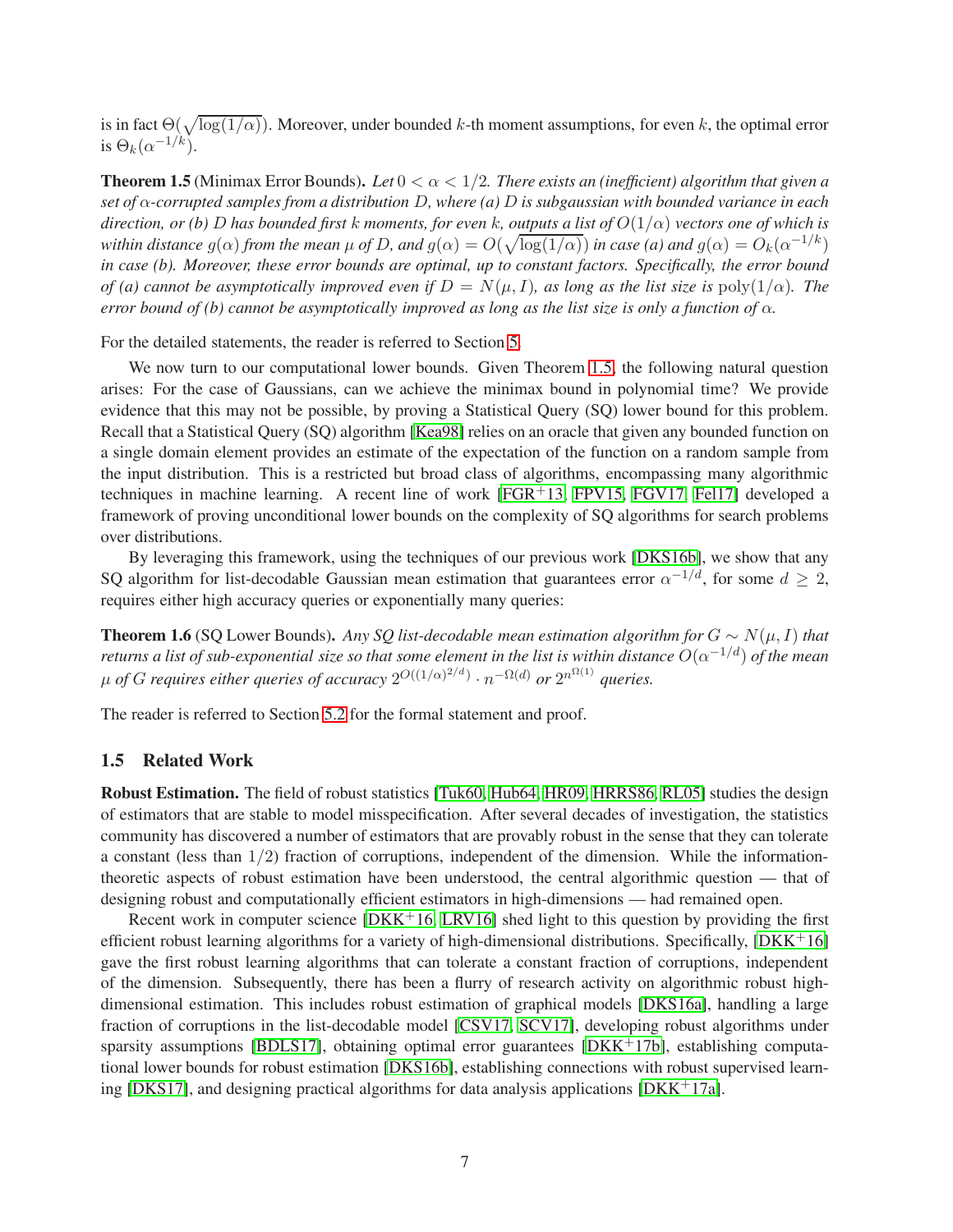is in fact $\Theta(\sqrt{\log(1/\alpha)})$. Moreover, under bounded $k$-th moment assumptions, for even $k$, the optimal error is $\Theta_k(\alpha^{-1/k})$.

**Theorem 1.5** (Minimax Error Bounds)**.** *Let $0 < \alpha < 1/2$. There exists an (inefficient) algorithm that given a set of $\alpha$-corrupted samples from a distribution $D$, where (a) $D$ is subgaussian with bounded variance in each direction, or (b) $D$ has bounded first $k$ moments, for even $k$, outputs a list of $O(1/\alpha)$ vectors one of which is within distance $g(\alpha)$ from the mean $\mu$ of $D$, and $g(\alpha) = O(\sqrt{\log(1/\alpha)})$ in case (a) and $g(\alpha) = O_k(\alpha^{-1/k})$ in case (b). Moreover, these error bounds are optimal, up to constant factors. Specifically, the error bound of (a) cannot be asymptotically improved even if $D = N(\mu, I)$, as long as the list size is $\mathrm{poly}(1/\alpha)$. The error bound of (b) cannot be asymptotically improved as long as the list size is only a function of $\alpha$.*

For the detailed statements, the reader is referred to Section 5.

We now turn to our computational lower bounds. Given Theorem 1.5, the following natural question arises: For the case of Gaussians, can we achieve the minimax bound in polynomial time? We provide evidence that this may not be possible, by proving a Statistical Query (SQ) lower bound for this problem. Recall that a Statistical Query (SQ) algorithm [Kea98] relies on an oracle that given any bounded function on a single domain element provides an estimate of the expectation of the function on a random sample from the input distribution. This is a restricted but broad class of algorithms, encompassing many algorithmic techniques in machine learning. A recent line of work [FGR+13, FPV15, FGV17, Fel17] developed a framework of proving unconditional lower bounds on the complexity of SQ algorithms for search problems over distributions.

By leveraging this framework, using the techniques of our previous work [DKS16b], we show that any SQ algorithm for list-decodable Gaussian mean estimation that guarantees error $\alpha^{-1/d}$, for some $d \geq 2$, requires either high accuracy queries or exponentially many queries:

**Theorem 1.6** (SQ Lower Bounds)**.** *Any SQ list-decodable mean estimation algorithm for $G \sim N(\mu, I)$ that returns a list of sub-exponential size so that some element in the list is within distance $O(\alpha^{-1/d})$ of the mean $\mu$ of $G$ requires either queries of accuracy $2^{O((1/\alpha)^{2/d})} \cdot n^{-\Omega(d)}$ or $2^{n^{\Omega(1)}}$ queries.*

The reader is referred to Section 5.2 for the formal statement and proof.

### 1.5 Related Work

**Robust Estimation.** The field of robust statistics [Tuk60, Hub64, HR09, HRRS86, RL05] studies the design of estimators that are stable to model misspecification. After several decades of investigation, the statistics community has discovered a number of estimators that are provably robust in the sense that they can tolerate a constant (less than $1/2$) fraction of corruptions, independent of the dimension. While the information-theoretic aspects of robust estimation have been understood, the central algorithmic question — that of designing robust and computationally efficient estimators in high-dimensions — had remained open.

Recent work in computer science [DKK+16, LRV16] shed light to this question by providing the first efficient robust learning algorithms for a variety of high-dimensional distributions. Specifically, [DKK+16] gave the first robust learning algorithms that can tolerate a constant fraction of corruptions, independent of the dimension. Subsequently, there has been a flurry of research activity on algorithmic robust high-dimensional estimation. This includes robust estimation of graphical models [DKS16a], handling a large fraction of corruptions in the list-decodable model [CSV17, SCV17], developing robust algorithms under sparsity assumptions [BDLS17], obtaining optimal error guarantees [DKK+17b], establishing computational lower bounds for robust estimation [DKS16b], establishing connections with robust supervised learning [DKS17], and designing practical algorithms for data analysis applications [DKK+17a].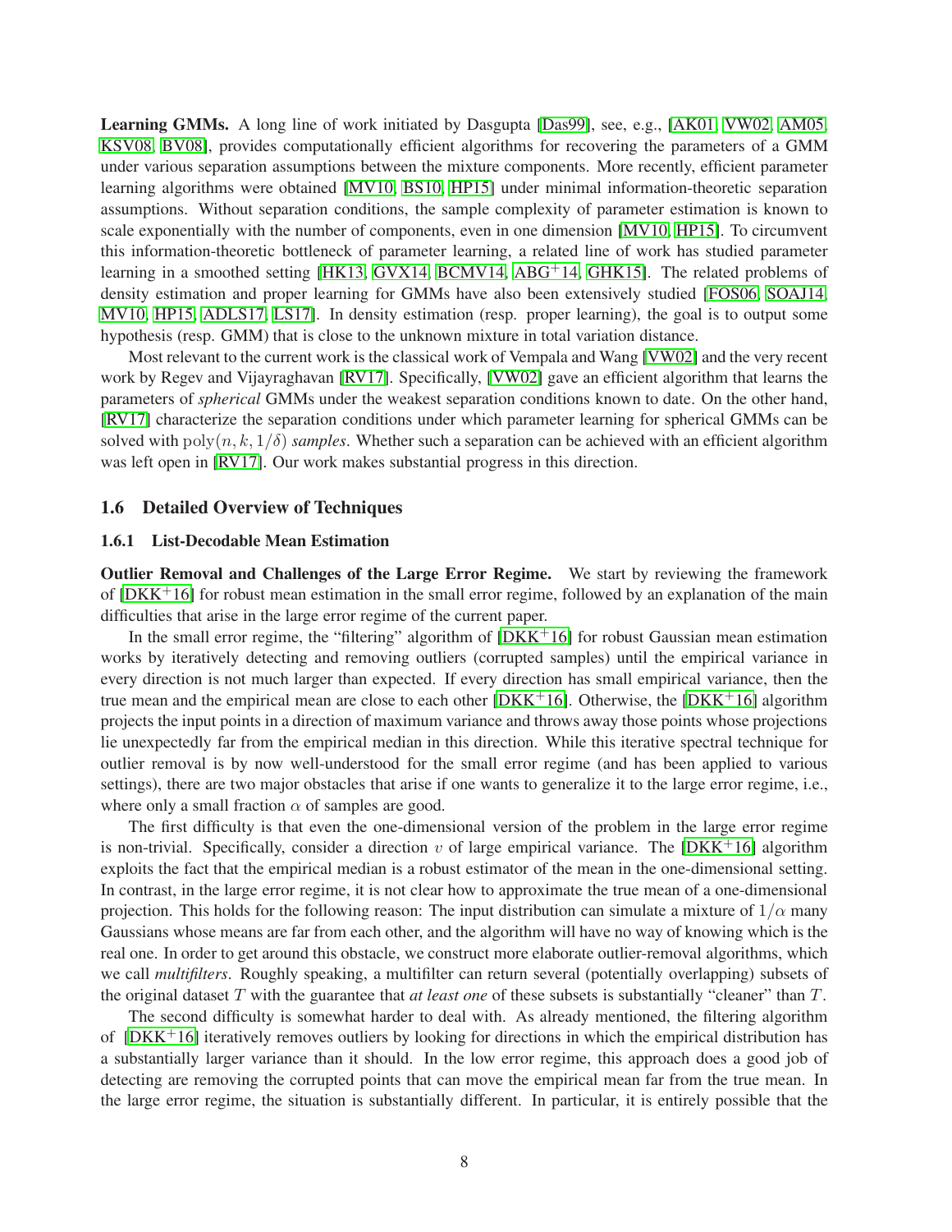**Learning GMMs.** A long line of work initiated by Dasgupta [Das99], see, e.g., [AK01, VW02, AM05, KSV08, BV08], provides computationally efficient algorithms for recovering the parameters of a GMM under various separation assumptions between the mixture components. More recently, efficient parameter learning algorithms were obtained [MV10, BS10, HP15] under minimal information-theoretic separation assumptions. Without separation conditions, the sample complexity of parameter estimation is known to scale exponentially with the number of components, even in one dimension [MV10, HP15]. To circumvent this information-theoretic bottleneck of parameter learning, a related line of work has studied parameter learning in a smoothed setting [HK13, GVX14, BCMV14, ABG+14, GHK15]. The related problems of density estimation and proper learning for GMMs have also been extensively studied [FOS06, SOAJ14, MV10, HP15, ADLS17, LS17]. In density estimation (resp. proper learning), the goal is to output some hypothesis (resp. GMM) that is close to the unknown mixture in total variation distance.

Most relevant to the current work is the classical work of Vempala and Wang [VW02] and the very recent work by Regev and Vijayraghavan [RV17]. Specifically, [VW02] gave an efficient algorithm that learns the parameters of *spherical* GMMs under the weakest separation conditions known to date. On the other hand, [RV17] characterize the separation conditions under which parameter learning for spherical GMMs can be solved with $\mathrm{poly}(n, k, 1/\delta)$ *samples*. Whether such a separation can be achieved with an efficient algorithm was left open in [RV17]. Our work makes substantial progress in this direction.

## 1.6 Detailed Overview of Techniques

### 1.6.1 List-Decodable Mean Estimation

**Outlier Removal and Challenges of the Large Error Regime.** We start by reviewing the framework of [DKK+16] for robust mean estimation in the small error regime, followed by an explanation of the main difficulties that arise in the large error regime of the current paper.

In the small error regime, the "filtering" algorithm of [DKK+16] for robust Gaussian mean estimation works by iteratively detecting and removing outliers (corrupted samples) until the empirical variance in every direction is not much larger than expected. If every direction has small empirical variance, then the true mean and the empirical mean are close to each other [DKK+16]. Otherwise, the [DKK+16] algorithm projects the input points in a direction of maximum variance and throws away those points whose projections lie unexpectedly far from the empirical median in this direction. While this iterative spectral technique for outlier removal is by now well-understood for the small error regime (and has been applied to various settings), there are two major obstacles that arise if one wants to generalize it to the large error regime, i.e., where only a small fraction $\alpha$ of samples are good.

The first difficulty is that even the one-dimensional version of the problem in the large error regime is non-trivial. Specifically, consider a direction $v$ of large empirical variance. The [DKK+16] algorithm exploits the fact that the empirical median is a robust estimator of the mean in the one-dimensional setting. In contrast, in the large error regime, it is not clear how to approximate the true mean of a one-dimensional projection. This holds for the following reason: The input distribution can simulate a mixture of $1/\alpha$ many Gaussians whose means are far from each other, and the algorithm will have no way of knowing which is the real one. In order to get around this obstacle, we construct more elaborate outlier-removal algorithms, which we call *multifilters*. Roughly speaking, a multifilter can return several (potentially overlapping) subsets of the original dataset $T$ with the guarantee that *at least one* of these subsets is substantially "cleaner" than $T$.

The second difficulty is somewhat harder to deal with. As already mentioned, the filtering algorithm of [DKK+16] iteratively removes outliers by looking for directions in which the empirical distribution has a substantially larger variance than it should. In the low error regime, this approach does a good job of detecting are removing the corrupted points that can move the empirical mean far from the true mean. In the large error regime, the situation is substantially different. In particular, it is entirely possible that the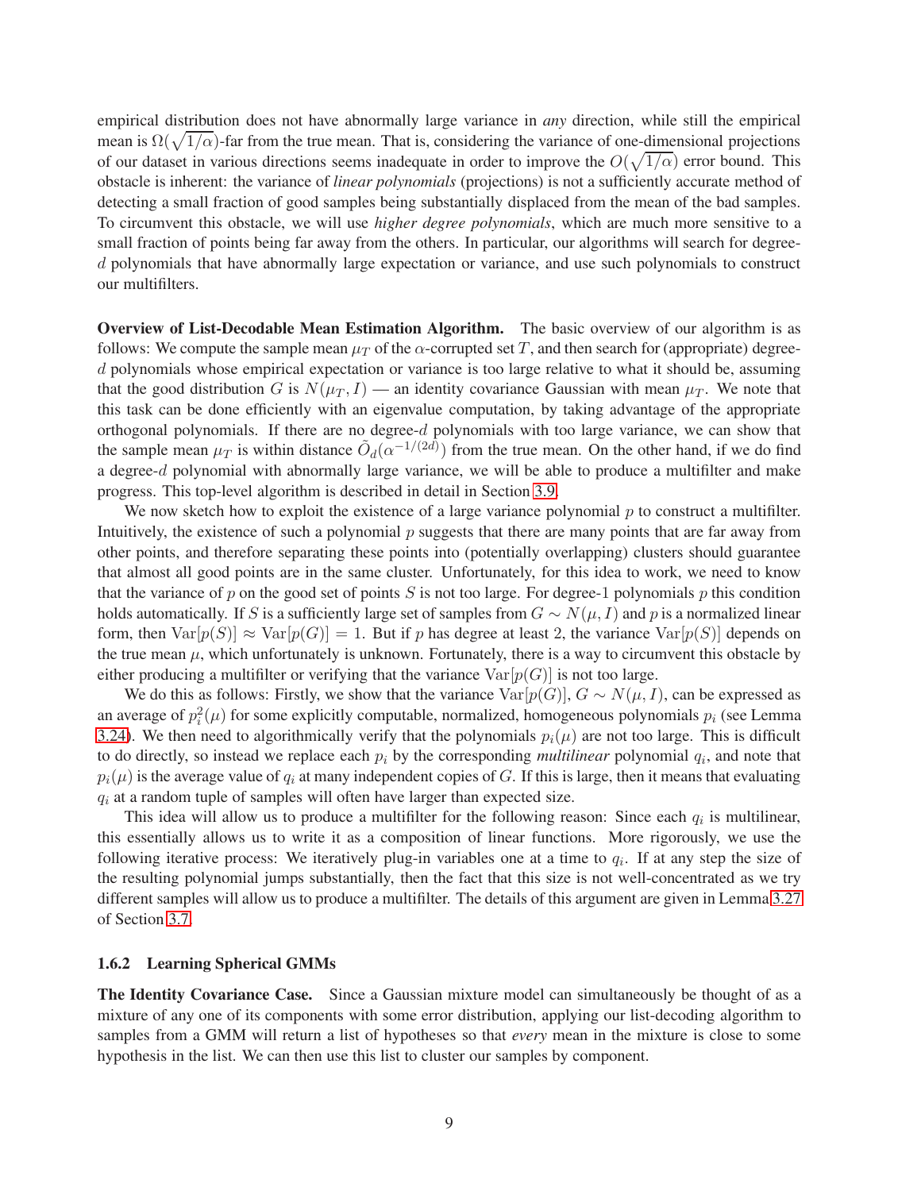empirical distribution does not have abnormally large variance in *any* direction, while still the empirical mean is $\Omega(\sqrt{1/\alpha})$-far from the true mean. That is, considering the variance of one-dimensional projections of our dataset in various directions seems inadequate in order to improve the $O(\sqrt{1/\alpha})$ error bound. This obstacle is inherent: the variance of *linear polynomials* (projections) is not a sufficiently accurate method of detecting a small fraction of good samples being substantially displaced from the mean of the bad samples. To circumvent this obstacle, we will use *higher degree polynomials*, which are much more sensitive to a small fraction of points being far away from the others. In particular, our algorithms will search for degree-$d$ polynomials that have abnormally large expectation or variance, and use such polynomials to construct our multifilters.

**Overview of List-Decodable Mean Estimation Algorithm.** The basic overview of our algorithm is as follows: We compute the sample mean $\mu_T$ of the $\alpha$-corrupted set $T$, and then search for (appropriate) degree-$d$ polynomials whose empirical expectation or variance is too large relative to what it should be, assuming that the good distribution $G$ is $N(\mu_T, I)$ — an identity covariance Gaussian with mean $\mu_T$. We note that this task can be done efficiently with an eigenvalue computation, by taking advantage of the appropriate orthogonal polynomials. If there are no degree-$d$ polynomials with too large variance, we can show that the sample mean $\mu_T$ is within distance $\tilde{O}_d(\alpha^{-1/(2d)})$ from the true mean. On the other hand, if we do find a degree-$d$ polynomial with abnormally large variance, we will be able to produce a multifilter and make progress. This top-level algorithm is described in detail in Section 3.9.

We now sketch how to exploit the existence of a large variance polynomial $p$ to construct a multifilter. Intuitively, the existence of such a polynomial $p$ suggests that there are many points that are far away from other points, and therefore separating these points into (potentially overlapping) clusters should guarantee that almost all good points are in the same cluster. Unfortunately, for this idea to work, we need to know that the variance of $p$ on the good set of points $S$ is not too large. For degree-1 polynomials $p$ this condition holds automatically. If $S$ is a sufficiently large set of samples from $G \sim N(\mu, I)$ and $p$ is a normalized linear form, then $\mathrm{Var}[p(S)] \approx \mathrm{Var}[p(G)] = 1$. But if $p$ has degree at least 2, the variance $\mathrm{Var}[p(S)]$ depends on the true mean $\mu$, which unfortunately is unknown. Fortunately, there is a way to circumvent this obstacle by either producing a multifilter or verifying that the variance $\mathrm{Var}[p(G)]$ is not too large.

We do this as follows: Firstly, we show that the variance $\mathrm{Var}[p(G)]$, $G \sim N(\mu, I)$, can be expressed as an average of $p_i^2(\mu)$ for some explicitly computable, normalized, homogeneous polynomials $p_i$ (see Lemma 3.24). We then need to algorithmically verify that the polynomials $p_i(\mu)$ are not too large. This is difficult to do directly, so instead we replace each $p_i$ by the corresponding *multilinear* polynomial $q_i$, and note that $p_i(\mu)$ is the average value of $q_i$ at many independent copies of $G$. If this is large, then it means that evaluating $q_i$ at a random tuple of samples will often have larger than expected size.

This idea will allow us to produce a multifilter for the following reason: Since each $q_i$ is multilinear, this essentially allows us to write it as a composition of linear functions. More rigorously, we use the following iterative process: We iteratively plug-in variables one at a time to $q_i$. If at any step the size of the resulting polynomial jumps substantially, then the fact that this size is not well-concentrated as we try different samples will allow us to produce a multifilter. The details of this argument are given in Lemma 3.27 of Section 3.7.

### 1.6.2 Learning Spherical GMMs

**The Identity Covariance Case.** Since a Gaussian mixture model can simultaneously be thought of as a mixture of any one of its components with some error distribution, applying our list-decoding algorithm to samples from a GMM will return a list of hypotheses so that *every* mean in the mixture is close to some hypothesis in the list. We can then use this list to cluster our samples by component.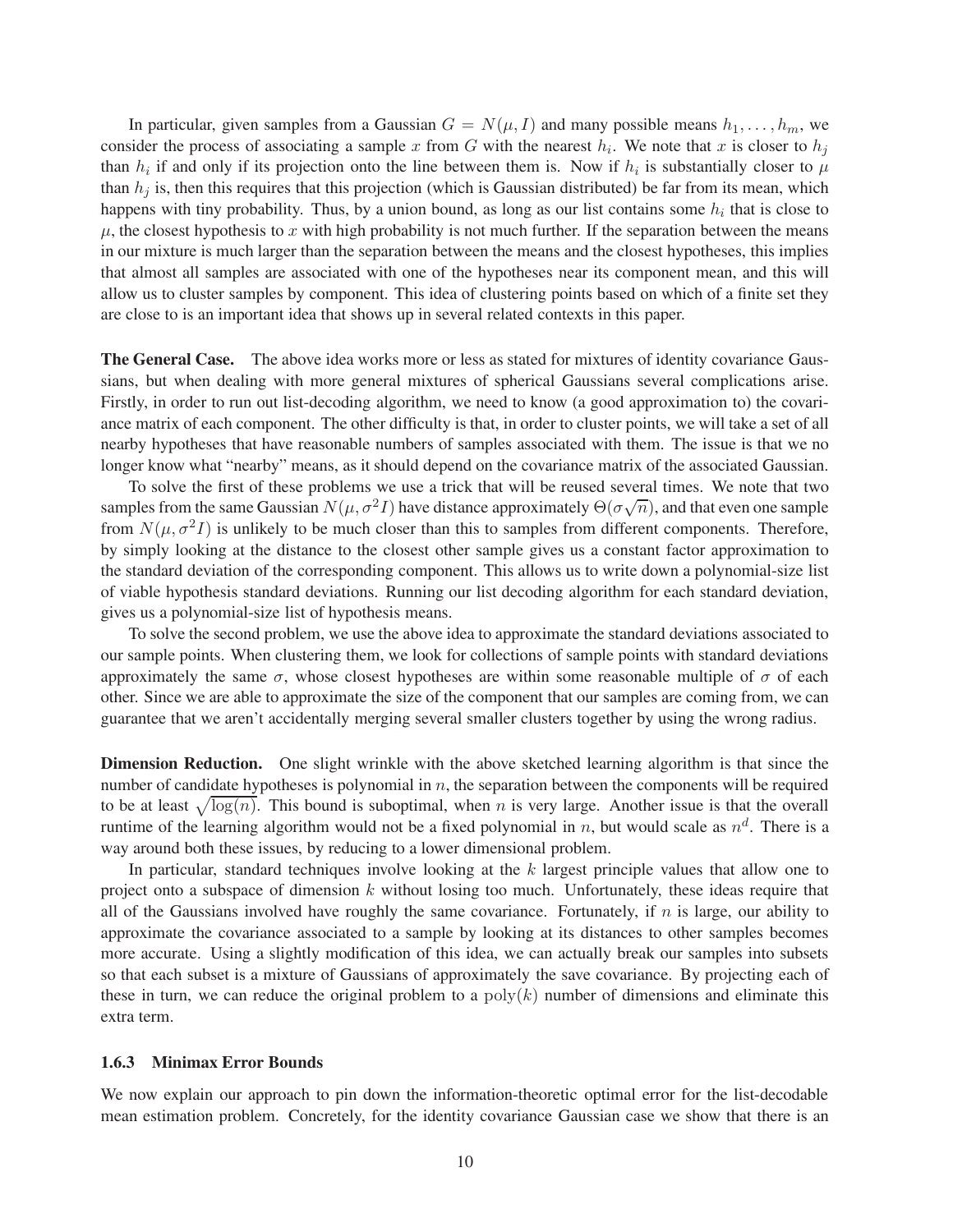In particular, given samples from a Gaussian $G = N(\mu, I)$ and many possible means $h_1, \ldots, h_m$, we consider the process of associating a sample $x$ from $G$ with the nearest $h_i$. We note that $x$ is closer to $h_j$ than $h_i$ if and only if its projection onto the line between them is. Now if $h_i$ is substantially closer to $\mu$ than $h_j$ is, then this requires that this projection (which is Gaussian distributed) be far from its mean, which happens with tiny probability. Thus, by a union bound, as long as our list contains some $h_i$ that is close to $\mu$, the closest hypothesis to $x$ with high probability is not much further. If the separation between the means in our mixture is much larger than the separation between the means and the closest hypotheses, this implies that almost all samples are associated with one of the hypotheses near its component mean, and this will allow us to cluster samples by component. This idea of clustering points based on which of a finite set they are close to is an important idea that shows up in several related contexts in this paper.

**The General Case.** The above idea works more or less as stated for mixtures of identity covariance Gaussians, but when dealing with more general mixtures of spherical Gaussians several complications arise. Firstly, in order to run out list-decoding algorithm, we need to know (a good approximation to) the covariance matrix of each component. The other difficulty is that, in order to cluster points, we will take a set of all nearby hypotheses that have reasonable numbers of samples associated with them. The issue is that we no longer know what "nearby" means, as it should depend on the covariance matrix of the associated Gaussian.

To solve the first of these problems we use a trick that will be reused several times. We note that two samples from the same Gaussian $N(\mu, \sigma^2 I)$ have distance approximately $\Theta(\sigma\sqrt{n})$, and that even one sample from $N(\mu, \sigma^2 I)$ is unlikely to be much closer than this to samples from different components. Therefore, by simply looking at the distance to the closest other sample gives us a constant factor approximation to the standard deviation of the corresponding component. This allows us to write down a polynomial-size list of viable hypothesis standard deviations. Running our list decoding algorithm for each standard deviation, gives us a polynomial-size list of hypothesis means.

To solve the second problem, we use the above idea to approximate the standard deviations associated to our sample points. When clustering them, we look for collections of sample points with standard deviations approximately the same $\sigma$, whose closest hypotheses are within some reasonable multiple of $\sigma$ of each other. Since we are able to approximate the size of the component that our samples are coming from, we can guarantee that we aren't accidentally merging several smaller clusters together by using the wrong radius.

**Dimension Reduction.** One slight wrinkle with the above sketched learning algorithm is that since the number of candidate hypotheses is polynomial in $n$, the separation between the components will be required to be at least $\sqrt{\log(n)}$. This bound is suboptimal, when $n$ is very large. Another issue is that the overall runtime of the learning algorithm would not be a fixed polynomial in $n$, but would scale as $n^d$. There is a way around both these issues, by reducing to a lower dimensional problem.

In particular, standard techniques involve looking at the $k$ largest principle values that allow one to project onto a subspace of dimension $k$ without losing too much. Unfortunately, these ideas require that all of the Gaussians involved have roughly the same covariance. Fortunately, if $n$ is large, our ability to approximate the covariance associated to a sample by looking at its distances to other samples becomes more accurate. Using a slightly modification of this idea, we can actually break our samples into subsets so that each subset is a mixture of Gaussians of approximately the save covariance. By projecting each of these in turn, we can reduce the original problem to a $\mathrm{poly}(k)$ number of dimensions and eliminate this extra term.

### 1.6.3 Minimax Error Bounds

We now explain our approach to pin down the information-theoretic optimal error for the list-decodable mean estimation problem. Concretely, for the identity covariance Gaussian case we show that there is an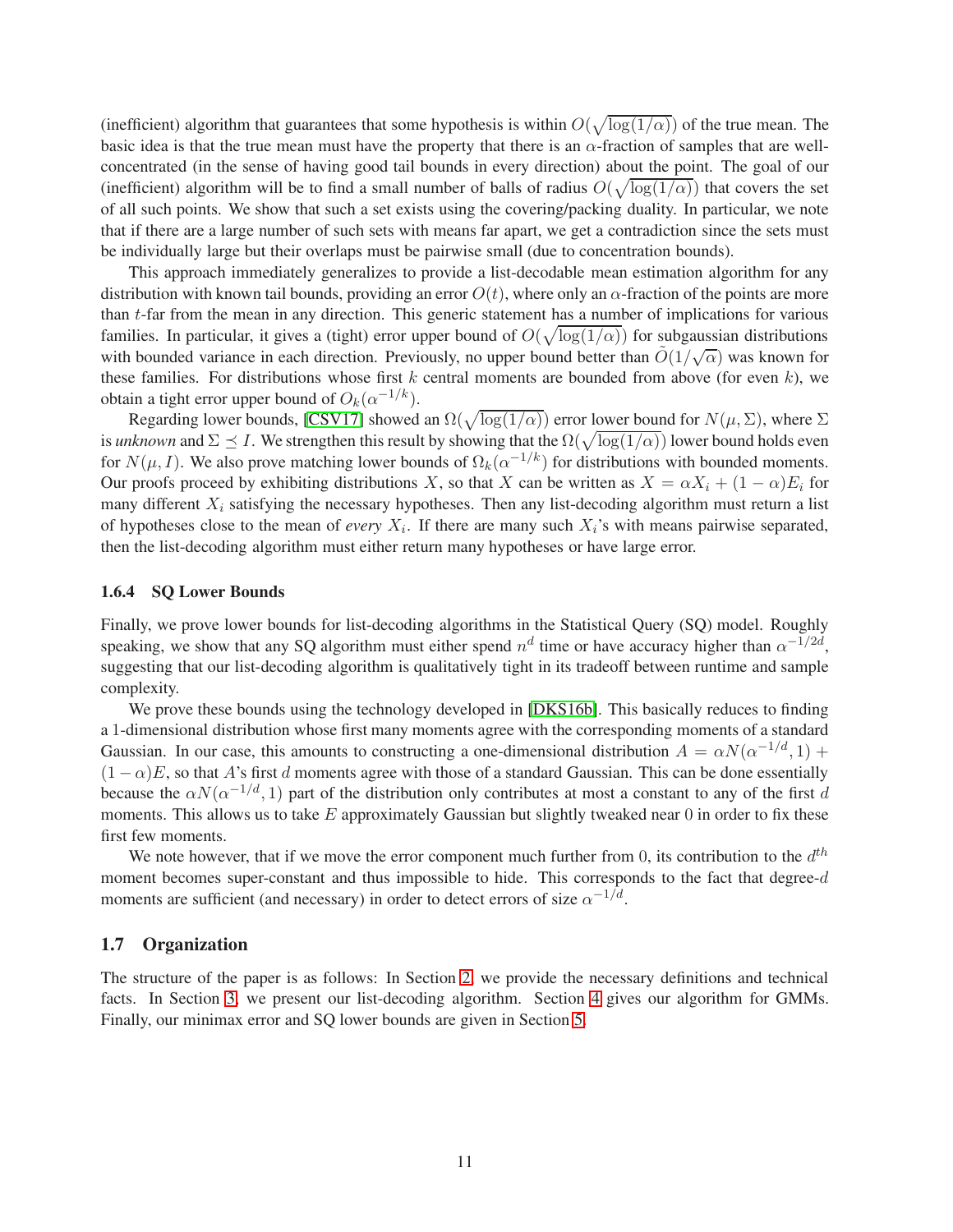(inefficient) algorithm that guarantees that some hypothesis is within $O(\sqrt{\log(1/\alpha)})$ of the true mean. The basic idea is that the true mean must have the property that there is an $\alpha$-fraction of samples that are well-concentrated (in the sense of having good tail bounds in every direction) about the point. The goal of our (inefficient) algorithm will be to find a small number of balls of radius $O(\sqrt{\log(1/\alpha)})$ that covers the set of all such points. We show that such a set exists using the covering/packing duality. In particular, we note that if there are a large number of such sets with means far apart, we get a contradiction since the sets must be individually large but their overlaps must be pairwise small (due to concentration bounds).

This approach immediately generalizes to provide a list-decodable mean estimation algorithm for any distribution with known tail bounds, providing an error $O(t)$, where only an $\alpha$-fraction of the points are more than $t$-far from the mean in any direction. This generic statement has a number of implications for various families. In particular, it gives a (tight) error upper bound of $O(\sqrt{\log(1/\alpha)})$ for subgaussian distributions with bounded variance in each direction. Previously, no upper bound better than $\tilde{O}(1/\sqrt{\alpha})$ was known for these families. For distributions whose first $k$ central moments are bounded from above (for even $k$), we obtain a tight error upper bound of $O_k(\alpha^{-1/k})$.

Regarding lower bounds, [CSV17] showed an $\Omega(\sqrt{\log(1/\alpha)})$ error lower bound for $N(\mu, \Sigma)$, where $\Sigma$ is *unknown* and $\Sigma \preceq I$. We strengthen this result by showing that the $\Omega(\sqrt{\log(1/\alpha)})$ lower bound holds even for $N(\mu, I)$. We also prove matching lower bounds of $\Omega_k(\alpha^{-1/k})$ for distributions with bounded moments. Our proofs proceed by exhibiting distributions $X$, so that $X$ can be written as $X = \alpha X_i + (1-\alpha)E_i$ for many different $X_i$ satisfying the necessary hypotheses. Then any list-decoding algorithm must return a list of hypotheses close to the mean of *every* $X_i$. If there are many such $X_i$'s with means pairwise separated, then the list-decoding algorithm must either return many hypotheses or have large error.

#### 1.6.4 SQ Lower Bounds

Finally, we prove lower bounds for list-decoding algorithms in the Statistical Query (SQ) model. Roughly speaking, we show that any SQ algorithm must either spend $n^d$ time or have accuracy higher than $\alpha^{-1/2d}$, suggesting that our list-decoding algorithm is qualitatively tight in its tradeoff between runtime and sample complexity.

We prove these bounds using the technology developed in [DKS16b]. This basically reduces to finding a 1-dimensional distribution whose first many moments agree with the corresponding moments of a standard Gaussian. In our case, this amounts to constructing a one-dimensional distribution $A = \alpha N(\alpha^{-1/d}, 1) + (1-\alpha)E$, so that $A$'s first $d$ moments agree with those of a standard Gaussian. This can be done essentially because the $\alpha N(\alpha^{-1/d}, 1)$ part of the distribution only contributes at most a constant to any of the first $d$ moments. This allows us to take $E$ approximately Gaussian but slightly tweaked near 0 in order to fix these first few moments.

We note however, that if we move the error component much further from 0, its contribution to the $d^{th}$ moment becomes super-constant and thus impossible to hide. This corresponds to the fact that degree-$d$ moments are sufficient (and necessary) in order to detect errors of size $\alpha^{-1/d}$.

### 1.7 Organization

The structure of the paper is as follows: In Section 2, we provide the necessary definitions and technical facts. In Section 3, we present our list-decoding algorithm. Section 4 gives our algorithm for GMMs. Finally, our minimax error and SQ lower bounds are given in Section 5.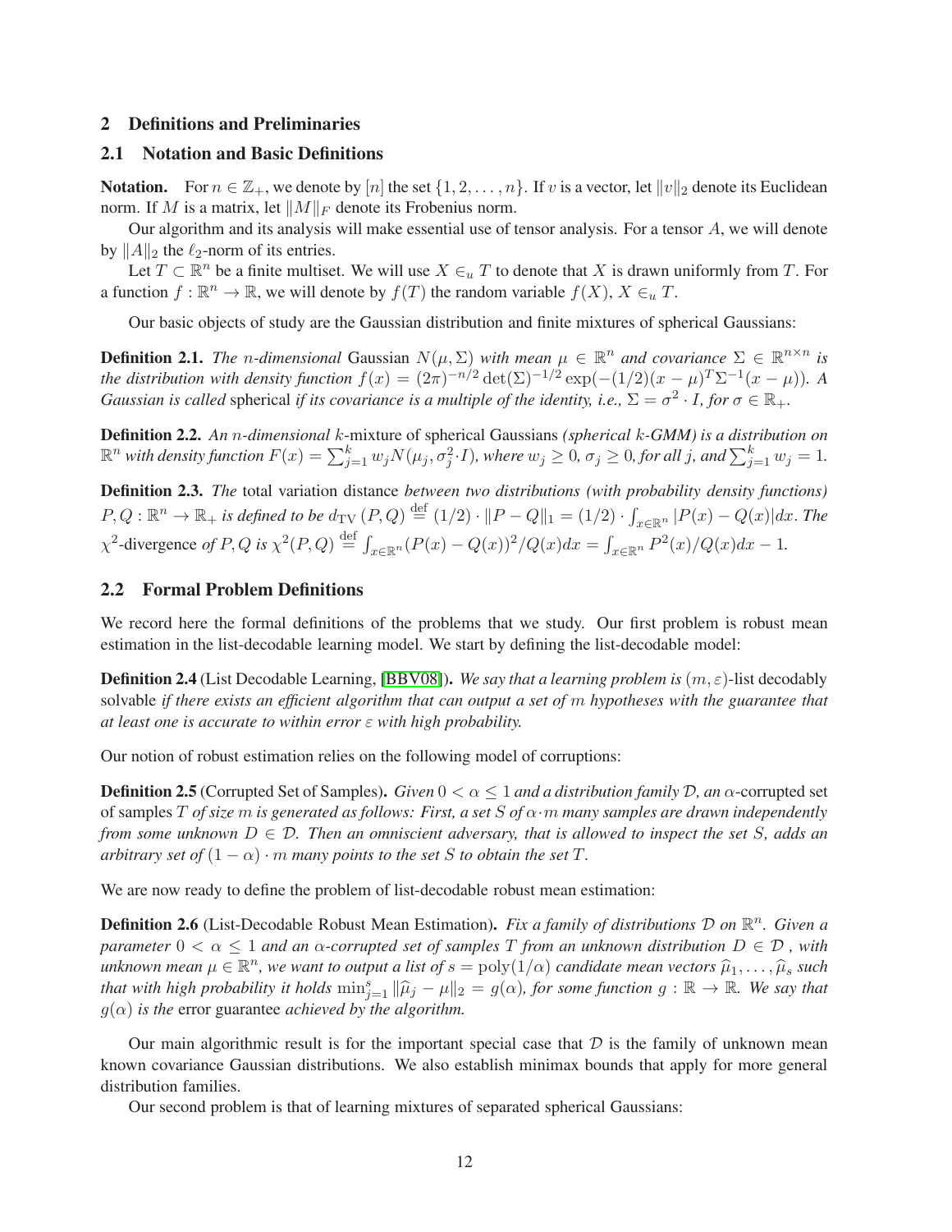## 2 Definitions and Preliminaries

### 2.1 Notation and Basic Definitions

**Notation.** For $n \in \mathbb{Z}_+$, we denote by $[n]$ the set $\{1, 2, \ldots, n\}$. If $v$ is a vector, let $\|v\|_2$ denote its Euclidean norm. If $M$ is a matrix, let $\|M\|_F$ denote its Frobenius norm.

Our algorithm and its analysis will make essential use of tensor analysis. For a tensor $A$, we will denote by $\|A\|_2$ the $\ell_2$-norm of its entries.

Let $T \subset \mathbb{R}^n$ be a finite multiset. We will use $X \in_u T$ to denote that $X$ is drawn uniformly from $T$. For a function $f : \mathbb{R}^n \to \mathbb{R}$, we will denote by $f(T)$ the random variable $f(X)$, $X \in_u T$.

Our basic objects of study are the Gaussian distribution and finite mixtures of spherical Gaussians:

**Definition 2.1.** *The $n$-dimensional* Gaussian $N(\mu, \Sigma)$ *with mean $\mu \in \mathbb{R}^n$ and covariance $\Sigma \in \mathbb{R}^{n \times n}$ is the distribution with density function $f(x) = (2\pi)^{-n/2} \det(\Sigma)^{-1/2} \exp(-(1/2)(x - \mu)^T \Sigma^{-1}(x - \mu))$. A Gaussian is called* spherical *if its covariance is a multiple of the identity, i.e., $\Sigma = \sigma^2 \cdot I$, for $\sigma \in \mathbb{R}_+$.*

**Definition 2.2.** *An $n$-dimensional $k$-*mixture of spherical Gaussians *(spherical $k$-GMM) is a distribution on $\mathbb{R}^n$ with density function $F(x) = \sum_{j=1}^k w_j N(\mu_j, \sigma_j^2 \cdot I)$, where $w_j \geq 0$, $\sigma_j \geq 0$, for all $j$, and $\sum_{j=1}^k w_j = 1$.*

**Definition 2.3.** *The* total variation distance *between two distributions (with probability density functions) $P, Q : \mathbb{R}^n \to \mathbb{R}_+$ is defined to be $d_{\mathrm{TV}}(P, Q) \stackrel{\text{def}}{=} (1/2) \cdot \|P - Q\|_1 = (1/2) \cdot \int_{x \in \mathbb{R}^n} |P(x) - Q(x)| dx$. The* $\chi^2$-divergence *of $P, Q$ is $\chi^2(P, Q) \stackrel{\text{def}}{=} \int_{x \in \mathbb{R}^n} (P(x) - Q(x))^2 / Q(x) dx = \int_{x \in \mathbb{R}^n} P^2(x)/Q(x) dx - 1$.*

### 2.2 Formal Problem Definitions

We record here the formal definitions of the problems that we study. Our first problem is robust mean estimation in the list-decodable learning model. We start by defining the list-decodable model:

**Definition 2.4** (List Decodable Learning, [BBV08]). *We say that a learning problem is $(m, \varepsilon)$-*list decodably solvable *if there exists an efficient algorithm that can output a set of $m$ hypotheses with the guarantee that at least one is accurate to within error $\varepsilon$ with high probability.*

Our notion of robust estimation relies on the following model of corruptions:

**Definition 2.5** (Corrupted Set of Samples). *Given $0 < \alpha \leq 1$ and a distribution family $\mathcal{D}$, an $\alpha$-*corrupted set of samples *$T$ of size $m$ is generated as follows: First, a set $S$ of $\alpha \cdot m$ many samples are drawn independently from some unknown $D \in \mathcal{D}$. Then an omniscient adversary, that is allowed to inspect the set $S$, adds an arbitrary set of $(1 - \alpha) \cdot m$ many points to the set $S$ to obtain the set $T$.*

We are now ready to define the problem of list-decodable robust mean estimation:

**Definition 2.6** (List-Decodable Robust Mean Estimation). *Fix a family of distributions $\mathcal{D}$ on $\mathbb{R}^n$. Given a parameter $0 < \alpha \leq 1$ and an $\alpha$-corrupted set of samples $T$ from an unknown distribution $D \in \mathcal{D}$ , with unknown mean $\mu \in \mathbb{R}^n$, we want to output a list of $s = \mathrm{poly}(1/\alpha)$ candidate mean vectors $\widehat{\mu}_1, \ldots, \widehat{\mu}_s$ such that with high probability it holds $\min_{j=1}^s \|\widehat{\mu}_j - \mu\|_2 = g(\alpha)$, for some function $g : \mathbb{R} \to \mathbb{R}$. We say that $g(\alpha)$ is the* error guarantee *achieved by the algorithm.*

Our main algorithmic result is for the important special case that $\mathcal{D}$ is the family of unknown mean known covariance Gaussian distributions. We also establish minimax bounds that apply for more general distribution families.

Our second problem is that of learning mixtures of separated spherical Gaussians: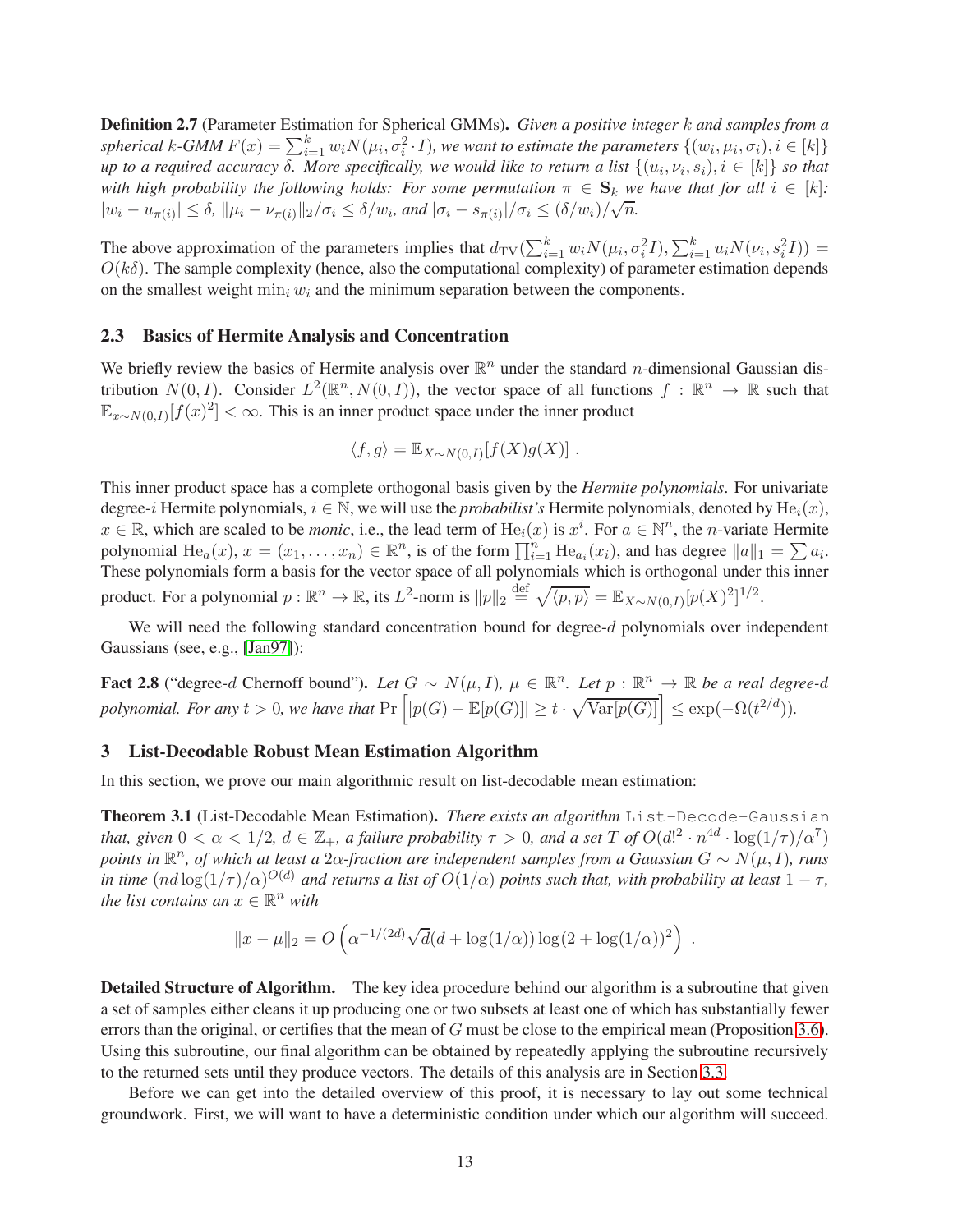**Definition 2.7** (Parameter Estimation for Spherical GMMs)**.** *Given a positive integer $k$ and samples from a spherical $k$-GMM $F(x) = \sum_{i=1}^k w_i N(\mu_i, \sigma_i^2 \cdot I)$, we want to estimate the parameters $\{(w_i, \mu_i, \sigma_i), i \in [k]\}$ up to a required accuracy $\delta$. More specifically, we would like to return a list $\{(u_i, \nu_i, s_i), i \in [k]\}$ so that with high probability the following holds: For some permutation $\pi \in \mathbf{S}_k$ we have that for all $i \in [k]$: $|w_i - u_{\pi(i)}| \leq \delta$, $\|\mu_i - \nu_{\pi(i)}\|_2/\sigma_i \leq \delta/w_i$, and $|\sigma_i - s_{\pi(i)}|/\sigma_i \leq (\delta/w_i)/\sqrt{n}$.*

The above approximation of the parameters implies that $d_{\mathrm{TV}}(\sum_{i=1}^k w_i N(\mu_i, \sigma_i^2 I), \sum_{i=1}^k u_i N(\nu_i, s_i^2 I)) = O(k\delta)$. The sample complexity (hence, also the computational complexity) of parameter estimation depends on the smallest weight $\min_i w_i$ and the minimum separation between the components.

### 2.3 Basics of Hermite Analysis and Concentration

We briefly review the basics of Hermite analysis over $\mathbb{R}^n$ under the standard $n$-dimensional Gaussian distribution $N(0, I)$. Consider $L^2(\mathbb{R}^n, N(0, I))$, the vector space of all functions $f : \mathbb{R}^n \to \mathbb{R}$ such that $\mathbb{E}_{x \sim N(0,I)}[f(x)^2] < \infty$. This is an inner product space under the inner product

$$\langle f, g \rangle = \mathbb{E}_{X \sim N(0,I)}[f(X)g(X)] \ .$$

This inner product space has a complete orthogonal basis given by the *Hermite polynomials*. For univariate degree-$i$ Hermite polynomials, $i \in \mathbb{N}$, we will use the *probabilist's* Hermite polynomials, denoted by $\mathrm{He}_i(x)$, $x \in \mathbb{R}$, which are scaled to be *monic*, i.e., the lead term of $\mathrm{He}_i(x)$ is $x^i$. For $a \in \mathbb{N}^n$, the $n$-variate Hermite polynomial $\mathrm{He}_a(x)$, $x = (x_1, \ldots, x_n) \in \mathbb{R}^n$, is of the form $\prod_{i=1}^n \mathrm{He}_{a_i}(x_i)$, and has degree $\|a\|_1 = \sum a_i$. These polynomials form a basis for the vector space of all polynomials which is orthogonal under this inner product. For a polynomial $p : \mathbb{R}^n \to \mathbb{R}$, its $L^2$-norm is $\|p\|_2 \stackrel{\text{def}}{=} \sqrt{\langle p, p \rangle} = \mathbb{E}_{X \sim N(0,I)}[p(X)^2]^{1/2}$.

We will need the following standard concentration bound for degree-$d$ polynomials over independent Gaussians (see, e.g., [Jan97]):

**Fact 2.8** ("degree-$d$ Chernoff bound")**.** *Let $G \sim N(\mu, I)$, $\mu \in \mathbb{R}^n$. Let $p : \mathbb{R}^n \to \mathbb{R}$ be a real degree-$d$ polynomial. For any $t > 0$, we have that* $\Pr\left[|p(G) - \mathbb{E}[p(G)]| \geq t \cdot \sqrt{\mathrm{Var}[p(G)]}\right] \leq \exp(-\Omega(t^{2/d}))$.

## 3 List-Decodable Robust Mean Estimation Algorithm

In this section, we prove our main algorithmic result on list-decodable mean estimation:

**Theorem 3.1** (List-Decodable Mean Estimation)**.** *There exists an algorithm* `List-Decode-Gaussian` *that, given $0 < \alpha < 1/2$, $d \in \mathbb{Z}_+$, a failure probability $\tau > 0$, and a set $T$ of $O(d!^2 \cdot n^{4d} \cdot \log(1/\tau)/\alpha^7)$ points in $\mathbb{R}^n$, of which at least a $2\alpha$-fraction are independent samples from a Gaussian $G \sim N(\mu, I)$, runs in time $(nd\log(1/\tau)/\alpha)^{O(d)}$ and returns a list of $O(1/\alpha)$ points such that, with probability at least $1 - \tau$, the list contains an $x \in \mathbb{R}^n$ with*

$$\|x - \mu\|_2 = O\left(\alpha^{-1/(2d)}\sqrt{d}(d + \log(1/\alpha))\log(2 + \log(1/\alpha))^2\right) \ .$$

**Detailed Structure of Algorithm.** The key idea procedure behind our algorithm is a subroutine that given a set of samples either cleans it up producing one or two subsets at least one of which has substantially fewer errors than the original, or certifies that the mean of $G$ must be close to the empirical mean (Proposition 3.6). Using this subroutine, our final algorithm can be obtained by repeatedly applying the subroutine recursively to the returned sets until they produce vectors. The details of this analysis are in Section 3.3.

Before we can get into the detailed overview of this proof, it is necessary to lay out some technical groundwork. First, we will want to have a deterministic condition under which our algorithm will succeed.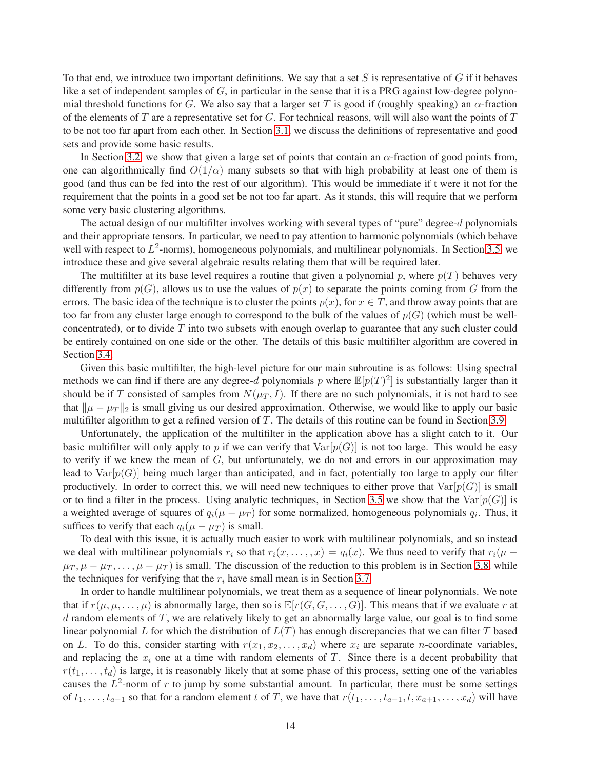To that end, we introduce two important definitions. We say that a set $S$ is representative of $G$ if it behaves like a set of independent samples of $G$, in particular in the sense that it is a PRG against low-degree polynomial threshold functions for $G$. We also say that a larger set $T$ is good if (roughly speaking) an $\alpha$-fraction of the elements of $T$ are a representative set for $G$. For technical reasons, will will also want the points of $T$ to be not too far apart from each other. In Section 3.1 we discuss the definitions of representative and good sets and provide some basic results.

In Section 3.2, we show that given a large set of points that contain an $\alpha$-fraction of good points from, one can algorithmically find $O(1/\alpha)$ many subsets so that with high probability at least one of them is good (and thus can be fed into the rest of our algorithm). This would be immediate if t were it not for the requirement that the points in a good set be not too far apart. As it stands, this will require that we perform some very basic clustering algorithms.

The actual design of our multifilter involves working with several types of "pure" degree-$d$ polynomials and their appropriate tensors. In particular, we need to pay attention to harmonic polynomials (which behave well with respect to $L^2$-norms), homogeneous polynomials, and multilinear polynomials. In Section 3.5, we introduce these and give several algebraic results relating them that will be required later.

The multifilter at its base level requires a routine that given a polynomial $p$, where $p(T)$ behaves very differently from $p(G)$, allows us to use the values of $p(x)$ to separate the points coming from $G$ from the errors. The basic idea of the technique is to cluster the points $p(x)$, for $x \in T$, and throw away points that are too far from any cluster large enough to correspond to the bulk of the values of $p(G)$ (which must be well-concentrated), or to divide $T$ into two subsets with enough overlap to guarantee that any such cluster could be entirely contained on one side or the other. The details of this basic multifilter algorithm are covered in Section 3.4.

Given this basic multifilter, the high-level picture for our main subroutine is as follows: Using spectral methods we can find if there are any degree-$d$ polynomials $p$ where $\mathbb{E}[p(T)^2]$ is substantially larger than it should be if $T$ consisted of samples from $N(\mu_T, I)$. If there are no such polynomials, it is not hard to see that $\|\mu - \mu_T\|_2$ is small giving us our desired approximation. Otherwise, we would like to apply our basic multifilter algorithm to get a refined version of $T$. The details of this routine can be found in Section 3.9.

Unfortunately, the application of the multifilter in the application above has a slight catch to it. Our basic multifilter will only apply to $p$ if we can verify that $\mathrm{Var}[p(G)]$ is not too large. This would be easy to verify if we knew the mean of $G$, but unfortunately, we do not and errors in our approximation may lead to $\mathrm{Var}[p(G)]$ being much larger than anticipated, and in fact, potentially too large to apply our filter productively. In order to correct this, we will need new techniques to either prove that $\mathrm{Var}[p(G)]$ is small or to find a filter in the process. Using analytic techniques, in Section 3.5 we show that the $\mathrm{Var}[p(G)]$ is a weighted average of squares of $q_i(\mu - \mu_T)$ for some normalized, homogeneous polynomials $q_i$. Thus, it suffices to verify that each $q_i(\mu - \mu_T)$ is small.

To deal with this issue, it is actually much easier to work with multilinear polynomials, and so instead we deal with multilinear polynomials $r_i$ so that $r_i(x, \ldots, x) = q_i(x)$. We thus need to verify that $r_i(\mu - \mu_T, \mu - \mu_T, \ldots, \mu - \mu_T)$ is small. The discussion of the reduction to this problem is in Section 3.8, while the techniques for verifying that the $r_i$ have small mean is in Section 3.7.

In order to handle multilinear polynomials, we treat them as a sequence of linear polynomials. We note that if $r(\mu, \mu, \ldots, \mu)$ is abnormally large, then so is $\mathbb{E}[r(G, G, \ldots, G)]$. This means that if we evaluate $r$ at $d$ random elements of $T$, we are relatively likely to get an abnormally large value, our goal is to find some linear polynomial $L$ for which the distribution of $L(T)$ has enough discrepancies that we can filter $T$ based on $L$. To do this, consider starting with $r(x_1, x_2, \ldots, x_d)$ where $x_i$ are separate $n$-coordinate variables, and replacing the $x_i$ one at a time with random elements of $T$. Since there is a decent probability that $r(t_1, \ldots, t_d)$ is large, it is reasonably likely that at some phase of this process, setting one of the variables causes the $L^2$-norm of $r$ to jump by some substantial amount. In particular, there must be some settings of $t_1, \ldots, t_{a-1}$ so that for a random element $t$ of $T$, we have that $r(t_1, \ldots, t_{a-1}, t, x_{a+1}, \ldots, x_d)$ will have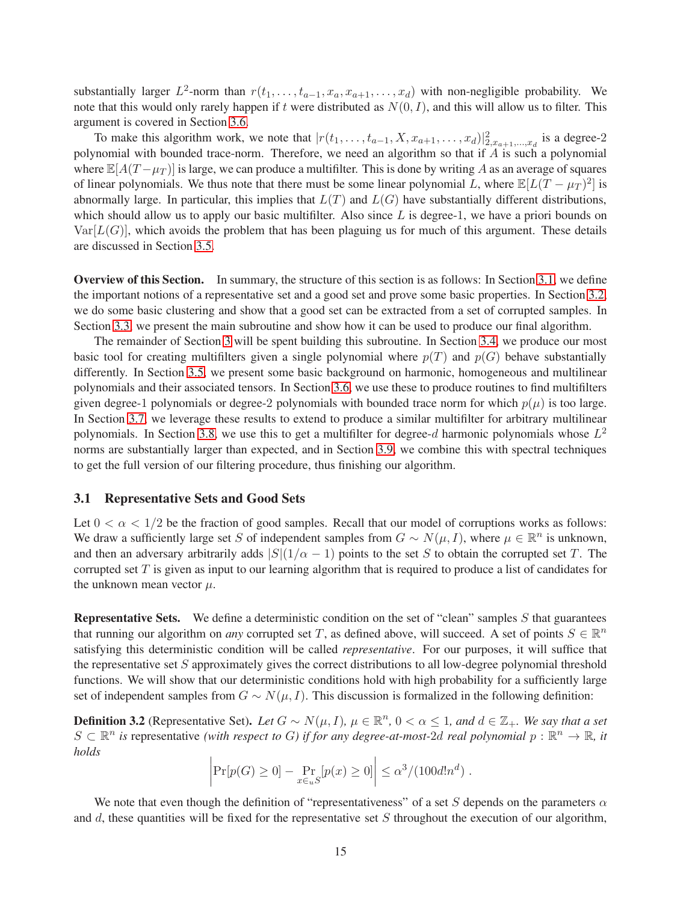substantially larger $L^2$-norm than $r(t_1, \ldots, t_{a-1}, x_a, x_{a+1}, \ldots, x_d)$ with non-negligible probability. We note that this would only rarely happen if $t$ were distributed as $N(0, I)$, and this will allow us to filter. This argument is covered in Section 3.6.

To make this algorithm work, we note that $|r(t_1, \ldots, t_{a-1}, X, x_{a+1}, \ldots, x_d)|^2_{2, x_{a+1}, \ldots, x_d}$ is a degree-2 polynomial with bounded trace-norm. Therefore, we need an algorithm so that if $A$ is such a polynomial where $\mathbb{E}[A(T - \mu_T)]$ is large, we can produce a multifilter. This is done by writing $A$ as an average of squares of linear polynomials. We thus note that there must be some linear polynomial $L$, where $\mathbb{E}[L(T - \mu_T)^2]$ is abnormally large. In particular, this implies that $L(T)$ and $L(G)$ have substantially different distributions, which should allow us to apply our basic multifilter. Also since $L$ is degree-1, we have a priori bounds on $\mathrm{Var}[L(G)]$, which avoids the problem that has been plaguing us for much of this argument. These details are discussed in Section 3.5.

**Overview of this Section.** In summary, the structure of this section is as follows: In Section 3.1, we define the important notions of a representative set and a good set and prove some basic properties. In Section 3.2, we do some basic clustering and show that a good set can be extracted from a set of corrupted samples. In Section 3.3, we present the main subroutine and show how it can be used to produce our final algorithm.

The remainder of Section 3 will be spent building this subroutine. In Section 3.4, we produce our most basic tool for creating multifilters given a single polynomial where $p(T)$ and $p(G)$ behave substantially differently. In Section 3.5, we present some basic background on harmonic, homogeneous and multilinear polynomials and their associated tensors. In Section 3.6, we use these to produce routines to find multifilters given degree-1 polynomials or degree-2 polynomials with bounded trace norm for which $p(\mu)$ is too large. In Section 3.7, we leverage these results to extend to produce a similar multifilter for arbitrary multilinear polynomials. In Section 3.8, we use this to get a multifilter for degree-$d$ harmonic polynomials whose $L^2$ norms are substantially larger than expected, and in Section 3.9, we combine this with spectral techniques to get the full version of our filtering procedure, thus finishing our algorithm.

### 3.1 Representative Sets and Good Sets

Let $0 < \alpha < 1/2$ be the fraction of good samples. Recall that our model of corruptions works as follows: We draw a sufficiently large set $S$ of independent samples from $G \sim N(\mu, I)$, where $\mu \in \mathbb{R}^n$ is unknown, and then an adversary arbitrarily adds $|S|(1/\alpha - 1)$ points to the set $S$ to obtain the corrupted set $T$. The corrupted set $T$ is given as input to our learning algorithm that is required to produce a list of candidates for the unknown mean vector $\mu$.

**Representative Sets.** We define a deterministic condition on the set of "clean" samples $S$ that guarantees that running our algorithm on *any* corrupted set $T$, as defined above, will succeed. A set of points $S \in \mathbb{R}^n$ satisfying this deterministic condition will be called *representative*. For our purposes, it will suffice that the representative set $S$ approximately gives the correct distributions to all low-degree polynomial threshold functions. We will show that our deterministic conditions hold with high probability for a sufficiently large set of independent samples from $G \sim N(\mu, I)$. This discussion is formalized in the following definition:

**Definition 3.2** (Representative Set). *Let $G \sim N(\mu, I)$, $\mu \in \mathbb{R}^n$, $0 < \alpha \leq 1$, and $d \in \mathbb{Z}_+$. We say that a set $S \subset \mathbb{R}^n$ is* representative *(with respect to $G$) if for any degree-at-most-$2d$ real polynomial $p : \mathbb{R}^n \to \mathbb{R}$, it holds*

$$\left| \Pr[p(G) \geq 0] - \Pr_{x \in_u S}[p(x) \geq 0] \right| \leq \alpha^3/(100 d! n^d) \; .$$

We note that even though the definition of "representativeness" of a set $S$ depends on the parameters $\alpha$ and $d$, these quantities will be fixed for the representative set $S$ throughout the execution of our algorithm,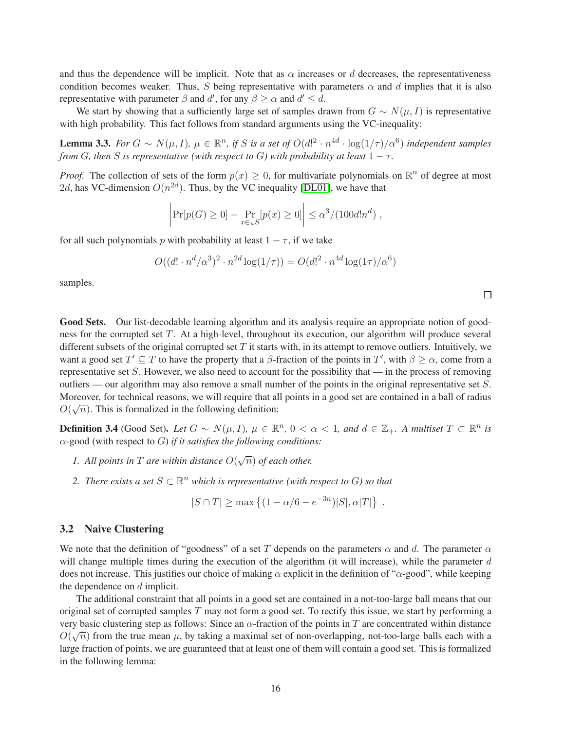and thus the dependence will be implicit. Note that as $\alpha$ increases or $d$ decreases, the representativeness condition becomes weaker. Thus, $S$ being representative with parameters $\alpha$ and $d$ implies that it is also representative with parameter $\beta$ and $d'$, for any $\beta \geq \alpha$ and $d' \leq d$.

We start by showing that a sufficiently large set of samples drawn from $G \sim N(\mu, I)$ is representative with high probability. This fact follows from standard arguments using the VC-inequality:

**Lemma 3.3.** *For $G \sim N(\mu, I)$, $\mu \in \mathbb{R}^n$, if $S$ is a set of $O(d!^2 \cdot n^{4d} \cdot \log(1/\tau)/\alpha^6)$ independent samples from $G$, then $S$ is representative (with respect to $G$) with probability at least $1 - \tau$.*

*Proof.* The collection of sets of the form $p(x) \geq 0$, for multivariate polynomials on $\mathbb{R}^n$ of degree at most $2d$, has VC-dimension $O(n^{2d})$. Thus, by the VC inequality [DL01], we have that

$$\left| \Pr[p(G) \geq 0] - \Pr_{x \in_u S}[p(x) \geq 0] \right| \leq \alpha^3/(100 d! n^d) ,$$

for all such polynomials $p$ with probability at least $1 - \tau$, if we take

$$O((d! \cdot n^d/\alpha^3)^2 \cdot n^{2d} \log(1/\tau)) = O(d!^2 \cdot n^{4d} \log(1\tau)/\alpha^6)$$

samples. $\square$

**Good Sets.** Our list-decodable learning algorithm and its analysis require an appropriate notion of goodness for the corrupted set $T$. At a high-level, throughout its execution, our algorithm will produce several different subsets of the original corrupted set $T$ it starts with, in its attempt to remove outliers. Intuitively, we want a good set $T' \subseteq T$ to have the property that a $\beta$-fraction of the points in $T'$, with $\beta \geq \alpha$, come from a representative set $S$. However, we also need to account for the possibility that — in the process of removing outliers — our algorithm may also remove a small number of the points in the original representative set $S$. Moreover, for technical reasons, we will require that all points in a good set are contained in a ball of radius $O(\sqrt{n})$. This is formalized in the following definition:

**Definition 3.4** (Good Set). *Let $G \sim N(\mu, I)$, $\mu \in \mathbb{R}^n$, $0 < \alpha < 1$, and $d \in \mathbb{Z}_+$. A multiset $T \subset \mathbb{R}^n$ is $\alpha$-good (with respect to $G$) if it satisfies the following conditions:*

1. *All points in $T$ are within distance $O(\sqrt{n})$ of each other.*
2. *There exists a set $S \subset \mathbb{R}^n$ which is representative (with respect to $G$) so that*

$$|S \cap T| \geq \max\left\{(1 - \alpha/6 - e^{-3n})|S|, \alpha|T|\right\} .$$

## 3.2 Naive Clustering

We note that the definition of "goodness" of a set $T$ depends on the parameters $\alpha$ and $d$. The parameter $\alpha$ will change multiple times during the execution of the algorithm (it will increase), while the parameter $d$ does not increase. This justifies our choice of making $\alpha$ explicit in the definition of "$\alpha$-good", while keeping the dependence on $d$ implicit.

The additional constraint that all points in a good set are contained in a not-too-large ball means that our original set of corrupted samples $T$ may not form a good set. To rectify this issue, we start by performing a very basic clustering step as follows: Since an $\alpha$-fraction of the points in $T$ are concentrated within distance $O(\sqrt{n})$ from the true mean $\mu$, by taking a maximal set of non-overlapping, not-too-large balls each with a large fraction of points, we are guaranteed that at least one of them will contain a good set. This is formalized in the following lemma: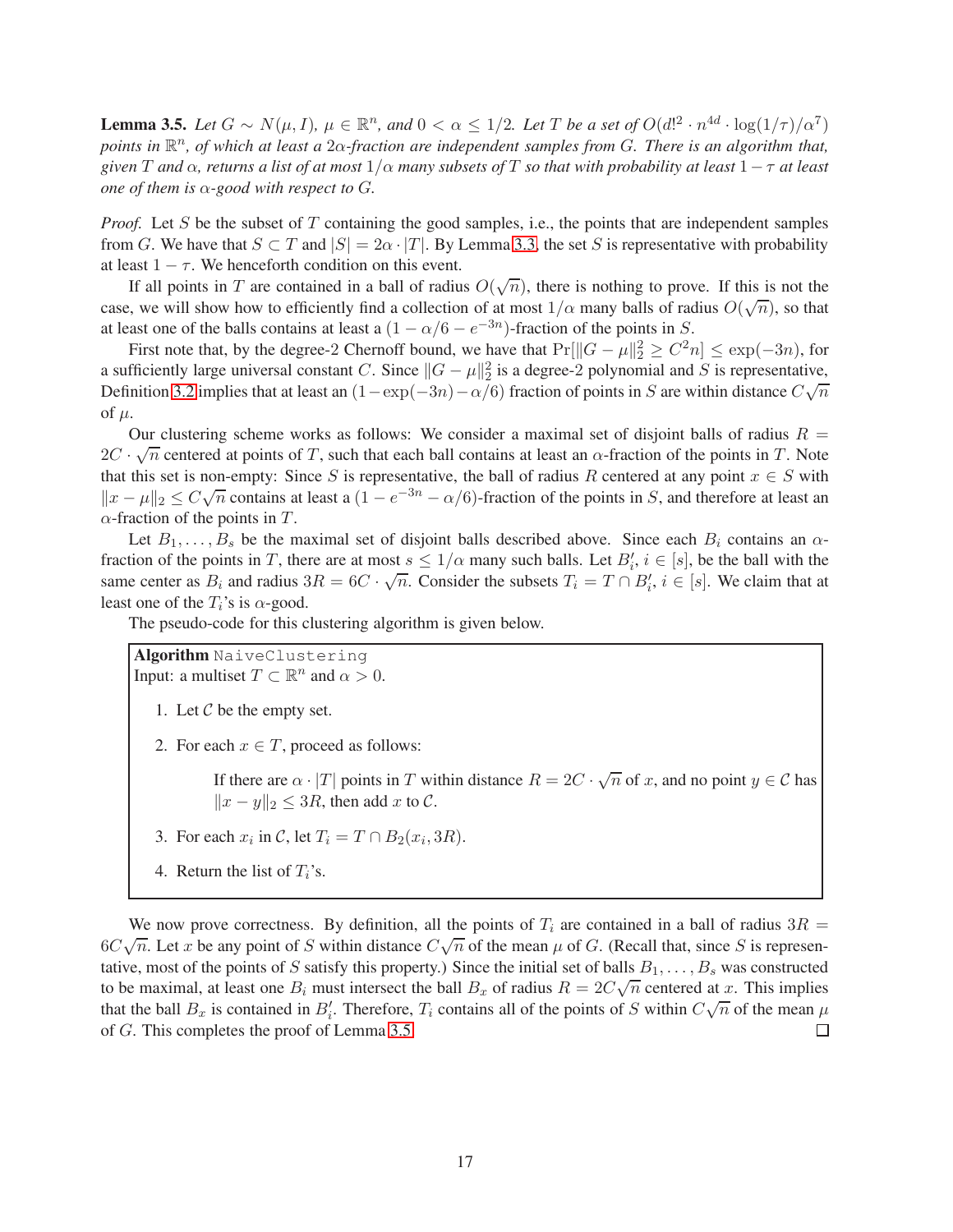**Lemma 3.5.** *Let $G \sim N(\mu, I)$, $\mu \in \mathbb{R}^n$, and $0 < \alpha \leq 1/2$. Let $T$ be a set of $O(d!^2 \cdot n^{4d} \cdot \log(1/\tau)/\alpha^7)$ points in $\mathbb{R}^n$, of which at least a $2\alpha$-fraction are independent samples from $G$. There is an algorithm that, given $T$ and $\alpha$, returns a list of at most $1/\alpha$ many subsets of $T$ so that with probability at least $1-\tau$ at least one of them is $\alpha$-good with respect to $G$.*

*Proof.* Let $S$ be the subset of $T$ containing the good samples, i.e., the points that are independent samples from $G$. We have that $S \subset T$ and $|S| = 2\alpha \cdot |T|$. By Lemma 3.3, the set $S$ is representative with probability at least $1-\tau$. We henceforth condition on this event.

If all points in $T$ are contained in a ball of radius $O(\sqrt{n})$, there is nothing to prove. If this is not the case, we will show how to efficiently find a collection of at most $1/\alpha$ many balls of radius $O(\sqrt{n})$, so that at least one of the balls contains at least a $(1-\alpha/6-e^{-3n})$-fraction of the points in $S$.

First note that, by the degree-2 Chernoff bound, we have that $\Pr[\|G-\mu\|_2^2 \geq C^2 n] \leq \exp(-3n)$, for a sufficiently large universal constant $C$. Since $\|G-\mu\|_2^2$ is a degree-2 polynomial and $S$ is representative, Definition 3.2 implies that at least an $(1-\exp(-3n)-\alpha/6)$ fraction of points in $S$ are within distance $C\sqrt{n}$ of $\mu$.

Our clustering scheme works as follows: We consider a maximal set of disjoint balls of radius $R = 2C \cdot \sqrt{n}$ centered at points of $T$, such that each ball contains at least an $\alpha$-fraction of the points in $T$. Note that this set is non-empty: Since $S$ is representative, the ball of radius $R$ centered at any point $x \in S$ with $\|x-\mu\|_2 \leq C\sqrt{n}$ contains at least a $(1-e^{-3n}-\alpha/6)$-fraction of the points in $S$, and therefore at least an $\alpha$-fraction of the points in $T$.

Let $B_1, \ldots, B_s$ be the maximal set of disjoint balls described above. Since each $B_i$ contains an $\alpha$-fraction of the points in $T$, there are at most $s \leq 1/\alpha$ many such balls. Let $B_i'$, $i \in [s]$, be the ball with the same center as $B_i$ and radius $3R = 6C \cdot \sqrt{n}$. Consider the subsets $T_i = T \cap B_i'$, $i \in [s]$. We claim that at least one of the $T_i$'s is $\alpha$-good.

The pseudo-code for this clustering algorithm is given below.

**Algorithm** `NaiveClustering`
Input: a multiset $T \subset \mathbb{R}^n$ and $\alpha > 0$.

1. Let $\mathcal{C}$ be the empty set.
2. For each $x \in T$, proceed as follows:

   If there are $\alpha \cdot |T|$ points in $T$ within distance $R = 2C \cdot \sqrt{n}$ of $x$, and no point $y \in \mathcal{C}$ has $\|x-y\|_2 \leq 3R$, then add $x$ to $\mathcal{C}$.
3. For each $x_i$ in $\mathcal{C}$, let $T_i = T \cap B_2(x_i, 3R)$.
4. Return the list of $T_i$'s.

We now prove correctness. By definition, all the points of $T_i$ are contained in a ball of radius $3R = 6C\sqrt{n}$. Let $x$ be any point of $S$ within distance $C\sqrt{n}$ of the mean $\mu$ of $G$. (Recall that, since $S$ is representative, most of the points of $S$ satisfy this property.) Since the initial set of balls $B_1, \ldots, B_s$ was constructed to be maximal, at least one $B_i$ must intersect the ball $B_x$ of radius $R = 2C\sqrt{n}$ centered at $x$. This implies that the ball $B_x$ is contained in $B_i'$. Therefore, $T_i$ contains all of the points of $S$ within $C\sqrt{n}$ of the mean $\mu$ of $G$. This completes the proof of Lemma 3.5. ☐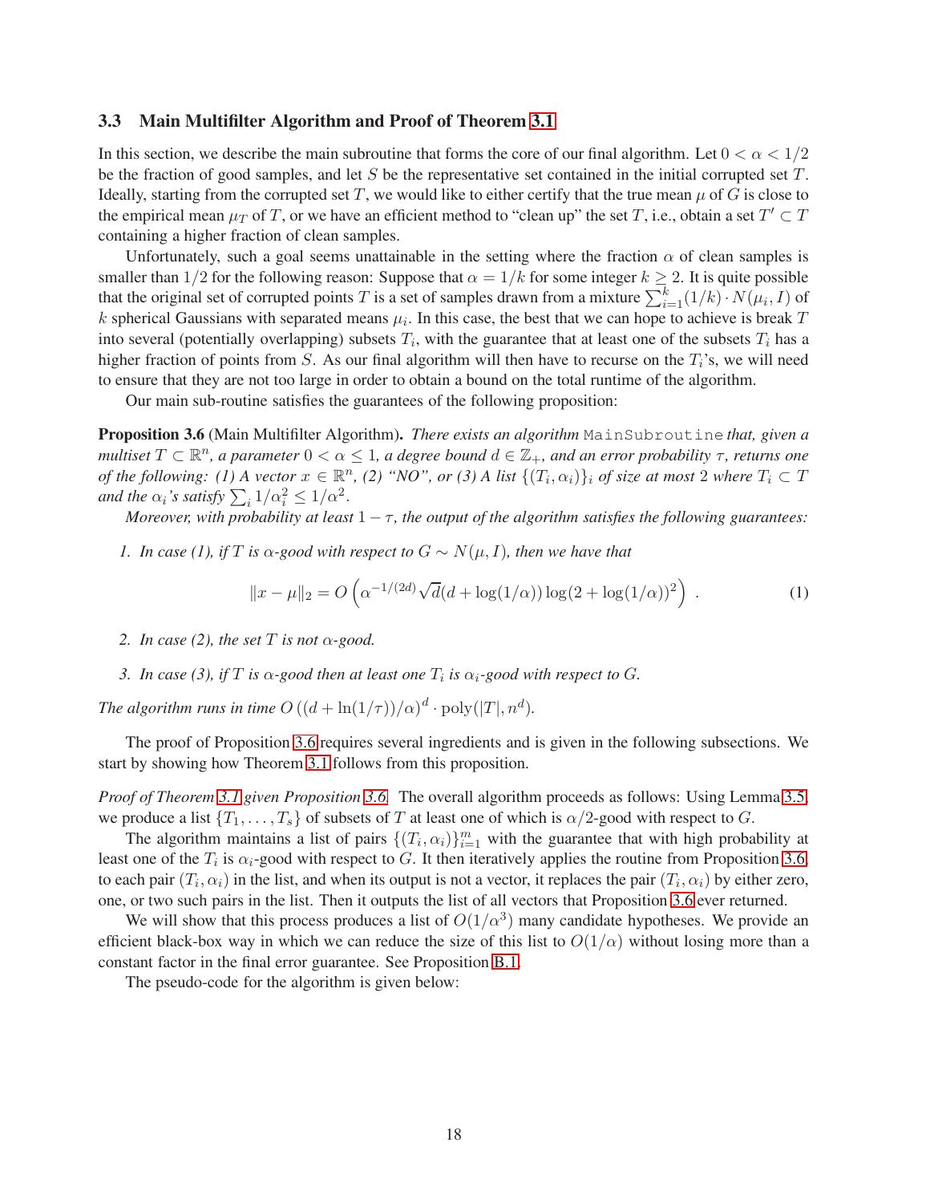### 3.3 Main Multifilter Algorithm and Proof of Theorem 3.1

In this section, we describe the main subroutine that forms the core of our final algorithm. Let $0 < \alpha < 1/2$ be the fraction of good samples, and let $S$ be the representative set contained in the initial corrupted set $T$. Ideally, starting from the corrupted set $T$, we would like to either certify that the true mean $\mu$ of $G$ is close to the empirical mean $\mu_T$ of $T$, or we have an efficient method to "clean up" the set $T$, i.e., obtain a set $T' \subset T$ containing a higher fraction of clean samples.

Unfortunately, such a goal seems unattainable in the setting where the fraction $\alpha$ of clean samples is smaller than $1/2$ for the following reason: Suppose that $\alpha = 1/k$ for some integer $k \geq 2$. It is quite possible that the original set of corrupted points $T$ is a set of samples drawn from a mixture $\sum_{i=1}^{k}(1/k) \cdot N(\mu_i, I)$ of $k$ spherical Gaussians with separated means $\mu_i$. In this case, the best that we can hope to achieve is break $T$ into several (potentially overlapping) subsets $T_i$, with the guarantee that at least one of the subsets $T_i$ has a higher fraction of points from $S$. As our final algorithm will then have to recurse on the $T_i$'s, we will need to ensure that they are not too large in order to obtain a bound on the total runtime of the algorithm.

Our main sub-routine satisfies the guarantees of the following proposition:

**Proposition 3.6** (Main Multifilter Algorithm)**.** *There exists an algorithm* `MainSubroutine` *that, given a multiset $T \subset \mathbb{R}^n$, a parameter $0 < \alpha \leq 1$, a degree bound $d \in \mathbb{Z}_+$, and an error probability $\tau$, returns one of the following: (1) A vector $x \in \mathbb{R}^n$, (2) "NO", or (3) A list $\{(T_i, \alpha_i)\}_i$ of size at most 2 where $T_i \subset T$ and the $\alpha_i$'s satisfy $\sum_i 1/\alpha_i^2 \leq 1/\alpha^2$.*

*Moreover, with probability at least $1 - \tau$, the output of the algorithm satisfies the following guarantees:*

1. *In case (1), if $T$ is $\alpha$-good with respect to $G \sim N(\mu, I)$, then we have that*

$$\|x - \mu\|_2 = O\left(\alpha^{-1/(2d)}\sqrt{d}(d + \log(1/\alpha))\log(2 + \log(1/\alpha))^2\right) . \tag{1}$$

2. *In case (2), the set $T$ is not $\alpha$-good.*

3. *In case (3), if $T$ is $\alpha$-good then at least one $T_i$ is $\alpha_i$-good with respect to $G$.*

*The algorithm runs in time $O\left((d + \ln(1/\tau))/\alpha\right)^d \cdot \mathrm{poly}(|T|, n^d)$.*

The proof of Proposition 3.6 requires several ingredients and is given in the following subsections. We start by showing how Theorem 3.1 follows from this proposition.

*Proof of Theorem 3.1 given Proposition 3.6.* The overall algorithm proceeds as follows: Using Lemma 3.5, we produce a list $\{T_1, \ldots, T_s\}$ of subsets of $T$ at least one of which is $\alpha/2$-good with respect to $G$.

The algorithm maintains a list of pairs $\{(T_i, \alpha_i)\}_{i=1}^{m}$ with the guarantee that with high probability at least one of the $T_i$ is $\alpha_i$-good with respect to $G$. It then iteratively applies the routine from Proposition 3.6 to each pair $(T_i, \alpha_i)$ in the list, and when its output is not a vector, it replaces the pair $(T_i, \alpha_i)$ by either zero, one, or two such pairs in the list. Then it outputs the list of all vectors that Proposition 3.6 ever returned.

We will show that this process produces a list of $O(1/\alpha^3)$ many candidate hypotheses. We provide an efficient black-box way in which we can reduce the size of this list to $O(1/\alpha)$ without losing more than a constant factor in the final error guarantee. See Proposition B.1.

The pseudo-code for the algorithm is given below: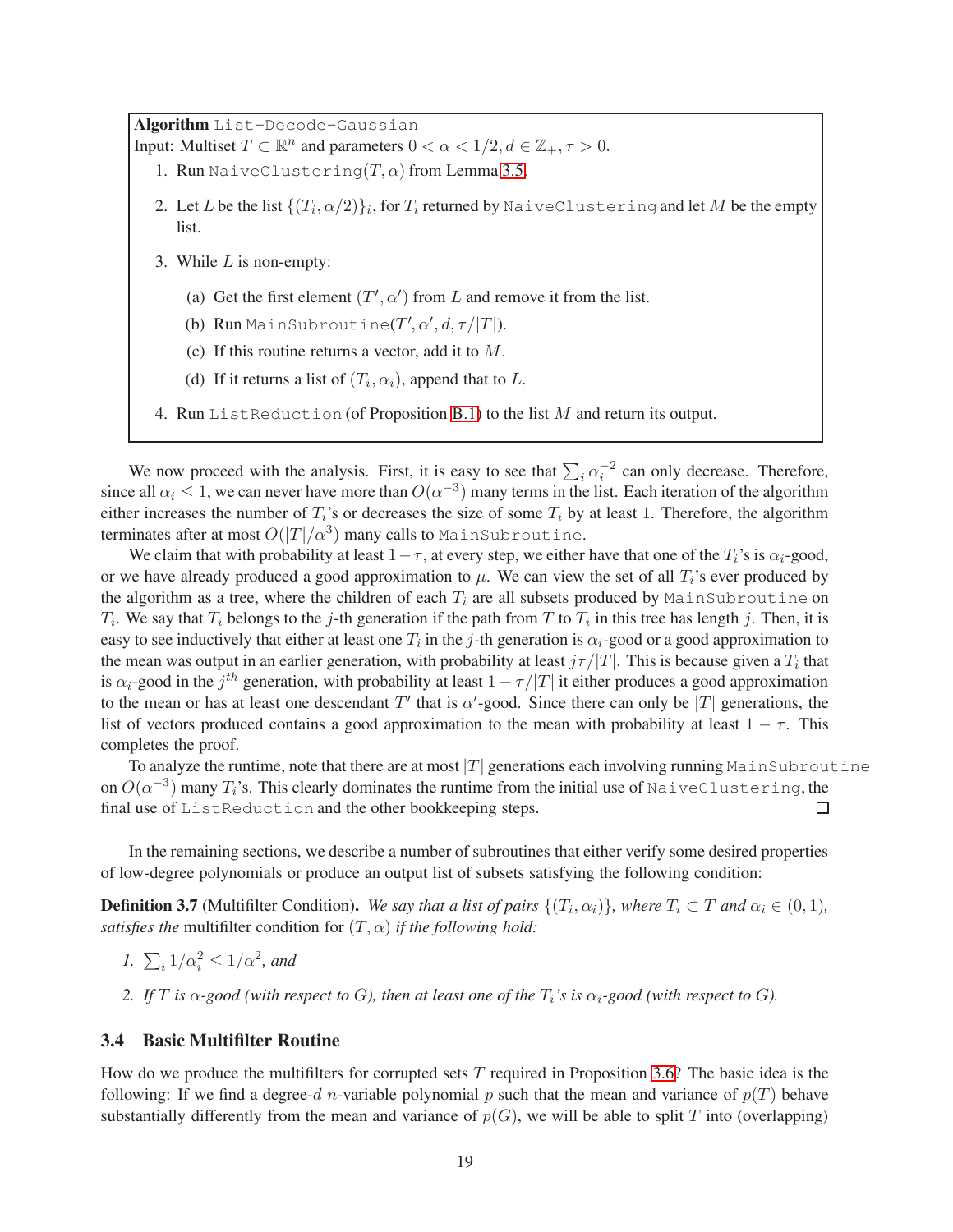**Algorithm** `List-Decode-Gaussian`

Input: Multiset $T \subset \mathbb{R}^n$ and parameters $0 < \alpha < 1/2, d \in \mathbb{Z}_+, \tau > 0$.

1. Run `NaiveClustering`$(T, \alpha)$ from Lemma 3.5.
2. Let $L$ be the list $\{(T_i, \alpha/2)\}_i$, for $T_i$ returned by `NaiveClustering` and let $M$ be the empty list.
3. While $L$ is non-empty:
   (a) Get the first element $(T', \alpha')$ from $L$ and remove it from the list.
   (b) Run `MainSubroutine`$(T', \alpha', d, \tau/|T|)$.
   (c) If this routine returns a vector, add it to $M$.
   (d) If it returns a list of $(T_i, \alpha_i)$, append that to $L$.
4. Run `ListReduction` (of Proposition B.1) to the list $M$ and return its output.

We now proceed with the analysis. First, it is easy to see that $\sum_i \alpha_i^{-2}$ can only decrease. Therefore, since all $\alpha_i \leq 1$, we can never have more than $O(\alpha^{-3})$ many terms in the list. Each iteration of the algorithm either increases the number of $T_i$'s or decreases the size of some $T_i$ by at least 1. Therefore, the algorithm terminates after at most $O(|T|/\alpha^3)$ many calls to `MainSubroutine`.

We claim that with probability at least $1-\tau$, at every step, we either have that one of the $T_i$'s is $\alpha_i$-good, or we have already produced a good approximation to $\mu$. We can view the set of all $T_i$'s ever produced by the algorithm as a tree, where the children of each $T_i$ are all subsets produced by `MainSubroutine` on $T_i$. We say that $T_i$ belongs to the $j$-th generation if the path from $T$ to $T_i$ in this tree has length $j$. Then, it is easy to see inductively that either at least one $T_i$ in the $j$-th generation is $\alpha_i$-good or a good approximation to the mean was output in an earlier generation, with probability at least $j\tau/|T|$. This is because given a $T_i$ that is $\alpha_i$-good in the $j^{th}$ generation, with probability at least $1 - \tau/|T|$ it either produces a good approximation to the mean or has at least one descendant $T'$ that is $\alpha'$-good. Since there can only be $|T|$ generations, the list of vectors produced contains a good approximation to the mean with probability at least $1 - \tau$. This completes the proof.

To analyze the runtime, note that there are at most $|T|$ generations each involving running `MainSubroutine` on $O(\alpha^{-3})$ many $T_i$'s. This clearly dominates the runtime from the initial use of `NaiveClustering`, the final use of `ListReduction` and the other bookkeeping steps. ∎

In the remaining sections, we describe a number of subroutines that either verify some desired properties of low-degree polynomials or produce an output list of subsets satisfying the following condition:

**Definition 3.7** (Multifilter Condition)**.** *We say that a list of pairs $\{(T_i, \alpha_i)\}$, where $T_i \subset T$ and $\alpha_i \in (0, 1)$, satisfies the* multifilter condition for $(T, \alpha)$ *if the following hold:*

1. *$\sum_i 1/\alpha_i^2 \leq 1/\alpha^2$, and*
2. *If $T$ is $\alpha$-good (with respect to $G$), then at least one of the $T_i$'s is $\alpha_i$-good (with respect to $G$).*

### 3.4 Basic Multifilter Routine

How do we produce the multifilters for corrupted sets $T$ required in Proposition 3.6? The basic idea is the following: If we find a degree-$d$ $n$-variable polynomial $p$ such that the mean and variance of $p(T)$ behave substantially differently from the mean and variance of $p(G)$, we will be able to split $T$ into (overlapping)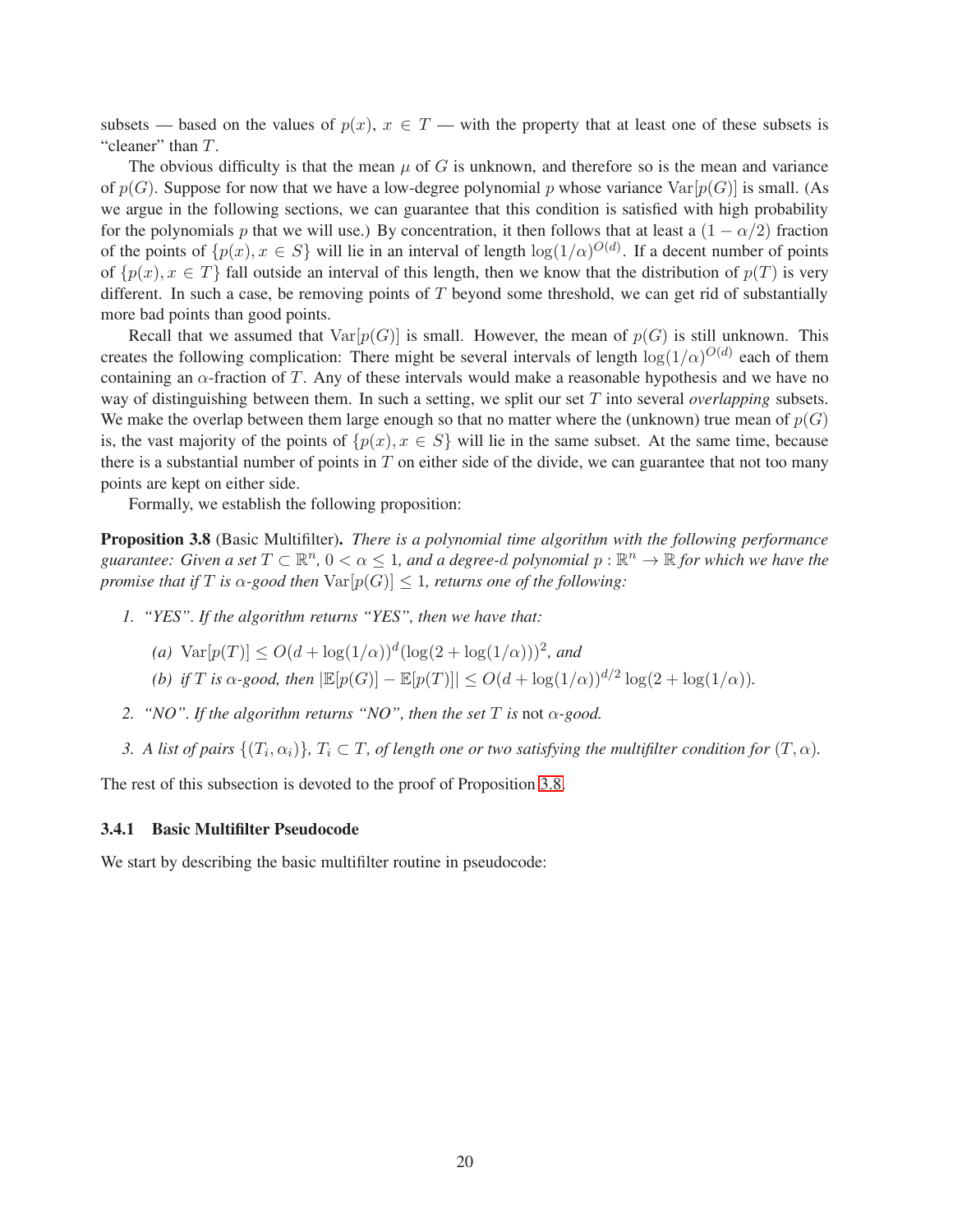subsets — based on the values of $p(x)$, $x \in T$ — with the property that at least one of these subsets is "cleaner" than $T$.

The obvious difficulty is that the mean $\mu$ of $G$ is unknown, and therefore so is the mean and variance of $p(G)$. Suppose for now that we have a low-degree polynomial $p$ whose variance $\mathrm{Var}[p(G)]$ is small. (As we argue in the following sections, we can guarantee that this condition is satisfied with high probability for the polynomials $p$ that we will use.) By concentration, it then follows that at least a $(1 - \alpha/2)$ fraction of the points of $\{p(x), x \in S\}$ will lie in an interval of length $\log(1/\alpha)^{O(d)}$. If a decent number of points of $\{p(x), x \in T\}$ fall outside an interval of this length, then we know that the distribution of $p(T)$ is very different. In such a case, be removing points of $T$ beyond some threshold, we can get rid of substantially more bad points than good points.

Recall that we assumed that $\mathrm{Var}[p(G)]$ is small. However, the mean of $p(G)$ is still unknown. This creates the following complication: There might be several intervals of length $\log(1/\alpha)^{O(d)}$ each of them containing an $\alpha$-fraction of $T$. Any of these intervals would make a reasonable hypothesis and we have no way of distinguishing between them. In such a setting, we split our set $T$ into several *overlapping* subsets. We make the overlap between them large enough so that no matter where the (unknown) true mean of $p(G)$ is, the vast majority of the points of $\{p(x), x \in S\}$ will lie in the same subset. At the same time, because there is a substantial number of points in $T$ on either side of the divide, we can guarantee that not too many points are kept on either side.

Formally, we establish the following proposition:

**Proposition 3.8** (Basic Multifilter). *There is a polynomial time algorithm with the following performance guarantee: Given a set $T \subset \mathbb{R}^n$, $0 < \alpha \leq 1$, and a degree-$d$ polynomial $p : \mathbb{R}^n \to \mathbb{R}$ for which we have the promise that if $T$ is $\alpha$-good then $\mathrm{Var}[p(G)] \leq 1$, returns one of the following:*

1. *"YES". If the algorithm returns "YES", then we have that:*
   - *(a) $\mathrm{Var}[p(T)] \leq O(d + \log(1/\alpha))^d (\log(2 + \log(1/\alpha)))^2$, and*
   - *(b) if $T$ is $\alpha$-good, then $|\mathbb{E}[p(G)] - \mathbb{E}[p(T)]| \leq O(d + \log(1/\alpha))^{d/2} \log(2 + \log(1/\alpha))$.*
2. *"NO". If the algorithm returns "NO", then the set $T$ is* not *$\alpha$-good.*
3. *A list of pairs $\{(T_i, \alpha_i)\}$, $T_i \subset T$, of length one or two satisfying the multifilter condition for $(T, \alpha)$.*

The rest of this subsection is devoted to the proof of Proposition 3.8.

### 3.4.1 Basic Multifilter Pseudocode

We start by describing the basic multifilter routine in pseudocode: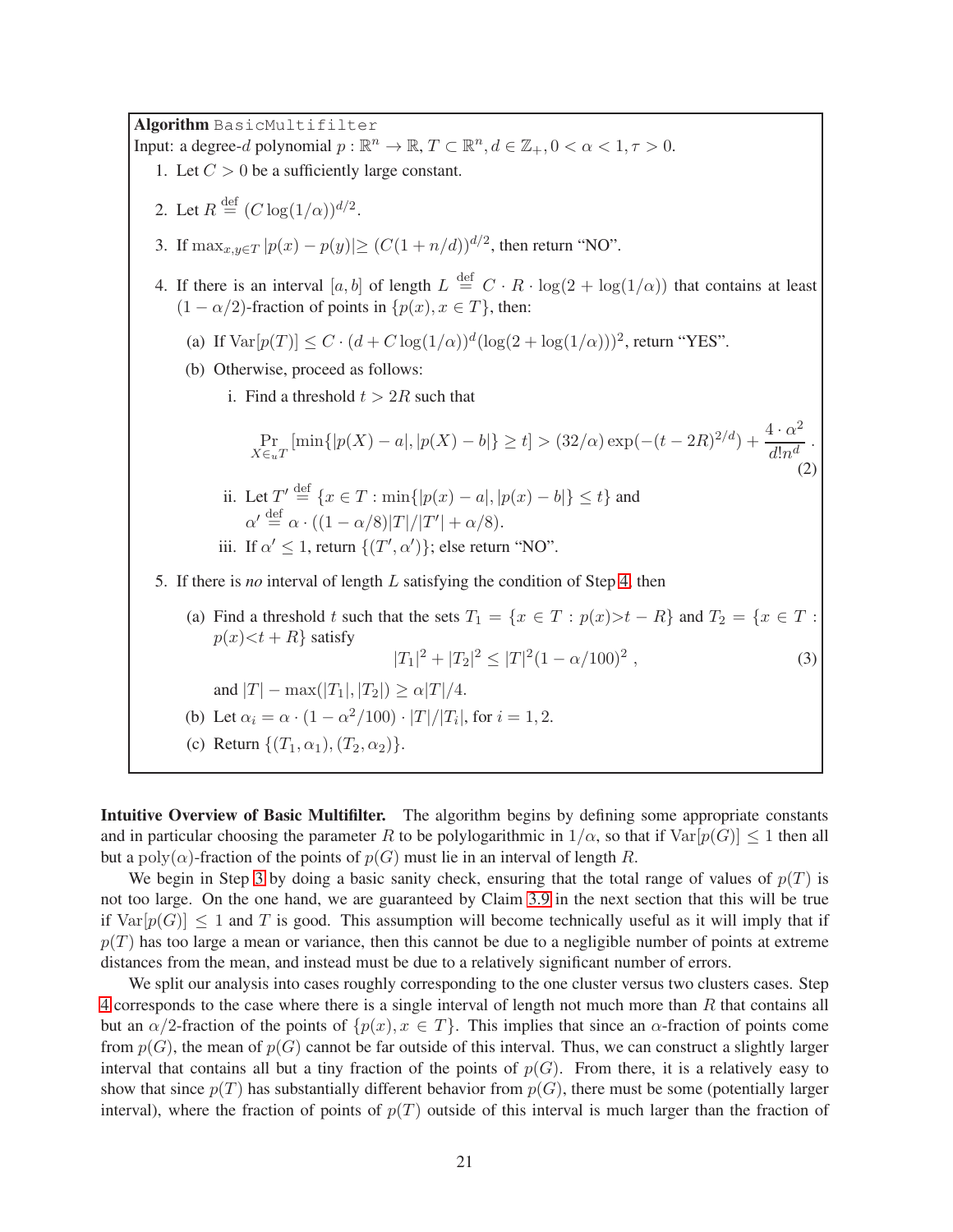**Algorithm** `BasicMultifilter`

Input: a degree-$d$ polynomial $p : \mathbb{R}^n \to \mathbb{R}$, $T \subset \mathbb{R}^n$, $d \in \mathbb{Z}_+$, $0 < \alpha < 1$, $\tau > 0$.

1. Let $C > 0$ be a sufficiently large constant.
2. Let $R \stackrel{\text{def}}{=} (C \log(1/\alpha))^{d/2}$.
3. If $\max_{x,y \in T} |p(x) - p(y)| \geq (C(1 + n/d))^{d/2}$, then return "NO".
4. If there is an interval $[a, b]$ of length $L \stackrel{\text{def}}{=} C \cdot R \cdot \log(2 + \log(1/\alpha))$ that contains at least $(1 - \alpha/2)$-fraction of points in $\{p(x), x \in T\}$, then:
   (a) If $\mathrm{Var}[p(T)] \leq C \cdot (d + C \log(1/\alpha))^d (\log(2 + \log(1/\alpha)))^2$, return "YES".
   (b) Otherwise, proceed as follows:
      i. Find a threshold $t > 2R$ such that
      $$\Pr_{X \in_u T}[\min\{|p(X) - a|, |p(X) - b|\} \geq t] > (32/\alpha) \exp(-(t - 2R)^{2/d}) + \frac{4 \cdot \alpha^2}{d! n^d} . \tag{2}$$
      ii. Let $T' \stackrel{\text{def}}{=} \{x \in T : \min\{|p(x) - a|, |p(x) - b|\} \leq t\}$ and $\alpha' \stackrel{\text{def}}{=} \alpha \cdot ((1 - \alpha/8)|T|/|T'| + \alpha/8)$.
      iii. If $\alpha' \leq 1$, return $\{(T', \alpha')\}$; else return "NO".
5. If there is *no* interval of length $L$ satisfying the condition of Step 4, then
   (a) Find a threshold $t$ such that the sets $T_1 = \{x \in T : p(x) > t - R\}$ and $T_2 = \{x \in T : p(x) < t + R\}$ satisfy
   $$|T_1|^2 + |T_2|^2 \leq |T|^2 (1 - \alpha/100)^2 , \tag{3}$$
   and $|T| - \max(|T_1|, |T_2|) \geq \alpha|T|/4$.
   (b) Let $\alpha_i = \alpha \cdot (1 - \alpha^2/100) \cdot |T|/|T_i|$, for $i = 1, 2$.
   (c) Return $\{(T_1, \alpha_1), (T_2, \alpha_2)\}$.

**Intuitive Overview of Basic Multifilter.** The algorithm begins by defining some appropriate constants and in particular choosing the parameter $R$ to be polylogarithmic in $1/\alpha$, so that if $\mathrm{Var}[p(G)] \leq 1$ then all but a $\mathrm{poly}(\alpha)$-fraction of the points of $p(G)$ must lie in an interval of length $R$.

We begin in Step 3 by doing a basic sanity check, ensuring that the total range of values of $p(T)$ is not too large. On the one hand, we are guaranteed by Claim 3.9 in the next section that this will be true if $\mathrm{Var}[p(G)] \leq 1$ and $T$ is good. This assumption will become technically useful as it will imply that if $p(T)$ has too large a mean or variance, then this cannot be due to a negligible number of points at extreme distances from the mean, and instead must be due to a relatively significant number of errors.

We split our analysis into cases roughly corresponding to the one cluster versus two clusters cases. Step 4 corresponds to the case where there is a single interval of length not much more than $R$ that contains all but an $\alpha/2$-fraction of the points of $\{p(x), x \in T\}$. This implies that since an $\alpha$-fraction of points come from $p(G)$, the mean of $p(G)$ cannot be far outside of this interval. Thus, we can construct a slightly larger interval that contains all but a tiny fraction of the points of $p(G)$. From there, it is a relatively easy to show that since $p(T)$ has substantially different behavior from $p(G)$, there must be some (potentially larger interval), where the fraction of points of $p(T)$ outside of this interval is much larger than the fraction of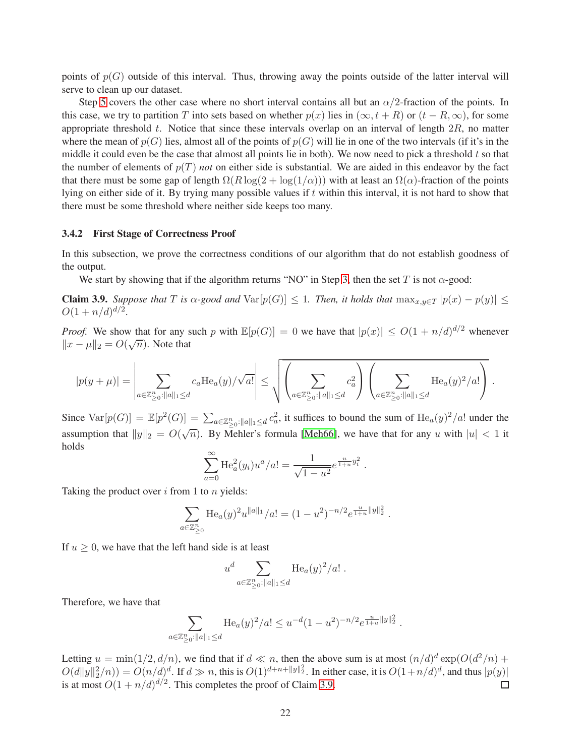points of $p(G)$ outside of this interval. Thus, throwing away the points outside of the latter interval will serve to clean up our dataset.

Step 5 covers the other case where no short interval contains all but an $\alpha/2$-fraction of the points. In this case, we try to partition $T$ into sets based on whether $p(x)$ lies in $(\infty, t+R)$ or $(t-R, \infty)$, for some appropriate threshold $t$. Notice that since these intervals overlap on an interval of length $2R$, no matter where the mean of $p(G)$ lies, almost all of the points of $p(G)$ will lie in one of the two intervals (if it's in the middle it could even be the case that almost all points lie in both). We now need to pick a threshold $t$ so that the number of elements of $p(T)$ *not* on either side is substantial. We are aided in this endeavor by the fact that there must be some gap of length $\Omega(R\log(2+\log(1/\alpha)))$ with at least an $\Omega(\alpha)$-fraction of the points lying on either side of it. By trying many possible values if $t$ within this interval, it is not hard to show that there must be some threshold where neither side keeps too many.

### 3.4.2 First Stage of Correctness Proof

In this subsection, we prove the correctness conditions of our algorithm that do not establish goodness of the output.

We start by showing that if the algorithm returns "NO" in Step 3, then the set $T$ is not $\alpha$-good:

**Claim 3.9.** *Suppose that $T$ is $\alpha$-good and $\mathrm{Var}[p(G)] \leq 1$. Then, it holds that $\max_{x,y\in T} |p(x) - p(y)| \leq O(1+n/d)^{d/2}$.*

*Proof.* We show that for any such $p$ with $\mathbb{E}[p(G)] = 0$ we have that $|p(x)| \leq O(1+n/d)^{d/2}$ whenever $\|x-\mu\|_2 = O(\sqrt{n})$. Note that

$$|p(y+\mu)| = \left|\sum_{a\in\mathbb{Z}^n_{\geq 0}:\|a\|_1\leq d} c_a \mathrm{He}_a(y)/\sqrt{a!}\right| \leq \sqrt{\left(\sum_{a\in\mathbb{Z}^n_{\geq 0}:\|a\|_1\leq d} c_a^2\right)\left(\sum_{a\in\mathbb{Z}^n_{\geq 0}:\|a\|_1\leq d} \mathrm{He}_a(y)^2/a!\right)} .$$

Since $\mathrm{Var}[p(G)] = \mathbb{E}[p^2(G)] = \sum_{a\in\mathbb{Z}^n_{\geq 0}:\|a\|_1\leq d} c_a^2$, it suffices to bound the sum of $\mathrm{He}_a(y)^2/a!$ under the assumption that $\|y\|_2 = O(\sqrt{n})$. By Mehler's formula [Meh66], we have that for any $u$ with $|u| < 1$ it holds

$$\sum_{a=0}^{\infty} \mathrm{He}_a^2(y_i) u^a / a! = \frac{1}{\sqrt{1-u^2}} e^{\frac{u}{1+u} y_i^2} .$$

Taking the product over $i$ from 1 to $n$ yields:

$$\sum_{a\in\mathbb{Z}^n_{\geq 0}} \mathrm{He}_a(y)^2 u^{\|a\|_1}/a! = (1-u^2)^{-n/2} e^{\frac{u}{1+u}\|y\|_2^2} .$$

If $u \geq 0$, we have that the left hand side is at least

$$u^d \sum_{a\in\mathbb{Z}^n_{\geq 0}:\|a\|_1\leq d} \mathrm{He}_a(y)^2/a! .$$

Therefore, we have that

$$\sum_{a\in\mathbb{Z}^n_{\geq 0}:\|a\|_1\leq d} \mathrm{He}_a(y)^2/a! \leq u^{-d}(1-u^2)^{-n/2} e^{\frac{u}{1+u}\|y\|_2^2} .$$

Letting $u = \min(1/2, d/n)$, we find that if $d \ll n$, then the above sum is at most $(n/d)^d \exp(O(d^2/n) + O(d\|y\|_2^2/n)) = O(n/d)^d$. If $d \gg n$, this is $O(1)^{d+n+\|y\|_2^2}$. In either case, it is $O(1+n/d)^d$, and thus $|p(y)|$ is at most $O(1+n/d)^{d/2}$. This completes the proof of Claim 3.9. $\square$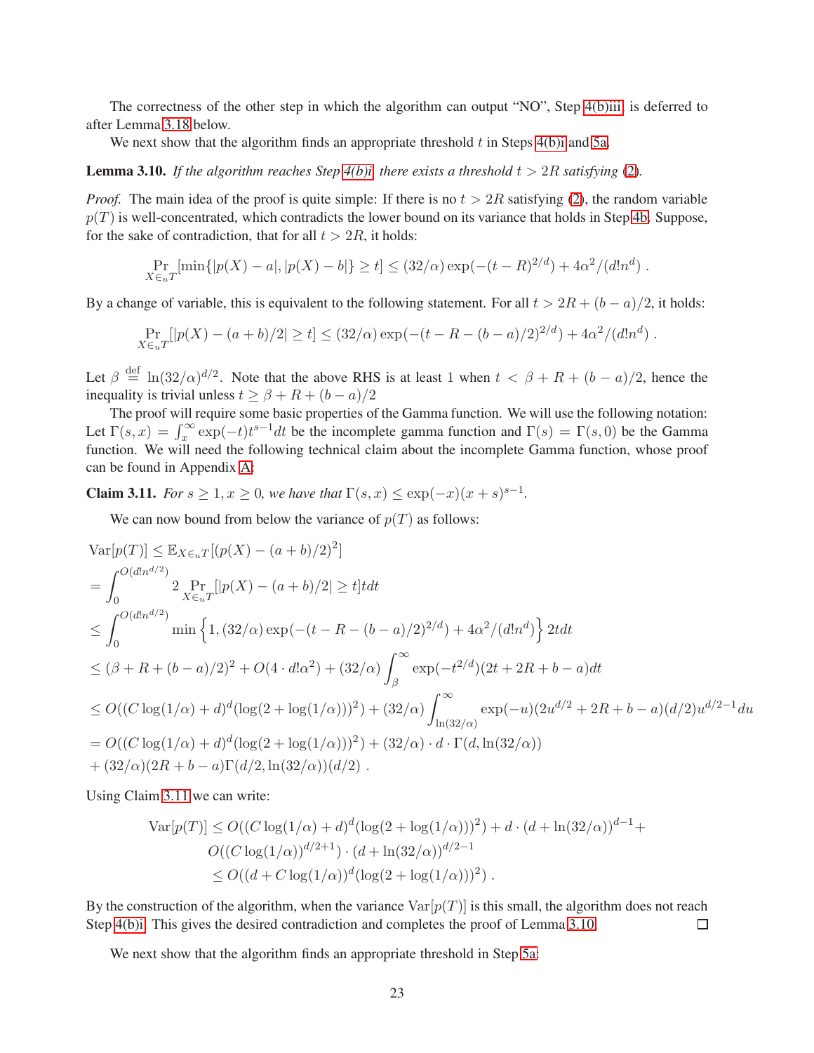The correctness of the other step in which the algorithm can output "NO", Step 4(b)iii, is deferred to after Lemma 3.18 below.

We next show that the algorithm finds an appropriate threshold $t$ in Steps 4(b)i and 5a.

**Lemma 3.10.** *If the algorithm reaches Step 4(b)i, there exists a threshold $t > 2R$ satisfying (2).*

*Proof.* The main idea of the proof is quite simple: If there is no $t > 2R$ satisfying (2), the random variable $p(T)$ is well-concentrated, which contradicts the lower bound on its variance that holds in Step 4b. Suppose, for the sake of contradiction, that for all $t > 2R$, it holds:

$$\Pr_{X \in_u T}[\min\{|p(X) - a|, |p(X) - b|\} \geq t] \leq (32/\alpha)\exp(-(t - R)^{2/d}) + 4\alpha^2/(d!n^d) .$$

By a change of variable, this is equivalent to the following statement. For all $t > 2R + (b-a)/2$, it holds:

$$\Pr_{X \in_u T}[|p(X) - (a+b)/2| \geq t] \leq (32/\alpha)\exp(-(t - R - (b-a)/2)^{2/d}) + 4\alpha^2/(d!n^d) .$$

Let $\beta \stackrel{\text{def}}{=} \ln(32/\alpha)^{d/2}$. Note that the above RHS is at least 1 when $t < \beta + R + (b-a)/2$, hence the inequality is trivial unless $t \geq \beta + R + (b-a)/2$

The proof will require some basic properties of the Gamma function. We will use the following notation: Let $\Gamma(s, x) = \int_x^\infty \exp(-t)t^{s-1}dt$ be the incomplete gamma function and $\Gamma(s) = \Gamma(s, 0)$ be the Gamma function. We will need the following technical claim about the incomplete Gamma function, whose proof can be found in Appendix A:

**Claim 3.11.** *For $s \geq 1, x \geq 0$, we have that $\Gamma(s, x) \leq \exp(-x)(x+s)^{s-1}$.*

We can now bound from below the variance of $p(T)$ as follows:

$$\begin{aligned}
&\mathrm{Var}[p(T)] \leq \mathbb{E}_{X \in_u T}[(p(X) - (a+b)/2)^2] \\
&= \int_0^{O(d!n^{d/2})} 2 \Pr_{X \in_u T}[|p(X) - (a+b)/2| \geq t] t dt \\
&\leq \int_0^{O(d!n^{d/2})} \min\left\{1, (32/\alpha)\exp(-(t - R - (b-a)/2)^{2/d}) + 4\alpha^2/(d!n^d)\right\} 2t dt \\
&\leq (\beta + R + (b-a)/2)^2 + O(4 \cdot d!\alpha^2) + (32/\alpha)\int_\beta^\infty \exp(-t^{2/d})(2t + 2R + b - a)dt \\
&\leq O((C\log(1/\alpha) + d)^d(\log(2 + \log(1/\alpha)))^2) + (32/\alpha)\int_{\ln(32/\alpha)}^\infty \exp(-u)(2u^{d/2} + 2R + b - a)(d/2)u^{d/2-1}du \\
&= O((C\log(1/\alpha) + d)^d(\log(2 + \log(1/\alpha)))^2) + (32/\alpha) \cdot d \cdot \Gamma(d, \ln(32/\alpha)) \\
&+ (32/\alpha)(2R + b - a)\Gamma(d/2, \ln(32/\alpha))(d/2) .
\end{aligned}$$

Using Claim 3.11 we can write:

$$\begin{aligned}
\mathrm{Var}[p(T)] &\leq O((C\log(1/\alpha) + d)^d(\log(2 + \log(1/\alpha)))^2) + d \cdot (d + \ln(32/\alpha))^{d-1} + \\
&\quad O((C\log(1/\alpha))^{d/2+1}) \cdot (d + \ln(32/\alpha))^{d/2-1} \\
&\leq O((d + C\log(1/\alpha))^d(\log(2 + \log(1/\alpha)))^2) .
\end{aligned}$$

By the construction of the algorithm, when the variance $\mathrm{Var}[p(T)]$ is this small, the algorithm does not reach Step 4(b)i. This gives the desired contradiction and completes the proof of Lemma 3.10. $\square$

We next show that the algorithm finds an appropriate threshold in Step 5a: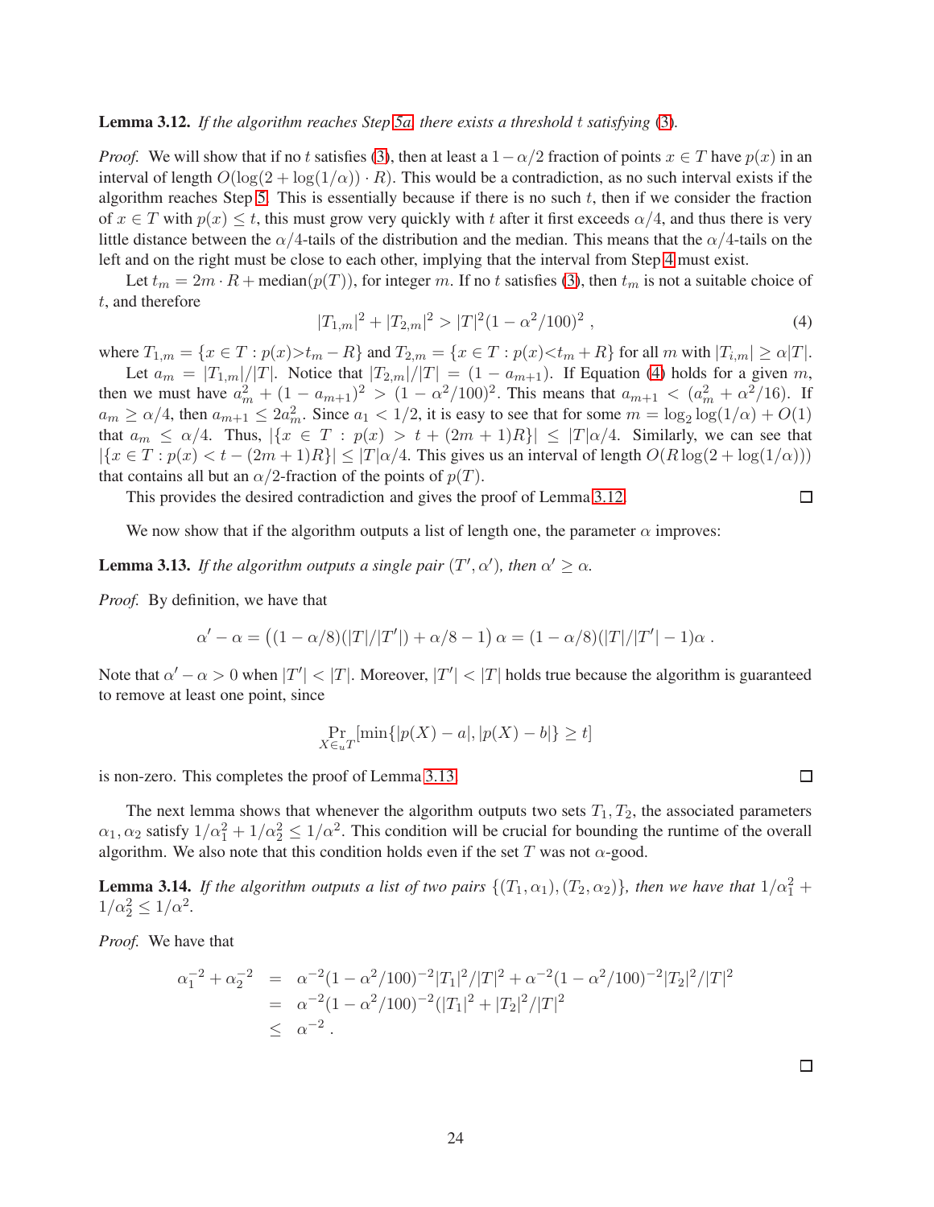**Lemma 3.12.** *If the algorithm reaches Step 5a, there exists a threshold $t$ satisfying (3).*

*Proof.* We will show that if no $t$ satisfies (3), then at least a $1-\alpha/2$ fraction of points $x \in T$ have $p(x)$ in an interval of length $O(\log(2+\log(1/\alpha)) \cdot R)$. This would be a contradiction, as no such interval exists if the algorithm reaches Step 5. This is essentially because if there is no such $t$, then if we consider the fraction of $x \in T$ with $p(x) \leq t$, this must grow very quickly with $t$ after it first exceeds $\alpha/4$, and thus there is very little distance between the $\alpha/4$-tails of the distribution and the median. This means that the $\alpha/4$-tails on the left and on the right must be close to each other, implying that the interval from Step 4 must exist.

Let $t_m = 2m \cdot R + \mathrm{median}(p(T))$, for integer $m$. If no $t$ satisfies (3), then $t_m$ is not a suitable choice of $t$, and therefore

$$|T_{1,m}|^2 + |T_{2,m}|^2 > |T|^2(1-\alpha^2/100)^2 , \tag{4}$$

where $T_{1,m} = \{x \in T : p(x) > t_m - R\}$ and $T_{2,m} = \{x \in T : p(x) < t_m + R\}$ for all $m$ with $|T_{i,m}| \geq \alpha|T|$.

Let $a_m = |T_{1,m}|/|T|$. Notice that $|T_{2,m}|/|T| = (1-a_{m+1})$. If Equation (4) holds for a given $m$, then we must have $a_m^2 + (1-a_{m+1})^2 > (1-\alpha^2/100)^2$. This means that $a_{m+1} < (a_m^2 + \alpha^2/16)$. If $a_m \geq \alpha/4$, then $a_{m+1} \leq 2a_m^2$. Since $a_1 < 1/2$, it is easy to see that for some $m = \log_2 \log(1/\alpha) + O(1)$ that $a_m \leq \alpha/4$. Thus, $|\{x \in T : p(x) > t + (2m+1)R\}| \leq |T|\alpha/4$. Similarly, we can see that $|\{x \in T : p(x) < t - (2m+1)R\}| \leq |T|\alpha/4$. This gives us an interval of length $O(R\log(2+\log(1/\alpha)))$ that contains all but an $\alpha/2$-fraction of the points of $p(T)$.

This provides the desired contradiction and gives the proof of Lemma 3.12. $\square$

We now show that if the algorithm outputs a list of length one, the parameter $\alpha$ improves:

**Lemma 3.13.** *If the algorithm outputs a single pair $(T', \alpha')$, then $\alpha' \geq \alpha$.*

*Proof.* By definition, we have that

$$\alpha' - \alpha = \left((1-\alpha/8)(|T|/|T'|) + \alpha/8 - 1\right)\alpha = (1-\alpha/8)(|T|/|T'| - 1)\alpha .$$

Note that $\alpha' - \alpha > 0$ when $|T'| < |T|$. Moreover, $|T'| < |T|$ holds true because the algorithm is guaranteed to remove at least one point, since

$$\Pr_{X \in_u T}[\min\{|p(X) - a|, |p(X) - b|\} \geq t]$$

is non-zero. This completes the proof of Lemma 3.13. $\square$

The next lemma shows that whenever the algorithm outputs two sets $T_1, T_2$, the associated parameters $\alpha_1, \alpha_2$ satisfy $1/\alpha_1^2 + 1/\alpha_2^2 \leq 1/\alpha^2$. This condition will be crucial for bounding the runtime of the overall algorithm. We also note that this condition holds even if the set $T$ was not $\alpha$-good.

**Lemma 3.14.** *If the algorithm outputs a list of two pairs $\{(T_1, \alpha_1), (T_2, \alpha_2)\}$, then we have that $1/\alpha_1^2 + 1/\alpha_2^2 \leq 1/\alpha^2$.*

*Proof.* We have that

$$\begin{aligned}
\alpha_1^{-2} + \alpha_2^{-2} &= \alpha^{-2}(1-\alpha^2/100)^{-2}|T_1|^2/|T|^2 + \alpha^{-2}(1-\alpha^2/100)^{-2}|T_2|^2/|T|^2 \\
&= \alpha^{-2}(1-\alpha^2/100)^{-2}(|T_1|^2 + |T_2|^2/|T|^2 \\
&\leq \alpha^{-2} .
\end{aligned}$$

$\square$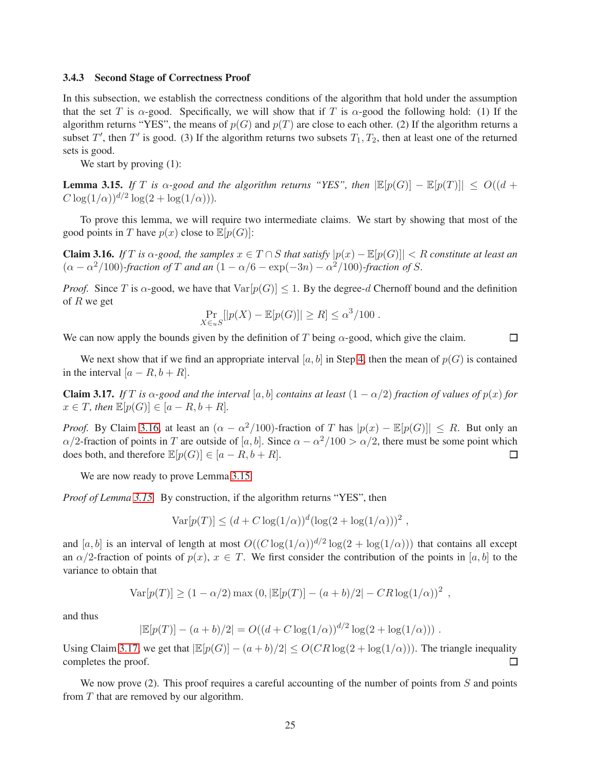### 3.4.3 Second Stage of Correctness Proof

In this subsection, we establish the correctness conditions of the algorithm that hold under the assumption that the set $T$ is $\alpha$-good. Specifically, we will show that if $T$ is $\alpha$-good the following hold: (1) If the algorithm returns "YES", the means of $p(G)$ and $p(T)$ are close to each other. (2) If the algorithm returns a subset $T'$, then $T'$ is good. (3) If the algorithm returns two subsets $T_1, T_2$, then at least one of the returned sets is good.

We start by proving (1):

**Lemma 3.15.** *If $T$ is $\alpha$-good and the algorithm returns "YES", then $|\mathbb{E}[p(G)] - \mathbb{E}[p(T)]| \leq O((d + C\log(1/\alpha))^{d/2} \log(2 + \log(1/\alpha)))$.*

To prove this lemma, we will require two intermediate claims. We start by showing that most of the good points in $T$ have $p(x)$ close to $\mathbb{E}[p(G)]$:

**Claim 3.16.** *If $T$ is $\alpha$-good, the samples $x \in T \cap S$ that satisfy $|p(x) - \mathbb{E}[p(G)]| < R$ constitute at least an $(\alpha - \alpha^2/100)$-fraction of $T$ and an $(1 - \alpha/6 - \exp(-3n) - \alpha^2/100)$-fraction of $S$.*

*Proof.* Since $T$ is $\alpha$-good, we have that $\mathrm{Var}[p(G)] \leq 1$. By the degree-$d$ Chernoff bound and the definition of $R$ we get

$$\Pr_{X \in_u S}[|p(X) - \mathbb{E}[p(G)]| \geq R] \leq \alpha^3/100 \, .$$

We can now apply the bounds given by the definition of $T$ being $\alpha$-good, which give the claim. $\square$

We next show that if we find an appropriate interval $[a, b]$ in Step 4, then the mean of $p(G)$ is contained in the interval $[a - R, b + R]$.

**Claim 3.17.** *If $T$ is $\alpha$-good and the interval $[a, b]$ contains at least $(1 - \alpha/2)$ fraction of values of $p(x)$ for $x \in T$, then $\mathbb{E}[p(G)] \in [a - R, b + R]$.*

*Proof.* By Claim 3.16, at least an $(\alpha - \alpha^2/100)$-fraction of $T$ has $|p(x) - \mathbb{E}[p(G)]| \leq R$. But only an $\alpha/2$-fraction of points in $T$ are outside of $[a, b]$. Since $\alpha - \alpha^2/100 > \alpha/2$, there must be some point which does both, and therefore $\mathbb{E}[p(G)] \in [a - R, b + R]$. $\square$

We are now ready to prove Lemma 3.15.

*Proof of Lemma 3.15.* By construction, if the algorithm returns "YES", then

$$\mathrm{Var}[p(T)] \leq (d + C\log(1/\alpha))^d (\log(2 + \log(1/\alpha)))^2 \, ,$$

and $[a, b]$ is an interval of length at most $O((C\log(1/\alpha))^{d/2} \log(2 + \log(1/\alpha)))$ that contains all except an $\alpha/2$-fraction of points of $p(x)$, $x \in T$. We first consider the contribution of the points in $[a, b]$ to the variance to obtain that

$$\mathrm{Var}[p(T)] \geq (1 - \alpha/2) \max\left(0, |\mathbb{E}[p(T)] - (a + b)/2| - CR\log(1/\alpha)\right)^2 \, ,$$

and thus

$$|\mathbb{E}[p(T)] - (a + b)/2| = O((d + C\log(1/\alpha))^{d/2} \log(2 + \log(1/\alpha))) \, .$$

Using Claim 3.17, we get that $|\mathbb{E}[p(G)] - (a + b)/2| \leq O(CR\log(2 + \log(1/\alpha)))$. The triangle inequality completes the proof. $\square$

We now prove (2). This proof requires a careful accounting of the number of points from $S$ and points from $T$ that are removed by our algorithm.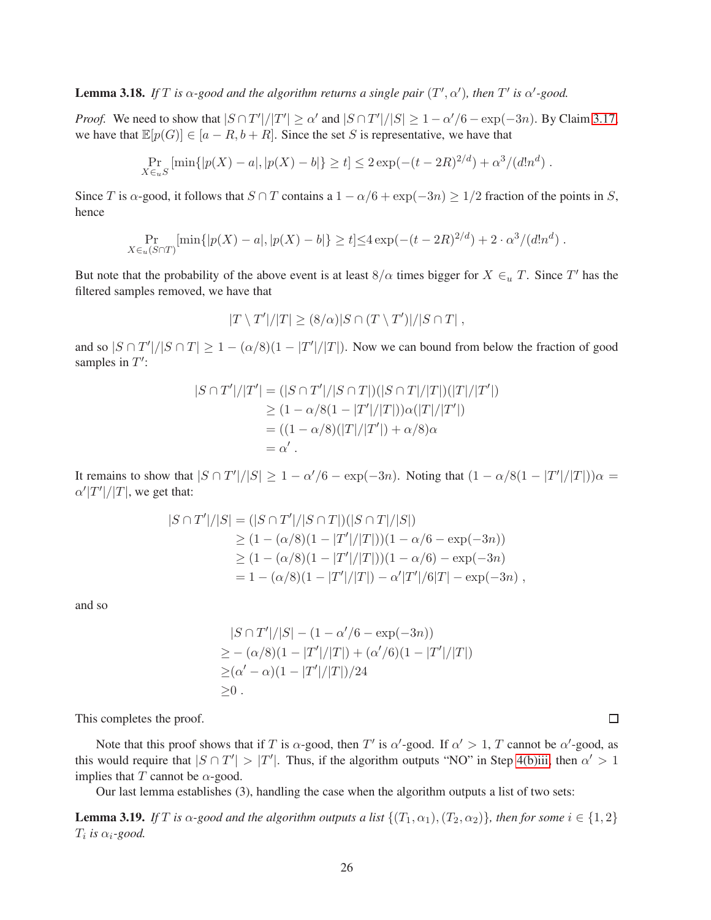**Lemma 3.18.** *If $T$ is $\alpha$-good and the algorithm returns a single pair $(T', \alpha')$, then $T'$ is $\alpha'$-good.*

*Proof.* We need to show that $|S \cap T'|/|T'| \geq \alpha'$ and $|S \cap T'|/|S| \geq 1 - \alpha'/6 - \exp(-3n)$. By Claim 3.17, we have that $\mathbb{E}[p(G)] \in [a - R, b + R]$. Since the set $S$ is representative, we have that

$$\Pr_{X \in_u S}[\min\{|p(X) - a|, |p(X) - b|\} \geq t] \leq 2\exp(-(t - 2R)^{2/d}) + \alpha^3/(d!n^d) .$$

Since $T$ is $\alpha$-good, it follows that $S \cap T$ contains a $1 - \alpha/6 + \exp(-3n) \geq 1/2$ fraction of the points in $S$, hence

$$\Pr_{X \in_u (S \cap T)}[\min\{|p(X) - a|, |p(X) - b|\} \geq t] \leq 4\exp(-(t - 2R)^{2/d}) + 2 \cdot \alpha^3/(d!n^d) .$$

But note that the probability of the above event is at least $8/\alpha$ times bigger for $X \in_u T$. Since $T'$ has the filtered samples removed, we have that

$$|T \setminus T'|/|T| \geq (8/\alpha)|S \cap (T \setminus T')|/|S \cap T| ,$$

and so $|S \cap T'|/|S \cap T| \geq 1 - (\alpha/8)(1 - |T'|/|T|)$. Now we can bound from below the fraction of good samples in $T'$:

$$\begin{aligned}
|S \cap T'|/|T'| &= (|S \cap T'|/|S \cap T|)(|S \cap T|/|T|)(|T|/|T'|) \\
&\geq (1 - \alpha/8(1 - |T'|/|T|))\alpha(|T|/|T'|) \\
&= ((1 - \alpha/8)(|T|/|T'|) + \alpha/8)\alpha \\
&= \alpha' .
\end{aligned}$$

It remains to show that $|S \cap T'|/|S| \geq 1 - \alpha'/6 - \exp(-3n)$. Noting that $(1 - \alpha/8(1 - |T'|/|T|))\alpha = \alpha'|T'|/|T|$, we get that:

$$\begin{aligned}
|S \cap T'|/|S| &= (|S \cap T'|/|S \cap T|)(|S \cap T|/|S|) \\
&\geq (1 - (\alpha/8)(1 - |T'|/|T|))(1 - \alpha/6 - \exp(-3n)) \\
&\geq (1 - (\alpha/8)(1 - |T'|/|T|))(1 - \alpha/6) - \exp(-3n) \\
&= 1 - (\alpha/8)(1 - |T'|/|T|) - \alpha'|T'|/6|T| - \exp(-3n) ,
\end{aligned}$$

and so

$$\begin{aligned}
&|S \cap T'|/|S| - (1 - \alpha'/6 - \exp(-3n)) \\
\geq& - (\alpha/8)(1 - |T'|/|T|) + (\alpha'/6)(1 - |T'|/|T|) \\
\geq& (\alpha' - \alpha)(1 - |T'|/|T|)/24 \\
\geq& 0 .
\end{aligned}$$

This completes the proof. $\square$

Note that this proof shows that if $T$ is $\alpha$-good, then $T'$ is $\alpha'$-good. If $\alpha' > 1$, $T$ cannot be $\alpha'$-good, as this would require that $|S \cap T'| > |T'|$. Thus, if the algorithm outputs "NO" in Step 4(b)iii, then $\alpha' > 1$ implies that $T$ cannot be $\alpha$-good.

Our last lemma establishes (3), handling the case when the algorithm outputs a list of two sets:

**Lemma 3.19.** *If $T$ is $\alpha$-good and the algorithm outputs a list $\{(T_1, \alpha_1), (T_2, \alpha_2)\}$, then for some $i \in \{1, 2\}$ $T_i$ is $\alpha_i$-good.*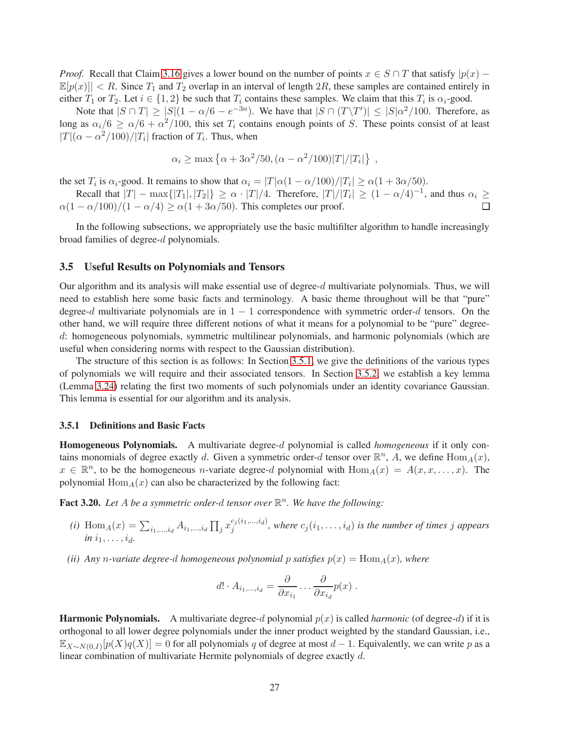*Proof.* Recall that Claim 3.16 gives a lower bound on the number of points $x \in S \cap T$ that satisfy $|p(x) - \mathbb{E}[p(x)]| < R$. Since $T_1$ and $T_2$ overlap in an interval of length $2R$, these samples are contained entirely in either $T_1$ or $T_2$. Let $i \in \{1, 2\}$ be such that $T_i$ contains these samples. We claim that this $T_i$ is $\alpha_i$-good.

Note that $|S \cap T| \geq |S|(1 - \alpha/6 - e^{-3n})$. We have that $|S \cap (T \backslash T')| \leq |S|\alpha^2/100$. Therefore, as long as $\alpha_i/6 \geq \alpha/6 + \alpha^2/100$, this set $T_i$ contains enough points of $S$. These points consist of at least $|T|(\alpha - \alpha^2/100)/|T_i|$ fraction of $T_i$. Thus, when

$$\alpha_i \geq \max\left\{\alpha + 3\alpha^2/50, (\alpha - \alpha^2/100)|T|/|T_i|\right\} ,$$

the set $T_i$ is $\alpha_i$-good. It remains to show that $\alpha_i = |T|\alpha(1 - \alpha/100)/|T_i| \geq \alpha(1 + 3\alpha/50)$.

Recall that $|T| - \max\{|T_1|, |T_2|\} \geq \alpha \cdot |T|/4$. Therefore, $|T|/|T_i| \geq (1 - \alpha/4)^{-1}$, and thus $\alpha_i \geq \alpha(1 - \alpha/100)/(1 - \alpha/4) \geq \alpha(1 + 3\alpha/50)$. This completes our proof. $\square$

In the following subsections, we appropriately use the basic multifilter algorithm to handle increasingly broad families of degree-$d$ polynomials.

### 3.5 Useful Results on Polynomials and Tensors

Our algorithm and its analysis will make essential use of degree-$d$ multivariate polynomials. Thus, we will need to establish here some basic facts and terminology. A basic theme throughout will be that "pure" degree-$d$ multivariate polynomials are in $1 - 1$ correspondence with symmetric order-$d$ tensors. On the other hand, we will require three different notions of what it means for a polynomial to be "pure" degree-$d$: homogeneous polynomials, symmetric multilinear polynomials, and harmonic polynomials (which are useful when considering norms with respect to the Gaussian distribution).

The structure of this section is as follows: In Section 3.5.1, we give the definitions of the various types of polynomials we will require and their associated tensors. In Section 3.5.2, we establish a key lemma (Lemma 3.24) relating the first two moments of such polynomials under an identity covariance Gaussian. This lemma is essential for our algorithm and its analysis.

#### 3.5.1 Definitions and Basic Facts

**Homogeneous Polynomials.** A multivariate degree-$d$ polynomial is called *homogeneous* if it only contains monomials of degree exactly $d$. Given a symmetric order-$d$ tensor over $\mathbb{R}^n$, $A$, we define $\mathrm{Hom}_A(x)$, $x \in \mathbb{R}^n$, to be the homogeneous $n$-variate degree-$d$ polynomial with $\mathrm{Hom}_A(x) = A(x, x, \ldots, x)$. The polynomial $\mathrm{Hom}_A(x)$ can also be characterized by the following fact:

**Fact 3.20.** *Let $A$ be a symmetric order-$d$ tensor over $\mathbb{R}^n$. We have the following:*

*(i)* $\mathrm{Hom}_A(x) = \sum_{i_1,\ldots,i_d} A_{i_1,\ldots,i_d} \prod_j x_j^{c_j(i_1,\ldots,i_d)}$*, where $c_j(i_1, \ldots, i_d)$ is the number of times $j$ appears in $i_1, \ldots, i_d$.*

*(ii) Any $n$-variate degree-$d$ homogeneous polynomial $p$ satisfies $p(x) = \mathrm{Hom}_A(x)$, where*

$$d! \cdot A_{i_1,\ldots,i_d} = \frac{\partial}{\partial x_{i_1}} \cdots \frac{\partial}{\partial x_{i_d}} p(x) .$$

**Harmonic Polynomials.** A multivariate degree-$d$ polynomial $p(x)$ is called *harmonic* (of degree-$d$) if it is orthogonal to all lower degree polynomials under the inner product weighted by the standard Gaussian, i.e., $\mathbb{E}_{X\sim N(0,I)}[p(X)q(X)] = 0$ for all polynomials $q$ of degree at most $d - 1$. Equivalently, we can write $p$ as a linear combination of multivariate Hermite polynomials of degree exactly $d$.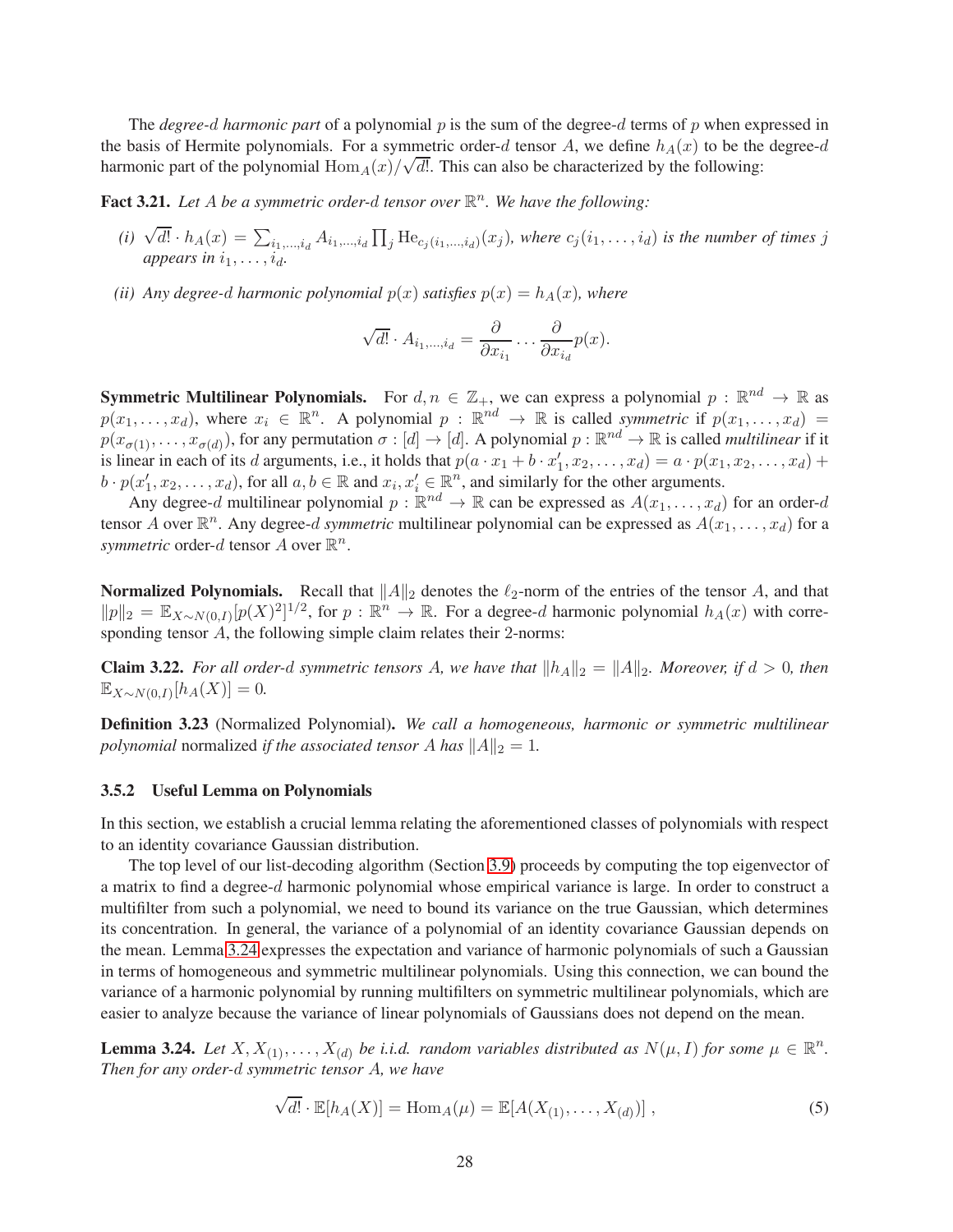The *degree-$d$ harmonic part* of a polynomial $p$ is the sum of the degree-$d$ terms of $p$ when expressed in the basis of Hermite polynomials. For a symmetric order-$d$ tensor $A$, we define $h_A(x)$ to be the degree-$d$ harmonic part of the polynomial $\mathrm{Hom}_A(x)/\sqrt{d!}$. This can also be characterized by the following:

**Fact 3.21.** *Let $A$ be a symmetric order-$d$ tensor over $\mathbb{R}^n$. We have the following:*

*(i) $\sqrt{d!} \cdot h_A(x) = \sum_{i_1,\ldots,i_d} A_{i_1,\ldots,i_d} \prod_j \mathrm{He}_{c_j(i_1,\ldots,i_d)}(x_j)$, where $c_j(i_1,\ldots,i_d)$ is the number of times $j$ appears in $i_1,\ldots,i_d$.*

*(ii) Any degree-$d$ harmonic polynomial $p(x)$ satisfies $p(x) = h_A(x)$, where*

$$\sqrt{d!} \cdot A_{i_1,\ldots,i_d} = \frac{\partial}{\partial x_{i_1}} \cdots \frac{\partial}{\partial x_{i_d}} p(x).$$

**Symmetric Multilinear Polynomials.** For $d, n \in \mathbb{Z}_+$, we can express a polynomial $p : \mathbb{R}^{nd} \to \mathbb{R}$ as $p(x_1,\ldots,x_d)$, where $x_i \in \mathbb{R}^n$. A polynomial $p : \mathbb{R}^{nd} \to \mathbb{R}$ is called *symmetric* if $p(x_1,\ldots,x_d) = p(x_{\sigma(1)},\ldots,x_{\sigma(d)})$, for any permutation $\sigma : [d] \to [d]$. A polynomial $p : \mathbb{R}^{nd} \to \mathbb{R}$ is called *multilinear* if it is linear in each of its $d$ arguments, i.e., it holds that $p(a \cdot x_1 + b \cdot x_1', x_2,\ldots,x_d) = a \cdot p(x_1,x_2,\ldots,x_d) + b \cdot p(x_1',x_2,\ldots,x_d)$, for all $a, b \in \mathbb{R}$ and $x_i, x_i' \in \mathbb{R}^n$, and similarly for the other arguments.

Any degree-$d$ multilinear polynomial $p : \mathbb{R}^{nd} \to \mathbb{R}$ can be expressed as $A(x_1,\ldots,x_d)$ for an order-$d$ tensor $A$ over $\mathbb{R}^n$. Any degree-$d$ *symmetric* multilinear polynomial can be expressed as $A(x_1,\ldots,x_d)$ for a *symmetric* order-$d$ tensor $A$ over $\mathbb{R}^n$.

**Normalized Polynomials.** Recall that $\|A\|_2$ denotes the $\ell_2$-norm of the entries of the tensor $A$, and that $\|p\|_2 = \mathbb{E}_{X \sim N(0,I)}[p(X)^2]^{1/2}$, for $p : \mathbb{R}^n \to \mathbb{R}$. For a degree-$d$ harmonic polynomial $h_A(x)$ with corresponding tensor $A$, the following simple claim relates their 2-norms:

**Claim 3.22.** *For all order-$d$ symmetric tensors $A$, we have that $\|h_A\|_2 = \|A\|_2$. Moreover, if $d > 0$, then $\mathbb{E}_{X \sim N(0,I)}[h_A(X)] = 0$.*

**Definition 3.23** (Normalized Polynomial)**.** *We call a homogeneous, harmonic or symmetric multilinear polynomial* normalized *if the associated tensor $A$ has $\|A\|_2 = 1$.*

### 3.5.2 Useful Lemma on Polynomials

In this section, we establish a crucial lemma relating the aforementioned classes of polynomials with respect to an identity covariance Gaussian distribution.

The top level of our list-decoding algorithm (Section 3.9) proceeds by computing the top eigenvector of a matrix to find a degree-$d$ harmonic polynomial whose empirical variance is large. In order to construct a multifilter from such a polynomial, we need to bound its variance on the true Gaussian, which determines its concentration. In general, the variance of a polynomial of an identity covariance Gaussian depends on the mean. Lemma 3.24 expresses the expectation and variance of harmonic polynomials of such a Gaussian in terms of homogeneous and symmetric multilinear polynomials. Using this connection, we can bound the variance of a harmonic polynomial by running multifilters on symmetric multilinear polynomials, which are easier to analyze because the variance of linear polynomials of Gaussians does not depend on the mean.

**Lemma 3.24.** *Let $X, X_{(1)},\ldots,X_{(d)}$ be i.i.d. random variables distributed as $N(\mu, I)$ for some $\mu \in \mathbb{R}^n$. Then for any order-$d$ symmetric tensor $A$, we have*

$$\sqrt{d!} \cdot \mathbb{E}[h_A(X)] = \mathrm{Hom}_A(\mu) = \mathbb{E}[A(X_{(1)},\ldots,X_{(d)})] \ , \tag{5}$$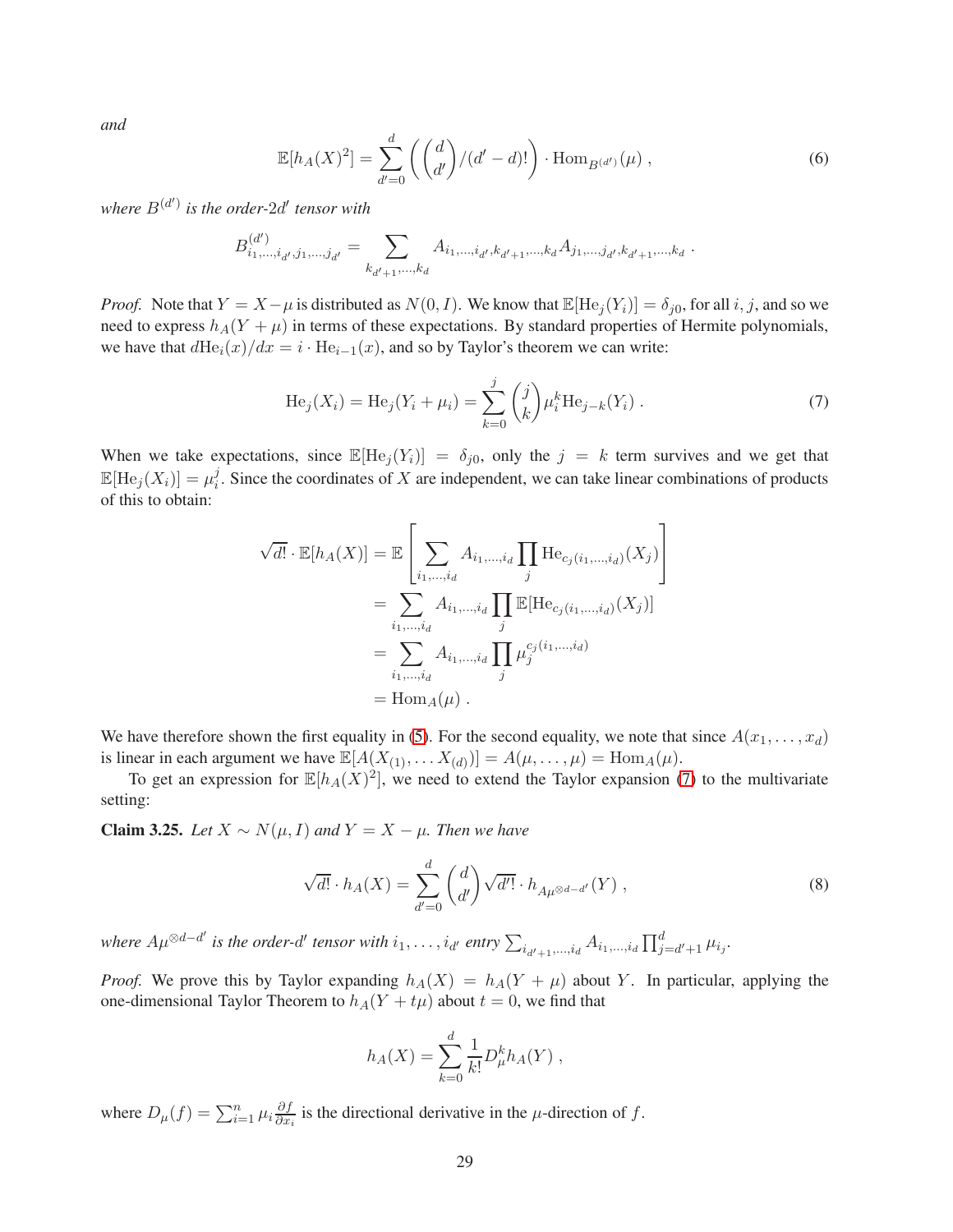*and*

$$\mathbb{E}[h_A(X)^2] = \sum_{d'=0}^{d} \left( \binom{d}{d'} / (d'-d)! \right) \cdot \mathrm{Hom}_{B^{(d')}}(\mu) \ , \tag{6}$$

*where $B^{(d')}$ is the order-$2d'$ tensor with*

$$B^{(d')}_{i_1,\ldots,i_{d'},j_1,\ldots,j_{d'}} = \sum_{k_{d'+1},\ldots,k_d} A_{i_1,\ldots,i_{d'},k_{d'+1},\ldots,k_d} A_{j_1,\ldots,j_{d'},k_{d'+1},\ldots,k_d} \ .$$

*Proof.* Note that $Y = X - \mu$ is distributed as $N(0, I)$. We know that $\mathbb{E}[\mathrm{He}_j(Y_i)] = \delta_{j0}$, for all $i, j$, and so we need to express $h_A(Y + \mu)$ in terms of these expectations. By standard properties of Hermite polynomials, we have that $d\mathrm{He}_i(x)/dx = i \cdot \mathrm{He}_{i-1}(x)$, and so by Taylor's theorem we can write:

$$\mathrm{He}_j(X_i) = \mathrm{He}_j(Y_i + \mu_i) = \sum_{k=0}^{j} \binom{j}{k} \mu_i^k \mathrm{He}_{j-k}(Y_i) \ . \tag{7}$$

When we take expectations, since $\mathbb{E}[\mathrm{He}_j(Y_i)] = \delta_{j0}$, only the $j = k$ term survives and we get that $\mathbb{E}[\mathrm{He}_j(X_i)] = \mu_i^j$. Since the coordinates of $X$ are independent, we can take linear combinations of products of this to obtain:

$$\begin{aligned}
\sqrt{d!} \cdot \mathbb{E}[h_A(X)] &= \mathbb{E}\left[ \sum_{i_1,\ldots,i_d} A_{i_1,\ldots,i_d} \prod_j \mathrm{He}_{c_j(i_1,\ldots,i_d)}(X_j) \right] \\
&= \sum_{i_1,\ldots,i_d} A_{i_1,\ldots,i_d} \prod_j \mathbb{E}[\mathrm{He}_{c_j(i_1,\ldots,i_d)}(X_j)] \\
&= \sum_{i_1,\ldots,i_d} A_{i_1,\ldots,i_d} \prod_j \mu_j^{c_j(i_1,\ldots,i_d)} \\
&= \mathrm{Hom}_A(\mu) \ .
\end{aligned}$$

We have therefore shown the first equality in (5). For the second equality, we note that since $A(x_1, \ldots, x_d)$ is linear in each argument we have $\mathbb{E}[A(X_{(1)}, \ldots X_{(d)})] = A(\mu, \ldots, \mu) = \mathrm{Hom}_A(\mu)$.

To get an expression for $\mathbb{E}[h_A(X)^2]$, we need to extend the Taylor expansion (7) to the multivariate setting:

**Claim 3.25.** *Let $X \sim N(\mu, I)$ and $Y = X - \mu$. Then we have*

$$\sqrt{d!} \cdot h_A(X) = \sum_{d'=0}^{d} \binom{d}{d'} \sqrt{d'!} \cdot h_{A\mu^{\otimes d-d'}}(Y) \ , \tag{8}$$

*where $A\mu^{\otimes d-d'}$ is the order-$d'$ tensor with $i_1, \ldots, i_{d'}$ entry $\sum_{i_{d'+1},\ldots,i_d} A_{i_1,\ldots,i_d} \prod_{j=d'+1}^{d} \mu_{i_j}$.*

*Proof.* We prove this by Taylor expanding $h_A(X) = h_A(Y + \mu)$ about $Y$. In particular, applying the one-dimensional Taylor Theorem to $h_A(Y + t\mu)$ about $t = 0$, we find that

$$h_A(X) = \sum_{k=0}^{d} \frac{1}{k!} D_\mu^k h_A(Y) \ ,$$

where $D_\mu(f) = \sum_{i=1}^{n} \mu_i \frac{\partial f}{\partial x_i}$ is the directional derivative in the $\mu$-direction of $f$.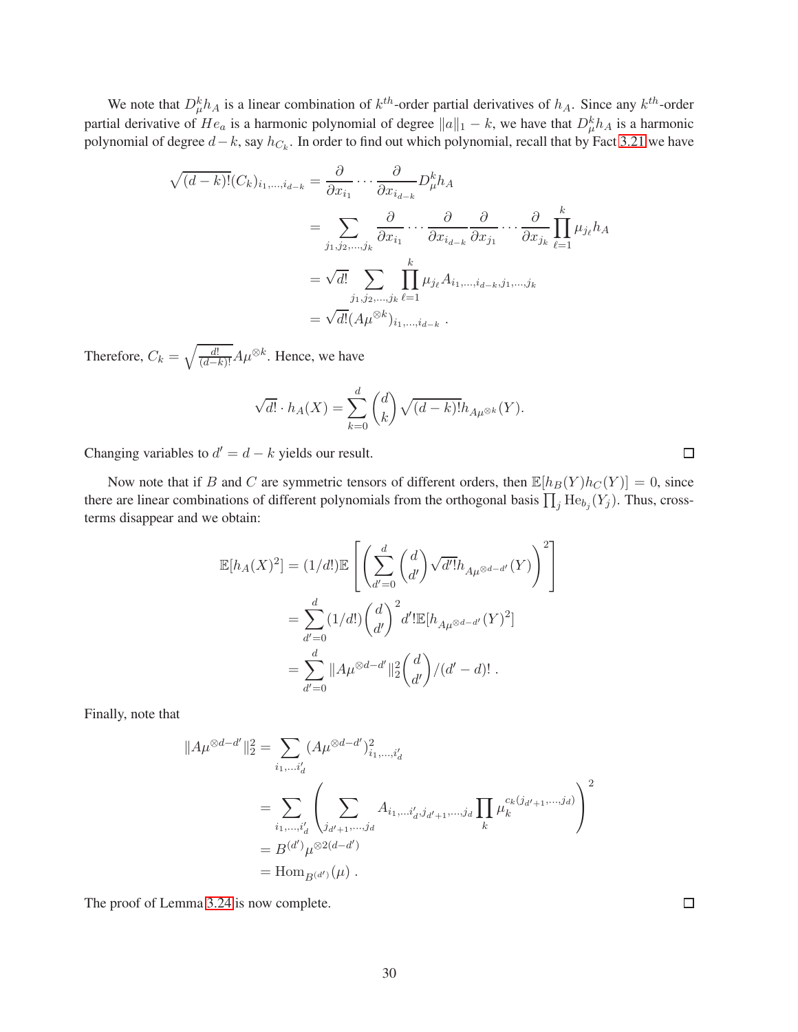We note that $D_\mu^k h_A$ is a linear combination of $k^{th}$-order partial derivatives of $h_A$. Since any $k^{th}$-order partial derivative of $He_a$ is a harmonic polynomial of degree $\|a\|_1 - k$, we have that $D_\mu^k h_A$ is a harmonic polynomial of degree $d-k$, say $h_{C_k}$. In order to find out which polynomial, recall that by Fact 3.21 we have

$$
\begin{aligned}
\sqrt{(d-k)!}(C_k)_{i_1,\ldots,i_{d-k}} &= \frac{\partial}{\partial x_{i_1}} \cdots \frac{\partial}{\partial x_{i_{d-k}}} D_\mu^k h_A \\
&= \sum_{j_1,j_2,\ldots,j_k} \frac{\partial}{\partial x_{i_1}} \cdots \frac{\partial}{\partial x_{i_{d-k}}} \frac{\partial}{\partial x_{j_1}} \cdots \frac{\partial}{\partial x_{j_k}} \prod_{\ell=1}^k \mu_{j_\ell} h_A \\
&= \sqrt{d!} \sum_{j_1,j_2,\ldots,j_k} \prod_{\ell=1}^k \mu_{j_\ell} A_{i_1,\ldots,i_{d-k},j_1,\ldots,j_k} \\
&= \sqrt{d!}(A\mu^{\otimes k})_{i_1,\ldots,i_{d-k}} \, .
\end{aligned}
$$

Therefore, $C_k = \sqrt{\frac{d!}{(d-k)!}} A\mu^{\otimes k}$. Hence, we have

$$
\sqrt{d!} \cdot h_A(X) = \sum_{k=0}^d \binom{d}{k} \sqrt{(d-k)!} h_{A\mu^{\otimes k}}(Y).
$$

Changing variables to $d' = d-k$ yields our result. □

Now note that if $B$ and $C$ are symmetric tensors of different orders, then $\mathbb{E}[h_B(Y)h_C(Y)] = 0$, since there are linear combinations of different polynomials from the orthogonal basis $\prod_j \mathrm{He}_{b_j}(Y_j)$. Thus, cross-terms disappear and we obtain:

$$
\begin{aligned}
\mathbb{E}[h_A(X)^2] &= (1/d!)\mathbb{E}\left[ \left( \sum_{d'=0}^d \binom{d}{d'} \sqrt{d'!} h_{A\mu^{\otimes d-d'}}(Y) \right)^2 \right] \\
&= \sum_{d'=0}^d (1/d!) \binom{d}{d'}^2 d'! \mathbb{E}[h_{A\mu^{\otimes d-d'}}(Y)^2] \\
&= \sum_{d'=0}^d \|A\mu^{\otimes d-d'}\|_2^2 \binom{d}{d'} / (d'-d)! \, .
\end{aligned}
$$

Finally, note that

$$
\begin{aligned}
\|A\mu^{\otimes d-d'}\|_2^2 &= \sum_{i_1,\ldots i'_d} (A\mu^{\otimes d-d'})^2_{i_1,\ldots,i'_d} \\
&= \sum_{i_1,\ldots,i'_d} \left( \sum_{j_{d'+1},\ldots,j_d} A_{i_1,\ldots i'_d, j_{d'+1},\ldots,j_d} \prod_k \mu_k^{c_k(j_{d'+1},\ldots,j_d)} \right)^2 \\
&= B^{(d')} \mu^{\otimes 2(d-d')} \\
&= \mathrm{Hom}_{B^{(d')}}(\mu) \, .
\end{aligned}
$$

The proof of Lemma 3.24 is now complete. □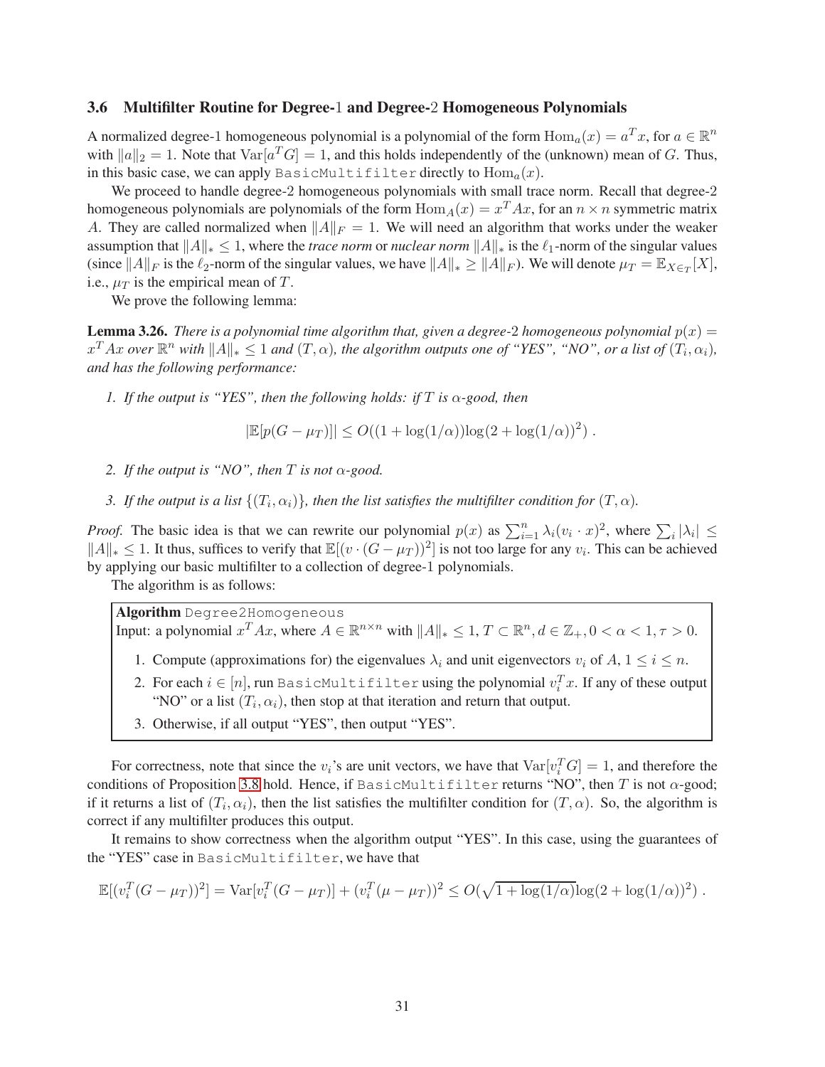### 3.6 Multifilter Routine for Degree-1 and Degree-2 Homogeneous Polynomials

A normalized degree-1 homogeneous polynomial is a polynomial of the form $\mathrm{Hom}_a(x) = a^T x$, for $a \in \mathbb{R}^n$ with $\|a\|_2 = 1$. Note that $\mathrm{Var}[a^T G] = 1$, and this holds independently of the (unknown) mean of $G$. Thus, in this basic case, we can apply `BasicMultifilter` directly to $\mathrm{Hom}_a(x)$.

We proceed to handle degree-2 homogeneous polynomials with small trace norm. Recall that degree-2 homogeneous polynomials are polynomials of the form $\mathrm{Hom}_A(x) = x^T A x$, for an $n \times n$ symmetric matrix $A$. They are called normalized when $\|A\|_F = 1$. We will need an algorithm that works under the weaker assumption that $\|A\|_* \leq 1$, where the *trace norm* or *nuclear norm* $\|A\|_*$ is the $\ell_1$-norm of the singular values (since $\|A\|_F$ is the $\ell_2$-norm of the singular values, we have $\|A\|_* \geq \|A\|_F$). We will denote $\mu_T = \mathbb{E}_{X \in_T}[X]$, i.e., $\mu_T$ is the empirical mean of $T$.

We prove the following lemma:

**Lemma 3.26.** *There is a polynomial time algorithm that, given a degree-2 homogeneous polynomial $p(x) = x^T A x$ over $\mathbb{R}^n$ with $\|A\|_* \leq 1$ and $(T, \alpha)$, the algorithm outputs one of "YES", "NO", or a list of $(T_i, \alpha_i)$, and has the following performance:*

1. *If the output is "YES", then the following holds: if $T$ is $\alpha$-good, then*

$$|\mathbb{E}[p(G - \mu_T)]| \leq O((1 + \log(1/\alpha))\log(2 + \log(1/\alpha))^2) .$$

2. *If the output is "NO", then $T$ is not $\alpha$-good.*

3. *If the output is a list $\{(T_i, \alpha_i)\}$, then the list satisfies the multifilter condition for $(T, \alpha)$.*

*Proof.* The basic idea is that we can rewrite our polynomial $p(x)$ as $\sum_{i=1}^{n} \lambda_i (v_i \cdot x)^2$, where $\sum_i |\lambda_i| \leq \|A\|_* \leq 1$. It thus, suffices to verify that $\mathbb{E}[(v \cdot (G - \mu_T))^2]$ is not too large for any $v_i$. This can be achieved by applying our basic multifilter to a collection of degree-1 polynomials.

The algorithm is as follows:

**Algorithm** `Degree2Homogeneous`
Input: a polynomial $x^T A x$, where $A \in \mathbb{R}^{n \times n}$ with $\|A\|_* \leq 1, T \subset \mathbb{R}^n, d \in \mathbb{Z}_+, 0 < \alpha < 1, \tau > 0$.

1. Compute (approximations for) the eigenvalues $\lambda_i$ and unit eigenvectors $v_i$ of $A$, $1 \leq i \leq n$.
2. For each $i \in [n]$, run `BasicMultifilter` using the polynomial $v_i^T x$. If any of these output "NO" or a list $(T_i, \alpha_i)$, then stop at that iteration and return that output.
3. Otherwise, if all output "YES", then output "YES".

For correctness, note that since the $v_i$'s are unit vectors, we have that $\mathrm{Var}[v_i^T G] = 1$, and therefore the conditions of Proposition 3.8 hold. Hence, if `BasicMultifilter` returns "NO", then $T$ is not $\alpha$-good; if it returns a list of $(T_i, \alpha_i)$, then the list satisfies the multifilter condition for $(T, \alpha)$. So, the algorithm is correct if any multifilter produces this output.

It remains to show correctness when the algorithm output "YES". In this case, using the guarantees of the "YES" case in `BasicMultifilter`, we have that

$$\mathbb{E}[(v_i^T (G - \mu_T))^2] = \mathrm{Var}[v_i^T (G - \mu_T)] + (v_i^T (\mu - \mu_T))^2 \leq O(\sqrt{1 + \log(1/\alpha)}\log(2 + \log(1/\alpha))^2) .$$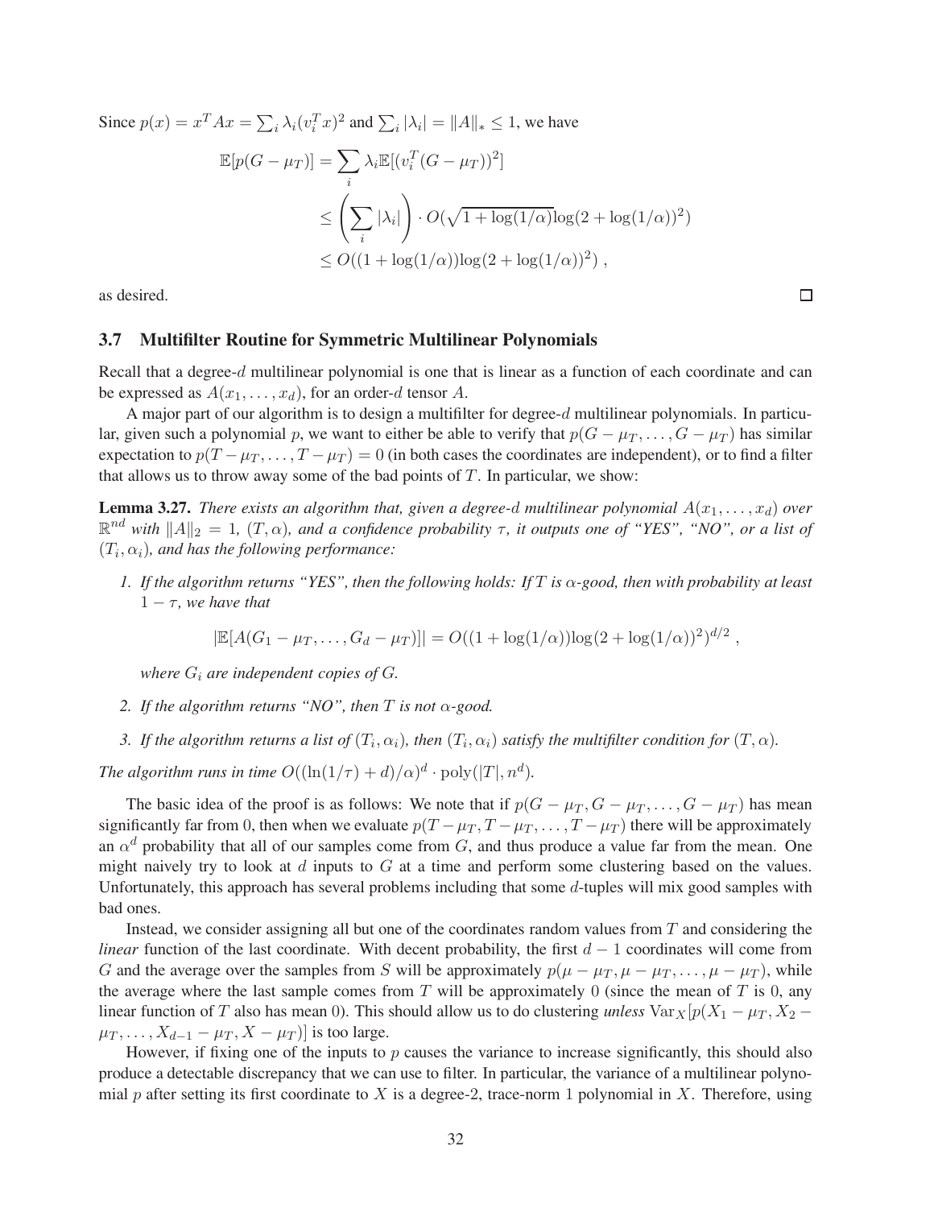Since $p(x) = x^T Ax = \sum_i \lambda_i (v_i^T x)^2$ and $\sum_i |\lambda_i| = \|A\|_* \leq 1$, we have

$$
\begin{aligned}
\mathbb{E}[p(G - \mu_T)] &= \sum_i \lambda_i \mathbb{E}[(v_i^T(G - \mu_T))^2] \\
&\leq \left(\sum_i |\lambda_i|\right) \cdot O(\sqrt{1 + \log(1/\alpha)} \log(2 + \log(1/\alpha))^2) \\
&\leq O((1 + \log(1/\alpha)) \log(2 + \log(1/\alpha))^2) \ ,
\end{aligned}
$$

as desired. □

### 3.7 Multifilter Routine for Symmetric Multilinear Polynomials

Recall that a degree-$d$ multilinear polynomial is one that is linear as a function of each coordinate and can be expressed as $A(x_1, \ldots, x_d)$, for an order-$d$ tensor $A$.

A major part of our algorithm is to design a multifilter for degree-$d$ multilinear polynomials. In particular, given such a polynomial $p$, we want to either be able to verify that $p(G - \mu_T, \ldots, G - \mu_T)$ has similar expectation to $p(T - \mu_T, \ldots, T - \mu_T) = 0$ (in both cases the coordinates are independent), or to find a filter that allows us to throw away some of the bad points of $T$. In particular, we show:

**Lemma 3.27.** *There exists an algorithm that, given a degree-$d$ multilinear polynomial $A(x_1, \ldots, x_d)$ over $\mathbb{R}^{nd}$ with $\|A\|_2 = 1$, $(T, \alpha)$, and a confidence probability $\tau$, it outputs one of "YES", "NO", or a list of $(T_i, \alpha_i)$, and has the following performance:*

1. *If the algorithm returns "YES", then the following holds: If $T$ is $\alpha$-good, then with probability at least $1 - \tau$, we have that*

$$
|\mathbb{E}[A(G_1 - \mu_T, \ldots, G_d - \mu_T)]| = O((1 + \log(1/\alpha)) \log(2 + \log(1/\alpha))^2)^{d/2} \ ,
$$

   *where $G_i$ are independent copies of $G$.*

2. *If the algorithm returns "NO", then $T$ is not $\alpha$-good.*

3. *If the algorithm returns a list of $(T_i, \alpha_i)$, then $(T_i, \alpha_i)$ satisfy the multifilter condition for $(T, \alpha)$.*

*The algorithm runs in time $O((\ln(1/\tau) + d)/\alpha)^d \cdot \mathrm{poly}(|T|, n^d)$.*

The basic idea of the proof is as follows: We note that if $p(G - \mu_T, G - \mu_T, \ldots, G - \mu_T)$ has mean significantly far from 0, then when we evaluate $p(T - \mu_T, T - \mu_T, \ldots, T - \mu_T)$ there will be approximately an $\alpha^d$ probability that all of our samples come from $G$, and thus produce a value far from the mean. One might naively try to look at $d$ inputs to $G$ at a time and perform some clustering based on the values. Unfortunately, this approach has several problems including that some $d$-tuples will mix good samples with bad ones.

Instead, we consider assigning all but one of the coordinates random values from $T$ and considering the *linear* function of the last coordinate. With decent probability, the first $d - 1$ coordinates will come from $G$ and the average over the samples from $S$ will be approximately $p(\mu - \mu_T, \mu - \mu_T, \ldots, \mu - \mu_T)$, while the average where the last sample comes from $T$ will be approximately 0 (since the mean of $T$ is 0, any linear function of $T$ also has mean 0). This should allow us to do clustering *unless* $\mathrm{Var}_X[p(X_1 - \mu_T, X_2 - \mu_T, \ldots, X_{d-1} - \mu_T, X - \mu_T)]$ is too large.

However, if fixing one of the inputs to $p$ causes the variance to increase significantly, this should also produce a detectable discrepancy that we can use to filter. In particular, the variance of a multilinear polynomial $p$ after setting its first coordinate to $X$ is a degree-2, trace-norm 1 polynomial in $X$. Therefore, using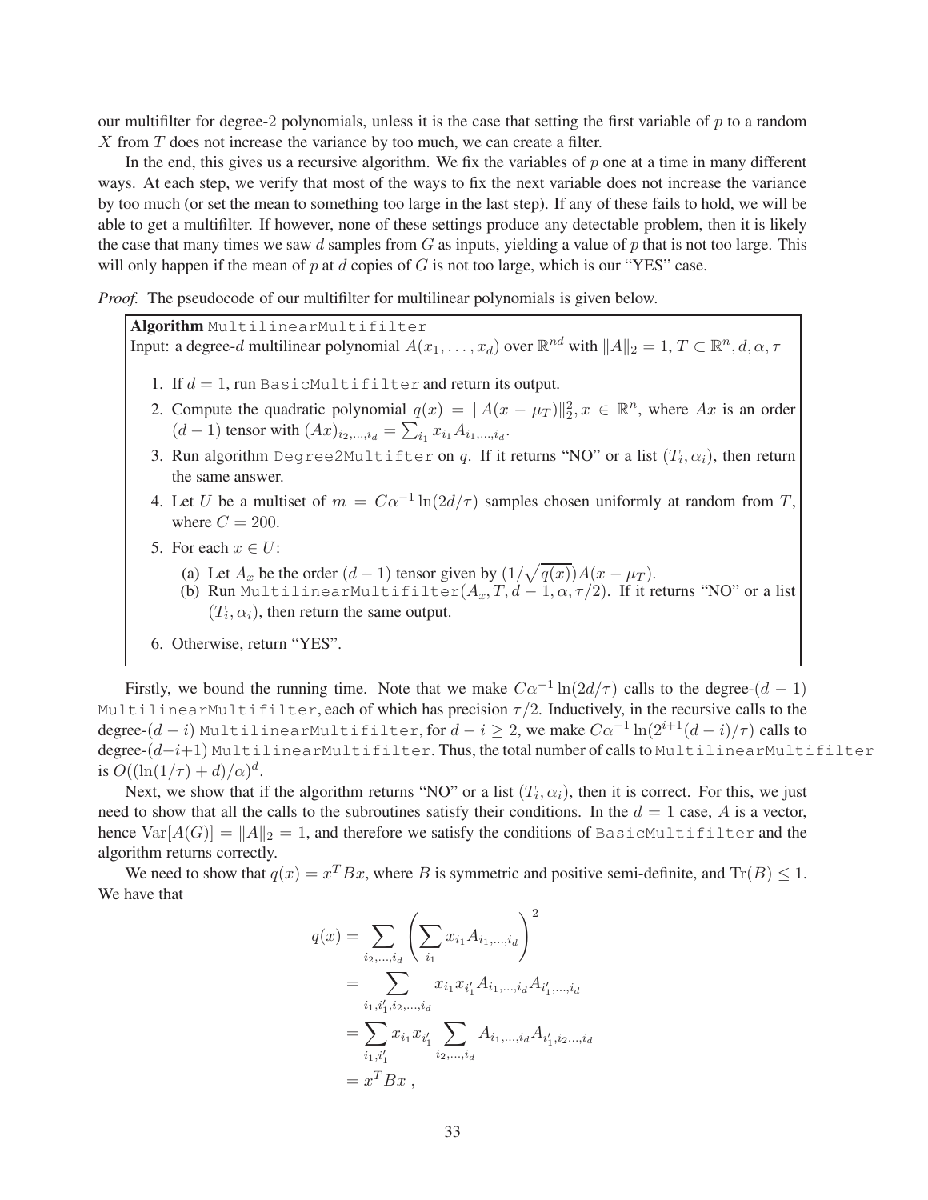our multifilter for degree-2 polynomials, unless it is the case that setting the first variable of $p$ to a random $X$ from $T$ does not increase the variance by too much, we can create a filter.

In the end, this gives us a recursive algorithm. We fix the variables of $p$ one at a time in many different ways. At each step, we verify that most of the ways to fix the next variable does not increase the variance by too much (or set the mean to something too large in the last step). If any of these fails to hold, we will be able to get a multifilter. If however, none of these settings produce any detectable problem, then it is likely the case that many times we saw $d$ samples from $G$ as inputs, yielding a value of $p$ that is not too large. This will only happen if the mean of $p$ at $d$ copies of $G$ is not too large, which is our "YES" case.

*Proof.* The pseudocode of our multifilter for multilinear polynomials is given below.

> **Algorithm** `MultilinearMultifilter`
> Input: a degree-$d$ multilinear polynomial $A(x_1, \ldots, x_d)$ over $\mathbb{R}^{nd}$ with $\|A\|_2 = 1$, $T \subset \mathbb{R}^n, d, \alpha, \tau$
>
> 1. If $d = 1$, run `BasicMultifilter` and return its output.
> 2. Compute the quadratic polynomial $q(x) = \|A(x - \mu_T)\|_2^2, x \in \mathbb{R}^n$, where $Ax$ is an order $(d-1)$ tensor with $(Ax)_{i_2,\ldots,i_d} = \sum_{i_1} x_{i_1} A_{i_1,\ldots,i_d}$.
> 3. Run algorithm `Degree2Multifter` on $q$. If it returns "NO" or a list $(T_i, \alpha_i)$, then return the same answer.
> 4. Let $U$ be a multiset of $m = C\alpha^{-1}\ln(2d/\tau)$ samples chosen uniformly at random from $T$, where $C = 200$.
> 5. For each $x \in U$:
>    (a) Let $A_x$ be the order $(d-1)$ tensor given by $(1/\sqrt{q(x)})A(x - \mu_T)$.
>    (b) Run `MultilinearMultifilter`$(A_x, T, d-1, \alpha, \tau/2)$. If it returns "NO" or a list $(T_i, \alpha_i)$, then return the same output.
> 6. Otherwise, return "YES".

Firstly, we bound the running time. Note that we make $C\alpha^{-1}\ln(2d/\tau)$ calls to the degree-$(d-1)$ `MultilinearMultifilter`, each of which has precision $\tau/2$. Inductively, in the recursive calls to the degree-$(d-i)$ `MultilinearMultifilter`, for $d - i \geq 2$, we make $C\alpha^{-1}\ln(2^{i+1}(d-i)/\tau)$ calls to degree-$(d-i+1)$ `MultilinearMultifilter`. Thus, the total number of calls to `MultilinearMultifilter` is $O((\ln(1/\tau) + d)/\alpha)^d$.

Next, we show that if the algorithm returns "NO" or a list $(T_i, \alpha_i)$, then it is correct. For this, we just need to show that all the calls to the subroutines satisfy their conditions. In the $d = 1$ case, $A$ is a vector, hence $\mathrm{Var}[A(G)] = \|A\|_2 = 1$, and therefore we satisfy the conditions of `BasicMultifilter` and the algorithm returns correctly.

We need to show that $q(x) = x^T Bx$, where $B$ is symmetric and positive semi-definite, and $\mathrm{Tr}(B) \leq 1$. We have that

$$
\begin{aligned}
q(x) &= \sum_{i_2,\ldots,i_d} \left( \sum_{i_1} x_{i_1} A_{i_1,\ldots,i_d} \right)^2 \\
&= \sum_{i_1, i_1', i_2, \ldots, i_d} x_{i_1} x_{i_1'} A_{i_1,\ldots,i_d} A_{i_1',\ldots,i_d} \\
&= \sum_{i_1, i_1'} x_{i_1} x_{i_1'} \sum_{i_2,\ldots,i_d} A_{i_1,\ldots,i_d} A_{i_1', i_2 \ldots, i_d} \\
&= x^T Bx \ ,
\end{aligned}
$$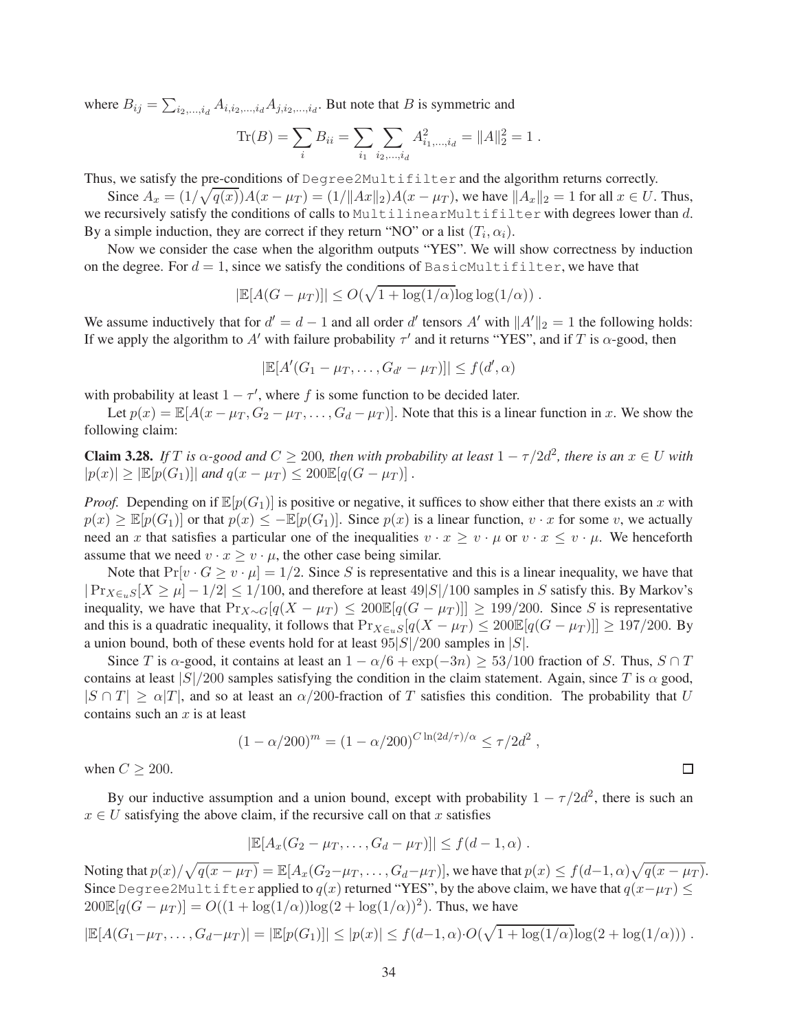where $B_{ij} = \sum_{i_2,\ldots,i_d} A_{i,i_2,\ldots,i_d} A_{j,i_2,\ldots,i_d}$. But note that $B$ is symmetric and

$$\mathrm{Tr}(B) = \sum_i B_{ii} = \sum_{i_1} \sum_{i_2,\ldots,i_d} A^2_{i_1,\ldots,i_d} = \|A\|_2^2 = 1 \ .$$

Thus, we satisfy the pre-conditions of `Degree2Multifilter` and the algorithm returns correctly.

Since $A_x = (1/\sqrt{q(x)})A(x - \mu_T) = (1/\|Ax\|_2)A(x - \mu_T)$, we have $\|A_x\|_2 = 1$ for all $x \in U$. Thus, we recursively satisfy the conditions of calls to `MultilinearMultifilter` with degrees lower than $d$. By a simple induction, they are correct if they return "NO" or a list $(T_i, \alpha_i)$.

Now we consider the case when the algorithm outputs "YES". We will show correctness by induction on the degree. For $d = 1$, since we satisfy the conditions of `BasicMultifilter`, we have that

$$|\mathbb{E}[A(G - \mu_T)]| \leq O(\sqrt{1 + \log(1/\alpha)} \log\log(1/\alpha)) \ .$$

We assume inductively that for $d' = d - 1$ and all order $d'$ tensors $A'$ with $\|A'\|_2 = 1$ the following holds: If we apply the algorithm to $A'$ with failure probability $\tau'$ and it returns "YES", and if $T$ is $\alpha$-good, then

$$|\mathbb{E}[A'(G_1 - \mu_T, \ldots, G_{d'} - \mu_T)]| \leq f(d', \alpha)$$

with probability at least $1 - \tau'$, where $f$ is some function to be decided later.

Let $p(x) = \mathbb{E}[A(x - \mu_T, G_2 - \mu_T, \ldots, G_d - \mu_T)]$. Note that this is a linear function in $x$. We show the following claim:

**Claim 3.28.** *If $T$ is $\alpha$-good and $C \geq 200$, then with probability at least $1 - \tau/2d^2$, there is an $x \in U$ with $|p(x)| \geq |\mathbb{E}[p(G_1)]|$ and $q(x - \mu_T) \leq 200\mathbb{E}[q(G - \mu_T)]$.*

*Proof.* Depending on if $\mathbb{E}[p(G_1)]$ is positive or negative, it suffices to show either that there exists an $x$ with $p(x) \geq \mathbb{E}[p(G_1)]$ or that $p(x) \leq -\mathbb{E}[p(G_1)]$. Since $p(x)$ is a linear function, $v \cdot x$ for some $v$, we actually need an $x$ that satisfies a particular one of the inequalities $v \cdot x \geq v \cdot \mu$ or $v \cdot x \leq v \cdot \mu$. We henceforth assume that we need $v \cdot x \geq v \cdot \mu$, the other case being similar.

Note that $\Pr[v \cdot G \geq v \cdot \mu] = 1/2$. Since $S$ is representative and this is a linear inequality, we have that $|\Pr_{X \in_u S}[X \geq \mu] - 1/2| \leq 1/100$, and therefore at least $49|S|/100$ samples in $S$ satisfy this. By Markov's inequality, we have that $\Pr_{X \sim G}[q(X - \mu_T) \leq 200\mathbb{E}[q(G - \mu_T)]] \geq 199/200$. Since $S$ is representative and this is a quadratic inequality, it follows that $\Pr_{X \in_u S}[q(X - \mu_T) \leq 200\mathbb{E}[q(G - \mu_T)]] \geq 197/200$. By a union bound, both of these events hold for at least $95|S|/200$ samples in $|S|$.

Since $T$ is $\alpha$-good, it contains at least an $1 - \alpha/6 + \exp(-3n) \geq 53/100$ fraction of $S$. Thus, $S \cap T$ contains at least $|S|/200$ samples satisfying the condition in the claim statement. Again, since $T$ is $\alpha$ good, $|S \cap T| \geq \alpha|T|$, and so at least an $\alpha/200$-fraction of $T$ satisfies this condition. The probability that $U$ contains such an $x$ is at least

$$(1 - \alpha/200)^m = (1 - \alpha/200)^{C \ln(2d/\tau)/\alpha} \leq \tau/2d^2 \ ,$$

when $C \geq 200$. ∎

By our inductive assumption and a union bound, except with probability $1 - \tau/2d^2$, there is such an $x \in U$ satisfying the above claim, if the recursive call on that $x$ satisfies

$$|\mathbb{E}[A_x(G_2 - \mu_T, \ldots, G_d - \mu_T)]| \leq f(d - 1, \alpha) \ .$$

Noting that $p(x)/\sqrt{q(x - \mu_T)} = \mathbb{E}[A_x(G_2 - \mu_T, \ldots, G_d - \mu_T)]$, we have that $p(x) \leq f(d-1, \alpha)\sqrt{q(x - \mu_T)}$. Since `Degree2Multifilter` applied to $q(x)$ returned "YES", by the above claim, we have that $q(x - \mu_T) \leq 200\mathbb{E}[q(G - \mu_T)] = O((1 + \log(1/\alpha))\log(2 + \log(1/\alpha))^2)$. Thus, we have

$$|\mathbb{E}[A(G_1 - \mu_T, \ldots, G_d - \mu_T)| = |\mathbb{E}[p(G_1)]| \leq |p(x)| \leq f(d-1, \alpha) \cdot O(\sqrt{1 + \log(1/\alpha)} \log(2 + \log(1/\alpha))) \ .$$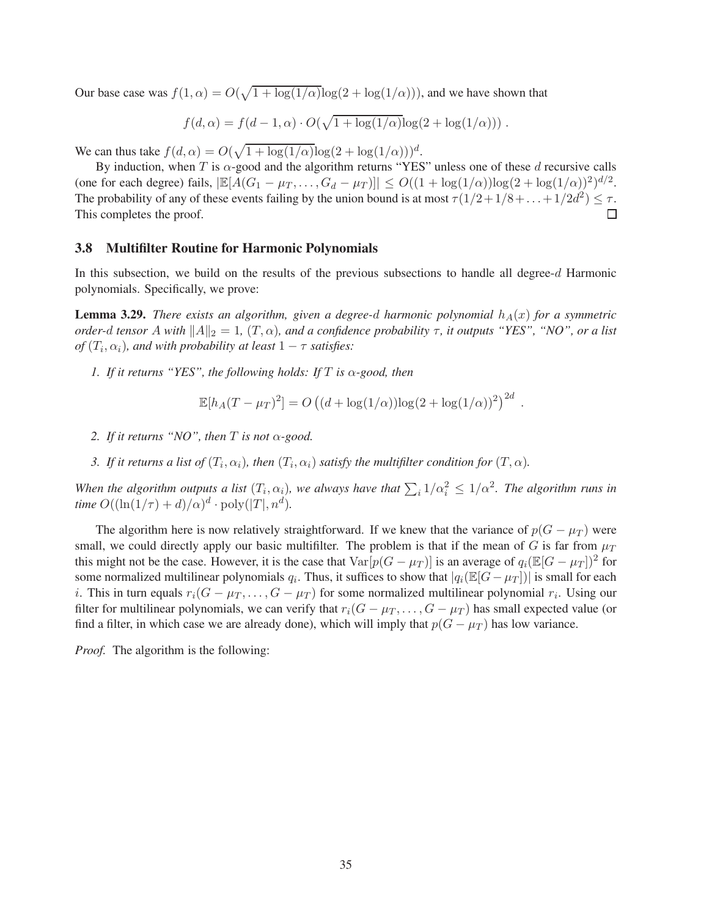Our base case was $f(1,\alpha) = O(\sqrt{1+\log(1/\alpha)}\log(2+\log(1/\alpha)))$, and we have shown that

$$f(d,\alpha) = f(d-1,\alpha) \cdot O(\sqrt{1+\log(1/\alpha)}\log(2+\log(1/\alpha))) .$$

We can thus take $f(d,\alpha) = O(\sqrt{1+\log(1/\alpha)}\log(2+\log(1/\alpha)))^d$.

By induction, when $T$ is $\alpha$-good and the algorithm returns "YES" unless one of these $d$ recursive calls (one for each degree) fails, $|\mathbb{E}[A(G_1 - \mu_T, \ldots, G_d - \mu_T)]| \leq O((1+\log(1/\alpha))\log(2+\log(1/\alpha))^2)^{d/2}$. The probability of any of these events failing by the union bound is at most $\tau(1/2 + 1/8 + \ldots + 1/2d^2) \leq \tau$. This completes the proof. $\square$

### 3.8 Multifilter Routine for Harmonic Polynomials

In this subsection, we build on the results of the previous subsections to handle all degree-$d$ Harmonic polynomials. Specifically, we prove:

**Lemma 3.29.** *There exists an algorithm, given a degree-$d$ harmonic polynomial $h_A(x)$ for a symmetric order-$d$ tensor $A$ with $\|A\|_2 = 1$, $(T, \alpha)$, and a confidence probability $\tau$, it outputs "YES", "NO", or a list of $(T_i, \alpha_i)$, and with probability at least $1 - \tau$ satisfies:*

1. *If it returns "YES", the following holds: If $T$ is $\alpha$-good, then*

$$\mathbb{E}[h_A(T - \mu_T)^2] = O\left((d + \log(1/\alpha))\log(2+\log(1/\alpha))^2\right)^{2d} .$$

2. *If it returns "NO", then $T$ is not $\alpha$-good.*

3. *If it returns a list of $(T_i, \alpha_i)$, then $(T_i, \alpha_i)$ satisfy the multifilter condition for $(T, \alpha)$.*

*When the algorithm outputs a list $(T_i, \alpha_i)$, we always have that $\sum_i 1/\alpha_i^2 \leq 1/\alpha^2$. The algorithm runs in time $O((\ln(1/\tau) + d)/\alpha)^d \cdot \mathrm{poly}(|T|, n^d)$.*

The algorithm here is now relatively straightforward. If we knew that the variance of $p(G - \mu_T)$ were small, we could directly apply our basic multifilter. The problem is that if the mean of $G$ is far from $\mu_T$ this might not be the case. However, it is the case that $\mathrm{Var}[p(G - \mu_T)]$ is an average of $q_i(\mathbb{E}[G - \mu_T])^2$ for some normalized multilinear polynomials $q_i$. Thus, it suffices to show that $|q_i(\mathbb{E}[G - \mu_T])|$ is small for each $i$. This in turn equals $r_i(G - \mu_T, \ldots, G - \mu_T)$ for some normalized multilinear polynomial $r_i$. Using our filter for multilinear polynomials, we can verify that $r_i(G - \mu_T, \ldots, G - \mu_T)$ has small expected value (or find a filter, in which case we are already done), which will imply that $p(G - \mu_T)$ has low variance.

*Proof.* The algorithm is the following: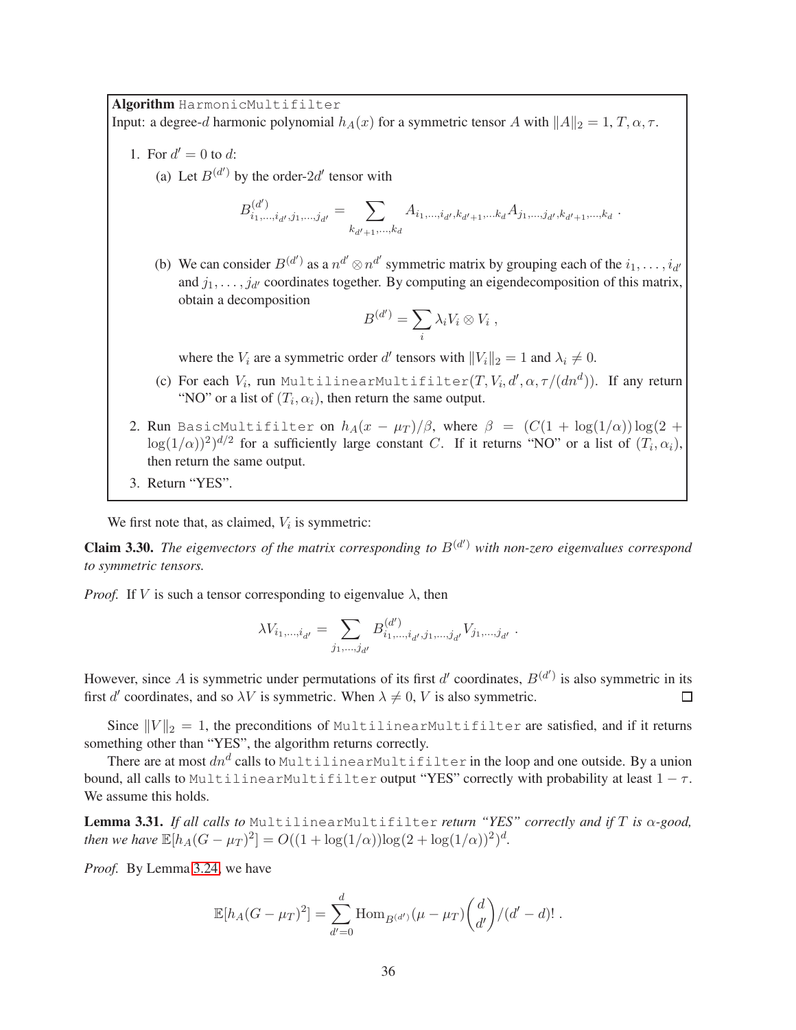**Algorithm** `HarmonicMultifilter`
Input: a degree-$d$ harmonic polynomial $h_A(x)$ for a symmetric tensor $A$ with $\|A\|_2 = 1$, $T, \alpha, \tau$.

1. For $d' = 0$ to $d$:
   (a) Let $B^{(d')}$ by the order-$2d'$ tensor with
   $$B^{(d')}_{i_1,\ldots,i_{d'},j_1,\ldots,j_{d'}} = \sum_{k_{d'+1},\ldots,k_d} A_{i_1,\ldots,i_{d'},k_{d'+1},\ldots k_d} A_{j_1,\ldots,j_{d'},k_{d'+1},\ldots,k_d} .$$
   (b) We can consider $B^{(d')}$ as a $n^{d'} \otimes n^{d'}$ symmetric matrix by grouping each of the $i_1, \ldots, i_{d'}$ and $j_1, \ldots, j_{d'}$ coordinates together. By computing an eigendecomposition of this matrix, obtain a decomposition
   $$B^{(d')} = \sum_i \lambda_i V_i \otimes V_i ,$$
   where the $V_i$ are a symmetric order $d'$ tensors with $\|V_i\|_2 = 1$ and $\lambda_i \neq 0$.
   (c) For each $V_i$, run `MultilinearMultifilter`$(T, V_i, d', \alpha, \tau/(dn^d))$. If any return "NO" or a list of $(T_i, \alpha_i)$, then return the same output.
2. Run `BasicMultifilter` on $h_A(x - \mu_T)/\beta$, where $\beta = (C(1 + \log(1/\alpha))\log(2 + \log(1/\alpha))^2)^{d/2}$ for a sufficiently large constant $C$. If it returns "NO" or a list of $(T_i, \alpha_i)$, then return the same output.
3. Return "YES".

We first note that, as claimed, $V_i$ is symmetric:

**Claim 3.30.** *The eigenvectors of the matrix corresponding to $B^{(d')}$ with non-zero eigenvalues correspond to symmetric tensors.*

*Proof.* If $V$ is such a tensor corresponding to eigenvalue $\lambda$, then
$$\lambda V_{i_1,\ldots,i_{d'}} = \sum_{j_1,\ldots,j_{d'}} B^{(d')}_{i_1,\ldots,i_{d'},j_1,\ldots,j_{d'}} V_{j_1,\ldots,j_{d'}} .$$
However, since $A$ is symmetric under permutations of its first $d'$ coordinates, $B^{(d')}$ is also symmetric in its first $d'$ coordinates, and so $\lambda V$ is symmetric. When $\lambda \neq 0$, $V$ is also symmetric. □

Since $\|V\|_2 = 1$, the preconditions of `MultilinearMultifilter` are satisfied, and if it returns something other than "YES", the algorithm returns correctly.

There are at most $dn^d$ calls to `MultilinearMultifilter` in the loop and one outside. By a union bound, all calls to `MultilinearMultifilter` output "YES" correctly with probability at least $1 - \tau$. We assume this holds.

**Lemma 3.31.** *If all calls to `MultilinearMultifilter` return "YES" correctly and if $T$ is $\alpha$-good, then we have $\mathbb{E}[h_A(G - \mu_T)^2] = O((1 + \log(1/\alpha))\log(2 + \log(1/\alpha))^2)^d$.*

*Proof.* By Lemma 3.24, we have
$$\mathbb{E}[h_A(G - \mu_T)^2] = \sum_{d'=0}^{d} \mathrm{Hom}_{B^{(d')}}(\mu - \mu_T)\binom{d}{d'}/(d' - d)! .$$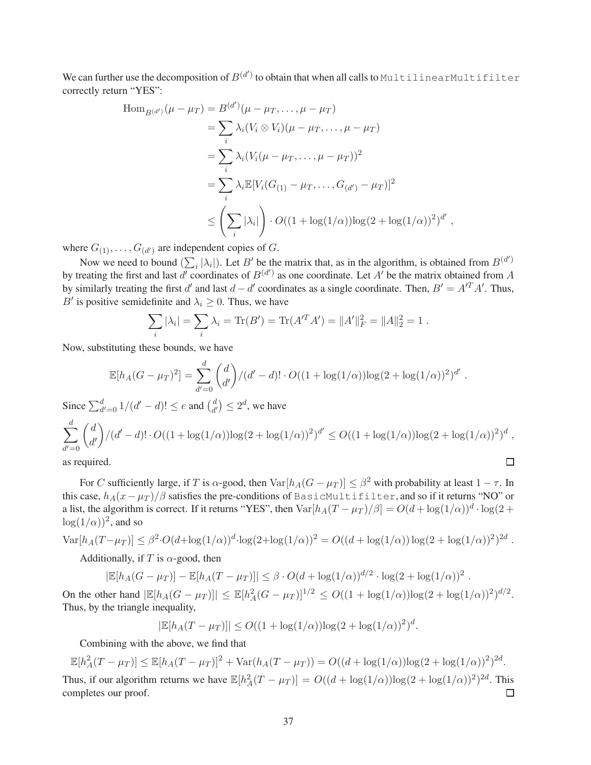We can further use the decomposition of $B^{(d')}$ to obtain that when all calls to `MultilinearMultifilter` correctly return "YES":

$$
\begin{aligned}
\mathrm{Hom}_{B^{(d')}}(\mu - \mu_T) &= B^{(d')}(\mu - \mu_T, \ldots, \mu - \mu_T) \\
&= \sum_i \lambda_i (V_i \otimes V_i)(\mu - \mu_T, \ldots, \mu - \mu_T) \\
&= \sum_i \lambda_i (V_i(\mu - \mu_T, \ldots, \mu - \mu_T))^2 \\
&= \sum_i \lambda_i \mathbb{E}[V_i(G_{(1)} - \mu_T, \ldots, G_{(d')} - \mu_T)]^2 \\
&\leq \left( \sum_i |\lambda_i| \right) \cdot O((1 + \log(1/\alpha))\log(2 + \log(1/\alpha))^2)^{d'} ,
\end{aligned}
$$

where $G_{(1)}, \ldots, G_{(d')}$ are independent copies of $G$.

Now we need to bound $(\sum_i |\lambda_i|)$. Let $B'$ be the matrix that, as in the algorithm, is obtained from $B^{(d')}$ by treating the first and last $d'$ coordinates of $B^{(d')}$ as one coordinate. Let $A'$ be the matrix obtained from $A$ by similarly treating the first $d'$ and last $d - d'$ coordinates as a single coordinate. Then, $B' = A'^T A'$. Thus, $B'$ is positive semidefinite and $\lambda_i \geq 0$. Thus, we have

$$
\sum_i |\lambda_i| = \sum_i \lambda_i = \mathrm{Tr}(B') = \mathrm{Tr}(A'^T A') = \|A'\|_F^2 = \|A\|_2^2 = 1 .
$$

Now, substituting these bounds, we have

$$
\mathbb{E}[h_A(G - \mu_T)^2] = \sum_{d'=0}^{d} \binom{d}{d'} / (d' - d)! \cdot O((1 + \log(1/\alpha))\log(2 + \log(1/\alpha))^2)^{d'} .
$$

Since $\sum_{d'=0}^{d} 1/(d' - d)! \leq e$ and $\binom{d}{d'} \leq 2^d$, we have

$$
\sum_{d'=0}^{d} \binom{d}{d'} / (d' - d)! \cdot O((1 + \log(1/\alpha))\log(2 + \log(1/\alpha))^2)^{d'} \leq O((1 + \log(1/\alpha))\log(2 + \log(1/\alpha))^2)^d ,
$$

as required. $\square$

For $C$ sufficiently large, if $T$ is $\alpha$-good, then $\mathrm{Var}[h_A(G - \mu_T)] \leq \beta^2$ with probability at least $1 - \tau$. In this case, $h_A(x - \mu_T)/\beta$ satisfies the pre-conditions of `BasicMultifilter`, and so if it returns "NO" or a list, the algorithm is correct. If it returns "YES", then $\mathrm{Var}[h_A(T - \mu_T)/\beta] = O(d + \log(1/\alpha))^d \cdot \log(2 + \log(1/\alpha))^2$, and so

$$
\mathrm{Var}[h_A(T - \mu_T)] \leq \beta^2 \cdot O(d + \log(1/\alpha))^d \cdot \log(2 + \log(1/\alpha))^2 = O((d + \log(1/\alpha))\log(2 + \log(1/\alpha))^2)^{2d} .
$$

Additionally, if $T$ is $\alpha$-good, then

$$
|\mathbb{E}[h_A(G - \mu_T)] - \mathbb{E}[h_A(T - \mu_T)]| \leq \beta \cdot O(d + \log(1/\alpha))^{d/2} \cdot \log(2 + \log(1/\alpha))^2 .
$$

On the other hand $|\mathbb{E}[h_A(G - \mu_T)]| \leq \mathbb{E}[h_A^2(G - \mu_T)]^{1/2} \leq O((1 + \log(1/\alpha))\log(2 + \log(1/\alpha))^2)^{d/2}$. Thus, by the triangle inequality,

$$
|\mathbb{E}[h_A(T - \mu_T)]| \leq O((1 + \log(1/\alpha))\log(2 + \log(1/\alpha))^2)^d .
$$

Combining with the above, we find that

$$
\mathbb{E}[h_A^2(T - \mu_T)] \leq \mathbb{E}[h_A(T - \mu_T)]^2 + \mathrm{Var}(h_A(T - \mu_T)) = O((d + \log(1/\alpha))\log(2 + \log(1/\alpha))^2)^{2d} .
$$

Thus, if our algorithm returns we have $\mathbb{E}[h_A^2(T - \mu_T)] = O((d + \log(1/\alpha))\log(2 + \log(1/\alpha))^2)^{2d}$. This completes our proof. $\square$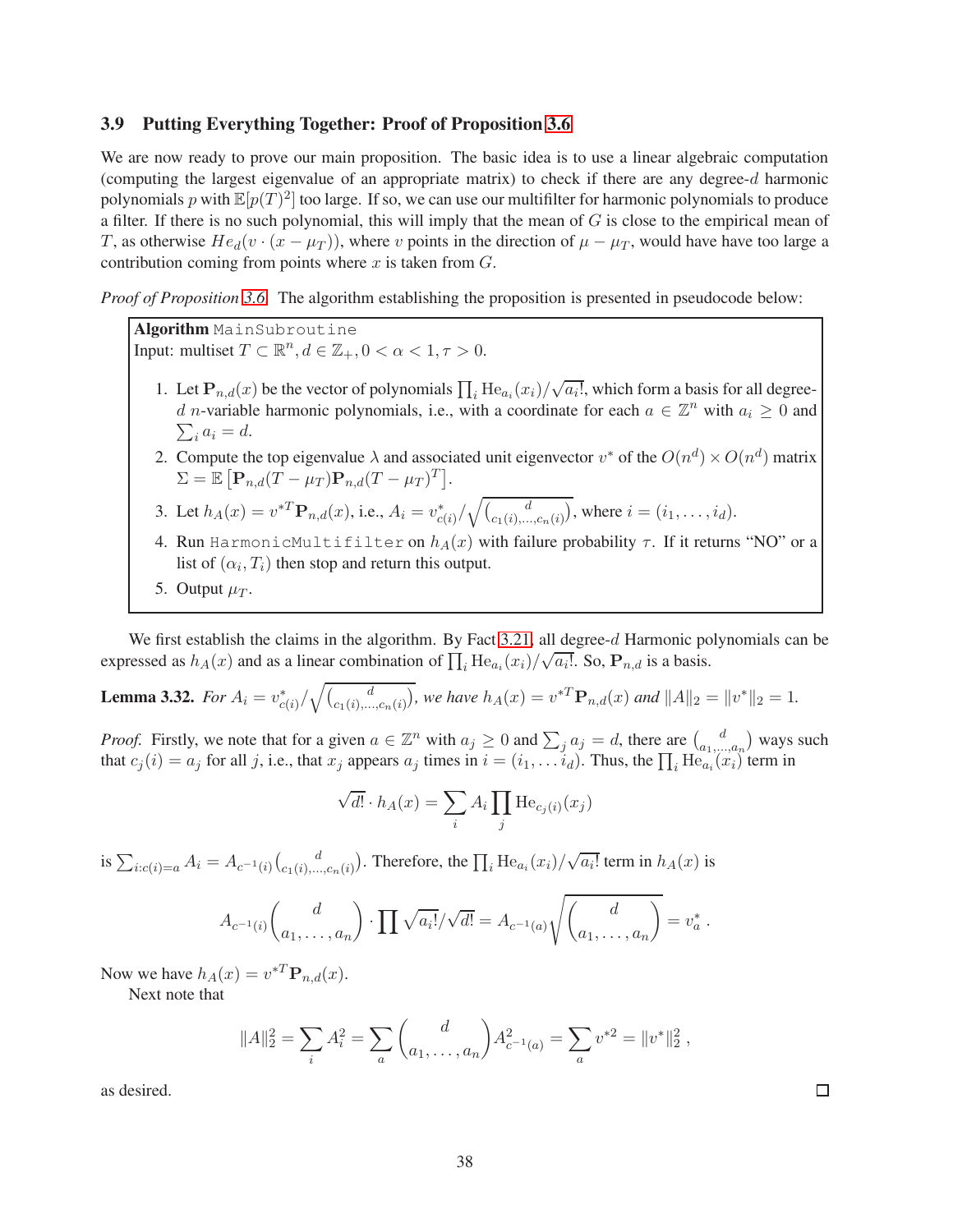### 3.9 Putting Everything Together: Proof of Proposition 3.6

We are now ready to prove our main proposition. The basic idea is to use a linear algebraic computation (computing the largest eigenvalue of an appropriate matrix) to check if there are any degree-$d$ harmonic polynomials $p$ with $\mathbb{E}[p(T)^2]$ too large. If so, we can use our multifilter for harmonic polynomials to produce a filter. If there is no such polynomial, this will imply that the mean of $G$ is close to the empirical mean of $T$, as otherwise $He_d(v \cdot (x - \mu_T))$, where $v$ points in the direction of $\mu - \mu_T$, would have have too large a contribution coming from points where $x$ is taken from $G$.

*Proof of Proposition 3.6.* The algorithm establishing the proposition is presented in pseudocode below:

**Algorithm** `MainSubroutine`
Input: multiset $T \subset \mathbb{R}^n, d \in \mathbb{Z}_+, 0 < \alpha < 1, \tau > 0$.

1. Let $\mathbf{P}_{n,d}(x)$ be the vector of polynomials $\prod_i \mathrm{He}_{a_i}(x_i)/\sqrt{a_i!}$, which form a basis for all degree-$d$ $n$-variable harmonic polynomials, i.e., with a coordinate for each $a \in \mathbb{Z}^n$ with $a_i \geq 0$ and $\sum_i a_i = d$.
2. Compute the top eigenvalue $\lambda$ and associated unit eigenvector $v^*$ of the $O(n^d) \times O(n^d)$ matrix $\Sigma = \mathbb{E}\left[\mathbf{P}_{n,d}(T - \mu_T)\mathbf{P}_{n,d}(T - \mu_T)^T\right]$.
3. Let $h_A(x) = v^{*T}\mathbf{P}_{n,d}(x)$, i.e., $A_i = v^*_{c(i)}/\sqrt{\binom{d}{c_1(i),\ldots,c_n(i)}}$, where $i = (i_1, \ldots, i_d)$.
4. Run `HarmonicMultifilter` on $h_A(x)$ with failure probability $\tau$. If it returns "NO" or a list of $(\alpha_i, T_i)$ then stop and return this output.
5. Output $\mu_T$.

We first establish the claims in the algorithm. By Fact 3.21, all degree-$d$ Harmonic polynomials can be expressed as $h_A(x)$ and as a linear combination of $\prod_i \mathrm{He}_{a_i}(x_i)/\sqrt{a_i!}$. So, $\mathbf{P}_{n,d}$ is a basis.

**Lemma 3.32.** *For $A_i = v^*_{c(i)}/\sqrt{\binom{d}{c_1(i),\ldots,c_n(i)}}$, we have $h_A(x) = v^{*T}\mathbf{P}_{n,d}(x)$ and $\|A\|_2 = \|v^*\|_2 = 1$.*

*Proof.* Firstly, we note that for a given $a \in \mathbb{Z}^n$ with $a_j \geq 0$ and $\sum_j a_j = d$, there are $\binom{d}{a_1,\ldots,a_n}$ ways such that $c_j(i) = a_j$ for all $j$, i.e., that $x_j$ appears $a_j$ times in $i = (i_1, \ldots i_d)$. Thus, the $\prod_i \mathrm{He}_{a_i}(x_i)$ term in

$$\sqrt{d!} \cdot h_A(x) = \sum_i A_i \prod_j \mathrm{He}_{c_j(i)}(x_j)$$

is $\sum_{i:c(i)=a} A_i = A_{c^{-1}(i)}\binom{d}{c_1(i),\ldots,c_n(i)}$. Therefore, the $\prod_i \mathrm{He}_{a_i}(x_i)/\sqrt{a_i!}$ term in $h_A(x)$ is

$$A_{c^{-1}(i)}\binom{d}{a_1,\ldots,a_n} \cdot \prod \sqrt{a_i!}/\sqrt{d!} = A_{c^{-1}(a)}\sqrt{\binom{d}{a_1,\ldots,a_n}} = v^*_a \, .$$

Now we have $h_A(x) = v^{*T}\mathbf{P}_{n,d}(x)$.

Next note that

$$\|A\|_2^2 = \sum_i A_i^2 = \sum_a \binom{d}{a_1,\ldots,a_n} A^2_{c^{-1}(a)} = \sum_a v^{*2} = \|v^*\|_2^2 \, ,$$

as desired. $\square$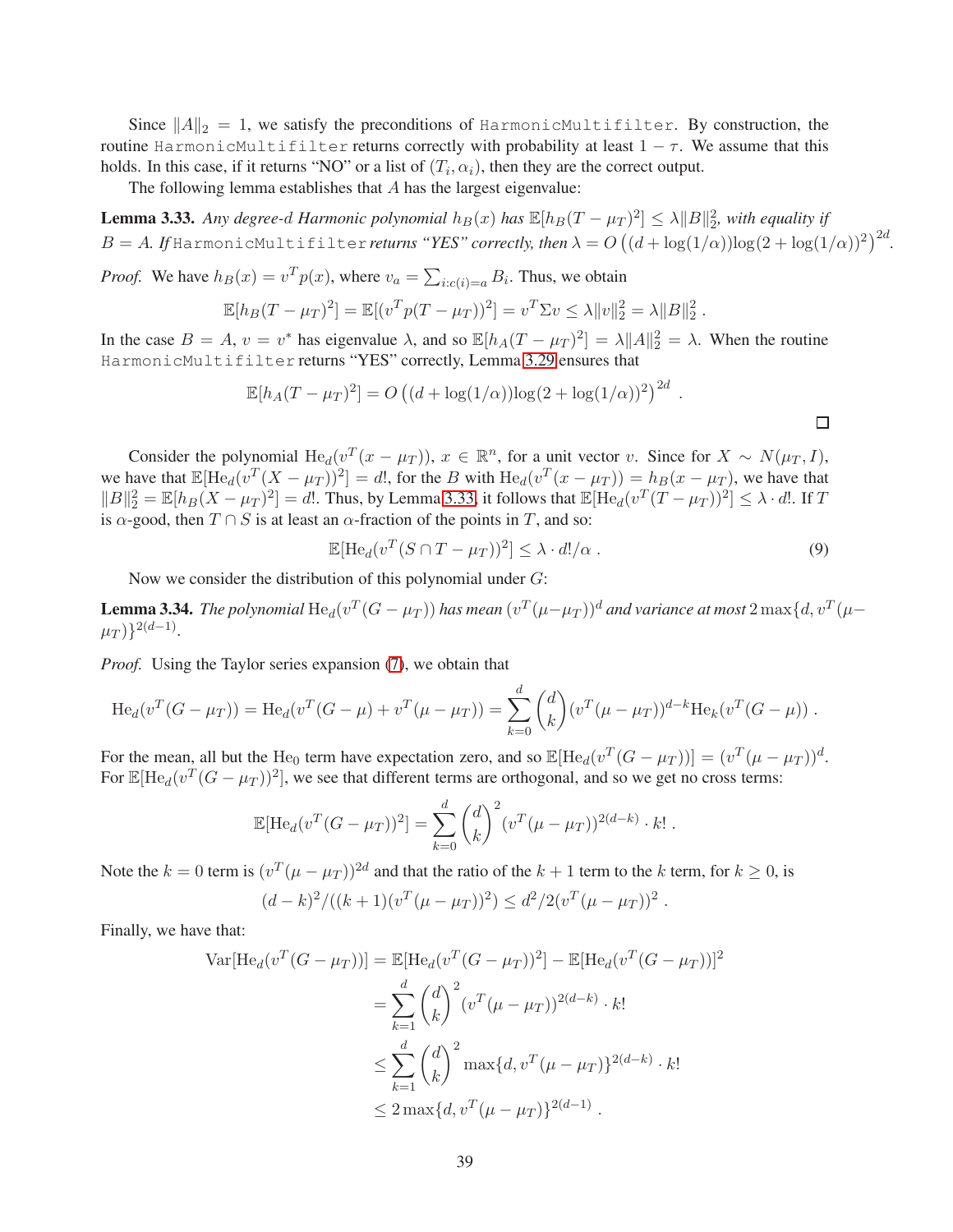Since $\|A\|_2 = 1$, we satisfy the preconditions of HarmonicMultifilter. By construction, the routine HarmonicMultifilter returns correctly with probability at least $1-\tau$. We assume that this holds. In this case, if it returns "NO" or a list of $(T_i, \alpha_i)$, then they are the correct output.

The following lemma establishes that $A$ has the largest eigenvalue:

**Lemma 3.33.** *Any degree-$d$ Harmonic polynomial $h_B(x)$ has $\mathbb{E}[h_B(T-\mu_T)^2] \leq \lambda \|B\|_2^2$, with equality if $B = A$. If* HarmonicMultifilter *returns "YES" correctly, then $\lambda = O\left((d+\log(1/\alpha))\log(2+\log(1/\alpha))^2\right)^{2d}$.*

*Proof.* We have $h_B(x) = v^T p(x)$, where $v_a = \sum_{i:c(i)=a} B_i$. Thus, we obtain

$$\mathbb{E}[h_B(T-\mu_T)^2] = \mathbb{E}[(v^T p(T-\mu_T))^2] = v^T \Sigma v \leq \lambda \|v\|_2^2 = \lambda \|B\|_2^2 \,.$$

In the case $B = A$, $v = v^*$ has eigenvalue $\lambda$, and so $\mathbb{E}[h_A(T-\mu_T)^2] = \lambda \|A\|_2^2 = \lambda$. When the routine HarmonicMultifilter returns "YES" correctly, Lemma 3.29 ensures that

$$\mathbb{E}[h_A(T-\mu_T)^2] = O\left((d+\log(1/\alpha))\log(2+\log(1/\alpha))^2\right)^{2d} \,.$$

$\square$

Consider the polynomial $\mathrm{He}_d(v^T(x-\mu_T))$, $x \in \mathbb{R}^n$, for a unit vector $v$. Since for $X \sim N(\mu_T, I)$, we have that $\mathbb{E}[\mathrm{He}_d(v^T(X-\mu_T))^2] = d!$, for the $B$ with $\mathrm{He}_d(v^T(x-\mu_T)) = h_B(x-\mu_T)$, we have that $\|B\|_2^2 = \mathbb{E}[h_B(X-\mu_T)^2] = d!$. Thus, by Lemma 3.33, it follows that $\mathbb{E}[\mathrm{He}_d(v^T(T-\mu_T))^2] \leq \lambda \cdot d!$. If $T$ is $\alpha$-good, then $T \cap S$ is at least an $\alpha$-fraction of the points in $T$, and so:

$$\mathbb{E}[\mathrm{He}_d(v^T(S \cap T - \mu_T))^2] \leq \lambda \cdot d!/\alpha \,. \tag{9}$$

Now we consider the distribution of this polynomial under $G$:

**Lemma 3.34.** *The polynomial $\mathrm{He}_d(v^T(G-\mu_T))$ has mean $(v^T(\mu-\mu_T))^d$ and variance at most $2\max\{d, v^T(\mu-\mu_T)\}^{2(d-1)}$.*

*Proof.* Using the Taylor series expansion (7), we obtain that

$$\mathrm{He}_d(v^T(G-\mu_T)) = \mathrm{He}_d(v^T(G-\mu) + v^T(\mu-\mu_T)) = \sum_{k=0}^{d} \binom{d}{k} (v^T(\mu-\mu_T))^{d-k} \mathrm{He}_k(v^T(G-\mu)) \,.$$

For the mean, all but the $\mathrm{He}_0$ term have expectation zero, and so $\mathbb{E}[\mathrm{He}_d(v^T(G-\mu_T))] = (v^T(\mu-\mu_T))^d$. For $\mathbb{E}[\mathrm{He}_d(v^T(G-\mu_T))^2]$, we see that different terms are orthogonal, and so we get no cross terms:

$$\mathbb{E}[\mathrm{He}_d(v^T(G-\mu_T))^2] = \sum_{k=0}^{d} \binom{d}{k}^2 (v^T(\mu-\mu_T))^{2(d-k)} \cdot k! \,.$$

Note the $k=0$ term is $(v^T(\mu-\mu_T))^{2d}$ and that the ratio of the $k+1$ term to the $k$ term, for $k \geq 0$, is

$$(d-k)^2/((k+1)(v^T(\mu-\mu_T))^2) \leq d^2/2(v^T(\mu-\mu_T))^2 \,.$$

Finally, we have that:

$$\begin{aligned}
\mathrm{Var}[\mathrm{He}_d(v^T(G-\mu_T))] &= \mathbb{E}[\mathrm{He}_d(v^T(G-\mu_T))^2] - \mathbb{E}[\mathrm{He}_d(v^T(G-\mu_T))]^2 \\
&= \sum_{k=1}^{d} \binom{d}{k}^2 (v^T(\mu-\mu_T))^{2(d-k)} \cdot k! \\
&\leq \sum_{k=1}^{d} \binom{d}{k}^2 \max\{d, v^T(\mu-\mu_T)\}^{2(d-k)} \cdot k! \\
&\leq 2\max\{d, v^T(\mu-\mu_T)\}^{2(d-1)} \,.
\end{aligned}$$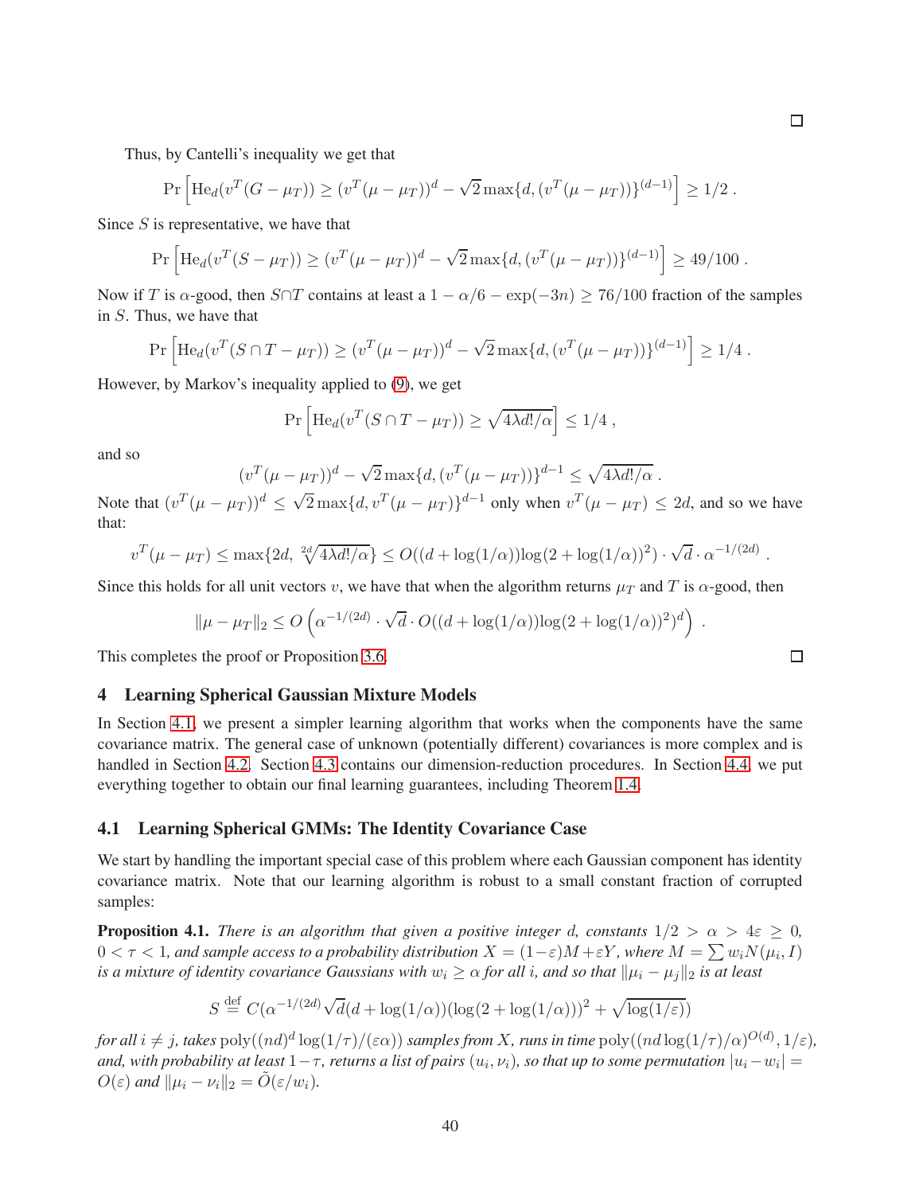□

Thus, by Cantelli's inequality we get that

$$\Pr\left[\mathrm{He}_d(v^T(G-\mu_T)) \geq (v^T(\mu-\mu_T))^d - \sqrt{2}\max\{d, (v^T(\mu-\mu_T))\}^{(d-1)}\right] \geq 1/2 .$$

Since $S$ is representative, we have that

$$\Pr\left[\mathrm{He}_d(v^T(S-\mu_T)) \geq (v^T(\mu-\mu_T))^d - \sqrt{2}\max\{d, (v^T(\mu-\mu_T))\}^{(d-1)}\right] \geq 49/100 .$$

Now if $T$ is $\alpha$-good, then $S \cap T$ contains at least a $1-\alpha/6-\exp(-3n) \geq 76/100$ fraction of the samples in $S$. Thus, we have that

$$\Pr\left[\mathrm{He}_d(v^T(S\cap T-\mu_T)) \geq (v^T(\mu-\mu_T))^d - \sqrt{2}\max\{d, (v^T(\mu-\mu_T))\}^{(d-1)}\right] \geq 1/4 .$$

However, by Markov's inequality applied to (9), we get

$$\Pr\left[\mathrm{He}_d(v^T(S\cap T-\mu_T)) \geq \sqrt{4\lambda d!/\alpha}\right] \leq 1/4 ,$$

and so

$$(v^T(\mu-\mu_T))^d - \sqrt{2}\max\{d, (v^T(\mu-\mu_T))\}^{d-1} \leq \sqrt{4\lambda d!/\alpha} .$$

Note that $(v^T(\mu-\mu_T))^d \leq \sqrt{2}\max\{d, v^T(\mu-\mu_T)\}^{d-1}$ only when $v^T(\mu-\mu_T) \leq 2d$, and so we have that:

$$v^T(\mu-\mu_T) \leq \max\{2d, \sqrt[2d]{4\lambda d!/\alpha}\} \leq O((d+\log(1/\alpha))\log(2+\log(1/\alpha))^2)\cdot\sqrt{d}\cdot\alpha^{-1/(2d)} .$$

Since this holds for all unit vectors $v$, we have that when the algorithm returns $\mu_T$ and $T$ is $\alpha$-good, then

$$\|\mu-\mu_T\|_2 \leq O\left(\alpha^{-1/(2d)}\cdot\sqrt{d}\cdot O((d+\log(1/\alpha))\log(2+\log(1/\alpha))^2)^d\right) .$$

This completes the proof or Proposition 3.6. □

## 4 Learning Spherical Gaussian Mixture Models

In Section 4.1, we present a simpler learning algorithm that works when the components have the same covariance matrix. The general case of unknown (potentially different) covariances is more complex and is handled in Section 4.2. Section 4.3 contains our dimension-reduction procedures. In Section 4.4, we put everything together to obtain our final learning guarantees, including Theorem 1.4.

### 4.1 Learning Spherical GMMs: The Identity Covariance Case

We start by handling the important special case of this problem where each Gaussian component has identity covariance matrix. Note that our learning algorithm is robust to a small constant fraction of corrupted samples:

**Proposition 4.1.** *There is an algorithm that given a positive integer $d$, constants $1/2 > \alpha > 4\varepsilon \geq 0$, $0 < \tau < 1$, and sample access to a probability distribution $X = (1-\varepsilon)M + \varepsilon Y$, where $M = \sum w_i N(\mu_i, I)$ is a mixture of identity covariance Gaussians with $w_i \geq \alpha$ for all $i$, and so that $\|\mu_i - \mu_j\|_2$ is at least*

$$S \stackrel{\text{def}}{=} C(\alpha^{-1/(2d)}\sqrt{d}(d+\log(1/\alpha))(\log(2+\log(1/\alpha)))^2 + \sqrt{\log(1/\varepsilon)})$$

*for all $i \neq j$, takes $\mathrm{poly}((nd)^d\log(1/\tau)/(\varepsilon\alpha))$ samples from $X$, runs in time $\mathrm{poly}((nd\log(1/\tau)/\alpha)^{O(d)}, 1/\varepsilon)$, and, with probability at least $1-\tau$, returns a list of pairs $(u_i, \nu_i)$, so that up to some permutation $|u_i - w_i| = O(\varepsilon)$ and $\|\mu_i - \nu_i\|_2 = \tilde{O}(\varepsilon/w_i)$.*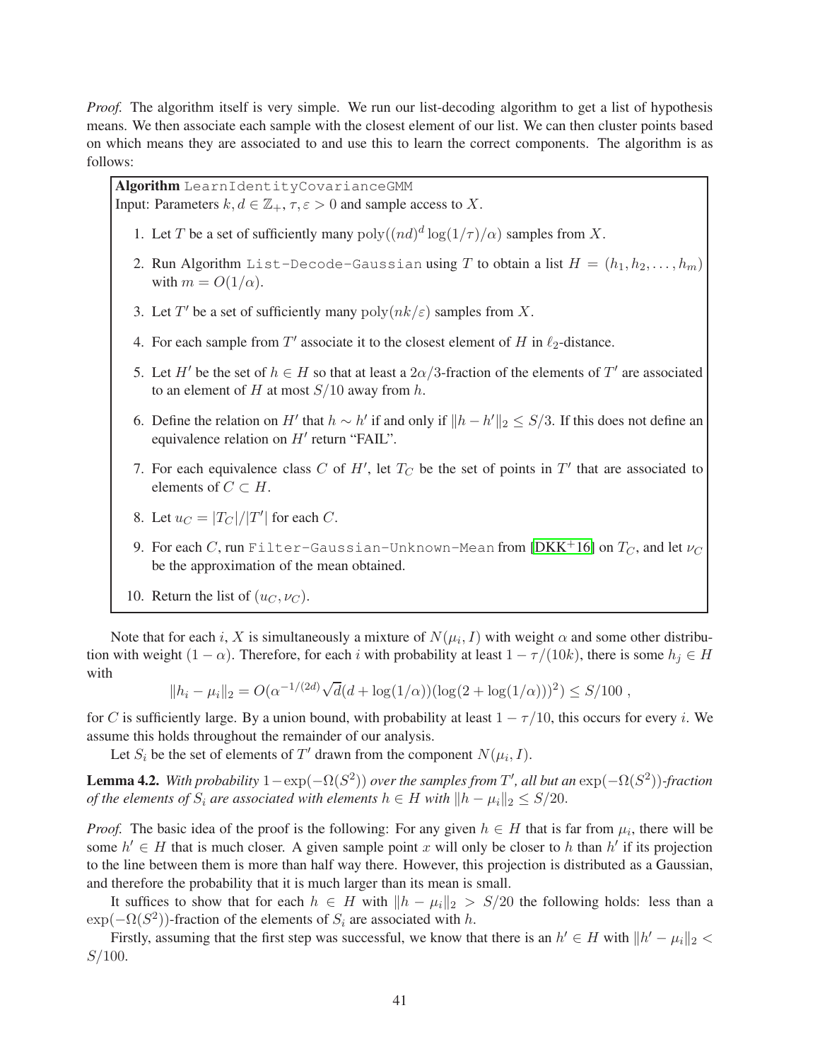*Proof.* The algorithm itself is very simple. We run our list-decoding algorithm to get a list of hypothesis means. We then associate each sample with the closest element of our list. We can then cluster points based on which means they are associated to and use this to learn the correct components. The algorithm is as follows:

**Algorithm** `LearnIdentityCovarianceGMM`
Input: Parameters $k, d \in \mathbb{Z}_+$, $\tau, \varepsilon > 0$ and sample access to $X$.

1. Let $T$ be a set of sufficiently many $\mathrm{poly}((nd)^d \log(1/\tau)/\alpha)$ samples from $X$.
2. Run Algorithm `List-Decode-Gaussian` using $T$ to obtain a list $H = (h_1, h_2, \ldots, h_m)$ with $m = O(1/\alpha)$.
3. Let $T'$ be a set of sufficiently many $\mathrm{poly}(nk/\varepsilon)$ samples from $X$.
4. For each sample from $T'$ associate it to the closest element of $H$ in $\ell_2$-distance.
5. Let $H'$ be the set of $h \in H$ so that at least a $2\alpha/3$-fraction of the elements of $T'$ are associated to an element of $H$ at most $S/10$ away from $h$.
6. Define the relation on $H'$ that $h \sim h'$ if and only if $\|h - h'\|_2 \leq S/3$. If this does not define an equivalence relation on $H'$ return "FAIL".
7. For each equivalence class $C$ of $H'$, let $T_C$ be the set of points in $T'$ that are associated to elements of $C \subset H$.
8. Let $u_C = |T_C|/|T'|$ for each $C$.
9. For each $C$, run `Filter-Gaussian-Unknown-Mean` from [DKK+16] on $T_C$, and let $\nu_C$ be the approximation of the mean obtained.
10. Return the list of $(u_C, \nu_C)$.

Note that for each $i$, $X$ is simultaneously a mixture of $N(\mu_i, I)$ with weight $\alpha$ and some other distribution with weight $(1-\alpha)$. Therefore, for each $i$ with probability at least $1 - \tau/(10k)$, there is some $h_j \in H$ with

$$\|h_i - \mu_i\|_2 = O(\alpha^{-1/(2d)}\sqrt{d}(d + \log(1/\alpha))(\log(2 + \log(1/\alpha)))^2) \leq S/100 \ ,$$

for $C$ is sufficiently large. By a union bound, with probability at least $1 - \tau/10$, this occurs for every $i$. We assume this holds throughout the remainder of our analysis.

Let $S_i$ be the set of elements of $T'$ drawn from the component $N(\mu_i, I)$.

**Lemma 4.2.** *With probability $1 - \exp(-\Omega(S^2))$ over the samples from $T'$, all but an $\exp(-\Omega(S^2))$-fraction of the elements of $S_i$ are associated with elements $h \in H$ with $\|h - \mu_i\|_2 \leq S/20$.*

*Proof.* The basic idea of the proof is the following: For any given $h \in H$ that is far from $\mu_i$, there will be some $h' \in H$ that is much closer. A given sample point $x$ will only be closer to $h$ than $h'$ if its projection to the line between them is more than half way there. However, this projection is distributed as a Gaussian, and therefore the probability that it is much larger than its mean is small.

It suffices to show that for each $h \in H$ with $\|h - \mu_i\|_2 > S/20$ the following holds: less than a $\exp(-\Omega(S^2))$-fraction of the elements of $S_i$ are associated with $h$.

Firstly, assuming that the first step was successful, we know that there is an $h' \in H$ with $\|h' - \mu_i\|_2 < S/100$.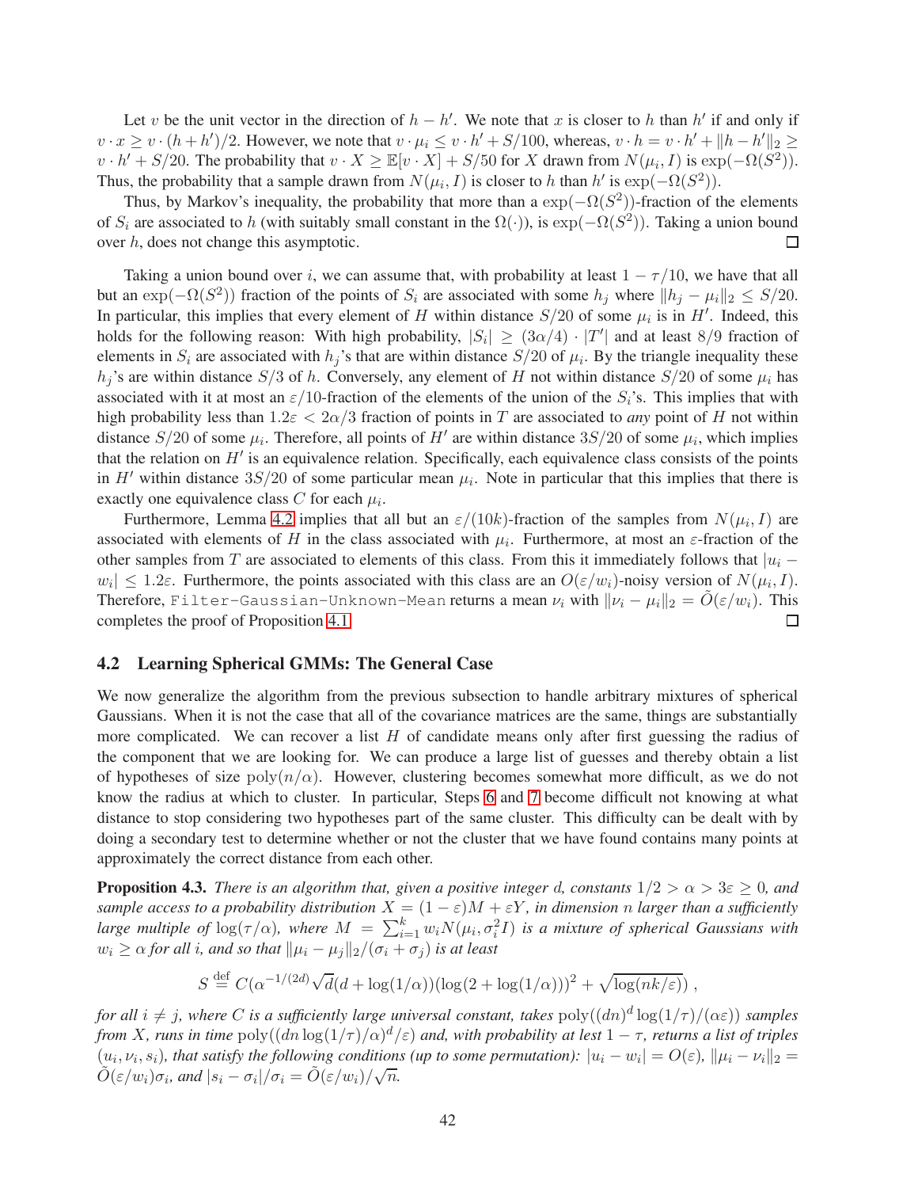Let $v$ be the unit vector in the direction of $h - h'$. We note that $x$ is closer to $h$ than $h'$ if and only if $v \cdot x \geq v \cdot (h + h')/2$. However, we note that $v \cdot \mu_i \leq v \cdot h' + S/100$, whereas, $v \cdot h = v \cdot h' + \|h - h'\|_2 \geq v \cdot h' + S/20$. The probability that $v \cdot X \geq \mathbb{E}[v \cdot X] + S/50$ for $X$ drawn from $N(\mu_i, I)$ is $\exp(-\Omega(S^2))$. Thus, the probability that a sample drawn from $N(\mu_i, I)$ is closer to $h$ than $h'$ is $\exp(-\Omega(S^2))$.

Thus, by Markov's inequality, the probability that more than a $\exp(-\Omega(S^2))$-fraction of the elements of $S_i$ are associated to $h$ (with suitably small constant in the $\Omega(\cdot)$), is $\exp(-\Omega(S^2))$. Taking a union bound over $h$, does not change this asymptotic. $\square$

Taking a union bound over $i$, we can assume that, with probability at least $1 - \tau/10$, we have that all but an $\exp(-\Omega(S^2))$ fraction of the points of $S_i$ are associated with some $h_j$ where $\|h_j - \mu_i\|_2 \leq S/20$. In particular, this implies that every element of $H$ within distance $S/20$ of some $\mu_i$ is in $H'$. Indeed, this holds for the following reason: With high probability, $|S_i| \geq (3\alpha/4) \cdot |T'|$ and at least $8/9$ fraction of elements in $S_i$ are associated with $h_j$'s that are within distance $S/20$ of $\mu_i$. By the triangle inequality these $h_j$'s are within distance $S/3$ of $h$. Conversely, any element of $H$ not within distance $S/20$ of some $\mu_i$ has associated with it at most an $\varepsilon/10$-fraction of the elements of the union of the $S_i$'s. This implies that with high probability less than $1.2\varepsilon < 2\alpha/3$ fraction of points in $T$ are associated to *any* point of $H$ not within distance $S/20$ of some $\mu_i$. Therefore, all points of $H'$ are within distance $3S/20$ of some $\mu_i$, which implies that the relation on $H'$ is an equivalence relation. Specifically, each equivalence class consists of the points in $H'$ within distance $3S/20$ of some particular mean $\mu_i$. Note in particular that this implies that there is exactly one equivalence class $C$ for each $\mu_i$.

Furthermore, Lemma 4.2 implies that all but an $\varepsilon/(10k)$-fraction of the samples from $N(\mu_i, I)$ are associated with elements of $H$ in the class associated with $\mu_i$. Furthermore, at most an $\varepsilon$-fraction of the other samples from $T$ are associated to elements of this class. From this it immediately follows that $|u_i - w_i| \leq 1.2\varepsilon$. Furthermore, the points associated with this class are an $O(\varepsilon/w_i)$-noisy version of $N(\mu_i, I)$. Therefore, `Filter-Gaussian-Unknown-Mean` returns a mean $\nu_i$ with $\|\nu_i - \mu_i\|_2 = \tilde{O}(\varepsilon/w_i)$. This completes the proof of Proposition 4.1. $\square$

## 4.2 Learning Spherical GMMs: The General Case

We now generalize the algorithm from the previous subsection to handle arbitrary mixtures of spherical Gaussians. When it is not the case that all of the covariance matrices are the same, things are substantially more complicated. We can recover a list $H$ of candidate means only after first guessing the radius of the component that we are looking for. We can produce a large list of guesses and thereby obtain a list of hypotheses of size $\mathrm{poly}(n/\alpha)$. However, clustering becomes somewhat more difficult, as we do not know the radius at which to cluster. In particular, Steps 6 and 7 become difficult not knowing at what distance to stop considering two hypotheses part of the same cluster. This difficulty can be dealt with by doing a secondary test to determine whether or not the cluster that we have found contains many points at approximately the correct distance from each other.

**Proposition 4.3.** *There is an algorithm that, given a positive integer $d$, constants $1/2 > \alpha > 3\varepsilon \geq 0$, and sample access to a probability distribution $X = (1-\varepsilon)M + \varepsilon Y$, in dimension $n$ larger than a sufficiently large multiple of $\log(\tau/\alpha)$, where $M = \sum_{i=1}^k w_i N(\mu_i, \sigma_i^2 I)$ is a mixture of spherical Gaussians with $w_i \geq \alpha$ for all $i$, and so that $\|\mu_i - \mu_j\|_2/(\sigma_i + \sigma_j)$ is at least*

$$S \stackrel{\text{def}}{=} C(\alpha^{-1/(2d)}\sqrt{d}(d + \log(1/\alpha))(\log(2 + \log(1/\alpha)))^2 + \sqrt{\log(nk/\varepsilon)}) ,$$

*for all $i \neq j$, where $C$ is a sufficiently large universal constant, takes $\mathrm{poly}((dn)^d \log(1/\tau)/(\alpha\varepsilon))$ samples from $X$, runs in time $\mathrm{poly}((dn\log(1/\tau)/\alpha)^d/\varepsilon)$ and, with probability at lest $1-\tau$, returns a list of triples $(u_i, \nu_i, s_i)$, that satisfy the following conditions (up to some permutation): $|u_i - w_i| = O(\varepsilon)$, $\|\mu_i - \nu_i\|_2 = \tilde{O}(\varepsilon/w_i)\sigma_i$, and $|s_i - \sigma_i|/\sigma_i = \tilde{O}(\varepsilon/w_i)/\sqrt{n}$.*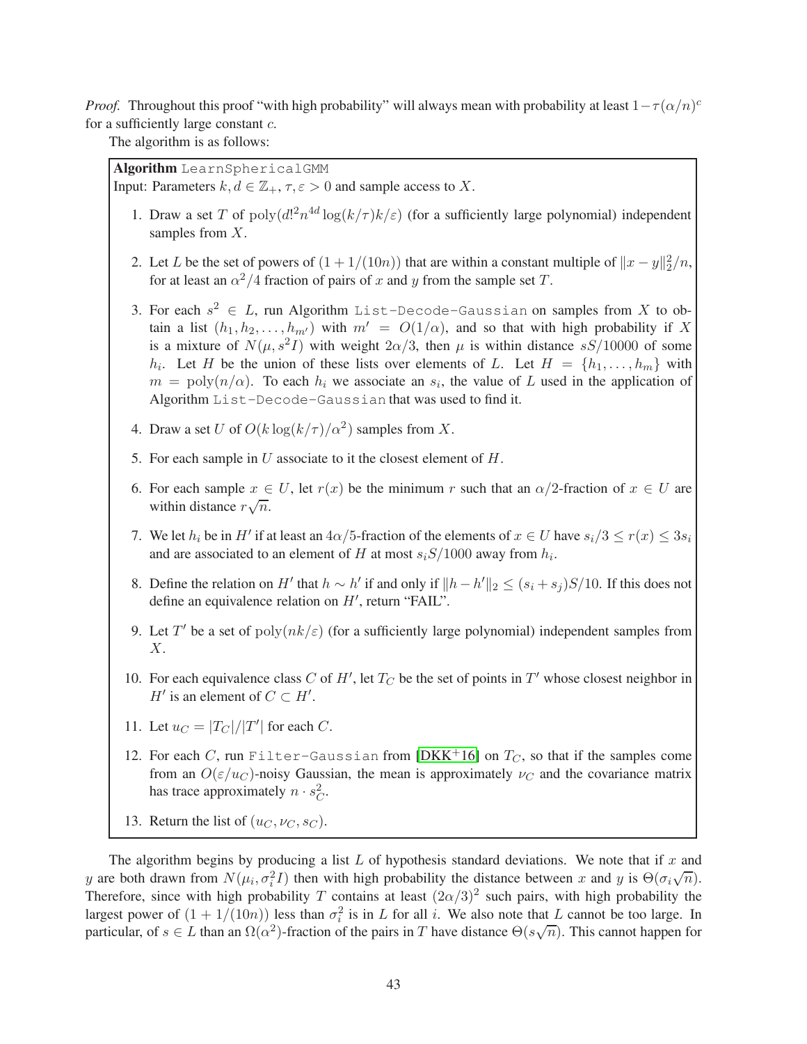*Proof.* Throughout this proof "with high probability" will always mean with probability at least $1-\tau(\alpha/n)^c$ for a sufficiently large constant $c$.

The algorithm is as follows:

**Algorithm** `LearnSphericalGMM`
Input: Parameters $k, d \in \mathbb{Z}_+, \tau, \varepsilon > 0$ and sample access to $X$.

1. Draw a set $T$ of $\mathrm{poly}(d!^2 n^{4d} \log(k/\tau)k/\varepsilon)$ (for a sufficiently large polynomial) independent samples from $X$.
2. Let $L$ be the set of powers of $(1+1/(10n))$ that are within a constant multiple of $\|x-y\|_2^2/n$, for at least an $\alpha^2/4$ fraction of pairs of $x$ and $y$ from the sample set $T$.
3. For each $s^2 \in L$, run Algorithm `List-Decode-Gaussian` on samples from $X$ to obtain a list $(h_1, h_2, \ldots, h_{m'})$ with $m' = O(1/\alpha)$, and so that with high probability if $X$ is a mixture of $N(\mu, s^2 I)$ with weight $2\alpha/3$, then $\mu$ is within distance $sS/10000$ of some $h_i$. Let $H$ be the union of these lists over elements of $L$. Let $H = \{h_1, \ldots, h_m\}$ with $m = \mathrm{poly}(n/\alpha)$. To each $h_i$ we associate an $s_i$, the value of $L$ used in the application of Algorithm `List-Decode-Gaussian` that was used to find it.
4. Draw a set $U$ of $O(k\log(k/\tau)/\alpha^2)$ samples from $X$.
5. For each sample in $U$ associate to it the closest element of $H$.
6. For each sample $x \in U$, let $r(x)$ be the minimum $r$ such that an $\alpha/2$-fraction of $x \in U$ are within distance $r\sqrt{n}$.
7. We let $h_i$ be in $H'$ if at least an $4\alpha/5$-fraction of the elements of $x \in U$ have $s_i/3 \leq r(x) \leq 3s_i$ and are associated to an element of $H$ at most $s_i S/1000$ away from $h_i$.
8. Define the relation on $H'$ that $h \sim h'$ if and only if $\|h-h'\|_2 \leq (s_i+s_j)S/10$. If this does not define an equivalence relation on $H'$, return "FAIL".
9. Let $T'$ be a set of $\mathrm{poly}(nk/\varepsilon)$ (for a sufficiently large polynomial) independent samples from $X$.
10. For each equivalence class $C$ of $H'$, let $T_C$ be the set of points in $T'$ whose closest neighbor in $H'$ is an element of $C \subset H'$.
11. Let $u_C = |T_C|/|T'|$ for each $C$.
12. For each $C$, run `Filter-Gaussian` from [DKK+16] on $T_C$, so that if the samples come from an $O(\varepsilon/u_C)$-noisy Gaussian, the mean is approximately $\nu_C$ and the covariance matrix has trace approximately $n \cdot s_C^2$.
13. Return the list of $(u_C, \nu_C, s_C)$.

The algorithm begins by producing a list $L$ of hypothesis standard deviations. We note that if $x$ and $y$ are both drawn from $N(\mu_i, \sigma_i^2 I)$ then with high probability the distance between $x$ and $y$ is $\Theta(\sigma_i\sqrt{n})$. Therefore, since with high probability $T$ contains at least $(2\alpha/3)^2$ such pairs, with high probability the largest power of $(1+1/(10n))$ less than $\sigma_i^2$ is in $L$ for all $i$. We also note that $L$ cannot be too large. In particular, of $s \in L$ than an $\Omega(\alpha^2)$-fraction of the pairs in $T$ have distance $\Theta(s\sqrt{n})$. This cannot happen for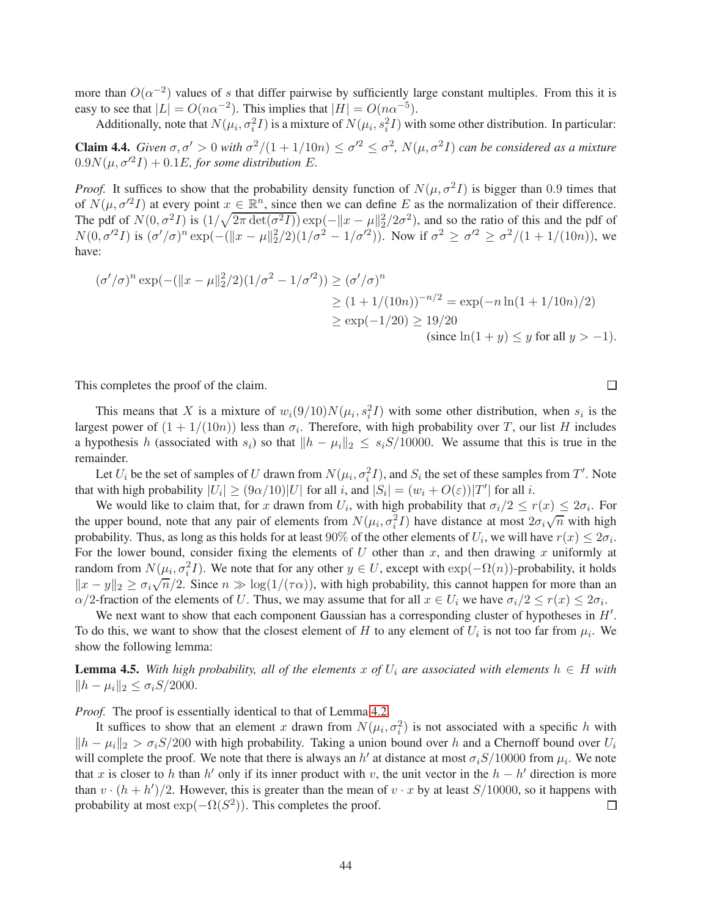more than $O(\alpha^{-2})$ values of $s$ that differ pairwise by sufficiently large constant multiples. From this it is easy to see that $|L| = O(n\alpha^{-2})$. This implies that $|H| = O(n\alpha^{-5})$.

Additionally, note that $N(\mu_i, \sigma_i^2 I)$ is a mixture of $N(\mu_i, s_i^2 I)$ with some other distribution. In particular:

**Claim 4.4.** *Given $\sigma, \sigma' > 0$ with $\sigma^2/(1 + 1/10n) \leq \sigma'^2 \leq \sigma^2$, $N(\mu, \sigma^2 I)$ can be considered as a mixture $0.9N(\mu, \sigma'^2 I) + 0.1E$, for some distribution $E$.*

*Proof.* It suffices to show that the probability density function of $N(\mu, \sigma^2 I)$ is bigger than $0.9$ times that of $N(\mu, \sigma'^2 I)$ at every point $x \in \mathbb{R}^n$, since then we can define $E$ as the normalization of their difference. The pdf of $N(0, \sigma^2 I)$ is $(1/\sqrt{2\pi \det(\sigma^2 I)}) \exp(-\|x - \mu\|_2^2/2\sigma^2)$, and so the ratio of this and the pdf of $N(0, \sigma'^2 I)$ is $(\sigma'/\sigma)^n \exp(-(\|x - \mu\|_2^2/2)(1/\sigma^2 - 1/\sigma'^2))$. Now if $\sigma^2 \geq \sigma'^2 \geq \sigma^2/(1 + 1/(10n))$, we have:

$$
\begin{aligned}
(\sigma'/\sigma)^n \exp(-(\|x - \mu\|_2^2/2)(1/\sigma^2 - 1/\sigma'^2)) &\geq (\sigma'/\sigma)^n \\
&\geq (1 + 1/(10n))^{-n/2} = \exp(-n \ln(1 + 1/10n)/2) \\
&\geq \exp(-1/20) \geq 19/20 \\
&\qquad \text{(since } \ln(1 + y) \leq y \text{ for all } y > -1\text{)}.
\end{aligned}
$$

This completes the proof of the claim. $\square$

This means that $X$ is a mixture of $w_i(9/10)N(\mu_i, s_i^2 I)$ with some other distribution, when $s_i$ is the largest power of $(1 + 1/(10n))$ less than $\sigma_i$. Therefore, with high probability over $T$, our list $H$ includes a hypothesis $h$ (associated with $s_i$) so that $\|h - \mu_i\|_2 \leq s_i S/10000$. We assume that this is true in the remainder.

Let $U_i$ be the set of samples of $U$ drawn from $N(\mu_i, \sigma_i^2 I)$, and $S_i$ the set of these samples from $T'$. Note that with high probability $|U_i| \geq (9\alpha/10)|U|$ for all $i$, and $|S_i| = (w_i + O(\varepsilon))|T'|$ for all $i$.

We would like to claim that, for $x$ drawn from $U_i$, with high probability that $\sigma_i/2 \leq r(x) \leq 2\sigma_i$. For the upper bound, note that any pair of elements from $N(\mu_i, \sigma_i^2 I)$ have distance at most $2\sigma_i\sqrt{n}$ with high probability. Thus, as long as this holds for at least 90% of the other elements of $U_i$, we will have $r(x) \leq 2\sigma_i$. For the lower bound, consider fixing the elements of $U$ other than $x$, and then drawing $x$ uniformly at random from $N(\mu_i, \sigma_i^2 I)$. We note that for any other $y \in U$, except with $\exp(-\Omega(n))$-probability, it holds $\|x - y\|_2 \geq \sigma_i\sqrt{n}/2$. Since $n \gg \log(1/(\tau\alpha))$, with high probability, this cannot happen for more than an $\alpha/2$-fraction of the elements of $U$. Thus, we may assume that for all $x \in U_i$ we have $\sigma_i/2 \leq r(x) \leq 2\sigma_i$.

We next want to show that each component Gaussian has a corresponding cluster of hypotheses in $H'$. To do this, we want to show that the closest element of $H$ to any element of $U_i$ is not too far from $\mu_i$. We show the following lemma:

**Lemma 4.5.** *With high probability, all of the elements $x$ of $U_i$ are associated with elements $h \in H$ with $\|h - \mu_i\|_2 \leq \sigma_i S/2000$.*

*Proof.* The proof is essentially identical to that of Lemma 4.2.

It suffices to show that an element $x$ drawn from $N(\mu_i, \sigma_i^2)$ is not associated with a specific $h$ with $\|h - \mu_i\|_2 > \sigma_i S/200$ with high probability. Taking a union bound over $h$ and a Chernoff bound over $U_i$ will complete the proof. We note that there is always an $h'$ at distance at most $\sigma_i S/10000$ from $\mu_i$. We note that $x$ is closer to $h$ than $h'$ only if its inner product with $v$, the unit vector in the $h - h'$ direction is more than $v \cdot (h + h')/2$. However, this is greater than the mean of $v \cdot x$ by at least $S/10000$, so it happens with probability at most $\exp(-\Omega(S^2))$. This completes the proof. $\square$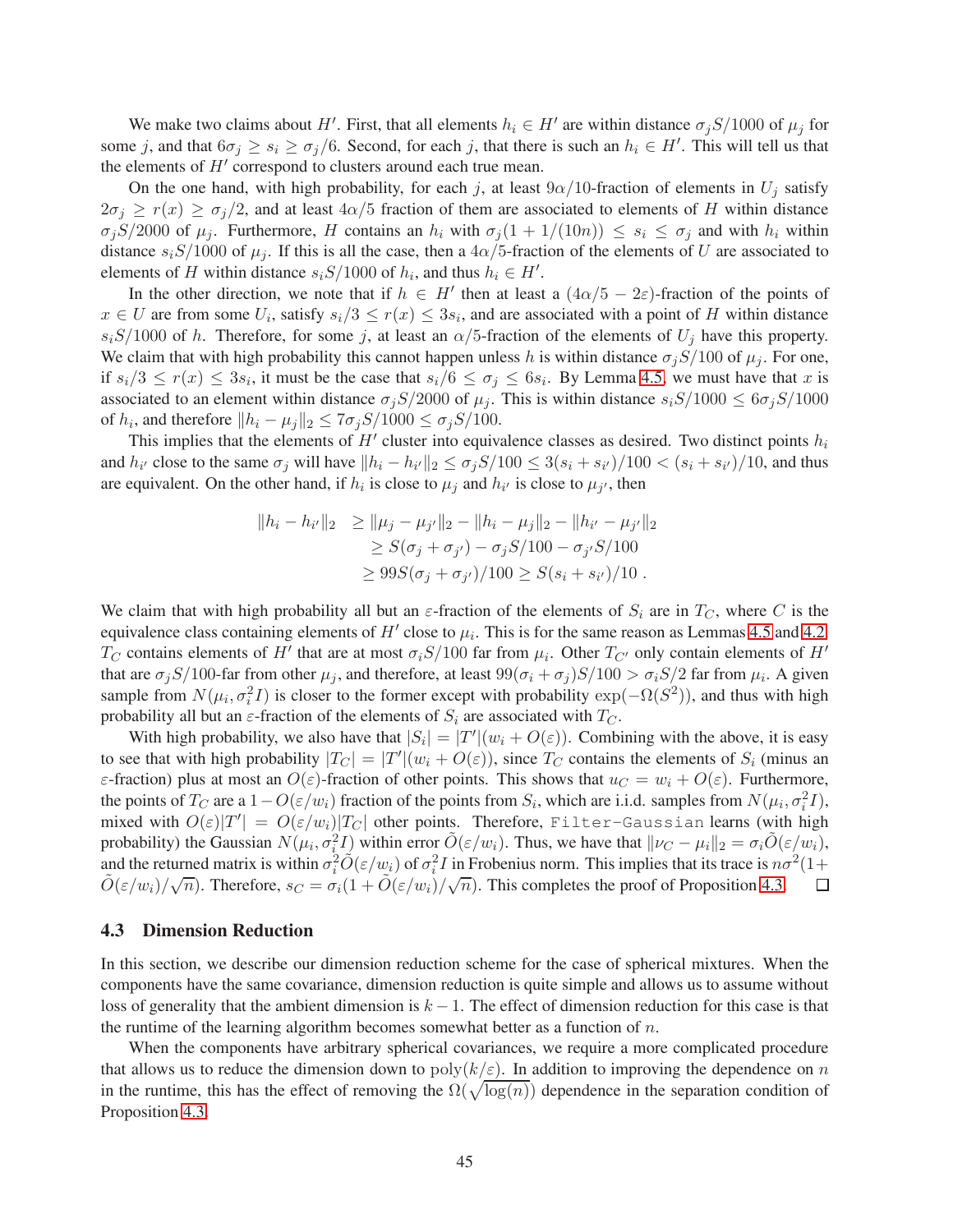We make two claims about $H'$. First, that all elements $h_i \in H'$ are within distance $\sigma_j S/1000$ of $\mu_j$ for some $j$, and that $6\sigma_j \geq s_i \geq \sigma_j/6$. Second, for each $j$, that there is such an $h_i \in H'$. This will tell us that the elements of $H'$ correspond to clusters around each true mean.

On the one hand, with high probability, for each $j$, at least $9\alpha/10$-fraction of elements in $U_j$ satisfy $2\sigma_j \geq r(x) \geq \sigma_j/2$, and at least $4\alpha/5$ fraction of them are associated to elements of $H$ within distance $\sigma_j S/2000$ of $\mu_j$. Furthermore, $H$ contains an $h_i$ with $\sigma_j(1 + 1/(10n)) \leq s_i \leq \sigma_j$ and with $h_i$ within distance $s_i S/1000$ of $\mu_j$. If this is all the case, then a $4\alpha/5$-fraction of the elements of $U$ are associated to elements of $H$ within distance $s_i S/1000$ of $h_i$, and thus $h_i \in H'$.

In the other direction, we note that if $h \in H'$ then at least a $(4\alpha/5 - 2\varepsilon)$-fraction of the points of $x \in U$ are from some $U_i$, satisfy $s_i/3 \leq r(x) \leq 3s_i$, and are associated with a point of $H$ within distance $s_i S/1000$ of $h$. Therefore, for some $j$, at least an $\alpha/5$-fraction of the elements of $U_j$ have this property. We claim that with high probability this cannot happen unless $h$ is within distance $\sigma_j S/100$ of $\mu_j$. For one, if $s_i/3 \leq r(x) \leq 3s_i$, it must be the case that $s_i/6 \leq \sigma_j \leq 6s_i$. By Lemma 4.5, we must have that $x$ is associated to an element within distance $\sigma_j S/2000$ of $\mu_j$. This is within distance $s_i S/1000 \leq 6\sigma_j S/1000$ of $h_i$, and therefore $\|h_i - \mu_j\|_2 \leq 7\sigma_j S/1000 \leq \sigma_j S/100$.

This implies that the elements of $H'$ cluster into equivalence classes as desired. Two distinct points $h_i$ and $h_{i'}$ close to the same $\sigma_j$ will have $\|h_i - h_{i'}\|_2 \leq \sigma_j S/100 \leq 3(s_i + s_{i'})/100 < (s_i + s_{i'})/10$, and thus are equivalent. On the other hand, if $h_i$ is close to $\mu_j$ and $h_{i'}$ is close to $\mu_{j'}$, then

$$
\begin{aligned}
\|h_i - h_{i'}\|_2 &\geq \|\mu_j - \mu_{j'}\|_2 - \|h_i - \mu_j\|_2 - \|h_{i'} - \mu_{j'}\|_2 \\
&\geq S(\sigma_j + \sigma_{j'}) - \sigma_j S/100 - \sigma_{j'} S/100 \\
&\geq 99S(\sigma_j + \sigma_{j'})/100 \geq S(s_i + s_{i'})/10 \,.
\end{aligned}
$$

We claim that with high probability all but an $\varepsilon$-fraction of the elements of $S_i$ are in $T_C$, where $C$ is the equivalence class containing elements of $H'$ close to $\mu_i$. This is for the same reason as Lemmas 4.5 and 4.2. $T_C$ contains elements of $H'$ that are at most $\sigma_i S/100$ far from $\mu_i$. Other $T_{C'}$ only contain elements of $H'$ that are $\sigma_j S/100$-far from other $\mu_j$, and therefore, at least $99(\sigma_i + \sigma_j)S/100 > \sigma_i S/2$ far from $\mu_i$. A given sample from $N(\mu_i, \sigma_i^2 I)$ is closer to the former except with probability $\exp(-\Omega(S^2))$, and thus with high probability all but an $\varepsilon$-fraction of the elements of $S_i$ are associated with $T_C$.

With high probability, we also have that $|S_i| = |T'|(w_i + O(\varepsilon))$. Combining with the above, it is easy to see that with high probability $|T_C| = |T'|(w_i + O(\varepsilon))$, since $T_C$ contains the elements of $S_i$ (minus an $\varepsilon$-fraction) plus at most an $O(\varepsilon)$-fraction of other points. This shows that $u_C = w_i + O(\varepsilon)$. Furthermore, the points of $T_C$ are a $1 - O(\varepsilon/w_i)$ fraction of the points from $S_i$, which are i.i.d. samples from $N(\mu_i, \sigma_i^2 I)$, mixed with $O(\varepsilon)|T'| = O(\varepsilon/w_i)|T_C|$ other points. Therefore, `Filter-Gaussian` learns (with high probability) the Gaussian $N(\mu_i, \sigma_i^2 I)$ within error $\tilde{O}(\varepsilon/w_i)$. Thus, we have that $\|\nu_C - \mu_i\|_2 = \sigma_i \tilde{O}(\varepsilon/w_i)$, and the returned matrix is within $\sigma_i^2 \tilde{O}(\varepsilon/w_i)$ of $\sigma_i^2 I$ in Frobenius norm. This implies that its trace is $n\sigma^2(1 + \tilde{O}(\varepsilon/w_i)/\sqrt{n})$. Therefore, $s_C = \sigma_i(1 + \tilde{O}(\varepsilon/w_i)/\sqrt{n})$. This completes the proof of Proposition 4.3. $\square$

### 4.3 Dimension Reduction

In this section, we describe our dimension reduction scheme for the case of spherical mixtures. When the components have the same covariance, dimension reduction is quite simple and allows us to assume without loss of generality that the ambient dimension is $k - 1$. The effect of dimension reduction for this case is that the runtime of the learning algorithm becomes somewhat better as a function of $n$.

When the components have arbitrary spherical covariances, we require a more complicated procedure that allows us to reduce the dimension down to $\text{poly}(k/\varepsilon)$. In addition to improving the dependence on $n$ in the runtime, this has the effect of removing the $\Omega(\sqrt{\log(n)})$ dependence in the separation condition of Proposition 4.3.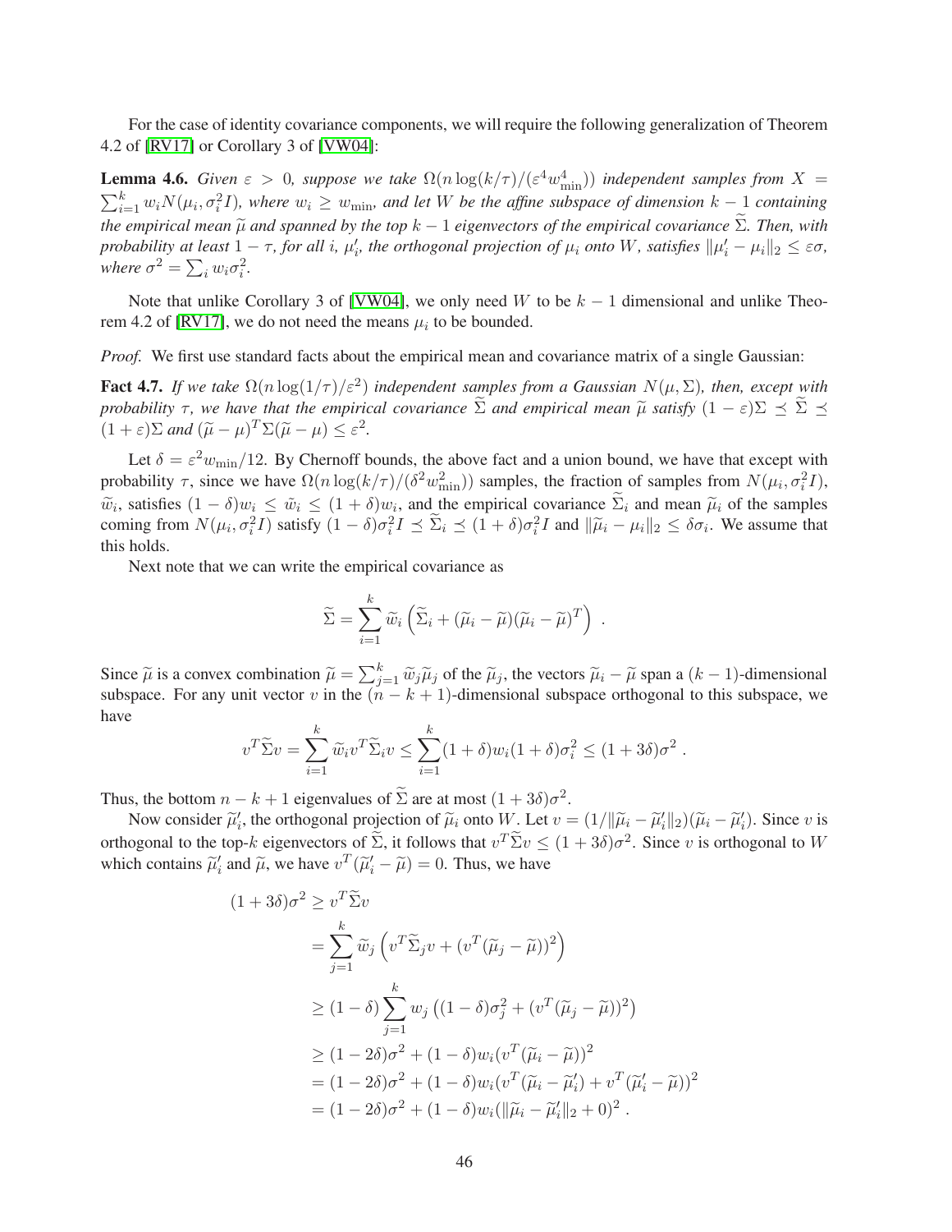For the case of identity covariance components, we will require the following generalization of Theorem 4.2 of [RV17] or Corollary 3 of [VW04]:

**Lemma 4.6.** *Given $\varepsilon > 0$, suppose we take $\Omega(n \log(k/\tau)/(\varepsilon^4 w_{\min}^4))$ independent samples from $X = \sum_{i=1}^k w_i N(\mu_i, \sigma_i^2 I)$, where $w_i \geq w_{\min}$, and let $W$ be the affine subspace of dimension $k-1$ containing the empirical mean $\widetilde{\mu}$ and spanned by the top $k-1$ eigenvectors of the empirical covariance $\widetilde{\Sigma}$. Then, with probability at least $1-\tau$, for all $i$, $\mu_i'$, the orthogonal projection of $\mu_i$ onto $W$, satisfies $\|\mu_i' - \mu_i\|_2 \leq \varepsilon\sigma$, where $\sigma^2 = \sum_i w_i \sigma_i^2$.*

Note that unlike Corollary 3 of [VW04], we only need $W$ to be $k-1$ dimensional and unlike Theorem 4.2 of [RV17], we do not need the means $\mu_i$ to be bounded.

*Proof.* We first use standard facts about the empirical mean and covariance matrix of a single Gaussian:

**Fact 4.7.** *If we take $\Omega(n \log(1/\tau)/\varepsilon^2)$ independent samples from a Gaussian $N(\mu, \Sigma)$, then, except with probability $\tau$, we have that the empirical covariance $\widetilde{\Sigma}$ and empirical mean $\widetilde{\mu}$ satisfy $(1-\varepsilon)\Sigma \preceq \widetilde{\Sigma} \preceq (1+\varepsilon)\Sigma$ and $(\widetilde{\mu} - \mu)^T \Sigma (\widetilde{\mu} - \mu) \leq \varepsilon^2$.*

Let $\delta = \varepsilon^2 w_{\min}/12$. By Chernoff bounds, the above fact and a union bound, we have that except with probability $\tau$, since we have $\Omega(n \log(k/\tau)/(\delta^2 w_{\min}^2))$ samples, the fraction of samples from $N(\mu_i, \sigma_i^2 I)$, $\widetilde{w}_i$, satisfies $(1-\delta)w_i \leq \tilde{w}_i \leq (1+\delta)w_i$, and the empirical covariance $\widetilde{\Sigma}_i$ and mean $\widetilde{\mu}_i$ of the samples coming from $N(\mu_i, \sigma_i^2 I)$ satisfy $(1-\delta)\sigma_i^2 I \preceq \widetilde{\Sigma}_i \preceq (1+\delta)\sigma_i^2 I$ and $\|\widetilde{\mu}_i - \mu_i\|_2 \leq \delta\sigma_i$. We assume that this holds.

Next note that we can write the empirical covariance as

$$\widetilde{\Sigma} = \sum_{i=1}^k \widetilde{w}_i \left( \widetilde{\Sigma}_i + (\widetilde{\mu}_i - \widetilde{\mu})(\widetilde{\mu}_i - \widetilde{\mu})^T \right) .$$

Since $\widetilde{\mu}$ is a convex combination $\widetilde{\mu} = \sum_{j=1}^k \widetilde{w}_j \widetilde{\mu}_j$ of the $\widetilde{\mu}_j$, the vectors $\widetilde{\mu}_i - \widetilde{\mu}$ span a $(k-1)$-dimensional subspace. For any unit vector $v$ in the $(n-k+1)$-dimensional subspace orthogonal to this subspace, we have

$$v^T \widetilde{\Sigma} v = \sum_{i=1}^k \widetilde{w}_i v^T \widetilde{\Sigma}_i v \leq \sum_{i=1}^k (1+\delta) w_i (1+\delta) \sigma_i^2 \leq (1+3\delta)\sigma^2 .$$

Thus, the bottom $n-k+1$ eigenvalues of $\widetilde{\Sigma}$ are at most $(1+3\delta)\sigma^2$.

Now consider $\widetilde{\mu}_i'$, the orthogonal projection of $\widetilde{\mu}_i$ onto $W$. Let $v = (1/\|\widetilde{\mu}_i - \widetilde{\mu}_i'\|_2)(\widetilde{\mu}_i - \widetilde{\mu}_i')$. Since $v$ is orthogonal to the top-$k$ eigenvectors of $\widetilde{\Sigma}$, it follows that $v^T \widetilde{\Sigma} v \leq (1+3\delta)\sigma^2$. Since $v$ is orthogonal to $W$ which contains $\widetilde{\mu}_i'$ and $\widetilde{\mu}$, we have $v^T(\widetilde{\mu}_i' - \widetilde{\mu}) = 0$. Thus, we have

$$\begin{aligned}
(1+3\delta)\sigma^2 &\geq v^T \widetilde{\Sigma} v \\
&= \sum_{j=1}^k \widetilde{w}_j \left( v^T \widetilde{\Sigma}_j v + (v^T(\widetilde{\mu}_j - \widetilde{\mu}))^2 \right) \\
&\geq (1-\delta) \sum_{j=1}^k w_j \left( (1-\delta)\sigma_j^2 + (v^T(\widetilde{\mu}_j - \widetilde{\mu}))^2 \right) \\
&\geq (1-2\delta)\sigma^2 + (1-\delta) w_i (v^T(\widetilde{\mu}_i - \widetilde{\mu}))^2 \\
&= (1-2\delta)\sigma^2 + (1-\delta) w_i (v^T(\widetilde{\mu}_i - \widetilde{\mu}_i') + v^T(\widetilde{\mu}_i' - \widetilde{\mu}))^2 \\
&= (1-2\delta)\sigma^2 + (1-\delta) w_i (\|\widetilde{\mu}_i - \widetilde{\mu}_i'\|_2 + 0)^2 .
\end{aligned}$$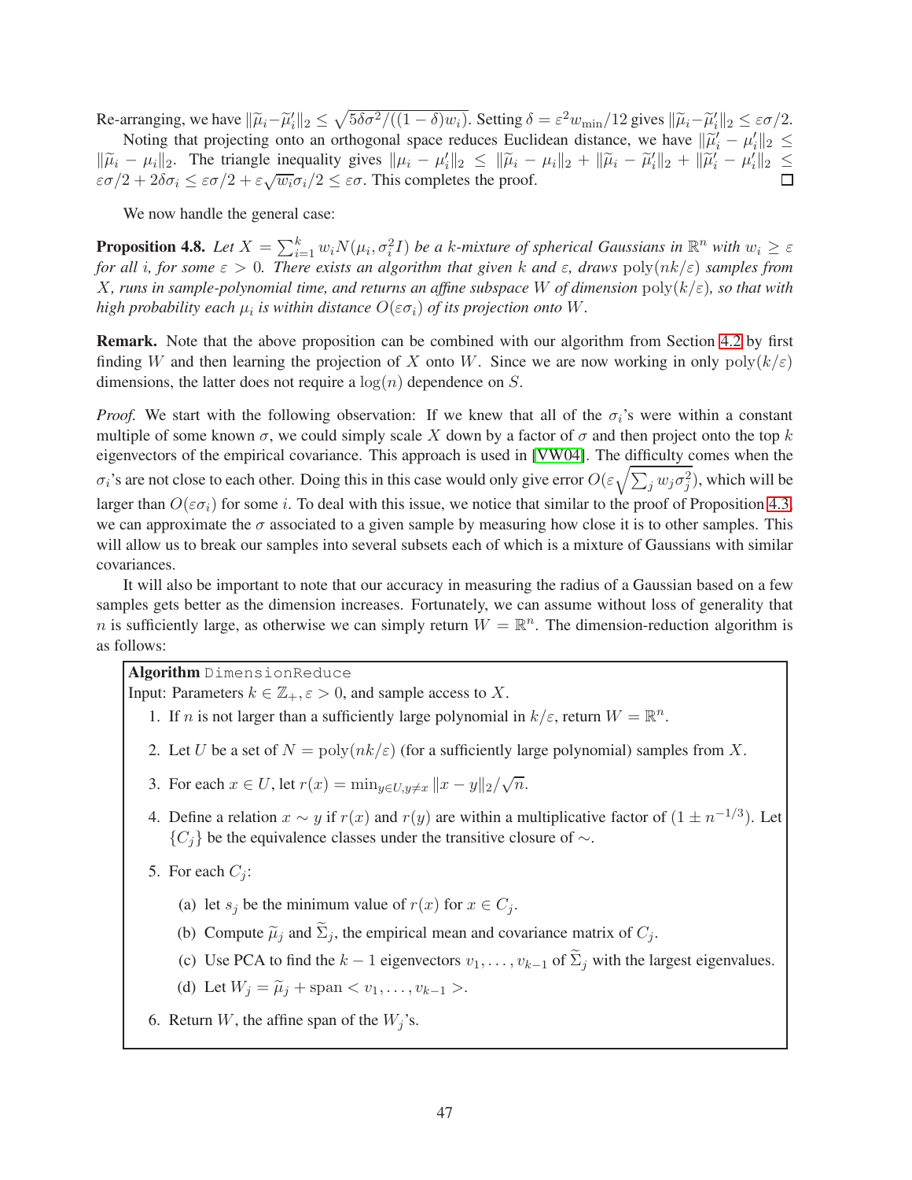Re-arranging, we have $\|\widetilde{\mu}_i - \widetilde{\mu}'_i\|_2 \leq \sqrt{5\delta\sigma^2/((1-\delta)w_i)}$. Setting $\delta = \varepsilon^2 w_{\min}/12$ gives $\|\widetilde{\mu}_i - \widetilde{\mu}'_i\|_2 \leq \varepsilon\sigma/2$.

Noting that projecting onto an orthogonal space reduces Euclidean distance, we have $\|\widetilde{\mu}'_i - \mu'_i\|_2 \leq \|\widetilde{\mu}_i - \mu_i\|_2$. The triangle inequality gives $\|\mu_i - \mu'_i\|_2 \leq \|\widetilde{\mu}_i - \mu_i\|_2 + \|\widetilde{\mu}_i - \widetilde{\mu}'_i\|_2 + \|\widetilde{\mu}'_i - \mu'_i\|_2 \leq \varepsilon\sigma/2 + 2\delta\sigma_i \leq \varepsilon\sigma/2 + \varepsilon\sqrt{w_i}\sigma_i/2 \leq \varepsilon\sigma$. This completes the proof. □

We now handle the general case:

**Proposition 4.8.** *Let $X = \sum_{i=1}^k w_i N(\mu_i, \sigma_i^2 I)$ be a $k$-mixture of spherical Gaussians in $\mathbb{R}^n$ with $w_i \geq \varepsilon$ for all $i$, for some $\varepsilon > 0$. There exists an algorithm that given $k$ and $\varepsilon$, draws $\mathrm{poly}(nk/\varepsilon)$ samples from $X$, runs in sample-polynomial time, and returns an affine subspace $W$ of dimension $\mathrm{poly}(k/\varepsilon)$, so that with high probability each $\mu_i$ is within distance $O(\varepsilon\sigma_i)$ of its projection onto $W$.*

**Remark.** Note that the above proposition can be combined with our algorithm from Section 4.2 by first finding $W$ and then learning the projection of $X$ onto $W$. Since we are now working in only $\mathrm{poly}(k/\varepsilon)$ dimensions, the latter does not require a $\log(n)$ dependence on $S$.

*Proof.* We start with the following observation: If we knew that all of the $\sigma_i$'s were within a constant multiple of some known $\sigma$, we could simply scale $X$ down by a factor of $\sigma$ and then project onto the top $k$ eigenvectors of the empirical covariance. This approach is used in [VW04]. The difficulty comes when the $\sigma_i$'s are not close to each other. Doing this in this case would only give error $O(\varepsilon\sqrt{\sum_j w_j \sigma_j^2})$, which will be larger than $O(\varepsilon\sigma_i)$ for some $i$. To deal with this issue, we notice that similar to the proof of Proposition 4.3, we can approximate the $\sigma$ associated to a given sample by measuring how close it is to other samples. This will allow us to break our samples into several subsets each of which is a mixture of Gaussians with similar covariances.

It will also be important to note that our accuracy in measuring the radius of a Gaussian based on a few samples gets better as the dimension increases. Fortunately, we can assume without loss of generality that $n$ is sufficiently large, as otherwise we can simply return $W = \mathbb{R}^n$. The dimension-reduction algorithm is as follows:

**Algorithm** `DimensionReduce`
Input: Parameters $k \in \mathbb{Z}_+, \varepsilon > 0$, and sample access to $X$.

1. If $n$ is not larger than a sufficiently large polynomial in $k/\varepsilon$, return $W = \mathbb{R}^n$.
2. Let $U$ be a set of $N = \mathrm{poly}(nk/\varepsilon)$ (for a sufficiently large polynomial) samples from $X$.
3. For each $x \in U$, let $r(x) = \min_{y \in U, y \neq x} \|x - y\|_2/\sqrt{n}$.
4. Define a relation $x \sim y$ if $r(x)$ and $r(y)$ are within a multiplicative factor of $(1 \pm n^{-1/3})$. Let $\{C_j\}$ be the equivalence classes under the transitive closure of $\sim$.
5. For each $C_j$:
   (a) let $s_j$ be the minimum value of $r(x)$ for $x \in C_j$.
   (b) Compute $\widetilde{\mu}_j$ and $\widetilde{\Sigma}_j$, the empirical mean and covariance matrix of $C_j$.
   (c) Use PCA to find the $k-1$ eigenvectors $v_1, \ldots, v_{k-1}$ of $\widetilde{\Sigma}_j$ with the largest eigenvalues.
   (d) Let $W_j = \widetilde{\mu}_j + \mathrm{span} < v_1, \ldots, v_{k-1} >$.
6. Return $W$, the affine span of the $W_j$'s.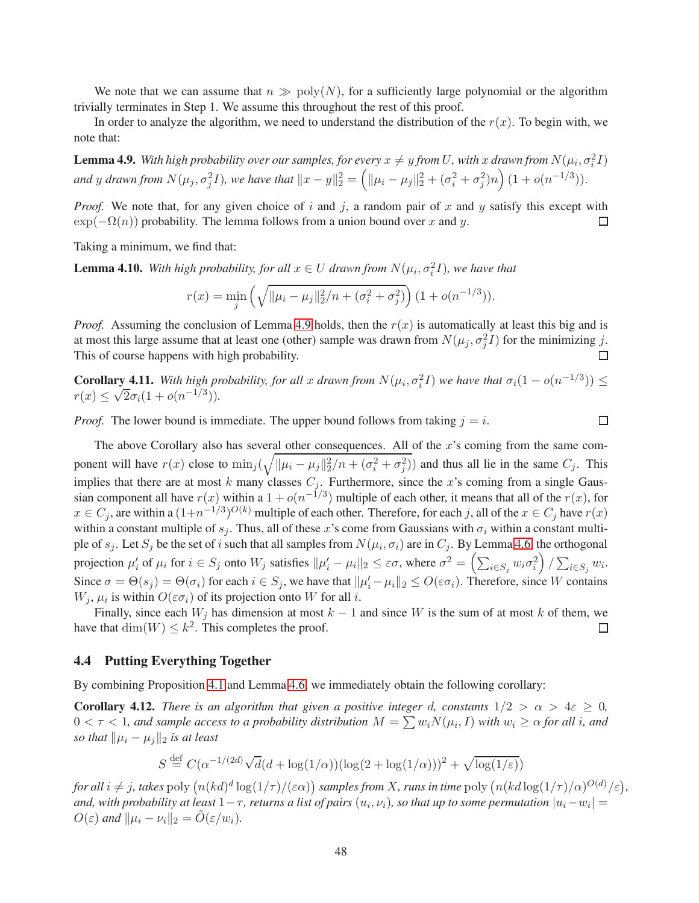We note that we can assume that $n \gg \mathrm{poly}(N)$, for a sufficiently large polynomial or the algorithm trivially terminates in Step 1. We assume this throughout the rest of this proof.

In order to analyze the algorithm, we need to understand the distribution of the $r(x)$. To begin with, we note that:

**Lemma 4.9.** *With high probability over our samples, for every $x \neq y$ from $U$, with $x$ drawn from $N(\mu_i, \sigma_i^2 I)$ and $y$ drawn from $N(\mu_j, \sigma_j^2 I)$, we have that $\|x - y\|_2^2 = \left(\|\mu_i - \mu_j\|_2^2 + (\sigma_i^2 + \sigma_j^2)n\right)(1 + o(n^{-1/3}))$.*

*Proof.* We note that, for any given choice of $i$ and $j$, a random pair of $x$ and $y$ satisfy this except with $\exp(-\Omega(n))$ probability. The lemma follows from a union bound over $x$ and $y$. $\square$

Taking a minimum, we find that:

**Lemma 4.10.** *With high probability, for all $x \in U$ drawn from $N(\mu_i, \sigma_i^2 I)$, we have that*

$$r(x) = \min_j \left(\sqrt{\|\mu_i - \mu_j\|_2^2/n + (\sigma_i^2 + \sigma_j^2)}\right)(1 + o(n^{-1/3})).$$

*Proof.* Assuming the conclusion of Lemma 4.9 holds, then the $r(x)$ is automatically at least this big and is at most this large assume that at least one (other) sample was drawn from $N(\mu_j, \sigma_j^2 I)$ for the minimizing $j$. This of course happens with high probability. $\square$

**Corollary 4.11.** *With high probability, for all $x$ drawn from $N(\mu_i, \sigma_i^2 I)$ we have that $\sigma_i(1 - o(n^{-1/3})) \leq r(x) \leq \sqrt{2}\sigma_i(1 + o(n^{-1/3}))$.*

*Proof.* The lower bound is immediate. The upper bound follows from taking $j = i$. $\square$

The above Corollary also has several other consequences. All of the $x$'s coming from the same component will have $r(x)$ close to $\min_j(\sqrt{\|\mu_i - \mu_j\|_2^2/n + (\sigma_i^2 + \sigma_j^2)})$ and thus all lie in the same $C_j$. This implies that there are at most $k$ many classes $C_j$. Furthermore, since the $x$'s coming from a single Gaussian component all have $r(x)$ within a $1 + o(n^{-1/3})$ multiple of each other, it means that all of the $r(x)$, for $x \in C_j$, are within a $(1+n^{-1/3})^{O(k)}$ multiple of each other. Therefore, for each $j$, all of the $x \in C_j$ have $r(x)$ within a constant multiple of $s_j$. Thus, all of these $x$'s come from Gaussians with $\sigma_i$ within a constant multiple of $s_j$. Let $S_j$ be the set of $i$ such that all samples from $N(\mu_i, \sigma_i)$ are in $C_j$. By Lemma 4.6, the orthogonal projection $\mu_i'$ of $\mu_i$ for $i \in S_j$ onto $W_j$ satisfies $\|\mu_i' - \mu_i\|_2 \leq \varepsilon\sigma$, where $\sigma^2 = \left(\sum_{i \in S_j} w_i \sigma_i^2\right) / \sum_{i \in S_j} w_i$. Since $\sigma = \Theta(s_j) = \Theta(\sigma_i)$ for each $i \in S_j$, we have that $\|\mu_i' - \mu_i\|_2 \leq O(\varepsilon\sigma_i)$. Therefore, since $W$ contains $W_j$, $\mu_i$ is within $O(\varepsilon\sigma_i)$ of its projection onto $W$ for all $i$.

Finally, since each $W_j$ has dimension at most $k - 1$ and since $W$ is the sum of at most $k$ of them, we have that $\dim(W) \leq k^2$. This completes the proof. $\square$

### 4.4 Putting Everything Together

By combining Proposition 4.1 and Lemma 4.6, we immediately obtain the following corollary:

**Corollary 4.12.** *There is an algorithm that given a positive integer $d$, constants $1/2 > \alpha > 4\varepsilon \geq 0$, $0 < \tau < 1$, and sample access to a probability distribution $M = \sum w_i N(\mu_i, I)$ with $w_i \geq \alpha$ for all $i$, and so that $\|\mu_i - \mu_j\|_2$ is at least*

$$S \stackrel{\mathrm{def}}{=} C(\alpha^{-1/(2d)}\sqrt{d}(d + \log(1/\alpha))(\log(2 + \log(1/\alpha)))^2 + \sqrt{\log(1/\varepsilon)})$$

*for all $i \neq j$, takes $\mathrm{poly}\left(n(kd)^d \log(1/\tau)/(\varepsilon\alpha)\right)$ samples from $X$, runs in time $\mathrm{poly}\left(n(kd\log(1/\tau)/\alpha)^{O(d)}/\varepsilon\right)$, and, with probability at least $1 - \tau$, returns a list of pairs $(u_i, \nu_i)$, so that up to some permutation $|u_i - w_i| = O(\varepsilon)$ and $\|\mu_i - \nu_i\|_2 = \tilde{O}(\varepsilon/w_i)$.*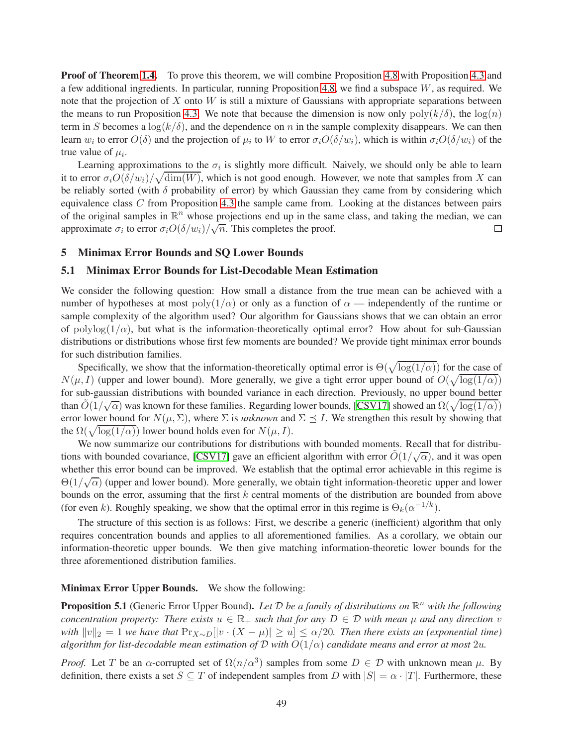**Proof of Theorem 1.4.** To prove this theorem, we will combine Proposition 4.8 with Proposition 4.3 and a few additional ingredients. In particular, running Proposition 4.8, we find a subspace $W$, as required. We note that the projection of $X$ onto $W$ is still a mixture of Gaussians with appropriate separations between the means to run Proposition 4.3. We note that because the dimension is now only $\mathrm{poly}(k/\delta)$, the $\log(n)$ term in $S$ becomes a $\log(k/\delta)$, and the dependence on $n$ in the sample complexity disappears. We can then learn $w_i$ to error $O(\delta)$ and the projection of $\mu_i$ to $W$ to error $\sigma_i O(\delta/w_i)$, which is within $\sigma_i O(\delta/w_i)$ of the true value of $\mu_i$.

Learning approximations to the $\sigma_i$ is slightly more difficult. Naively, we should only be able to learn it to error $\sigma_i O(\delta/w_i)/\sqrt{\dim(W)}$, which is not good enough. However, we note that samples from $X$ can be reliably sorted (with $\delta$ probability of error) by which Gaussian they came from by considering which equivalence class $C$ from Proposition 4.3 the sample came from. Looking at the distances between pairs of the original samples in $\mathbb{R}^n$ whose projections end up in the same class, and taking the median, we can approximate $\sigma_i$ to error $\sigma_i O(\delta/w_i)/\sqrt{n}$. This completes the proof. $\square$

## 5 Minimax Error Bounds and SQ Lower Bounds

### 5.1 Minimax Error Bounds for List-Decodable Mean Estimation

We consider the following question: How small a distance from the true mean can be achieved with a number of hypotheses at most $\mathrm{poly}(1/\alpha)$ or only as a function of $\alpha$ — independently of the runtime or sample complexity of the algorithm used? Our algorithm for Gaussians shows that we can obtain an error of $\mathrm{polylog}(1/\alpha)$, but what is the information-theoretically optimal error? How about for sub-Gaussian distributions or distributions whose first few moments are bounded? We provide tight minimax error bounds for such distribution families.

Specifically, we show that the information-theoretically optimal error is $\Theta(\sqrt{\log(1/\alpha)})$ for the case of $N(\mu, I)$ (upper and lower bound). More generally, we give a tight error upper bound of $O(\sqrt{\log(1/\alpha)})$ for sub-gaussian distributions with bounded variance in each direction. Previously, no upper bound better than $\tilde{O}(1/\sqrt{\alpha})$ was known for these families. Regarding lower bounds, [CSV17] showed an $\Omega(\sqrt{\log(1/\alpha)})$ error lower bound for $N(\mu, \Sigma)$, where $\Sigma$ is *unknown* and $\Sigma \preceq I$. We strengthen this result by showing that the $\Omega(\sqrt{\log(1/\alpha)})$ lower bound holds even for $N(\mu, I)$.

We now summarize our contributions for distributions with bounded moments. Recall that for distributions with bounded covariance, [CSV17] gave an efficient algorithm with error $\tilde{O}(1/\sqrt{\alpha})$, and it was open whether this error bound can be improved. We establish that the optimal error achievable in this regime is $\Theta(1/\sqrt{\alpha})$ (upper and lower bound). More generally, we obtain tight information-theoretic upper and lower bounds on the error, assuming that the first $k$ central moments of the distribution are bounded from above (for even $k$). Roughly speaking, we show that the optimal error in this regime is $\Theta_k(\alpha^{-1/k})$.

The structure of this section is as follows: First, we describe a generic (inefficient) algorithm that only requires concentration bounds and applies to all aforementioned families. As a corollary, we obtain our information-theoretic upper bounds. We then give matching information-theoretic lower bounds for the three aforementioned distribution families.

**Minimax Error Upper Bounds.** We show the following:

**Proposition 5.1** (Generic Error Upper Bound). *Let $\mathcal{D}$ be a family of distributions on $\mathbb{R}^n$ with the following concentration property: There exists $u \in \mathbb{R}_+$ such that for any $D \in \mathcal{D}$ with mean $\mu$ and any direction $v$ with $\|v\|_2 = 1$ we have that $\Pr_{X\sim D}[|v \cdot (X - \mu)| \geq u] \leq \alpha/20$. Then there exists an (exponential time) algorithm for list-decodable mean estimation of $\mathcal{D}$ with $O(1/\alpha)$ candidate means and error at most $2u$.*

*Proof.* Let $T$ be an $\alpha$-corrupted set of $\Omega(n/\alpha^3)$ samples from some $D \in \mathcal{D}$ with unknown mean $\mu$. By definition, there exists a set $S \subseteq T$ of independent samples from $D$ with $|S| = \alpha \cdot |T|$. Furthermore, these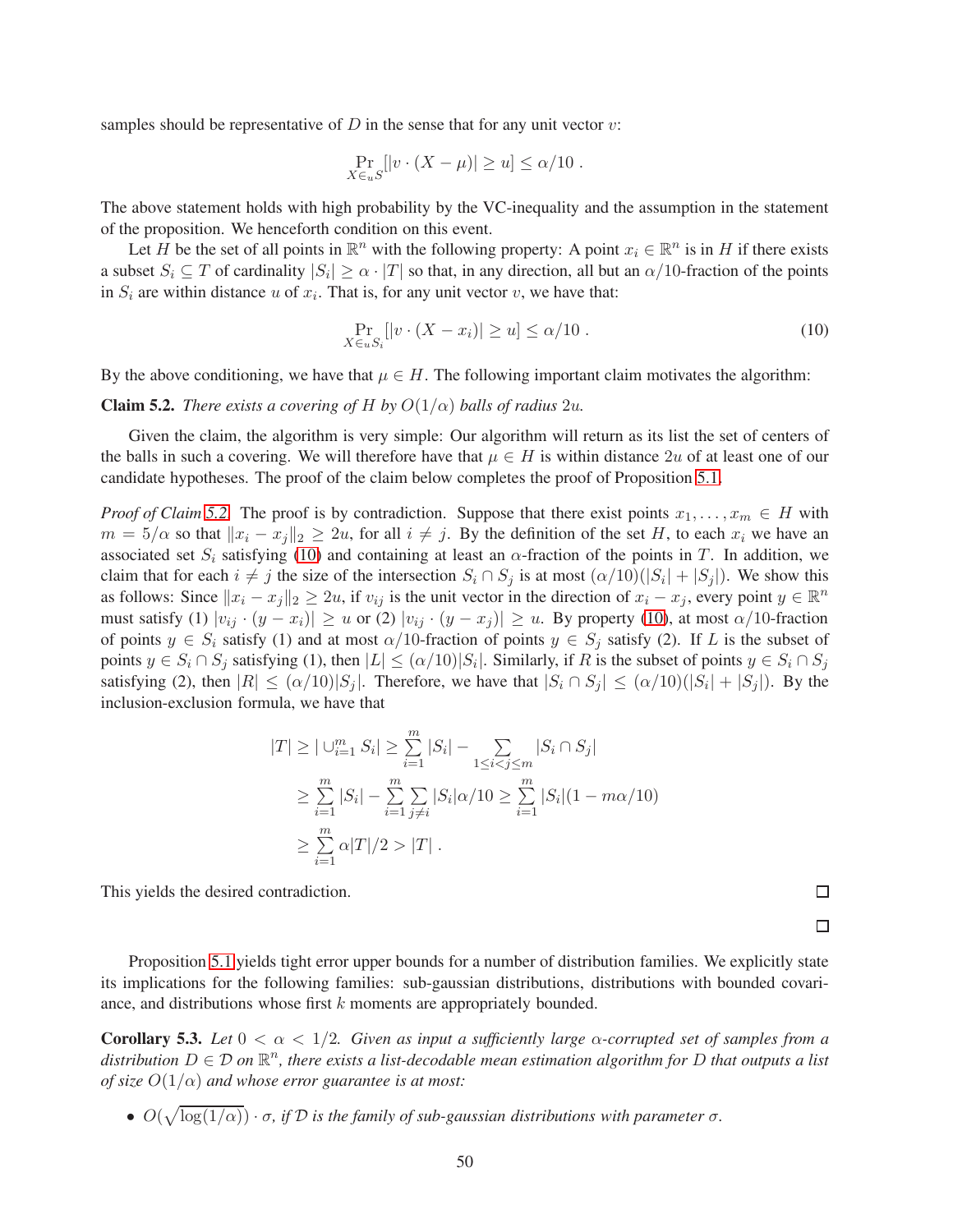samples should be representative of $D$ in the sense that for any unit vector $v$:

$$\Pr_{X \in_u S}[|v \cdot (X - \mu)| \geq u] \leq \alpha/10 \ .$$

The above statement holds with high probability by the VC-inequality and the assumption in the statement of the proposition. We henceforth condition on this event.

Let $H$ be the set of all points in $\mathbb{R}^n$ with the following property: A point $x_i \in \mathbb{R}^n$ is in $H$ if there exists a subset $S_i \subseteq T$ of cardinality $|S_i| \geq \alpha \cdot |T|$ so that, in any direction, all but an $\alpha/10$-fraction of the points in $S_i$ are within distance $u$ of $x_i$. That is, for any unit vector $v$, we have that:

$$\Pr_{X \in_u S_i}[|v \cdot (X - x_i)| \geq u] \leq \alpha/10 \ . \tag{10}$$

By the above conditioning, we have that $\mu \in H$. The following important claim motivates the algorithm:

**Claim 5.2.** *There exists a covering of $H$ by $O(1/\alpha)$ balls of radius $2u$.*

Given the claim, the algorithm is very simple: Our algorithm will return as its list the set of centers of the balls in such a covering. We will therefore have that $\mu \in H$ is within distance $2u$ of at least one of our candidate hypotheses. The proof of the claim below completes the proof of Proposition 5.1.

*Proof of Claim 5.2.* The proof is by contradiction. Suppose that there exist points $x_1, \ldots, x_m \in H$ with $m = 5/\alpha$ so that $\|x_i - x_j\|_2 \geq 2u$, for all $i \neq j$. By the definition of the set $H$, to each $x_i$ we have an associated set $S_i$ satisfying (10) and containing at least an $\alpha$-fraction of the points in $T$. In addition, we claim that for each $i \neq j$ the size of the intersection $S_i \cap S_j$ is at most $(\alpha/10)(|S_i| + |S_j|)$. We show this as follows: Since $\|x_i - x_j\|_2 \geq 2u$, if $v_{ij}$ is the unit vector in the direction of $x_i - x_j$, every point $y \in \mathbb{R}^n$ must satisfy (1) $|v_{ij} \cdot (y - x_i)| \geq u$ or (2) $|v_{ij} \cdot (y - x_j)| \geq u$. By property (10), at most $\alpha/10$-fraction of points $y \in S_i$ satisfy (1) and at most $\alpha/10$-fraction of points $y \in S_j$ satisfy (2). If $L$ is the subset of points $y \in S_i \cap S_j$ satisfying (1), then $|L| \leq (\alpha/10)|S_i|$. Similarly, if $R$ is the subset of points $y \in S_i \cap S_j$ satisfying (2), then $|R| \leq (\alpha/10)|S_j|$. Therefore, we have that $|S_i \cap S_j| \leq (\alpha/10)(|S_i| + |S_j|)$. By the inclusion-exclusion formula, we have that

$$\begin{aligned}
|T| \geq |\cup_{i=1}^m S_i| &\geq \sum_{i=1}^m |S_i| - \sum_{1 \leq i < j \leq m} |S_i \cap S_j| \\
&\geq \sum_{i=1}^m |S_i| - \sum_{i=1}^m \sum_{j \neq i} |S_i| \alpha/10 \geq \sum_{i=1}^m |S_i|(1 - m\alpha/10) \\
&\geq \sum_{i=1}^m \alpha |T|/2 > |T| \ .
\end{aligned}$$

This yields the desired contradiction. ∎

∎

Proposition 5.1 yields tight error upper bounds for a number of distribution families. We explicitly state its implications for the following families: sub-gaussian distributions, distributions with bounded covariance, and distributions whose first $k$ moments are appropriately bounded.

**Corollary 5.3.** *Let $0 < \alpha < 1/2$. Given as input a sufficiently large $\alpha$-corrupted set of samples from a distribution $D \in \mathcal{D}$ on $\mathbb{R}^n$, there exists a list-decodable mean estimation algorithm for $D$ that outputs a list of size $O(1/\alpha)$ and whose error guarantee is at most:*

- $O(\sqrt{\log(1/\alpha)}) \cdot \sigma$, *if $\mathcal{D}$ is the family of sub-gaussian distributions with parameter $\sigma$.*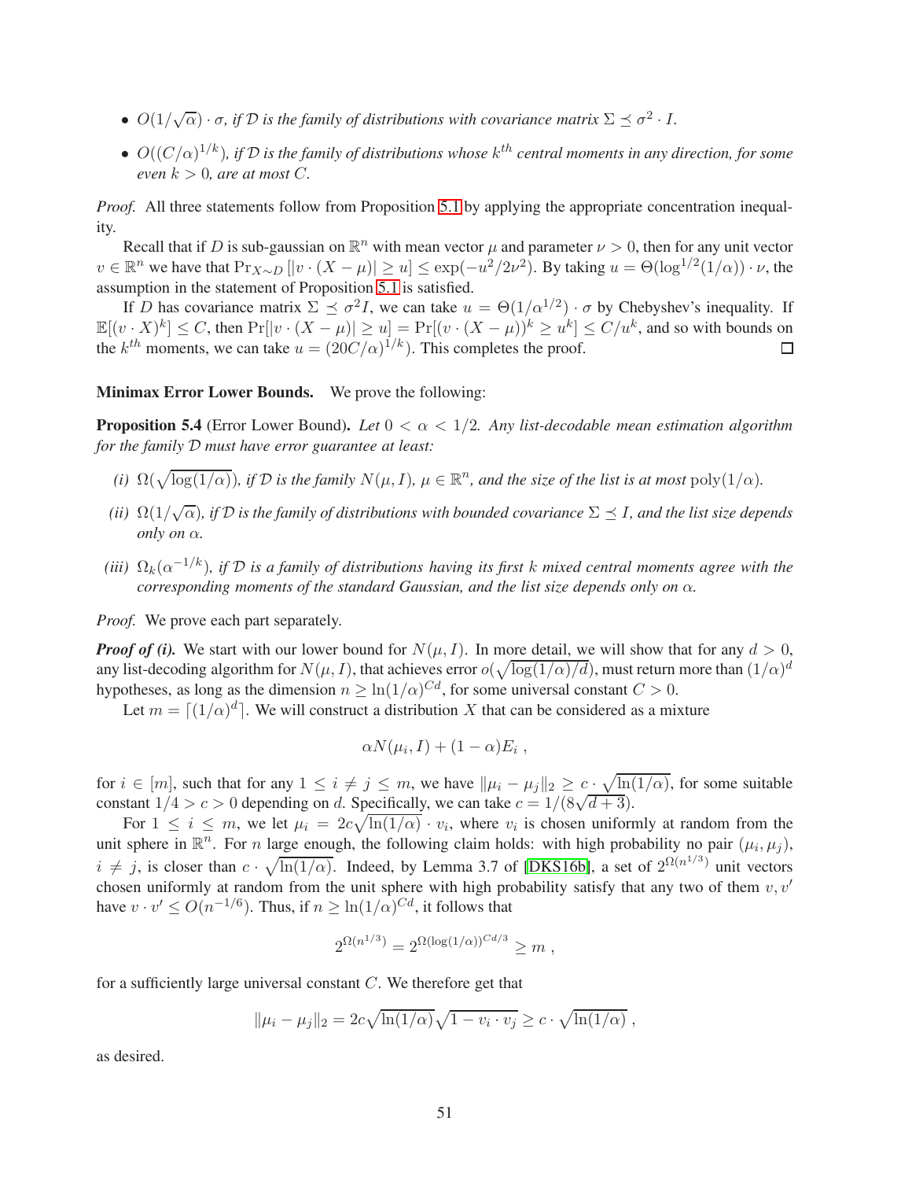- $O(1/\sqrt{\alpha}) \cdot \sigma$, *if $\mathcal{D}$ is the family of distributions with covariance matrix $\Sigma \preceq \sigma^2 \cdot I$.*
- $O((C/\alpha)^{1/k})$, *if $\mathcal{D}$ is the family of distributions whose $k^{th}$ central moments in any direction, for some even $k > 0$, are at most $C$.*

*Proof.* All three statements follow from Proposition 5.1 by applying the appropriate concentration inequality.

Recall that if $D$ is sub-gaussian on $\mathbb{R}^n$ with mean vector $\mu$ and parameter $\nu > 0$, then for any unit vector $v \in \mathbb{R}^n$ we have that $\Pr_{X \sim D}[|v \cdot (X - \mu)| \geq u] \leq \exp(-u^2/2\nu^2)$. By taking $u = \Theta(\log^{1/2}(1/\alpha)) \cdot \nu$, the assumption in the statement of Proposition 5.1 is satisfied.

If $D$ has covariance matrix $\Sigma \preceq \sigma^2 I$, we can take $u = \Theta(1/\alpha^{1/2}) \cdot \sigma$ by Chebyshev's inequality. If $\mathbb{E}[(v \cdot X)^k] \leq C$, then $\Pr[|v \cdot (X - \mu)| \geq u] = \Pr[(v \cdot (X - \mu))^k \geq u^k] \leq C/u^k$, and so with bounds on the $k^{th}$ moments, we can take $u = (20C/\alpha)^{1/k}$. This completes the proof. $\square$

**Minimax Error Lower Bounds.** We prove the following:

**Proposition 5.4** (Error Lower Bound). *Let $0 < \alpha < 1/2$. Any list-decodable mean estimation algorithm for the family $\mathcal{D}$ must have error guarantee at least:*

*(i)* $\Omega(\sqrt{\log(1/\alpha)})$*, if $\mathcal{D}$ is the family $N(\mu, I)$, $\mu \in \mathbb{R}^n$, and the size of the list is at most $\mathrm{poly}(1/\alpha)$.*

*(ii)* $\Omega(1/\sqrt{\alpha})$*, if $\mathcal{D}$ is the family of distributions with bounded covariance $\Sigma \preceq I$, and the list size depends only on $\alpha$.*

*(iii)* $\Omega_k(\alpha^{-1/k})$*, if $\mathcal{D}$ is a family of distributions having its first $k$ mixed central moments agree with the corresponding moments of the standard Gaussian, and the list size depends only on $\alpha$.*

*Proof.* We prove each part separately.

***Proof of (i).*** We start with our lower bound for $N(\mu, I)$. In more detail, we will show that for any $d > 0$, any list-decoding algorithm for $N(\mu, I)$, that achieves error $o(\sqrt{\log(1/\alpha)/d})$, must return more than $(1/\alpha)^d$ hypotheses, as long as the dimension $n \geq \ln(1/\alpha)^{Cd}$, for some universal constant $C > 0$.

Let $m = \lceil (1/\alpha)^d \rceil$. We will construct a distribution $X$ that can be considered as a mixture

$$\alpha N(\mu_i, I) + (1 - \alpha) E_i \ ,$$

for $i \in [m]$, such that for any $1 \leq i \neq j \leq m$, we have $\|\mu_i - \mu_j\|_2 \geq c \cdot \sqrt{\ln(1/\alpha)}$, for some suitable constant $1/4 > c > 0$ depending on $d$. Specifically, we can take $c = 1/(8\sqrt{d+3})$.

For $1 \leq i \leq m$, we let $\mu_i = 2c\sqrt{\ln(1/\alpha)} \cdot v_i$, where $v_i$ is chosen uniformly at random from the unit sphere in $\mathbb{R}^n$. For $n$ large enough, the following claim holds: with high probability no pair $(\mu_i, \mu_j)$, $i \neq j$, is closer than $c \cdot \sqrt{\ln(1/\alpha)}$. Indeed, by Lemma 3.7 of [DKS16b], a set of $2^{\Omega(n^{1/3})}$ unit vectors chosen uniformly at random from the unit sphere with high probability satisfy that any two of them $v, v'$ have $v \cdot v' \leq O(n^{-1/6})$. Thus, if $n \geq \ln(1/\alpha)^{Cd}$, it follows that

$$2^{\Omega(n^{1/3})} = 2^{\Omega(\log(1/\alpha))^{Cd/3}} \geq m \ ,$$

for a sufficiently large universal constant $C$. We therefore get that

$$\|\mu_i - \mu_j\|_2 = 2c\sqrt{\ln(1/\alpha)}\sqrt{1 - v_i \cdot v_j} \geq c \cdot \sqrt{\ln(1/\alpha)} \ ,$$

as desired.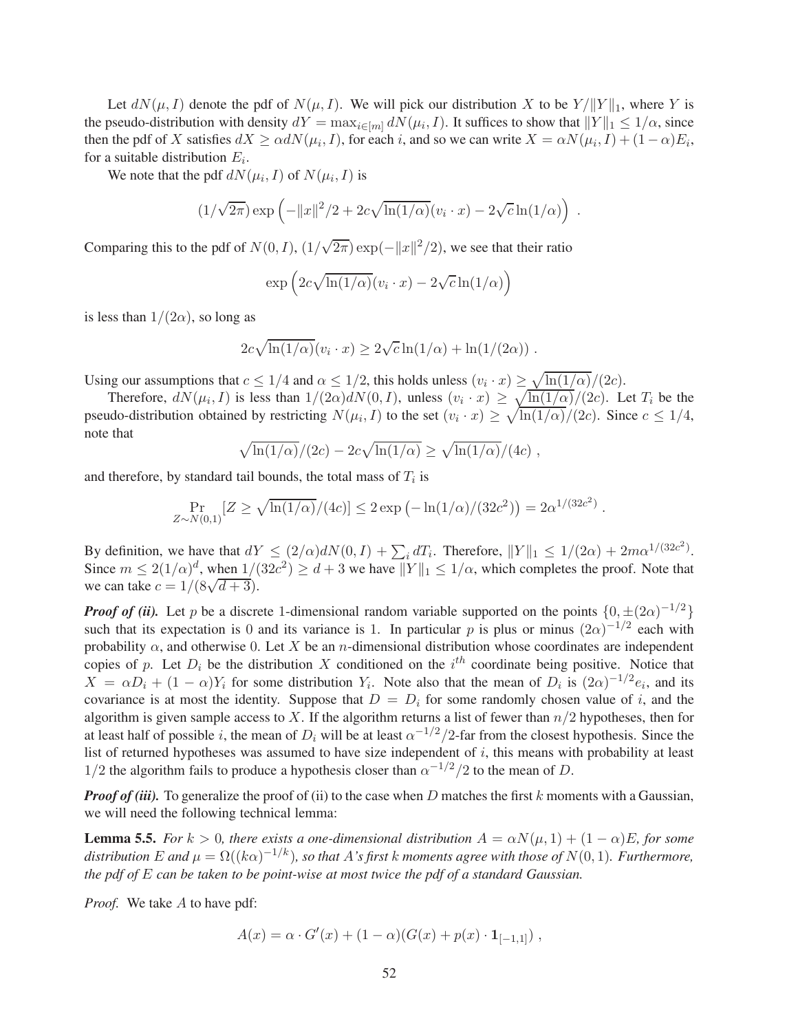Let $dN(\mu, I)$ denote the pdf of $N(\mu, I)$. We will pick our distribution $X$ to be $Y/\|Y\|_1$, where $Y$ is the pseudo-distribution with density $dY = \max_{i \in [m]} dN(\mu_i, I)$. It suffices to show that $\|Y\|_1 \leq 1/\alpha$, since then the pdf of $X$ satisfies $dX \geq \alpha dN(\mu_i, I)$, for each $i$, and so we can write $X = \alpha N(\mu_i, I) + (1-\alpha)E_i$, for a suitable distribution $E_i$.

We note that the pdf $dN(\mu_i, I)$ of $N(\mu_i, I)$ is

$$(1/\sqrt{2\pi}) \exp\left(-\|x\|^2/2 + 2c\sqrt{\ln(1/\alpha)}(v_i \cdot x) - 2\sqrt{c}\ln(1/\alpha)\right) .$$

Comparing this to the pdf of $N(0, I)$, $(1/\sqrt{2\pi})\exp(-\|x\|^2/2)$, we see that their ratio

$$\exp\left(2c\sqrt{\ln(1/\alpha)}(v_i \cdot x) - 2\sqrt{c}\ln(1/\alpha)\right)$$

is less than $1/(2\alpha)$, so long as

$$2c\sqrt{\ln(1/\alpha)}(v_i \cdot x) \geq 2\sqrt{c}\ln(1/\alpha) + \ln(1/(2\alpha)) .$$

Using our assumptions that $c \leq 1/4$ and $\alpha \leq 1/2$, this holds unless $(v_i \cdot x) \geq \sqrt{\ln(1/\alpha)}/(2c)$.

Therefore, $dN(\mu_i, I)$ is less than $1/(2\alpha)dN(0, I)$, unless $(v_i \cdot x) \geq \sqrt{\ln(1/\alpha)}/(2c)$. Let $T_i$ be the pseudo-distribution obtained by restricting $N(\mu_i, I)$ to the set $(v_i \cdot x) \geq \sqrt{\ln(1/\alpha)}/(2c)$. Since $c \leq 1/4$, note that

$$\sqrt{\ln(1/\alpha)}/(2c) - 2c\sqrt{\ln(1/\alpha)} \geq \sqrt{\ln(1/\alpha)}/(4c) ,$$

and therefore, by standard tail bounds, the total mass of $T_i$ is

$$\Pr_{Z \sim N(0,1)}[Z \geq \sqrt{\ln(1/\alpha)}/(4c)] \leq 2\exp\left(-\ln(1/\alpha)/(32c^2)\right) = 2\alpha^{1/(32c^2)} .$$

By definition, we have that $dY \leq (2/\alpha)dN(0, I) + \sum_i dT_i$. Therefore, $\|Y\|_1 \leq 1/(2\alpha) + 2m\alpha^{1/(32c^2)}$. Since $m \leq 2(1/\alpha)^d$, when $1/(32c^2) \geq d + 3$ we have $\|Y\|_1 \leq 1/\alpha$, which completes the proof. Note that we can take $c = 1/(8\sqrt{d+3})$.

***Proof of (ii).*** Let $p$ be a discrete 1-dimensional random variable supported on the points $\{0, \pm(2\alpha)^{-1/2}\}$ such that its expectation is 0 and its variance is 1. In particular $p$ is plus or minus $(2\alpha)^{-1/2}$ each with probability $\alpha$, and otherwise 0. Let $X$ be an $n$-dimensional distribution whose coordinates are independent copies of $p$. Let $D_i$ be the distribution $X$ conditioned on the $i^{th}$ coordinate being positive. Notice that $X = \alpha D_i + (1-\alpha)Y_i$ for some distribution $Y_i$. Note also that the mean of $D_i$ is $(2\alpha)^{-1/2}e_i$, and its covariance is at most the identity. Suppose that $D = D_i$ for some randomly chosen value of $i$, and the algorithm is given sample access to $X$. If the algorithm returns a list of fewer than $n/2$ hypotheses, then for at least half of possible $i$, the mean of $D_i$ will be at least $\alpha^{-1/2}/2$-far from the closest hypothesis. Since the list of returned hypotheses was assumed to have size independent of $i$, this means with probability at least $1/2$ the algorithm fails to produce a hypothesis closer than $\alpha^{-1/2}/2$ to the mean of $D$.

***Proof of (iii).*** To generalize the proof of (ii) to the case when $D$ matches the first $k$ moments with a Gaussian, we will need the following technical lemma:

**Lemma 5.5.** *For $k > 0$, there exists a one-dimensional distribution $A = \alpha N(\mu, 1) + (1-\alpha)E$, for some distribution $E$ and $\mu = \Omega((k\alpha)^{-1/k})$, so that $A$'s first $k$ moments agree with those of $N(0, 1)$. Furthermore, the pdf of $E$ can be taken to be point-wise at most twice the pdf of a standard Gaussian.*

*Proof.* We take $A$ to have pdf:

$$A(x) = \alpha \cdot G'(x) + (1-\alpha)(G(x) + p(x) \cdot \mathbf{1}_{[-1,1]}) ,$$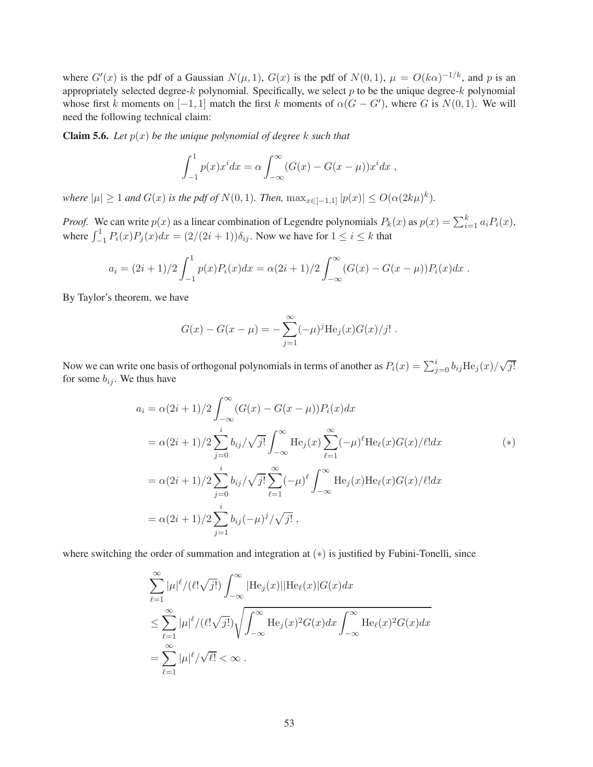where $G'(x)$ is the pdf of a Gaussian $N(\mu, 1)$, $G(x)$ is the pdf of $N(0, 1)$, $\mu = O(k\alpha)^{-1/k}$, and $p$ is an appropriately selected degree-$k$ polynomial. Specifically, we select $p$ to be the unique degree-$k$ polynomial whose first $k$ moments on $[-1, 1]$ match the first $k$ moments of $\alpha(G - G')$, where $G$ is $N(0, 1)$. We will need the following technical claim:

**Claim 5.6.** *Let $p(x)$ be the unique polynomial of degree $k$ such that*

$$\int_{-1}^{1} p(x)x^i dx = \alpha \int_{-\infty}^{\infty} (G(x) - G(x - \mu))x^i dx \ ,$$

*where $|\mu| \geq 1$ and $G(x)$ is the pdf of $N(0, 1)$. Then, $\max_{x \in [-1,1]} |p(x)| \leq O(\alpha(2k\mu)^k)$.*

*Proof.* We can write $p(x)$ as a linear combination of Legendre polynomials $P_k(x)$ as $p(x) = \sum_{i=1}^{k} a_i P_i(x)$, where $\int_{-1}^{1} P_i(x)P_j(x)dx = (2/(2i + 1))\delta_{ij}$. Now we have for $1 \leq i \leq k$ that

$$a_i = (2i + 1)/2 \int_{-1}^{1} p(x)P_i(x)dx = \alpha(2i + 1)/2 \int_{-\infty}^{\infty} (G(x) - G(x - \mu))P_i(x)dx \ .$$

By Taylor's theorem, we have

$$G(x) - G(x - \mu) = -\sum_{j=1}^{\infty} (-\mu)^j \mathrm{He}_j(x)G(x)/j! \ .$$

Now we can write one basis of orthogonal polynomials in terms of another as $P_i(x) = \sum_{j=0}^{i} b_{ij}\mathrm{He}_j(x)/\sqrt{j!}$ for some $b_{ij}$. We thus have

$$\begin{aligned}
a_i &= \alpha(2i + 1)/2 \int_{-\infty}^{\infty} (G(x) - G(x - \mu))P_i(x)dx \\
&= \alpha(2i + 1)/2 \sum_{j=0}^{i} b_{ij}/\sqrt{j!} \int_{-\infty}^{\infty} \mathrm{He}_j(x) \sum_{\ell=1}^{\infty} (-\mu)^\ell \mathrm{He}_\ell(x)G(x)/\ell! dx \qquad (*) \\
&= \alpha(2i + 1)/2 \sum_{j=0}^{i} b_{ij}/\sqrt{j!} \sum_{\ell=1}^{\infty} (-\mu)^\ell \int_{-\infty}^{\infty} \mathrm{He}_j(x)\mathrm{He}_\ell(x)G(x)/\ell! dx \\
&= \alpha(2i + 1)/2 \sum_{j=1}^{i} b_{ij}(-\mu)^j/\sqrt{j!} \ ,
\end{aligned}$$

where switching the order of summation and integration at $(*)$ is justified by Fubini-Tonelli, since

$$\begin{aligned}
&\sum_{\ell=1}^{\infty} |\mu|^\ell/(\ell!\sqrt{j!}) \int_{-\infty}^{\infty} |\mathrm{He}_j(x)||\mathrm{He}_\ell(x)|G(x)dx \\
&\leq \sum_{\ell=1}^{\infty} |\mu|^\ell/(\ell!\sqrt{j!}) \sqrt{\int_{-\infty}^{\infty} \mathrm{He}_j(x)^2 G(x)dx \int_{-\infty}^{\infty} \mathrm{He}_\ell(x)^2 G(x)dx} \\
&= \sum_{\ell=1}^{\infty} |\mu|^\ell/\sqrt{\ell!} < \infty \ .
\end{aligned}$$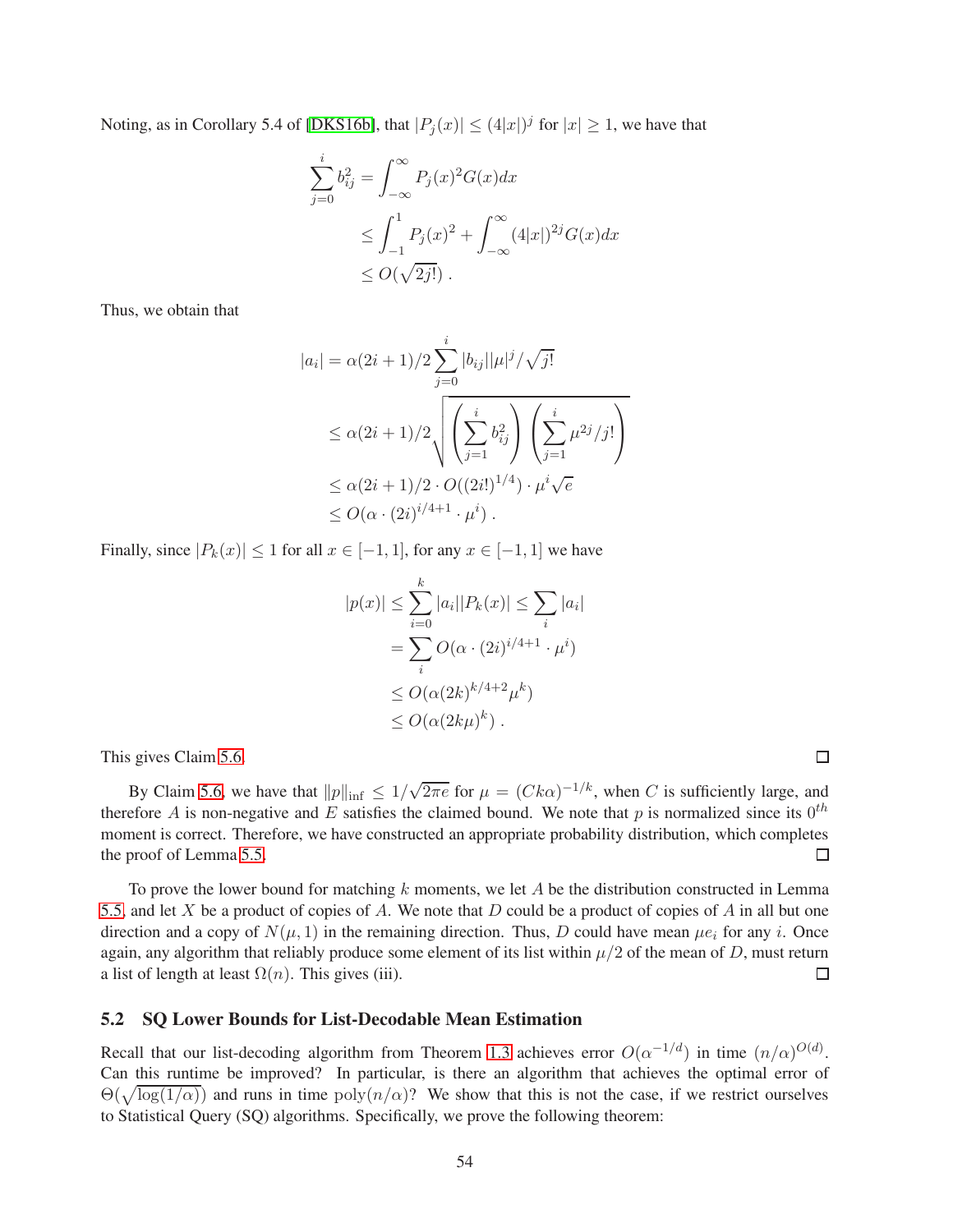Noting, as in Corollary 5.4 of [DKS16b], that $|P_j(x)| \leq (4|x|)^j$ for $|x| \geq 1$, we have that

$$
\begin{aligned}
\sum_{j=0}^{i} b_{ij}^2 &= \int_{-\infty}^{\infty} P_j(x)^2 G(x) dx \\
&\leq \int_{-1}^{1} P_j(x)^2 + \int_{-\infty}^{\infty} (4|x|)^{2j} G(x) dx \\
&\leq O(\sqrt{2j!}) \ .
\end{aligned}
$$

Thus, we obtain that

$$
\begin{aligned}
|a_i| &= \alpha(2i+1)/2 \sum_{j=0}^{i} |b_{ij}||\mu|^j/\sqrt{j!} \\
&\leq \alpha(2i+1)/2 \sqrt{\left(\sum_{j=1}^{i} b_{ij}^2\right)\left(\sum_{j=1}^{i} \mu^{2j}/j!\right)} \\
&\leq \alpha(2i+1)/2 \cdot O((2i!)^{1/4}) \cdot \mu^i \sqrt{e} \\
&\leq O(\alpha \cdot (2i)^{i/4+1} \cdot \mu^i) \ .
\end{aligned}
$$

Finally, since $|P_k(x)| \leq 1$ for all $x \in [-1, 1]$, for any $x \in [-1, 1]$ we have

$$
\begin{aligned}
|p(x)| &\leq \sum_{i=0}^{k} |a_i||P_k(x)| \leq \sum_i |a_i| \\
&= \sum_i O(\alpha \cdot (2i)^{i/4+1} \cdot \mu^i) \\
&\leq O(\alpha(2k)^{k/4+2}\mu^k) \\
&\leq O(\alpha(2k\mu)^k) \ .
\end{aligned}
$$

This gives Claim 5.6. □

By Claim 5.6, we have that $\|p\|_{\inf} \leq 1/\sqrt{2\pi e}$ for $\mu = (Ck\alpha)^{-1/k}$, when $C$ is sufficiently large, and therefore $A$ is non-negative and $E$ satisfies the claimed bound. We note that $p$ is normalized since its $0^{th}$ moment is correct. Therefore, we have constructed an appropriate probability distribution, which completes the proof of Lemma 5.5. □

To prove the lower bound for matching $k$ moments, we let $A$ be the distribution constructed in Lemma 5.5, and let $X$ be a product of copies of $A$. We note that $D$ could be a product of copies of $A$ in all but one direction and a copy of $N(\mu, 1)$ in the remaining direction. Thus, $D$ could have mean $\mu e_i$ for any $i$. Once again, any algorithm that reliably produce some element of its list within $\mu/2$ of the mean of $D$, must return a list of length at least $\Omega(n)$. This gives (iii). □

## 5.2 SQ Lower Bounds for List-Decodable Mean Estimation

Recall that our list-decoding algorithm from Theorem 1.3 achieves error $O(\alpha^{-1/d})$ in time $(n/\alpha)^{O(d)}$. Can this runtime be improved? In particular, is there an algorithm that achieves the optimal error of $\Theta(\sqrt{\log(1/\alpha)})$ and runs in time $\mathrm{poly}(n/\alpha)$? We show that this is not the case, if we restrict ourselves to Statistical Query (SQ) algorithms. Specifically, we prove the following theorem: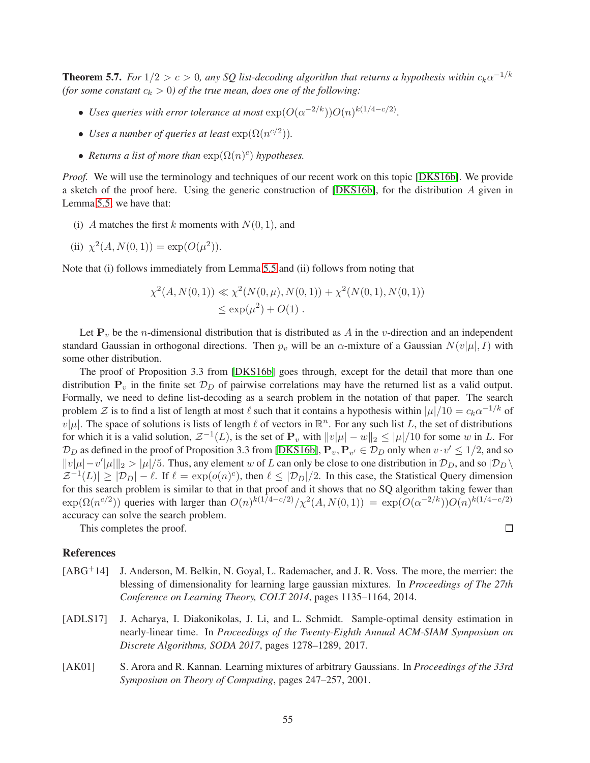**Theorem 5.7.** *For $1/2 > c > 0$, any SQ list-decoding algorithm that returns a hypothesis within $c_k \alpha^{-1/k}$ (for some constant $c_k > 0$) of the true mean, does one of the following:*

- *Uses queries with error tolerance at most $\exp(O(\alpha^{-2/k}))O(n)^{k(1/4-c/2)}$.*
- *Uses a number of queries at least $\exp(\Omega(n^{c/2}))$.*
- *Returns a list of more than $\exp(\Omega(n)^c)$ hypotheses.*

*Proof.* We will use the terminology and techniques of our recent work on this topic [DKS16b]. We provide a sketch of the proof here. Using the generic construction of [DKS16b], for the distribution $A$ given in Lemma 5.5, we have that:

(i) $A$ matches the first $k$ moments with $N(0, 1)$, and

(ii) $\chi^2(A, N(0, 1)) = \exp(O(\mu^2))$.

Note that (i) follows immediately from Lemma 5.5 and (ii) follows from noting that

$$\begin{aligned}\chi^2(A, N(0,1)) &\ll \chi^2(N(0,\mu), N(0,1)) + \chi^2(N(0,1), N(0,1)) \\ &\leq \exp(\mu^2) + O(1) \ .\end{aligned}$$

Let $\mathbf{P}_v$ be the $n$-dimensional distribution that is distributed as $A$ in the $v$-direction and an independent standard Gaussian in orthogonal directions. Then $p_v$ will be an $\alpha$-mixture of a Gaussian $N(v|\mu|, I)$ with some other distribution.

The proof of Proposition 3.3 from [DKS16b] goes through, except for the detail that more than one distribution $\mathbf{P}_v$ in the finite set $\mathcal{D}_D$ of pairwise correlations may have the returned list as a valid output. Formally, we need to define list-decoding as a search problem in the notation of that paper. The search problem $\mathcal{Z}$ is to find a list of length at most $\ell$ such that it contains a hypothesis within $|\mu|/10 = c_k \alpha^{-1/k}$ of $v|\mu|$. The space of solutions is lists of length $\ell$ of vectors in $\mathbb{R}^n$. For any such list $L$, the set of distributions for which it is a valid solution, $\mathcal{Z}^{-1}(L)$, is the set of $\mathbf{P}_v$ with $\|v|\mu| - w\|_2 \leq |\mu|/10$ for some $w$ in $L$. For $\mathcal{D}_D$ as defined in the proof of Proposition 3.3 from [DKS16b], $\mathbf{P}_v, \mathbf{P}_{v'} \in \mathcal{D}_D$ only when $v \cdot v' \leq 1/2$, and so $\|v|\mu| - v'|\mu|\|_2 > |\mu|/5$. Thus, any element $w$ of $L$ can only be close to one distribution in $\mathcal{D}_D$, and so $|\mathcal{D}_D \setminus \mathcal{Z}^{-1}(L)| \geq |\mathcal{D}_D| - \ell$. If $\ell = \exp(o(n)^c)$, then $\ell \leq |\mathcal{D}_D|/2$. In this case, the Statistical Query dimension for this search problem is similar to that in that proof and it shows that no SQ algorithm taking fewer than $\exp(\Omega(n^{c/2}))$ queries with larger than $O(n)^{k(1/4-c/2)}/\chi^2(A, N(0,1)) = \exp(O(\alpha^{-2/k}))O(n)^{k(1/4-c/2)}$ accuracy can solve the search problem.

This completes the proof. □

## References

[ABG+14] J. Anderson, M. Belkin, N. Goyal, L. Rademacher, and J. R. Voss. The more, the merrier: the blessing of dimensionality for learning large gaussian mixtures. In *Proceedings of The 27th Conference on Learning Theory, COLT 2014*, pages 1135–1164, 2014.

[ADLS17] J. Acharya, I. Diakonikolas, J. Li, and L. Schmidt. Sample-optimal density estimation in nearly-linear time. In *Proceedings of the Twenty-Eighth Annual ACM-SIAM Symposium on Discrete Algorithms, SODA 2017*, pages 1278–1289, 2017.

[AK01] S. Arora and R. Kannan. Learning mixtures of arbitrary Gaussians. In *Proceedings of the 33rd Symposium on Theory of Computing*, pages 247–257, 2001.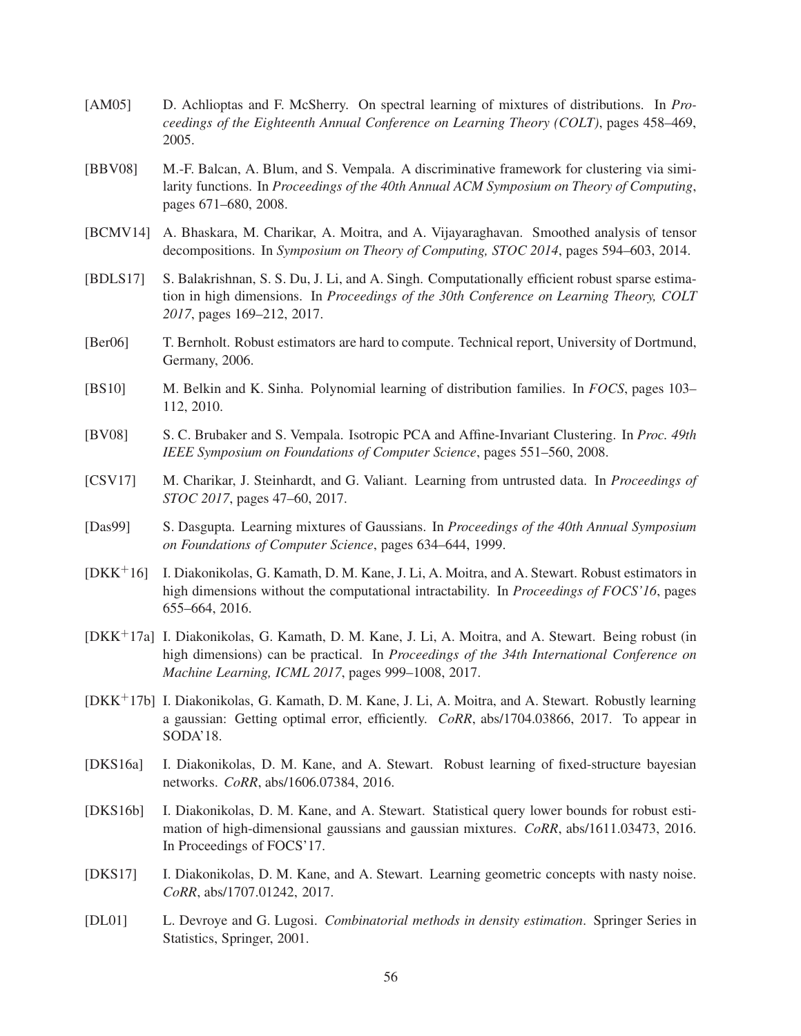[AM05] D. Achlioptas and F. McSherry. On spectral learning of mixtures of distributions. In *Proceedings of the Eighteenth Annual Conference on Learning Theory (COLT)*, pages 458–469, 2005.

[BBV08] M.-F. Balcan, A. Blum, and S. Vempala. A discriminative framework for clustering via similarity functions. In *Proceedings of the 40th Annual ACM Symposium on Theory of Computing*, pages 671–680, 2008.

[BCMV14] A. Bhaskara, M. Charikar, A. Moitra, and A. Vijayaraghavan. Smoothed analysis of tensor decompositions. In *Symposium on Theory of Computing, STOC 2014*, pages 594–603, 2014.

[BDLS17] S. Balakrishnan, S. S. Du, J. Li, and A. Singh. Computationally efficient robust sparse estimation in high dimensions. In *Proceedings of the 30th Conference on Learning Theory, COLT 2017*, pages 169–212, 2017.

[Ber06] T. Bernholt. Robust estimators are hard to compute. Technical report, University of Dortmund, Germany, 2006.

[BS10] M. Belkin and K. Sinha. Polynomial learning of distribution families. In *FOCS*, pages 103–112, 2010.

[BV08] S. C. Brubaker and S. Vempala. Isotropic PCA and Affine-Invariant Clustering. In *Proc. 49th IEEE Symposium on Foundations of Computer Science*, pages 551–560, 2008.

[CSV17] M. Charikar, J. Steinhardt, and G. Valiant. Learning from untrusted data. In *Proceedings of STOC 2017*, pages 47–60, 2017.

[Das99] S. Dasgupta. Learning mixtures of Gaussians. In *Proceedings of the 40th Annual Symposium on Foundations of Computer Science*, pages 634–644, 1999.

[DKK+16] I. Diakonikolas, G. Kamath, D. M. Kane, J. Li, A. Moitra, and A. Stewart. Robust estimators in high dimensions without the computational intractability. In *Proceedings of FOCS'16*, pages 655–664, 2016.

[DKK+17a] I. Diakonikolas, G. Kamath, D. M. Kane, J. Li, A. Moitra, and A. Stewart. Being robust (in high dimensions) can be practical. In *Proceedings of the 34th International Conference on Machine Learning, ICML 2017*, pages 999–1008, 2017.

[DKK+17b] I. Diakonikolas, G. Kamath, D. M. Kane, J. Li, A. Moitra, and A. Stewart. Robustly learning a gaussian: Getting optimal error, efficiently. *CoRR*, abs/1704.03866, 2017. To appear in SODA'18.

[DKS16a] I. Diakonikolas, D. M. Kane, and A. Stewart. Robust learning of fixed-structure bayesian networks. *CoRR*, abs/1606.07384, 2016.

[DKS16b] I. Diakonikolas, D. M. Kane, and A. Stewart. Statistical query lower bounds for robust estimation of high-dimensional gaussians and gaussian mixtures. *CoRR*, abs/1611.03473, 2016. In Proceedings of FOCS'17.

[DKS17] I. Diakonikolas, D. M. Kane, and A. Stewart. Learning geometric concepts with nasty noise. *CoRR*, abs/1707.01242, 2017.

[DL01] L. Devroye and G. Lugosi. *Combinatorial methods in density estimation*. Springer Series in Statistics, Springer, 2001.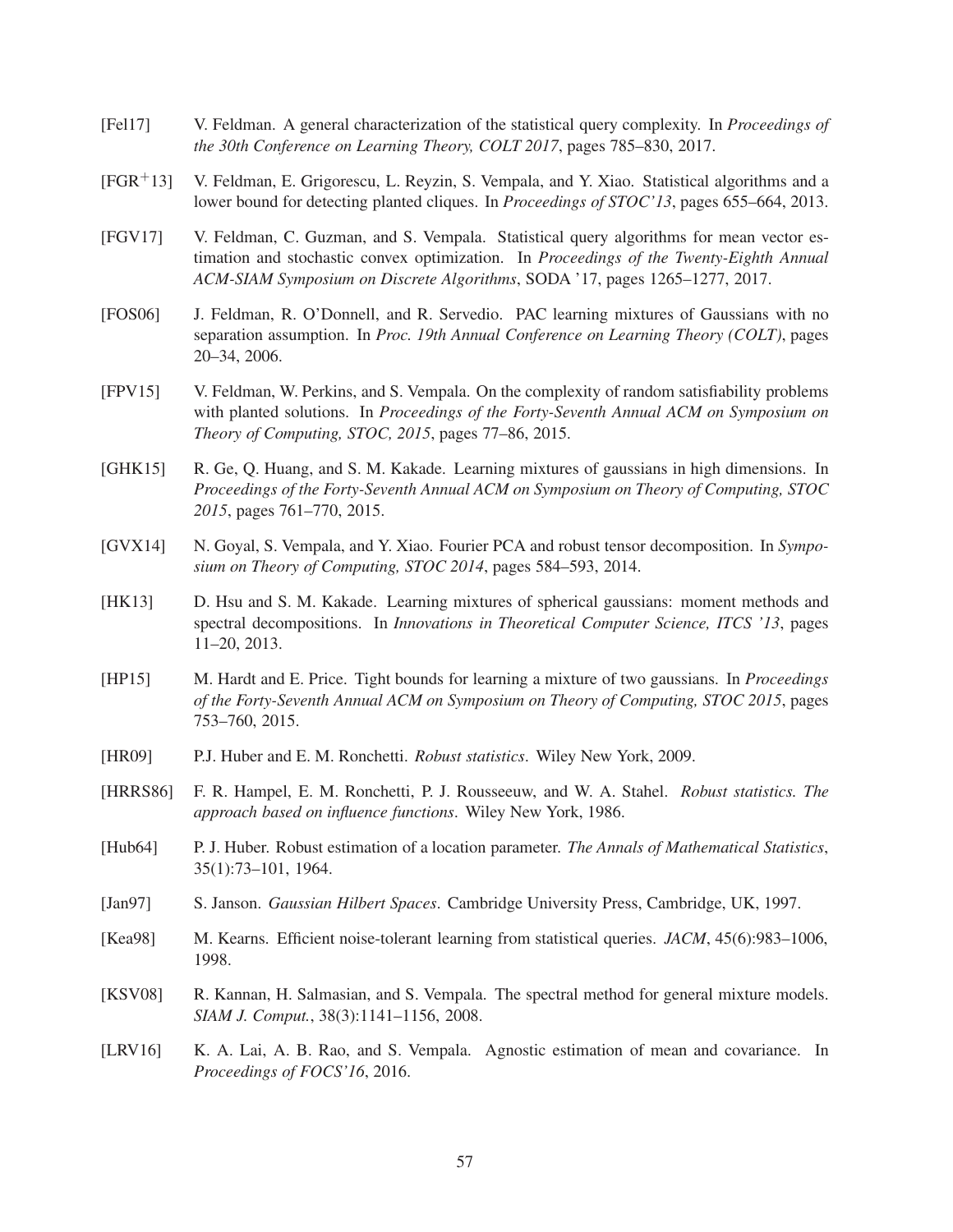[Fel17] V. Feldman. A general characterization of the statistical query complexity. In *Proceedings of the 30th Conference on Learning Theory, COLT 2017*, pages 785–830, 2017.

[FGR$^+$13] V. Feldman, E. Grigorescu, L. Reyzin, S. Vempala, and Y. Xiao. Statistical algorithms and a lower bound for detecting planted cliques. In *Proceedings of STOC'13*, pages 655–664, 2013.

[FGV17] V. Feldman, C. Guzman, and S. Vempala. Statistical query algorithms for mean vector estimation and stochastic convex optimization. In *Proceedings of the Twenty-Eighth Annual ACM-SIAM Symposium on Discrete Algorithms*, SODA '17, pages 1265–1277, 2017.

[FOS06] J. Feldman, R. O'Donnell, and R. Servedio. PAC learning mixtures of Gaussians with no separation assumption. In *Proc. 19th Annual Conference on Learning Theory (COLT)*, pages 20–34, 2006.

[FPV15] V. Feldman, W. Perkins, and S. Vempala. On the complexity of random satisfiability problems with planted solutions. In *Proceedings of the Forty-Seventh Annual ACM on Symposium on Theory of Computing, STOC, 2015*, pages 77–86, 2015.

[GHK15] R. Ge, Q. Huang, and S. M. Kakade. Learning mixtures of gaussians in high dimensions. In *Proceedings of the Forty-Seventh Annual ACM on Symposium on Theory of Computing, STOC 2015*, pages 761–770, 2015.

[GVX14] N. Goyal, S. Vempala, and Y. Xiao. Fourier PCA and robust tensor decomposition. In *Symposium on Theory of Computing, STOC 2014*, pages 584–593, 2014.

[HK13] D. Hsu and S. M. Kakade. Learning mixtures of spherical gaussians: moment methods and spectral decompositions. In *Innovations in Theoretical Computer Science, ITCS '13*, pages 11–20, 2013.

[HP15] M. Hardt and E. Price. Tight bounds for learning a mixture of two gaussians. In *Proceedings of the Forty-Seventh Annual ACM on Symposium on Theory of Computing, STOC 2015*, pages 753–760, 2015.

[HR09] P.J. Huber and E. M. Ronchetti. *Robust statistics*. Wiley New York, 2009.

[HRRS86] F. R. Hampel, E. M. Ronchetti, P. J. Rousseeuw, and W. A. Stahel. *Robust statistics. The approach based on influence functions*. Wiley New York, 1986.

[Hub64] P. J. Huber. Robust estimation of a location parameter. *The Annals of Mathematical Statistics*, 35(1):73–101, 1964.

[Jan97] S. Janson. *Gaussian Hilbert Spaces*. Cambridge University Press, Cambridge, UK, 1997.

[Kea98] M. Kearns. Efficient noise-tolerant learning from statistical queries. *JACM*, 45(6):983–1006, 1998.

[KSV08] R. Kannan, H. Salmasian, and S. Vempala. The spectral method for general mixture models. *SIAM J. Comput.*, 38(3):1141–1156, 2008.

[LRV16] K. A. Lai, A. B. Rao, and S. Vempala. Agnostic estimation of mean and covariance. In *Proceedings of FOCS'16*, 2016.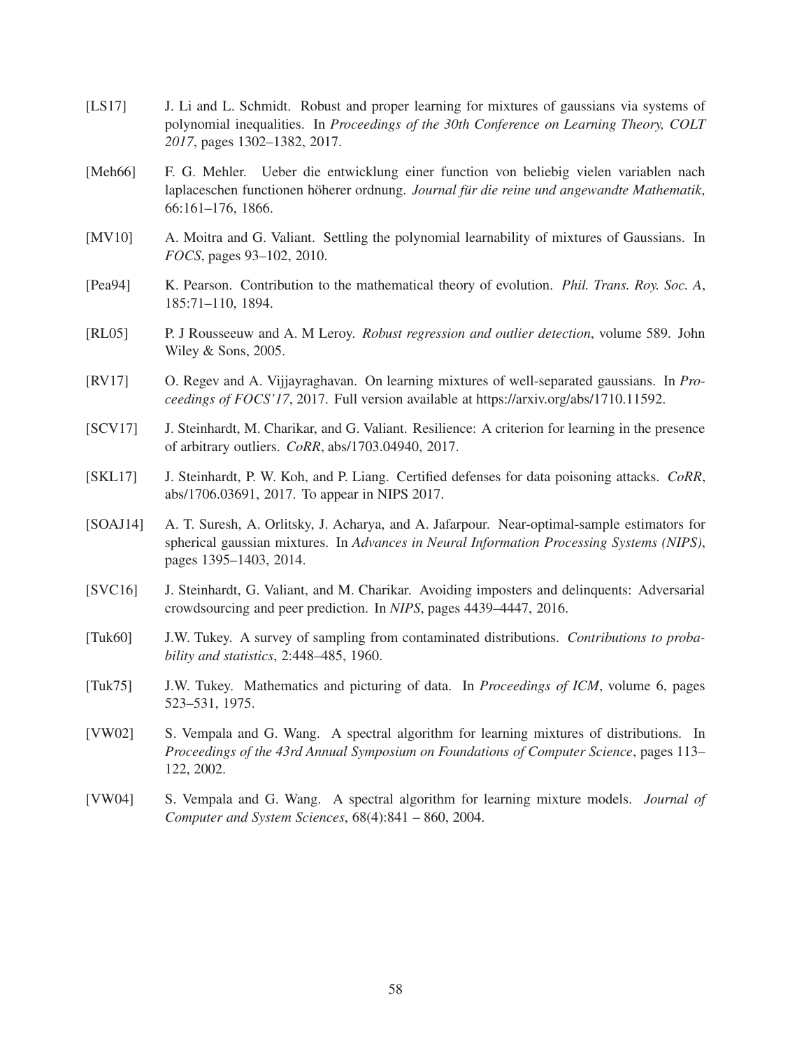[LS17] J. Li and L. Schmidt. Robust and proper learning for mixtures of gaussians via systems of polynomial inequalities. In *Proceedings of the 30th Conference on Learning Theory, COLT 2017*, pages 1302–1382, 2017.

[Meh66] F. G. Mehler. Ueber die entwicklung einer function von beliebig vielen variablen nach laplaceschen functionen höherer ordnung. *Journal für die reine und angewandte Mathematik*, 66:161–176, 1866.

[MV10] A. Moitra and G. Valiant. Settling the polynomial learnability of mixtures of Gaussians. In *FOCS*, pages 93–102, 2010.

[Pea94] K. Pearson. Contribution to the mathematical theory of evolution. *Phil. Trans. Roy. Soc. A*, 185:71–110, 1894.

[RL05] P. J Rousseeuw and A. M Leroy. *Robust regression and outlier detection*, volume 589. John Wiley & Sons, 2005.

[RV17] O. Regev and A. Vijjayraghavan. On learning mixtures of well-separated gaussians. In *Proceedings of FOCS'17*, 2017. Full version available at https://arxiv.org/abs/1710.11592.

[SCV17] J. Steinhardt, M. Charikar, and G. Valiant. Resilience: A criterion for learning in the presence of arbitrary outliers. *CoRR*, abs/1703.04940, 2017.

[SKL17] J. Steinhardt, P. W. Koh, and P. Liang. Certified defenses for data poisoning attacks. *CoRR*, abs/1706.03691, 2017. To appear in NIPS 2017.

[SOAJ14] A. T. Suresh, A. Orlitsky, J. Acharya, and A. Jafarpour. Near-optimal-sample estimators for spherical gaussian mixtures. In *Advances in Neural Information Processing Systems (NIPS)*, pages 1395–1403, 2014.

[SVC16] J. Steinhardt, G. Valiant, and M. Charikar. Avoiding imposters and delinquents: Adversarial crowdsourcing and peer prediction. In *NIPS*, pages 4439–4447, 2016.

[Tuk60] J.W. Tukey. A survey of sampling from contaminated distributions. *Contributions to probability and statistics*, 2:448–485, 1960.

[Tuk75] J.W. Tukey. Mathematics and picturing of data. In *Proceedings of ICM*, volume 6, pages 523–531, 1975.

[VW02] S. Vempala and G. Wang. A spectral algorithm for learning mixtures of distributions. In *Proceedings of the 43rd Annual Symposium on Foundations of Computer Science*, pages 113–122, 2002.

[VW04] S. Vempala and G. Wang. A spectral algorithm for learning mixture models. *Journal of Computer and System Sciences*, 68(4):841 – 860, 2004.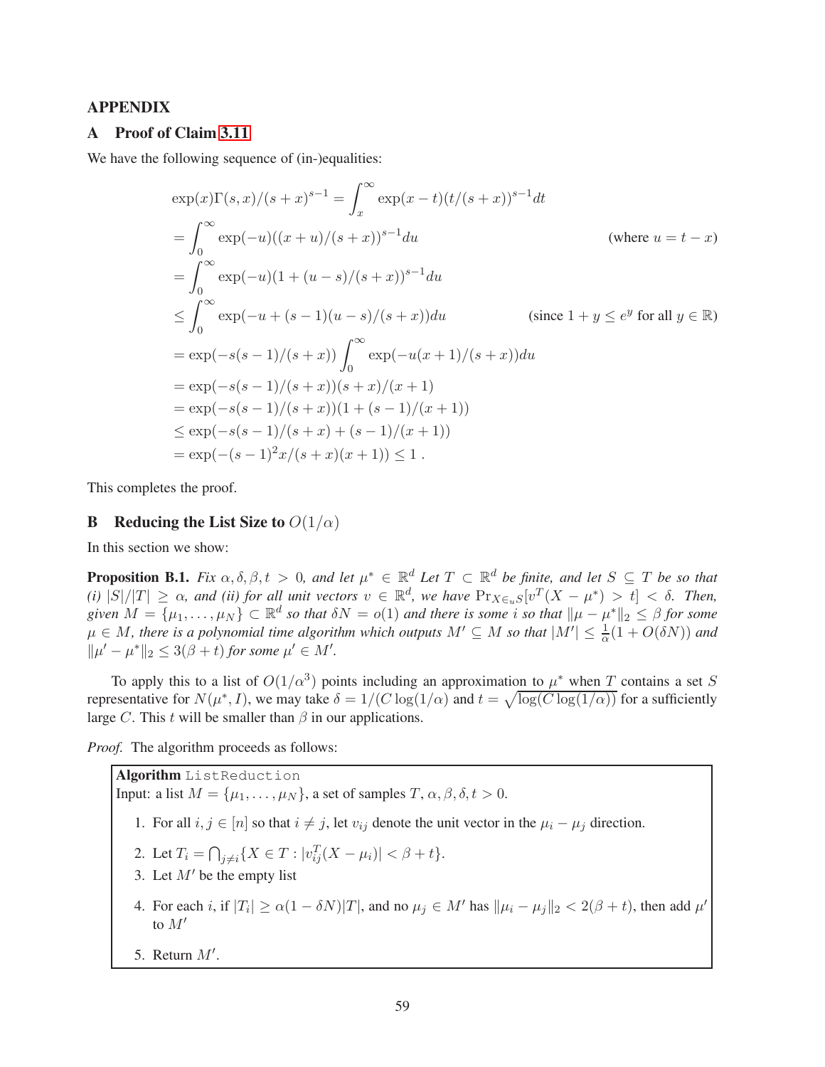# APPENDIX

## A Proof of Claim 3.11

We have the following sequence of (in-)equalities:

$$\exp(x)\Gamma(s,x)/(s+x)^{s-1} = \int_x^\infty \exp(x-t)(t/(s+x))^{s-1}dt$$

$$= \int_0^\infty \exp(-u)((x+u)/(s+x))^{s-1}du \qquad \text{(where } u = t-x\text{)}$$

$$= \int_0^\infty \exp(-u)(1+(u-s)/(s+x))^{s-1}du$$

$$\leq \int_0^\infty \exp(-u+(s-1)(u-s)/(s+x))du \qquad \text{(since } 1+y \leq e^y \text{ for all } y \in \mathbb{R}\text{)}$$

$$= \exp(-s(s-1)/(s+x))\int_0^\infty \exp(-u(x+1)/(s+x))du$$

$$= \exp(-s(s-1)/(s+x))(s+x)/(x+1)$$

$$= \exp(-s(s-1)/(s+x))(1+(s-1)/(x+1))$$

$$\leq \exp(-s(s-1)/(s+x)+(s-1)/(x+1))$$

$$= \exp(-(s-1)^2x/(s+x)(x+1)) \leq 1 \,.$$

This completes the proof.

## B Reducing the List Size to $O(1/\alpha)$

In this section we show:

**Proposition B.1.** *Fix $\alpha, \delta, \beta, t > 0$, and let $\mu^* \in \mathbb{R}^d$ Let $T \subset \mathbb{R}^d$ be finite, and let $S \subseteq T$ be so that (i) $|S|/|T| \geq \alpha$, and (ii) for all unit vectors $v \in \mathbb{R}^d$, we have $\Pr_{X \in_u S}[v^T(X-\mu^*) > t] < \delta$. Then, given $M = \{\mu_1, \ldots, \mu_N\} \subset \mathbb{R}^d$ so that $\delta N = o(1)$ and there is some $i$ so that $\|\mu - \mu^*\|_2 \leq \beta$ for some $\mu \in M$, there is a polynomial time algorithm which outputs $M' \subseteq M$ so that $|M'| \leq \frac{1}{\alpha}(1+O(\delta N))$ and $\|\mu' - \mu^*\|_2 \leq 3(\beta+t)$ for some $\mu' \in M'$.*

To apply this to a list of $O(1/\alpha^3)$ points including an approximation to $\mu^*$ when $T$ contains a set $S$ representative for $N(\mu^*, I)$, we may take $\delta = 1/(C\log(1/\alpha))$ and $t = \sqrt{\log(C\log(1/\alpha))}$ for a sufficiently large $C$. This $t$ will be smaller than $\beta$ in our applications.

*Proof.* The algorithm proceeds as follows:

**Algorithm** ListReduction
Input: a list $M = \{\mu_1, \ldots, \mu_N\}$, a set of samples $T$, $\alpha, \beta, \delta, t > 0$.

1. For all $i, j \in [n]$ so that $i \neq j$, let $v_{ij}$ denote the unit vector in the $\mu_i - \mu_j$ direction.
2. Let $T_i = \bigcap_{j \neq i}\{X \in T : |v_{ij}^T(X - \mu_i)| < \beta + t\}$.
3. Let $M'$ be the empty list
4. For each $i$, if $|T_i| \geq \alpha(1-\delta N)|T|$, and no $\mu_j \in M'$ has $\|\mu_i - \mu_j\|_2 < 2(\beta+t)$, then add $\mu'$ to $M'$
5. Return $M'$.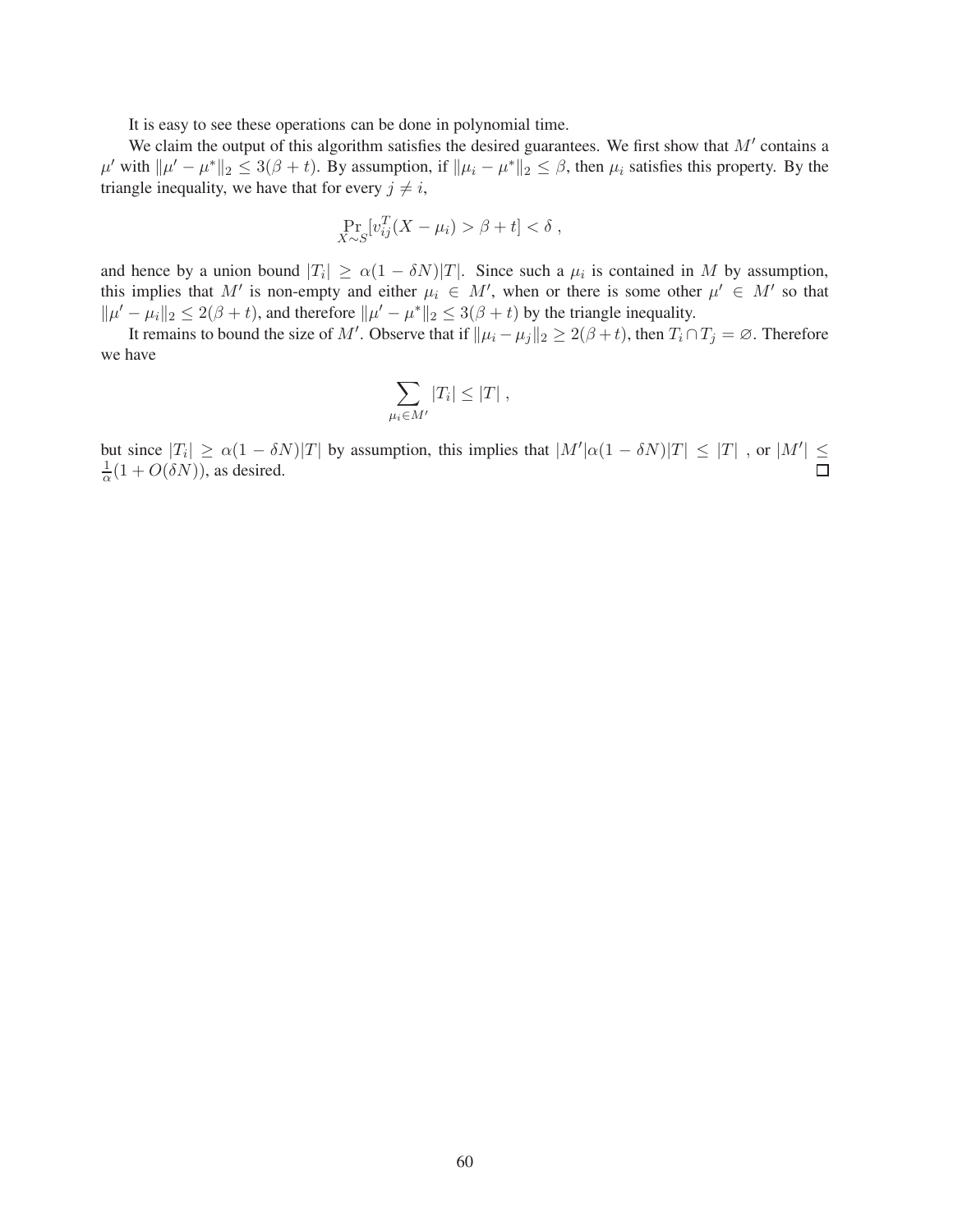It is easy to see these operations can be done in polynomial time.

We claim the output of this algorithm satisfies the desired guarantees. We first show that $M'$ contains a $\mu'$ with $\|\mu' - \mu^*\|_2 \leq 3(\beta + t)$. By assumption, if $\|\mu_i - \mu^*\|_2 \leq \beta$, then $\mu_i$ satisfies this property. By the triangle inequality, we have that for every $j \neq i$,

$$\Pr_{X \sim S}[v_{ij}^T(X - \mu_i) > \beta + t] < \delta \;,$$

and hence by a union bound $|T_i| \geq \alpha(1 - \delta N)|T|$. Since such a $\mu_i$ is contained in $M$ by assumption, this implies that $M'$ is non-empty and either $\mu_i \in M'$, when or there is some other $\mu' \in M'$ so that $\|\mu' - \mu_i\|_2 \leq 2(\beta + t)$, and therefore $\|\mu' - \mu^*\|_2 \leq 3(\beta + t)$ by the triangle inequality.

It remains to bound the size of $M'$. Observe that if $\|\mu_i - \mu_j\|_2 \geq 2(\beta + t)$, then $T_i \cap T_j = \varnothing$. Therefore we have

$$\sum_{\mu_i \in M'} |T_i| \leq |T| \;,$$

but since $|T_i| \geq \alpha(1 - \delta N)|T|$ by assumption, this implies that $|M'|\alpha(1 - \delta N)|T| \leq |T|$ , or $|M'| \leq \frac{1}{\alpha}(1 + O(\delta N))$, as desired. □